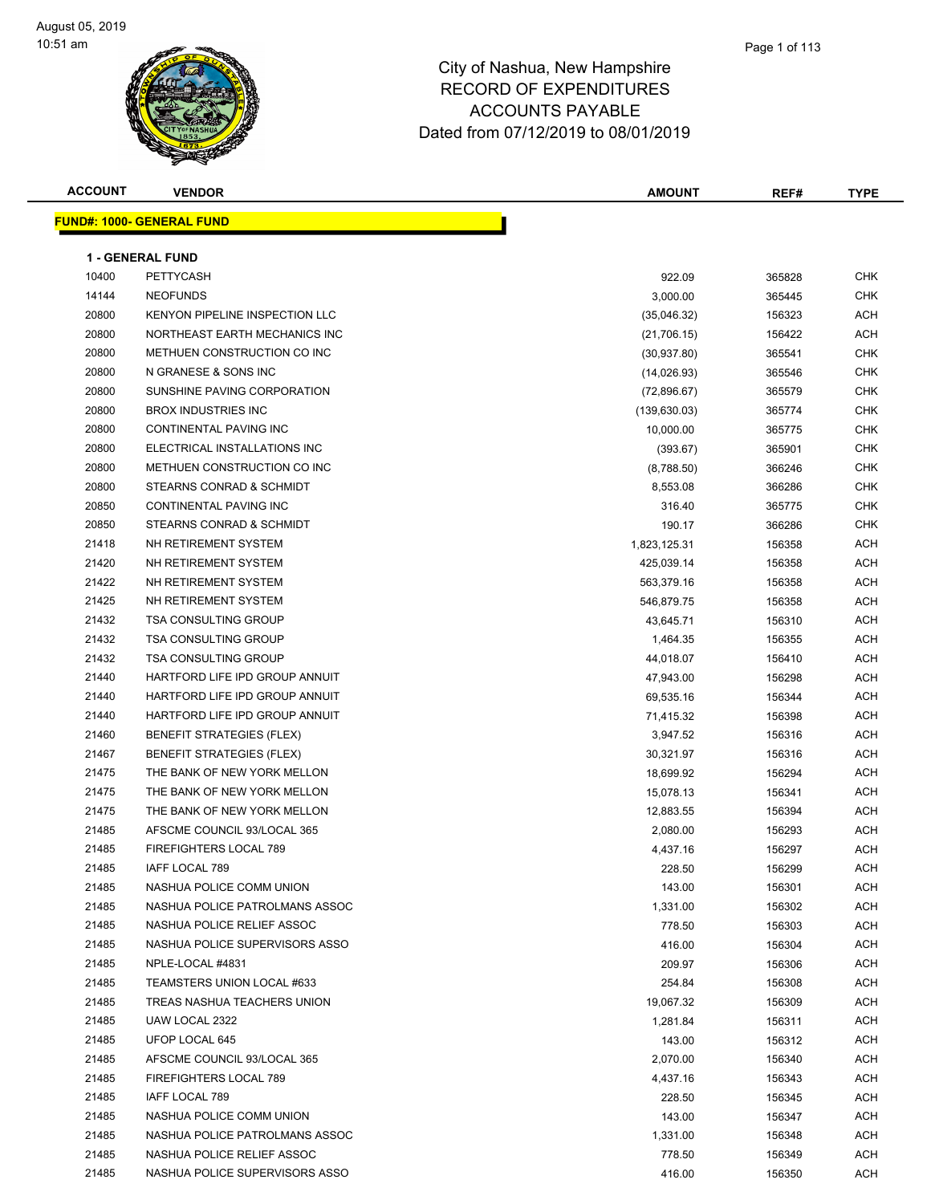August 05, 2019
10:51 am

# City of Nashua, New Hampshire
## RECORD OF EXPENDITURES
## ACCOUNTS PAYABLE
## Dated from 07/12/2019 to 08/01/2019

| ACCOUNT | VENDOR | AMOUNT | REF# | TYPE |
|---|---|---|---|---|
| **FUND#: 1000- GENERAL FUND** | | | | |
| **1 - GENERAL FUND** | | | | |
| 10400 | PETTYCASH | 922.09 | 365828 | CHK |
| 14144 | NEOFUNDS | 3,000.00 | 365445 | CHK |
| 20800 | KENYON PIPELINE INSPECTION LLC | (35,046.32) | 156323 | ACH |
| 20800 | NORTHEAST EARTH MECHANICS INC | (21,706.15) | 156422 | ACH |
| 20800 | METHUEN CONSTRUCTION CO INC | (30,937.80) | 365541 | CHK |
| 20800 | N GRANESE & SONS INC | (14,026.93) | 365546 | CHK |
| 20800 | SUNSHINE PAVING CORPORATION | (72,896.67) | 365579 | CHK |
| 20800 | BROX INDUSTRIES INC | (139,630.03) | 365774 | CHK |
| 20800 | CONTINENTAL PAVING INC | 10,000.00 | 365775 | CHK |
| 20800 | ELECTRICAL INSTALLATIONS INC | (393.67) | 365901 | CHK |
| 20800 | METHUEN CONSTRUCTION CO INC | (8,788.50) | 366246 | CHK |
| 20800 | STEARNS CONRAD & SCHMIDT | 8,553.08 | 366286 | CHK |
| 20850 | CONTINENTAL PAVING INC | 316.40 | 365775 | CHK |
| 20850 | STEARNS CONRAD & SCHMIDT | 190.17 | 366286 | CHK |
| 21418 | NH RETIREMENT SYSTEM | 1,823,125.31 | 156358 | ACH |
| 21420 | NH RETIREMENT SYSTEM | 425,039.14 | 156358 | ACH |
| 21422 | NH RETIREMENT SYSTEM | 563,379.16 | 156358 | ACH |
| 21425 | NH RETIREMENT SYSTEM | 546,879.75 | 156358 | ACH |
| 21432 | TSA CONSULTING GROUP | 43,645.71 | 156310 | ACH |
| 21432 | TSA CONSULTING GROUP | 1,464.35 | 156355 | ACH |
| 21432 | TSA CONSULTING GROUP | 44,018.07 | 156410 | ACH |
| 21440 | HARTFORD LIFE IPD GROUP ANNUIT | 47,943.00 | 156298 | ACH |
| 21440 | HARTFORD LIFE IPD GROUP ANNUIT | 69,535.16 | 156344 | ACH |
| 21440 | HARTFORD LIFE IPD GROUP ANNUIT | 71,415.32 | 156398 | ACH |
| 21460 | BENEFIT STRATEGIES (FLEX) | 3,947.52 | 156316 | ACH |
| 21467 | BENEFIT STRATEGIES (FLEX) | 30,321.97 | 156316 | ACH |
| 21475 | THE BANK OF NEW YORK MELLON | 18,699.92 | 156294 | ACH |
| 21475 | THE BANK OF NEW YORK MELLON | 15,078.13 | 156341 | ACH |
| 21475 | THE BANK OF NEW YORK MELLON | 12,883.55 | 156394 | ACH |
| 21485 | AFSCME COUNCIL 93/LOCAL 365 | 2,080.00 | 156293 | ACH |
| 21485 | FIREFIGHTERS LOCAL 789 | 4,437.16 | 156297 | ACH |
| 21485 | IAFF LOCAL 789 | 228.50 | 156299 | ACH |
| 21485 | NASHUA POLICE COMM UNION | 143.00 | 156301 | ACH |
| 21485 | NASHUA POLICE PATROLMANS ASSOC | 1,331.00 | 156302 | ACH |
| 21485 | NASHUA POLICE RELIEF ASSOC | 778.50 | 156303 | ACH |
| 21485 | NASHUA POLICE SUPERVISORS ASSO | 416.00 | 156304 | ACH |
| 21485 | NPLE-LOCAL #4831 | 209.97 | 156306 | ACH |
| 21485 | TEAMSTERS UNION LOCAL #633 | 254.84 | 156308 | ACH |
| 21485 | TREAS NASHUA TEACHERS UNION | 19,067.32 | 156309 | ACH |
| 21485 | UAW LOCAL 2322 | 1,281.84 | 156311 | ACH |
| 21485 | UFOP LOCAL 645 | 143.00 | 156312 | ACH |
| 21485 | AFSCME COUNCIL 93/LOCAL 365 | 2,070.00 | 156340 | ACH |
| 21485 | FIREFIGHTERS LOCAL 789 | 4,437.16 | 156343 | ACH |
| 21485 | IAFF LOCAL 789 | 228.50 | 156345 | ACH |
| 21485 | NASHUA POLICE COMM UNION | 143.00 | 156347 | ACH |
| 21485 | NASHUA POLICE PATROLMANS ASSOC | 1,331.00 | 156348 | ACH |
| 21485 | NASHUA POLICE RELIEF ASSOC | 778.50 | 156349 | ACH |
| 21485 | NASHUA POLICE SUPERVISORS ASSO | 416.00 | 156350 | ACH |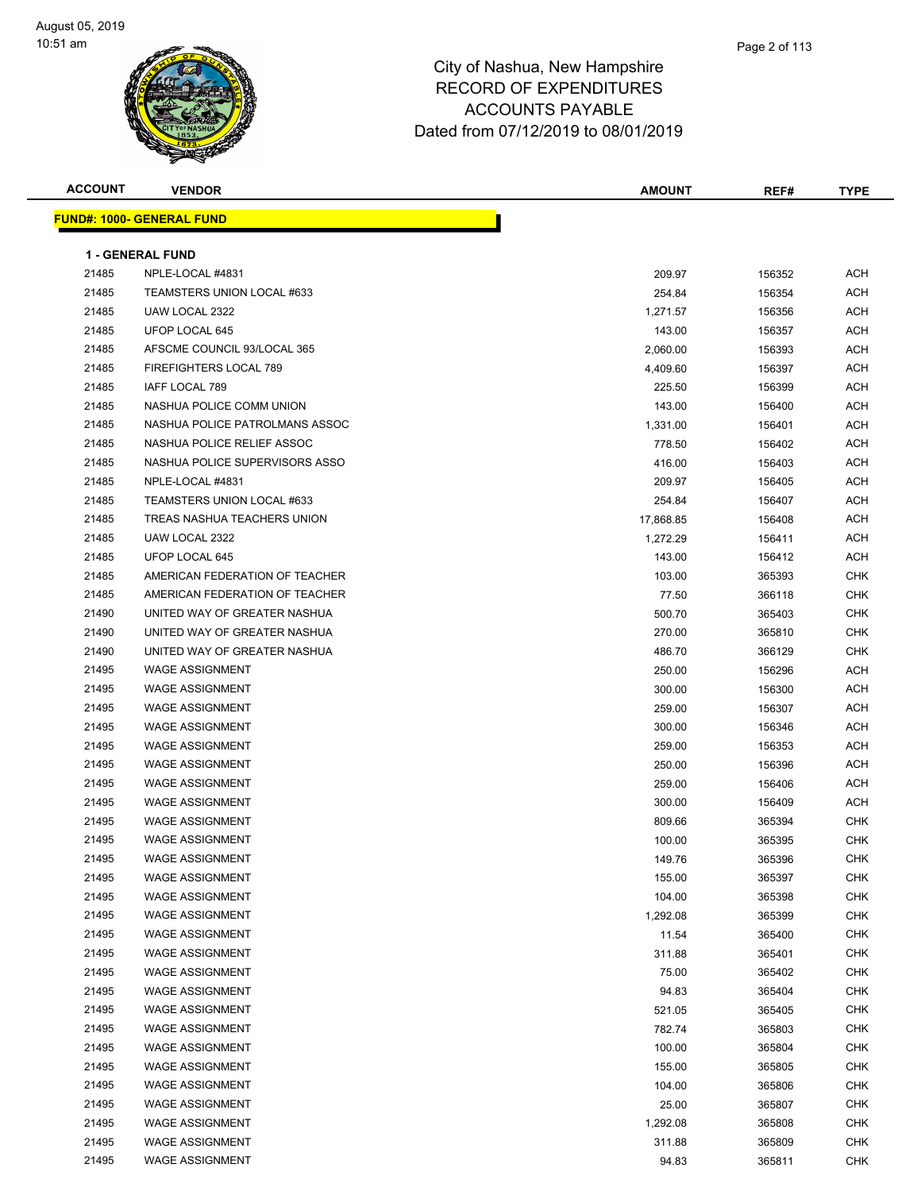# City of Nashua, New Hampshire
## RECORD OF EXPENDITURES
## ACCOUNTS PAYABLE
## Dated from 07/12/2019 to 08/01/2019

**FUND#: 1000- GENERAL FUND**

**1 - GENERAL FUND**

| ACCOUNT | VENDOR | AMOUNT | REF# | TYPE |
|---|---|---|---|---|
| 21485 | NPLE-LOCAL #4831 | 209.97 | 156352 | ACH |
| 21485 | TEAMSTERS UNION LOCAL #633 | 254.84 | 156354 | ACH |
| 21485 | UAW LOCAL 2322 | 1,271.57 | 156356 | ACH |
| 21485 | UFOP LOCAL 645 | 143.00 | 156357 | ACH |
| 21485 | AFSCME COUNCIL 93/LOCAL 365 | 2,060.00 | 156393 | ACH |
| 21485 | FIREFIGHTERS LOCAL 789 | 4,409.60 | 156397 | ACH |
| 21485 | IAFF LOCAL 789 | 225.50 | 156399 | ACH |
| 21485 | NASHUA POLICE COMM UNION | 143.00 | 156400 | ACH |
| 21485 | NASHUA POLICE PATROLMANS ASSOC | 1,331.00 | 156401 | ACH |
| 21485 | NASHUA POLICE RELIEF ASSOC | 778.50 | 156402 | ACH |
| 21485 | NASHUA POLICE SUPERVISORS ASSO | 416.00 | 156403 | ACH |
| 21485 | NPLE-LOCAL #4831 | 209.97 | 156405 | ACH |
| 21485 | TEAMSTERS UNION LOCAL #633 | 254.84 | 156407 | ACH |
| 21485 | TREAS NASHUA TEACHERS UNION | 17,868.85 | 156408 | ACH |
| 21485 | UAW LOCAL 2322 | 1,272.29 | 156411 | ACH |
| 21485 | UFOP LOCAL 645 | 143.00 | 156412 | ACH |
| 21485 | AMERICAN FEDERATION OF TEACHER | 103.00 | 365393 | CHK |
| 21485 | AMERICAN FEDERATION OF TEACHER | 77.50 | 366118 | CHK |
| 21490 | UNITED WAY OF GREATER NASHUA | 500.70 | 365403 | CHK |
| 21490 | UNITED WAY OF GREATER NASHUA | 270.00 | 365810 | CHK |
| 21490 | UNITED WAY OF GREATER NASHUA | 486.70 | 366129 | CHK |
| 21495 | WAGE ASSIGNMENT | 250.00 | 156296 | ACH |
| 21495 | WAGE ASSIGNMENT | 300.00 | 156300 | ACH |
| 21495 | WAGE ASSIGNMENT | 259.00 | 156307 | ACH |
| 21495 | WAGE ASSIGNMENT | 300.00 | 156346 | ACH |
| 21495 | WAGE ASSIGNMENT | 259.00 | 156353 | ACH |
| 21495 | WAGE ASSIGNMENT | 250.00 | 156396 | ACH |
| 21495 | WAGE ASSIGNMENT | 259.00 | 156406 | ACH |
| 21495 | WAGE ASSIGNMENT | 300.00 | 156409 | ACH |
| 21495 | WAGE ASSIGNMENT | 809.66 | 365394 | CHK |
| 21495 | WAGE ASSIGNMENT | 100.00 | 365395 | CHK |
| 21495 | WAGE ASSIGNMENT | 149.76 | 365396 | CHK |
| 21495 | WAGE ASSIGNMENT | 155.00 | 365397 | CHK |
| 21495 | WAGE ASSIGNMENT | 104.00 | 365398 | CHK |
| 21495 | WAGE ASSIGNMENT | 1,292.08 | 365399 | CHK |
| 21495 | WAGE ASSIGNMENT | 11.54 | 365400 | CHK |
| 21495 | WAGE ASSIGNMENT | 311.88 | 365401 | CHK |
| 21495 | WAGE ASSIGNMENT | 75.00 | 365402 | CHK |
| 21495 | WAGE ASSIGNMENT | 94.83 | 365404 | CHK |
| 21495 | WAGE ASSIGNMENT | 521.05 | 365405 | CHK |
| 21495 | WAGE ASSIGNMENT | 782.74 | 365803 | CHK |
| 21495 | WAGE ASSIGNMENT | 100.00 | 365804 | CHK |
| 21495 | WAGE ASSIGNMENT | 155.00 | 365805 | CHK |
| 21495 | WAGE ASSIGNMENT | 104.00 | 365806 | CHK |
| 21495 | WAGE ASSIGNMENT | 25.00 | 365807 | CHK |
| 21495 | WAGE ASSIGNMENT | 1,292.08 | 365808 | CHK |
| 21495 | WAGE ASSIGNMENT | 311.88 | 365809 | CHK |
| 21495 | WAGE ASSIGNMENT | 94.83 | 365811 | CHK |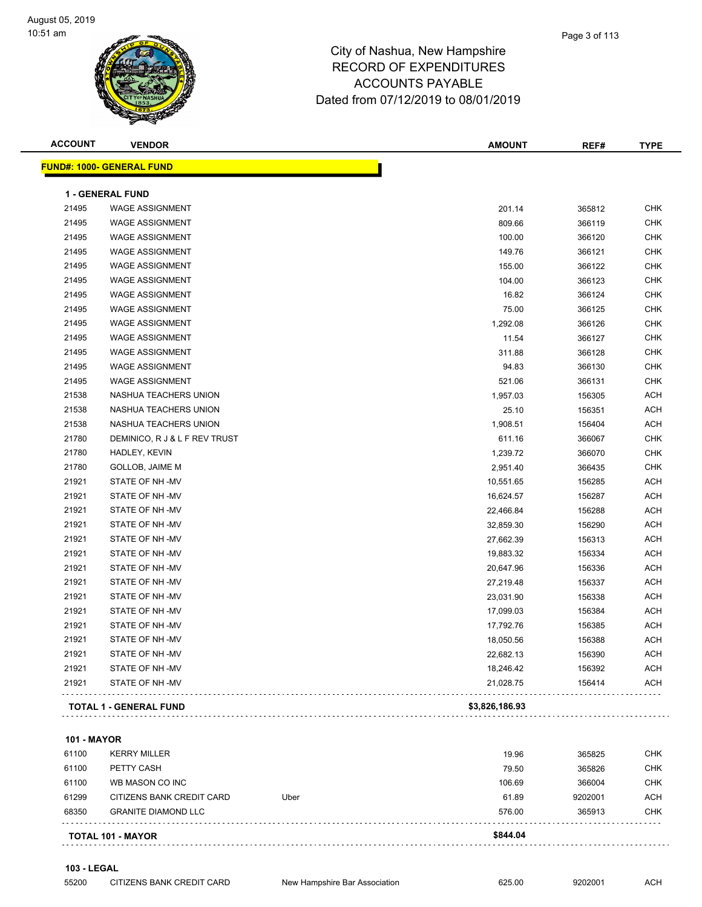City of Nashua, New Hampshire
RECORD OF EXPENDITURES
ACCOUNTS PAYABLE
Dated from 07/12/2019 to 08/01/2019

**FUND#: 1000- GENERAL FUND**

| ACCOUNT | VENDOR | | AMOUNT | REF# | TYPE |
|---|---|---|---|---|---|
| **1 - GENERAL FUND** | | | | | |
| 21495 | WAGE ASSIGNMENT | | 201.14 | 365812 | CHK |
| 21495 | WAGE ASSIGNMENT | | 809.66 | 366119 | CHK |
| 21495 | WAGE ASSIGNMENT | | 100.00 | 366120 | CHK |
| 21495 | WAGE ASSIGNMENT | | 149.76 | 366121 | CHK |
| 21495 | WAGE ASSIGNMENT | | 155.00 | 366122 | CHK |
| 21495 | WAGE ASSIGNMENT | | 104.00 | 366123 | CHK |
| 21495 | WAGE ASSIGNMENT | | 16.82 | 366124 | CHK |
| 21495 | WAGE ASSIGNMENT | | 75.00 | 366125 | CHK |
| 21495 | WAGE ASSIGNMENT | | 1,292.08 | 366126 | CHK |
| 21495 | WAGE ASSIGNMENT | | 11.54 | 366127 | CHK |
| 21495 | WAGE ASSIGNMENT | | 311.88 | 366128 | CHK |
| 21495 | WAGE ASSIGNMENT | | 94.83 | 366130 | CHK |
| 21495 | WAGE ASSIGNMENT | | 521.06 | 366131 | CHK |
| 21538 | NASHUA TEACHERS UNION | | 1,957.03 | 156305 | ACH |
| 21538 | NASHUA TEACHERS UNION | | 25.10 | 156351 | ACH |
| 21538 | NASHUA TEACHERS UNION | | 1,908.51 | 156404 | ACH |
| 21780 | DEMINICO, R J & L F REV TRUST | | 611.16 | 366067 | CHK |
| 21780 | HADLEY, KEVIN | | 1,239.72 | 366070 | CHK |
| 21780 | GOLLOB, JAIME M | | 2,951.40 | 366435 | CHK |
| 21921 | STATE OF NH -MV | | 10,551.65 | 156285 | ACH |
| 21921 | STATE OF NH -MV | | 16,624.57 | 156287 | ACH |
| 21921 | STATE OF NH -MV | | 22,466.84 | 156288 | ACH |
| 21921 | STATE OF NH -MV | | 32,859.30 | 156290 | ACH |
| 21921 | STATE OF NH -MV | | 27,662.39 | 156313 | ACH |
| 21921 | STATE OF NH -MV | | 19,883.32 | 156334 | ACH |
| 21921 | STATE OF NH -MV | | 20,647.96 | 156336 | ACH |
| 21921 | STATE OF NH -MV | | 27,219.48 | 156337 | ACH |
| 21921 | STATE OF NH -MV | | 23,031.90 | 156338 | ACH |
| 21921 | STATE OF NH -MV | | 17,099.03 | 156384 | ACH |
| 21921 | STATE OF NH -MV | | 17,792.76 | 156385 | ACH |
| 21921 | STATE OF NH -MV | | 18,050.56 | 156388 | ACH |
| 21921 | STATE OF NH -MV | | 22,682.13 | 156390 | ACH |
| 21921 | STATE OF NH -MV | | 18,246.42 | 156392 | ACH |
| 21921 | STATE OF NH -MV | | 21,028.75 | 156414 | ACH |
| **TOTAL 1 - GENERAL FUND** | | | **$3,826,186.93** | | |
| **101 - MAYOR** | | | | | |
| 61100 | KERRY MILLER | | 19.96 | 365825 | CHK |
| 61100 | PETTY CASH | | 79.50 | 365826 | CHK |
| 61100 | WB MASON CO INC | | 106.69 | 366004 | CHK |
| 61299 | CITIZENS BANK CREDIT CARD | Uber | 61.89 | 9202001 | ACH |
| 68350 | GRANITE DIAMOND LLC | | 576.00 | 365913 | CHK |
| **TOTAL 101 - MAYOR** | | | **$844.04** | | |
| **103 - LEGAL** | | | | | |
| 55200 | CITIZENS BANK CREDIT CARD | New Hampshire Bar Association | 625.00 | 9202001 | ACH |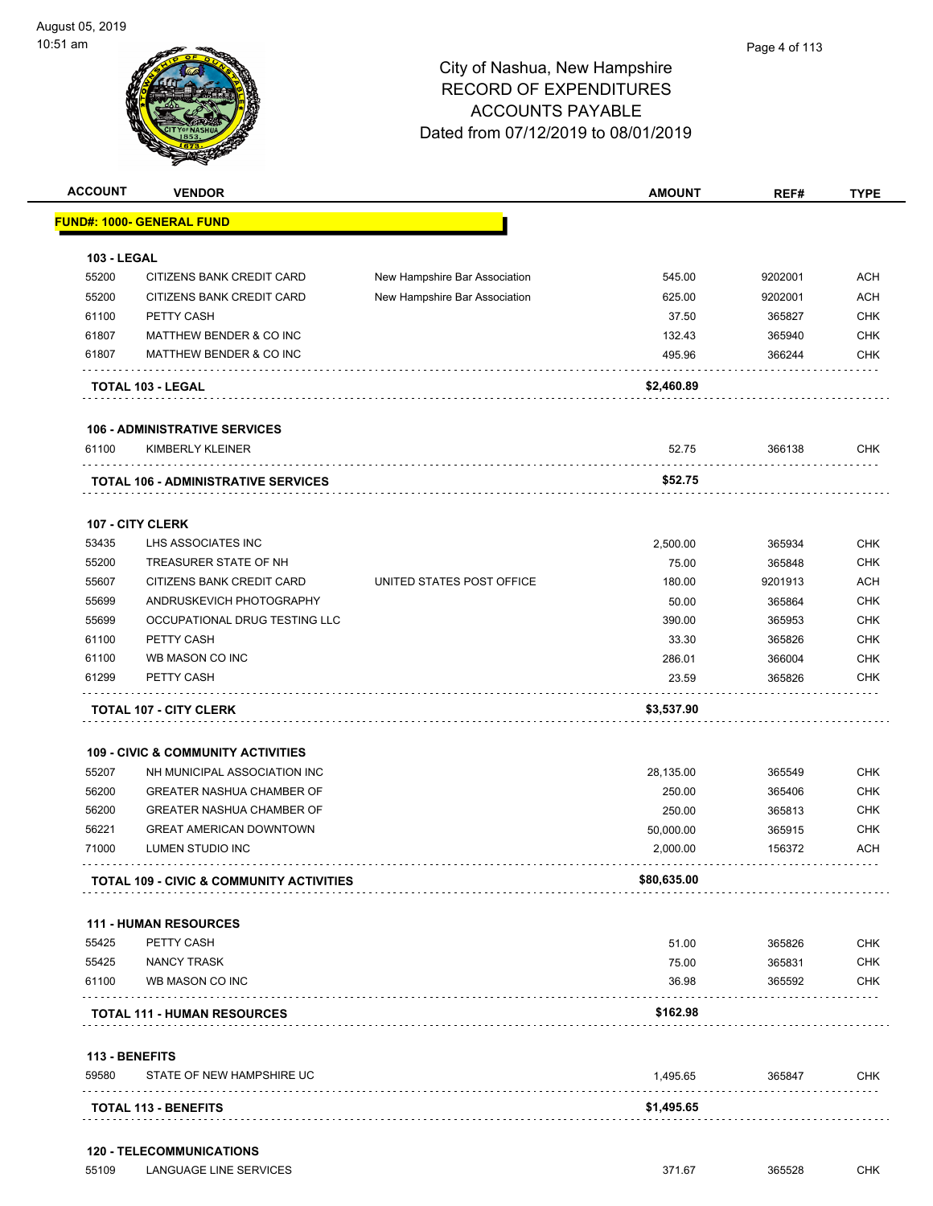# City of Nashua, New Hampshire
# RECORD OF EXPENDITURES
# ACCOUNTS PAYABLE
# Dated from 07/12/2019 to 08/01/2019

| ACCOUNT | VENDOR | | AMOUNT | REF# | TYPE |
|---|---|---|---|---|---|
| **FUND#: 1000- GENERAL FUND** | | | | | |
| **103 - LEGAL** | | | | | |
| 55200 | CITIZENS BANK CREDIT CARD | New Hampshire Bar Association | 545.00 | 9202001 | ACH |
| 55200 | CITIZENS BANK CREDIT CARD | New Hampshire Bar Association | 625.00 | 9202001 | ACH |
| 61100 | PETTY CASH | | 37.50 | 365827 | CHK |
| 61807 | MATTHEW BENDER & CO INC | | 132.43 | 365940 | CHK |
| 61807 | MATTHEW BENDER & CO INC | | 495.96 | 366244 | CHK |
| **TOTAL 103 - LEGAL** | | | **$2,460.89** | | |
| **106 - ADMINISTRATIVE SERVICES** | | | | | |
| 61100 | KIMBERLY KLEINER | | 52.75 | 366138 | CHK |
| **TOTAL 106 - ADMINISTRATIVE SERVICES** | | | **$52.75** | | |
| **107 - CITY CLERK** | | | | | |
| 53435 | LHS ASSOCIATES INC | | 2,500.00 | 365934 | CHK |
| 55200 | TREASURER STATE OF NH | | 75.00 | 365848 | CHK |
| 55607 | CITIZENS BANK CREDIT CARD | UNITED STATES POST OFFICE | 180.00 | 9201913 | ACH |
| 55699 | ANDRUSKEVICH PHOTOGRAPHY | | 50.00 | 365864 | CHK |
| 55699 | OCCUPATIONAL DRUG TESTING LLC | | 390.00 | 365953 | CHK |
| 61100 | PETTY CASH | | 33.30 | 365826 | CHK |
| 61100 | WB MASON CO INC | | 286.01 | 366004 | CHK |
| 61299 | PETTY CASH | | 23.59 | 365826 | CHK |
| **TOTAL 107 - CITY CLERK** | | | **$3,537.90** | | |
| **109 - CIVIC & COMMUNITY ACTIVITIES** | | | | | |
| 55207 | NH MUNICIPAL ASSOCIATION INC | | 28,135.00 | 365549 | CHK |
| 56200 | GREATER NASHUA CHAMBER OF | | 250.00 | 365406 | CHK |
| 56200 | GREATER NASHUA CHAMBER OF | | 250.00 | 365813 | CHK |
| 56221 | GREAT AMERICAN DOWNTOWN | | 50,000.00 | 365915 | CHK |
| 71000 | LUMEN STUDIO INC | | 2,000.00 | 156372 | ACH |
| **TOTAL 109 - CIVIC & COMMUNITY ACTIVITIES** | | | **$80,635.00** | | |
| **111 - HUMAN RESOURCES** | | | | | |
| 55425 | PETTY CASH | | 51.00 | 365826 | CHK |
| 55425 | NANCY TRASK | | 75.00 | 365831 | CHK |
| 61100 | WB MASON CO INC | | 36.98 | 365592 | CHK |
| **TOTAL 111 - HUMAN RESOURCES** | | | **$162.98** | | |
| **113 - BENEFITS** | | | | | |
| 59580 | STATE OF NEW HAMPSHIRE UC | | 1,495.65 | 365847 | CHK |
| **TOTAL 113 - BENEFITS** | | | **$1,495.65** | | |
| **120 - TELECOMMUNICATIONS** | | | | | |
| 55109 | LANGUAGE LINE SERVICES | | 371.67 | 365528 | CHK |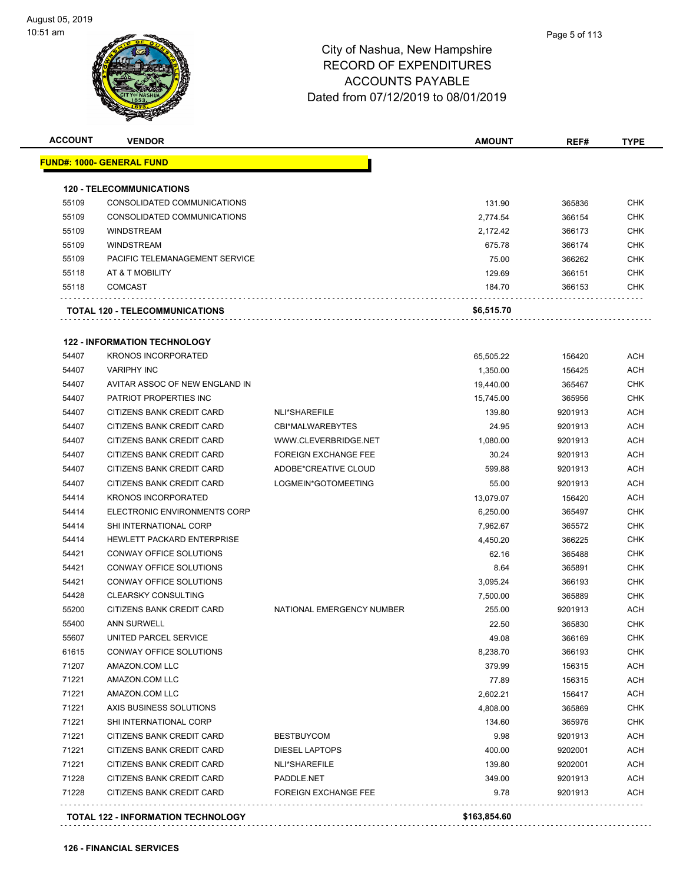# City of Nashua, New Hampshire
## RECORD OF EXPENDITURES
## ACCOUNTS PAYABLE
## Dated from 07/12/2019 to 08/01/2019

| ACCOUNT | VENDOR | | AMOUNT | REF# | TYPE |
|---|---|---|---|---|---|
| **FUND#: 1000- GENERAL FUND** | | | | | |
| **120 - TELECOMMUNICATIONS** | | | | | |
| 55109 | CONSOLIDATED COMMUNICATIONS | | 131.90 | 365836 | CHK |
| 55109 | CONSOLIDATED COMMUNICATIONS | | 2,774.54 | 366154 | CHK |
| 55109 | WINDSTREAM | | 2,172.42 | 366173 | CHK |
| 55109 | WINDSTREAM | | 675.78 | 366174 | CHK |
| 55109 | PACIFIC TELEMANAGEMENT SERVICE | | 75.00 | 366262 | CHK |
| 55118 | AT & T MOBILITY | | 129.69 | 366151 | CHK |
| 55118 | COMCAST | | 184.70 | 366153 | CHK |
| **TOTAL 120 - TELECOMMUNICATIONS** | | | **$6,515.70** | | |
| **122 - INFORMATION TECHNOLOGY** | | | | | |
| 54407 | KRONOS INCORPORATED | | 65,505.22 | 156420 | ACH |
| 54407 | VARIPHY INC | | 1,350.00 | 156425 | ACH |
| 54407 | AVITAR ASSOC OF NEW ENGLAND IN | | 19,440.00 | 365467 | CHK |
| 54407 | PATRIOT PROPERTIES INC | | 15,745.00 | 365956 | CHK |
| 54407 | CITIZENS BANK CREDIT CARD | NLI*SHAREFILE | 139.80 | 9201913 | ACH |
| 54407 | CITIZENS BANK CREDIT CARD | CBI*MALWAREBYTES | 24.95 | 9201913 | ACH |
| 54407 | CITIZENS BANK CREDIT CARD | WWW.CLEVERBRIDGE.NET | 1,080.00 | 9201913 | ACH |
| 54407 | CITIZENS BANK CREDIT CARD | FOREIGN EXCHANGE FEE | 30.24 | 9201913 | ACH |
| 54407 | CITIZENS BANK CREDIT CARD | ADOBE*CREATIVE CLOUD | 599.88 | 9201913 | ACH |
| 54407 | CITIZENS BANK CREDIT CARD | LOGMEIN*GOTOMEETING | 55.00 | 9201913 | ACH |
| 54414 | KRONOS INCORPORATED | | 13,079.07 | 156420 | ACH |
| 54414 | ELECTRONIC ENVIRONMENTS CORP | | 6,250.00 | 365497 | CHK |
| 54414 | SHI INTERNATIONAL CORP | | 7,962.67 | 365572 | CHK |
| 54414 | HEWLETT PACKARD ENTERPRISE | | 4,450.20 | 366225 | CHK |
| 54421 | CONWAY OFFICE SOLUTIONS | | 62.16 | 365488 | CHK |
| 54421 | CONWAY OFFICE SOLUTIONS | | 8.64 | 365891 | CHK |
| 54421 | CONWAY OFFICE SOLUTIONS | | 3,095.24 | 366193 | CHK |
| 54428 | CLEARSKY CONSULTING | | 7,500.00 | 365889 | CHK |
| 55200 | CITIZENS BANK CREDIT CARD | NATIONAL EMERGENCY NUMBER | 255.00 | 9201913 | ACH |
| 55400 | ANN SURWELL | | 22.50 | 365830 | CHK |
| 55607 | UNITED PARCEL SERVICE | | 49.08 | 366169 | CHK |
| 61615 | CONWAY OFFICE SOLUTIONS | | 8,238.70 | 366193 | CHK |
| 71207 | AMAZON.COM LLC | | 379.99 | 156315 | ACH |
| 71221 | AMAZON.COM LLC | | 77.89 | 156315 | ACH |
| 71221 | AMAZON.COM LLC | | 2,602.21 | 156417 | ACH |
| 71221 | AXIS BUSINESS SOLUTIONS | | 4,808.00 | 365869 | CHK |
| 71221 | SHI INTERNATIONAL CORP | | 134.60 | 365976 | CHK |
| 71221 | CITIZENS BANK CREDIT CARD | BESTBUYCOM | 9.98 | 9201913 | ACH |
| 71221 | CITIZENS BANK CREDIT CARD | DIESEL LAPTOPS | 400.00 | 9202001 | ACH |
| 71221 | CITIZENS BANK CREDIT CARD | NLI*SHAREFILE | 139.80 | 9202001 | ACH |
| 71228 | CITIZENS BANK CREDIT CARD | PADDLE.NET | 349.00 | 9201913 | ACH |
| 71228 | CITIZENS BANK CREDIT CARD | FOREIGN EXCHANGE FEE | 9.78 | 9201913 | ACH |
| **TOTAL 122 - INFORMATION TECHNOLOGY** | | | **$163,854.60** | | |

**126 - FINANCIAL SERVICES**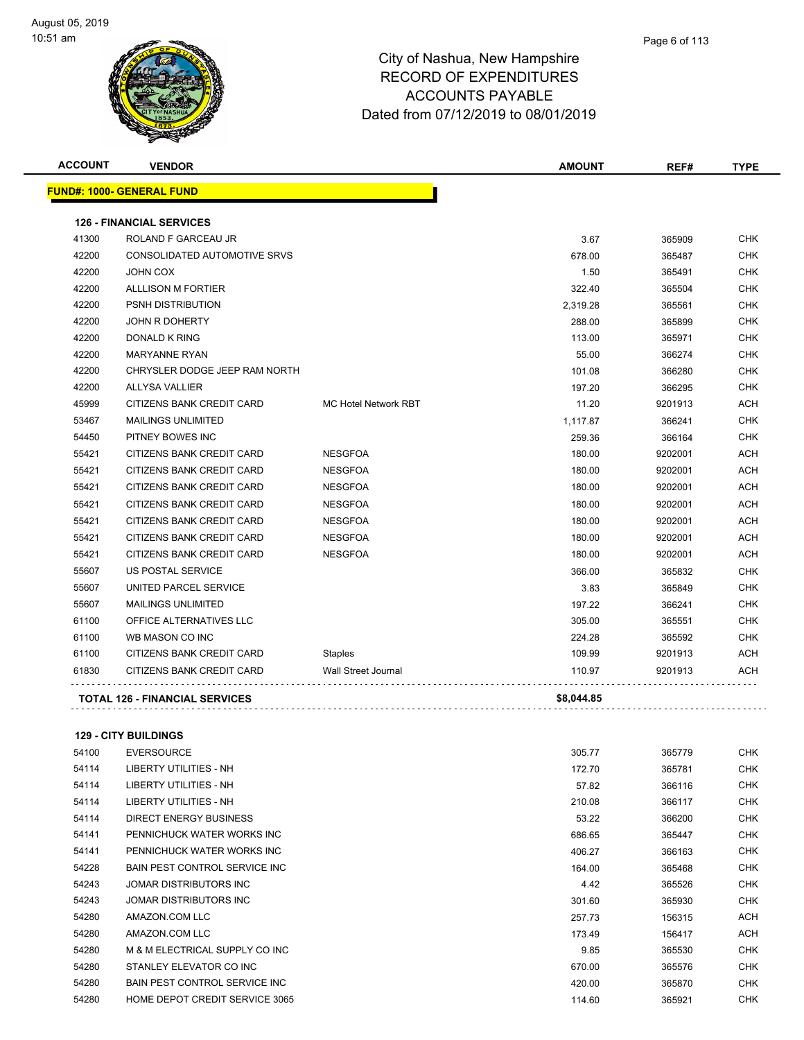City of Nashua, New Hampshire
RECORD OF EXPENDITURES
ACCOUNTS PAYABLE
Dated from 07/12/2019 to 08/01/2019

**FUND#: 1000- GENERAL FUND**

**126 - FINANCIAL SERVICES**

| ACCOUNT | VENDOR | | AMOUNT | REF# | TYPE |
|---|---|---|---|---|---|
| 41300 | ROLAND F GARCEAU JR | | 3.67 | 365909 | CHK |
| 42200 | CONSOLIDATED AUTOMOTIVE SRVS | | 678.00 | 365487 | CHK |
| 42200 | JOHN COX | | 1.50 | 365491 | CHK |
| 42200 | ALLLISON M FORTIER | | 322.40 | 365504 | CHK |
| 42200 | PSNH DISTRIBUTION | | 2,319.28 | 365561 | CHK |
| 42200 | JOHN R DOHERTY | | 288.00 | 365899 | CHK |
| 42200 | DONALD K RING | | 113.00 | 365971 | CHK |
| 42200 | MARYANNE RYAN | | 55.00 | 366274 | CHK |
| 42200 | CHRYSLER DODGE JEEP RAM NORTH | | 101.08 | 366280 | CHK |
| 42200 | ALLYSA VALLIER | | 197.20 | 366295 | CHK |
| 45999 | CITIZENS BANK CREDIT CARD | MC Hotel Network RBT | 11.20 | 9201913 | ACH |
| 53467 | MAILINGS UNLIMITED | | 1,117.87 | 366241 | CHK |
| 54450 | PITNEY BOWES INC | | 259.36 | 366164 | CHK |
| 55421 | CITIZENS BANK CREDIT CARD | NESGFOA | 180.00 | 9202001 | ACH |
| 55421 | CITIZENS BANK CREDIT CARD | NESGFOA | 180.00 | 9202001 | ACH |
| 55421 | CITIZENS BANK CREDIT CARD | NESGFOA | 180.00 | 9202001 | ACH |
| 55421 | CITIZENS BANK CREDIT CARD | NESGFOA | 180.00 | 9202001 | ACH |
| 55421 | CITIZENS BANK CREDIT CARD | NESGFOA | 180.00 | 9202001 | ACH |
| 55421 | CITIZENS BANK CREDIT CARD | NESGFOA | 180.00 | 9202001 | ACH |
| 55421 | CITIZENS BANK CREDIT CARD | NESGFOA | 180.00 | 9202001 | ACH |
| 55607 | US POSTAL SERVICE | | 366.00 | 365832 | CHK |
| 55607 | UNITED PARCEL SERVICE | | 3.83 | 365849 | CHK |
| 55607 | MAILINGS UNLIMITED | | 197.22 | 366241 | CHK |
| 61100 | OFFICE ALTERNATIVES LLC | | 305.00 | 365551 | CHK |
| 61100 | WB MASON CO INC | | 224.28 | 365592 | CHK |
| 61100 | CITIZENS BANK CREDIT CARD | Staples | 109.99 | 9201913 | ACH |
| 61830 | CITIZENS BANK CREDIT CARD | Wall Street Journal | 110.97 | 9201913 | ACH |
| **TOTAL 126 - FINANCIAL SERVICES** | | | **$8,044.85** | | |

**129 - CITY BUILDINGS**

| ACCOUNT | VENDOR | | AMOUNT | REF# | TYPE |
|---|---|---|---|---|---|
| 54100 | EVERSOURCE | | 305.77 | 365779 | CHK |
| 54114 | LIBERTY UTILITIES - NH | | 172.70 | 365781 | CHK |
| 54114 | LIBERTY UTILITIES - NH | | 57.82 | 366116 | CHK |
| 54114 | LIBERTY UTILITIES - NH | | 210.08 | 366117 | CHK |
| 54114 | DIRECT ENERGY BUSINESS | | 53.22 | 366200 | CHK |
| 54141 | PENNICHUCK WATER WORKS INC | | 686.65 | 365447 | CHK |
| 54141 | PENNICHUCK WATER WORKS INC | | 406.27 | 366163 | CHK |
| 54228 | BAIN PEST CONTROL SERVICE INC | | 164.00 | 365468 | CHK |
| 54243 | JOMAR DISTRIBUTORS INC | | 4.42 | 365526 | CHK |
| 54243 | JOMAR DISTRIBUTORS INC | | 301.60 | 365930 | CHK |
| 54280 | AMAZON.COM LLC | | 257.73 | 156315 | ACH |
| 54280 | AMAZON.COM LLC | | 173.49 | 156417 | ACH |
| 54280 | M & M ELECTRICAL SUPPLY CO INC | | 9.85 | 365530 | CHK |
| 54280 | STANLEY ELEVATOR CO INC | | 670.00 | 365576 | CHK |
| 54280 | BAIN PEST CONTROL SERVICE INC | | 420.00 | 365870 | CHK |
| 54280 | HOME DEPOT CREDIT SERVICE 3065 | | 114.60 | 365921 | CHK |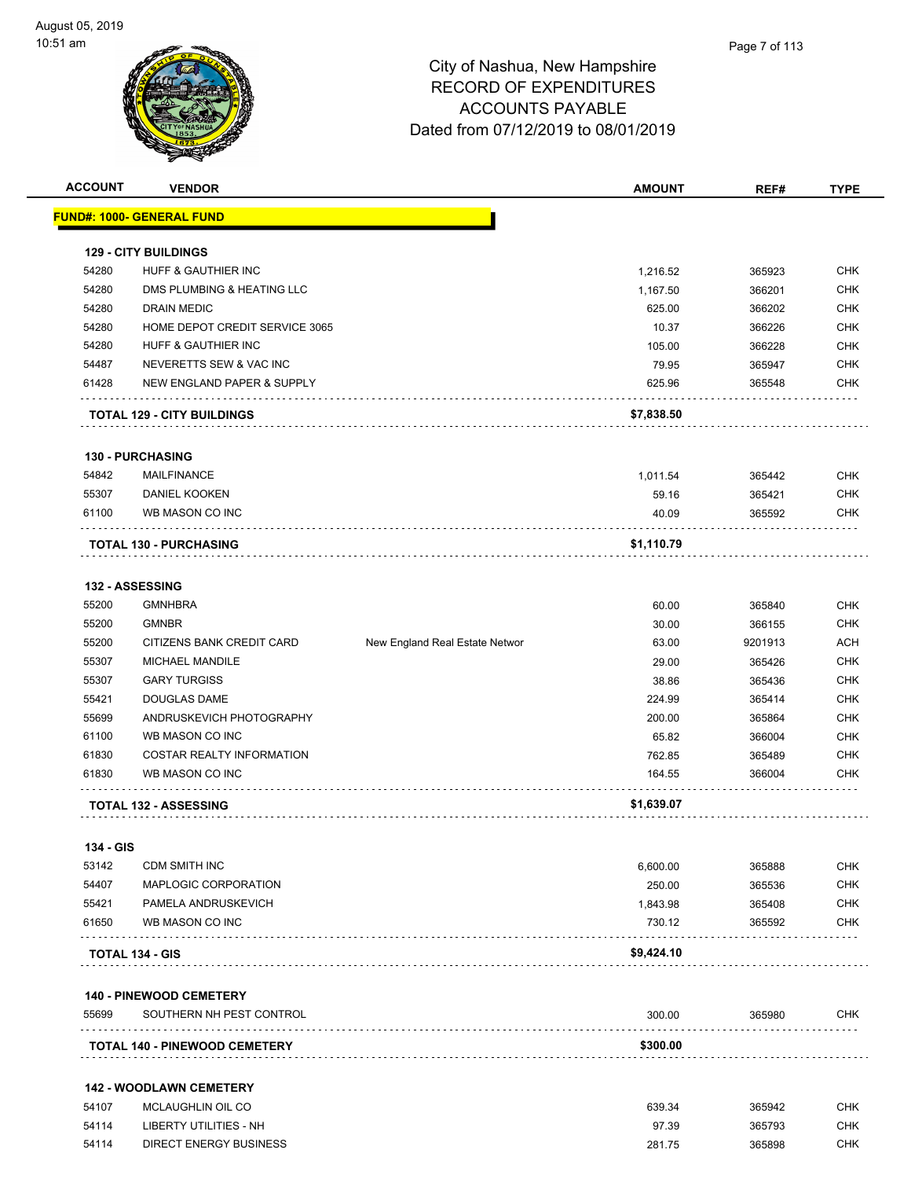# City of Nashua, New Hampshire
## RECORD OF EXPENDITURES
## ACCOUNTS PAYABLE
## Dated from 07/12/2019 to 08/01/2019

| ACCOUNT | VENDOR | | AMOUNT | REF# | TYPE |
|---|---|---|---|---|---|
| **FUND#: 1000- GENERAL FUND** | | | | | |
| **129 - CITY BUILDINGS** | | | | | |
| 54280 | HUFF & GAUTHIER INC | | 1,216.52 | 365923 | CHK |
| 54280 | DMS PLUMBING & HEATING LLC | | 1,167.50 | 366201 | CHK |
| 54280 | DRAIN MEDIC | | 625.00 | 366202 | CHK |
| 54280 | HOME DEPOT CREDIT SERVICE 3065 | | 10.37 | 366226 | CHK |
| 54280 | HUFF & GAUTHIER INC | | 105.00 | 366228 | CHK |
| 54487 | NEVERETTS SEW & VAC INC | | 79.95 | 365947 | CHK |
| 61428 | NEW ENGLAND PAPER & SUPPLY | | 625.96 | 365548 | CHK |
| **TOTAL 129 - CITY BUILDINGS** | | | **$7,838.50** | | |
| **130 - PURCHASING** | | | | | |
| 54842 | MAILFINANCE | | 1,011.54 | 365442 | CHK |
| 55307 | DANIEL KOOKEN | | 59.16 | 365421 | CHK |
| 61100 | WB MASON CO INC | | 40.09 | 365592 | CHK |
| **TOTAL 130 - PURCHASING** | | | **$1,110.79** | | |
| **132 - ASSESSING** | | | | | |
| 55200 | GMNHBRA | | 60.00 | 365840 | CHK |
| 55200 | GMNBR | | 30.00 | 366155 | CHK |
| 55200 | CITIZENS BANK CREDIT CARD | New England Real Estate Networ | 63.00 | 9201913 | ACH |
| 55307 | MICHAEL MANDILE | | 29.00 | 365426 | CHK |
| 55307 | GARY TURGISS | | 38.86 | 365436 | CHK |
| 55421 | DOUGLAS DAME | | 224.99 | 365414 | CHK |
| 55699 | ANDRUSKEVICH PHOTOGRAPHY | | 200.00 | 365864 | CHK |
| 61100 | WB MASON CO INC | | 65.82 | 366004 | CHK |
| 61830 | COSTAR REALTY INFORMATION | | 762.85 | 365489 | CHK |
| 61830 | WB MASON CO INC | | 164.55 | 366004 | CHK |
| **TOTAL 132 - ASSESSING** | | | **$1,639.07** | | |
| **134 - GIS** | | | | | |
| 53142 | CDM SMITH INC | | 6,600.00 | 365888 | CHK |
| 54407 | MAPLOGIC CORPORATION | | 250.00 | 365536 | CHK |
| 55421 | PAMELA ANDRUSKEVICH | | 1,843.98 | 365408 | CHK |
| 61650 | WB MASON CO INC | | 730.12 | 365592 | CHK |
| **TOTAL 134 - GIS** | | | **$9,424.10** | | |
| **140 - PINEWOOD CEMETERY** | | | | | |
| 55699 | SOUTHERN NH PEST CONTROL | | 300.00 | 365980 | CHK |
| **TOTAL 140 - PINEWOOD CEMETERY** | | | **$300.00** | | |
| **142 - WOODLAWN CEMETERY** | | | | | |
| 54107 | MCLAUGHLIN OIL CO | | 639.34 | 365942 | CHK |
| 54114 | LIBERTY UTILITIES - NH | | 97.39 | 365793 | CHK |
| 54114 | DIRECT ENERGY BUSINESS | | 281.75 | 365898 | CHK |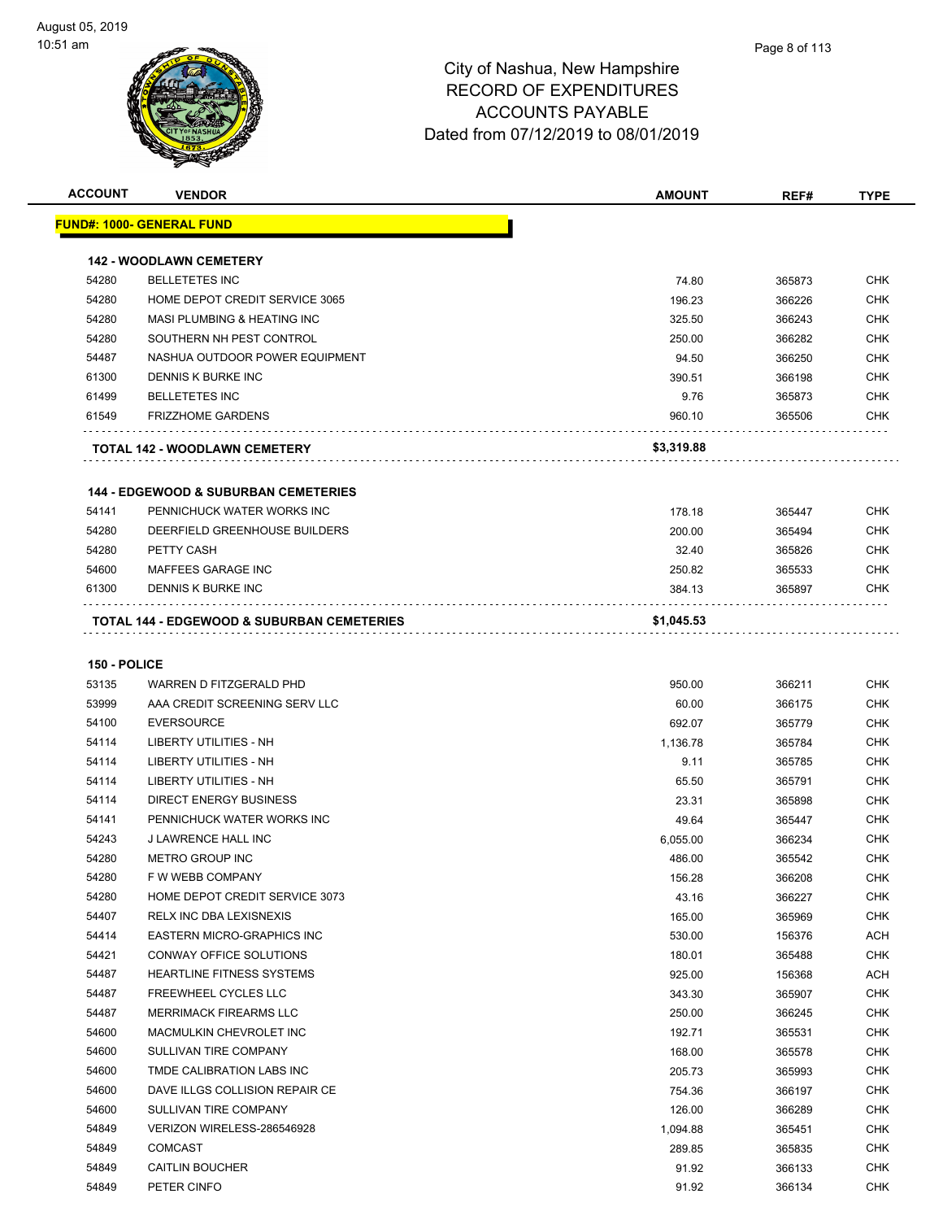# City of Nashua, New Hampshire
## RECORD OF EXPENDITURES
## ACCOUNTS PAYABLE
## Dated from 07/12/2019 to 08/01/2019

| ACCOUNT | VENDOR | AMOUNT | REF# | TYPE |
|---|---|---|---|---|
| **FUND#: 1000- GENERAL FUND** | | | | |
| **142 - WOODLAWN CEMETERY** | | | | |
| 54280 | BELLETETES INC | 74.80 | 365873 | CHK |
| 54280 | HOME DEPOT CREDIT SERVICE 3065 | 196.23 | 366226 | CHK |
| 54280 | MASI PLUMBING & HEATING INC | 325.50 | 366243 | CHK |
| 54280 | SOUTHERN NH PEST CONTROL | 250.00 | 366282 | CHK |
| 54487 | NASHUA OUTDOOR POWER EQUIPMENT | 94.50 | 366250 | CHK |
| 61300 | DENNIS K BURKE INC | 390.51 | 366198 | CHK |
| 61499 | BELLETETES INC | 9.76 | 365873 | CHK |
| 61549 | FRIZZHOME GARDENS | 960.10 | 365506 | CHK |
| **TOTAL 142 - WOODLAWN CEMETERY** | | **$3,319.88** | | |
| **144 - EDGEWOOD & SUBURBAN CEMETERIES** | | | | |
| 54141 | PENNICHUCK WATER WORKS INC | 178.18 | 365447 | CHK |
| 54280 | DEERFIELD GREENHOUSE BUILDERS | 200.00 | 365494 | CHK |
| 54280 | PETTY CASH | 32.40 | 365826 | CHK |
| 54600 | MAFFEES GARAGE INC | 250.82 | 365533 | CHK |
| 61300 | DENNIS K BURKE INC | 384.13 | 365897 | CHK |
| **TOTAL 144 - EDGEWOOD & SUBURBAN CEMETERIES** | | **$1,045.53** | | |
| **150 - POLICE** | | | | |
| 53135 | WARREN D FITZGERALD PHD | 950.00 | 366211 | CHK |
| 53999 | AAA CREDIT SCREENING SERV LLC | 60.00 | 366175 | CHK |
| 54100 | EVERSOURCE | 692.07 | 365779 | CHK |
| 54114 | LIBERTY UTILITIES - NH | 1,136.78 | 365784 | CHK |
| 54114 | LIBERTY UTILITIES - NH | 9.11 | 365785 | CHK |
| 54114 | LIBERTY UTILITIES - NH | 65.50 | 365791 | CHK |
| 54114 | DIRECT ENERGY BUSINESS | 23.31 | 365898 | CHK |
| 54141 | PENNICHUCK WATER WORKS INC | 49.64 | 365447 | CHK |
| 54243 | J LAWRENCE HALL INC | 6,055.00 | 366234 | CHK |
| 54280 | METRO GROUP INC | 486.00 | 365542 | CHK |
| 54280 | F W WEBB COMPANY | 156.28 | 366208 | CHK |
| 54280 | HOME DEPOT CREDIT SERVICE 3073 | 43.16 | 366227 | CHK |
| 54407 | RELX INC DBA LEXISNEXIS | 165.00 | 365969 | CHK |
| 54414 | EASTERN MICRO-GRAPHICS INC | 530.00 | 156376 | ACH |
| 54421 | CONWAY OFFICE SOLUTIONS | 180.01 | 365488 | CHK |
| 54487 | HEARTLINE FITNESS SYSTEMS | 925.00 | 156368 | ACH |
| 54487 | FREEWHEEL CYCLES LLC | 343.30 | 365907 | CHK |
| 54487 | MERRIMACK FIREARMS LLC | 250.00 | 366245 | CHK |
| 54600 | MACMULKIN CHEVROLET INC | 192.71 | 365531 | CHK |
| 54600 | SULLIVAN TIRE COMPANY | 168.00 | 365578 | CHK |
| 54600 | TMDE CALIBRATION LABS INC | 205.73 | 365993 | CHK |
| 54600 | DAVE ILLGS COLLISION REPAIR CE | 754.36 | 366197 | CHK |
| 54600 | SULLIVAN TIRE COMPANY | 126.00 | 366289 | CHK |
| 54849 | VERIZON WIRELESS-286546928 | 1,094.88 | 365451 | CHK |
| 54849 | COMCAST | 289.85 | 365835 | CHK |
| 54849 | CAITLIN BOUCHER | 91.92 | 366133 | CHK |
| 54849 | PETER CINFO | 91.92 | 366134 | CHK |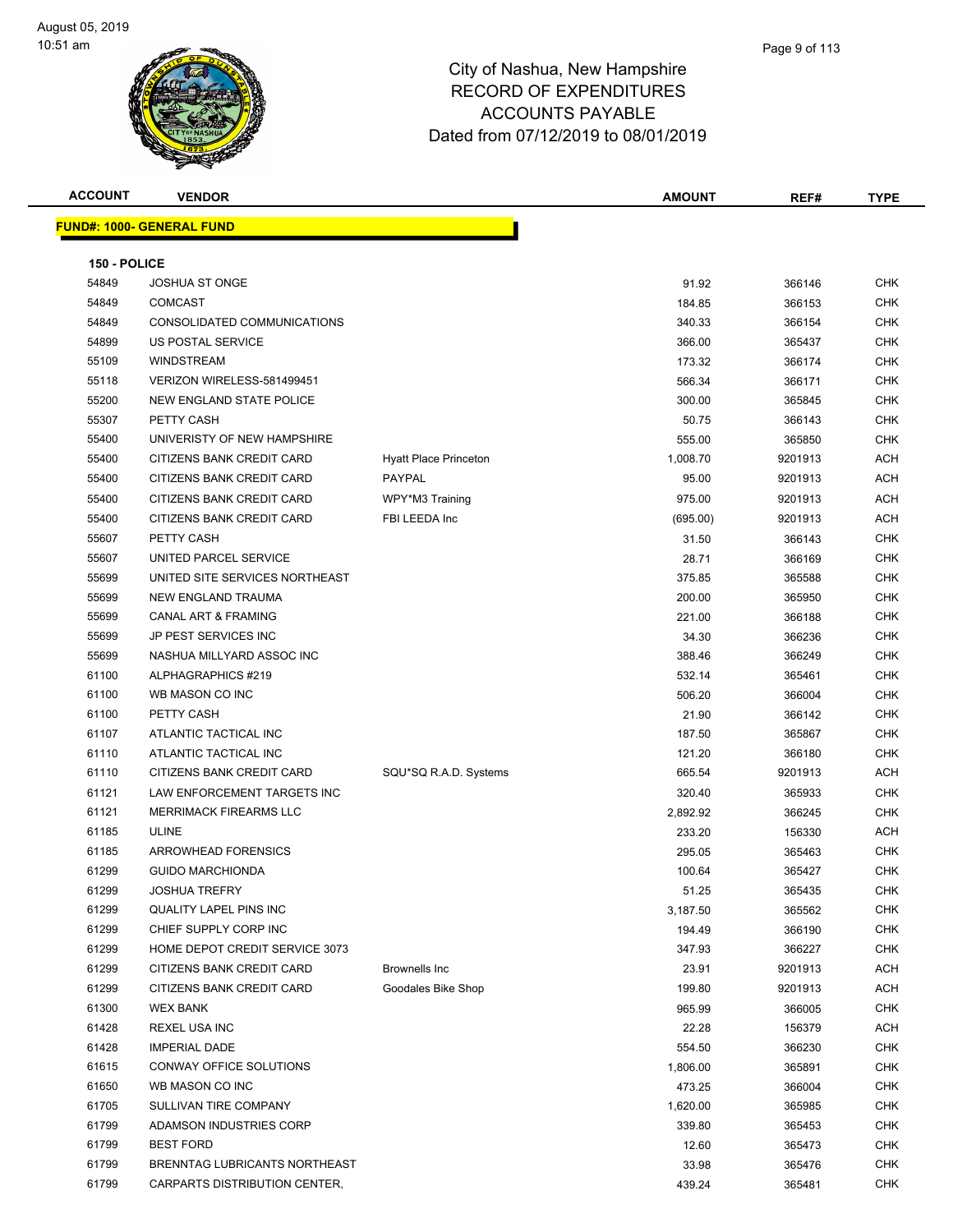# City of Nashua, New Hampshire
## RECORD OF EXPENDITURES
## ACCOUNTS PAYABLE
### Dated from 07/12/2019 to 08/01/2019

| ACCOUNT | VENDOR | | AMOUNT | REF# | TYPE |
|---|---|---|---|---|---|

**FUND#: 1000- GENERAL FUND**

**150 - POLICE**

| ACCOUNT | VENDOR | | AMOUNT | REF# | TYPE |
|---|---|---|---|---|---|
| 54849 | JOSHUA ST ONGE | | 91.92 | 366146 | CHK |
| 54849 | COMCAST | | 184.85 | 366153 | CHK |
| 54849 | CONSOLIDATED COMMUNICATIONS | | 340.33 | 366154 | CHK |
| 54899 | US POSTAL SERVICE | | 366.00 | 365437 | CHK |
| 55109 | WINDSTREAM | | 173.32 | 366174 | CHK |
| 55118 | VERIZON WIRELESS-581499451 | | 566.34 | 366171 | CHK |
| 55200 | NEW ENGLAND STATE POLICE | | 300.00 | 365845 | CHK |
| 55307 | PETTY CASH | | 50.75 | 366143 | CHK |
| 55400 | UNIVERISTY OF NEW HAMPSHIRE | | 555.00 | 365850 | CHK |
| 55400 | CITIZENS BANK CREDIT CARD | Hyatt Place Princeton | 1,008.70 | 9201913 | ACH |
| 55400 | CITIZENS BANK CREDIT CARD | PAYPAL | 95.00 | 9201913 | ACH |
| 55400 | CITIZENS BANK CREDIT CARD | WPY*M3 Training | 975.00 | 9201913 | ACH |
| 55400 | CITIZENS BANK CREDIT CARD | FBI LEEDA Inc | (695.00) | 9201913 | ACH |
| 55607 | PETTY CASH | | 31.50 | 366143 | CHK |
| 55607 | UNITED PARCEL SERVICE | | 28.71 | 366169 | CHK |
| 55699 | UNITED SITE SERVICES NORTHEAST | | 375.85 | 365588 | CHK |
| 55699 | NEW ENGLAND TRAUMA | | 200.00 | 365950 | CHK |
| 55699 | CANAL ART & FRAMING | | 221.00 | 366188 | CHK |
| 55699 | JP PEST SERVICES INC | | 34.30 | 366236 | CHK |
| 55699 | NASHUA MILLYARD ASSOC INC | | 388.46 | 366249 | CHK |
| 61100 | ALPHAGRAPHICS #219 | | 532.14 | 365461 | CHK |
| 61100 | WB MASON CO INC | | 506.20 | 366004 | CHK |
| 61100 | PETTY CASH | | 21.90 | 366142 | CHK |
| 61107 | ATLANTIC TACTICAL INC | | 187.50 | 365867 | CHK |
| 61110 | ATLANTIC TACTICAL INC | | 121.20 | 366180 | CHK |
| 61110 | CITIZENS BANK CREDIT CARD | SQU*SQ R.A.D. Systems | 665.54 | 9201913 | ACH |
| 61121 | LAW ENFORCEMENT TARGETS INC | | 320.40 | 365933 | CHK |
| 61121 | MERRIMACK FIREARMS LLC | | 2,892.92 | 366245 | CHK |
| 61185 | ULINE | | 233.20 | 156330 | ACH |
| 61185 | ARROWHEAD FORENSICS | | 295.05 | 365463 | CHK |
| 61299 | GUIDO MARCHIONDA | | 100.64 | 365427 | CHK |
| 61299 | JOSHUA TREFRY | | 51.25 | 365435 | CHK |
| 61299 | QUALITY LAPEL PINS INC | | 3,187.50 | 365562 | CHK |
| 61299 | CHIEF SUPPLY CORP INC | | 194.49 | 366190 | CHK |
| 61299 | HOME DEPOT CREDIT SERVICE 3073 | | 347.93 | 366227 | CHK |
| 61299 | CITIZENS BANK CREDIT CARD | Brownells Inc | 23.91 | 9201913 | ACH |
| 61299 | CITIZENS BANK CREDIT CARD | Goodales Bike Shop | 199.80 | 9201913 | ACH |
| 61300 | WEX BANK | | 965.99 | 366005 | CHK |
| 61428 | REXEL USA INC | | 22.28 | 156379 | ACH |
| 61428 | IMPERIAL DADE | | 554.50 | 366230 | CHK |
| 61615 | CONWAY OFFICE SOLUTIONS | | 1,806.00 | 365891 | CHK |
| 61650 | WB MASON CO INC | | 473.25 | 366004 | CHK |
| 61705 | SULLIVAN TIRE COMPANY | | 1,620.00 | 365985 | CHK |
| 61799 | ADAMSON INDUSTRIES CORP | | 339.80 | 365453 | CHK |
| 61799 | BEST FORD | | 12.60 | 365473 | CHK |
| 61799 | BRENNTAG LUBRICANTS NORTHEAST | | 33.98 | 365476 | CHK |
| 61799 | CARPARTS DISTRIBUTION CENTER, | | 439.24 | 365481 | CHK |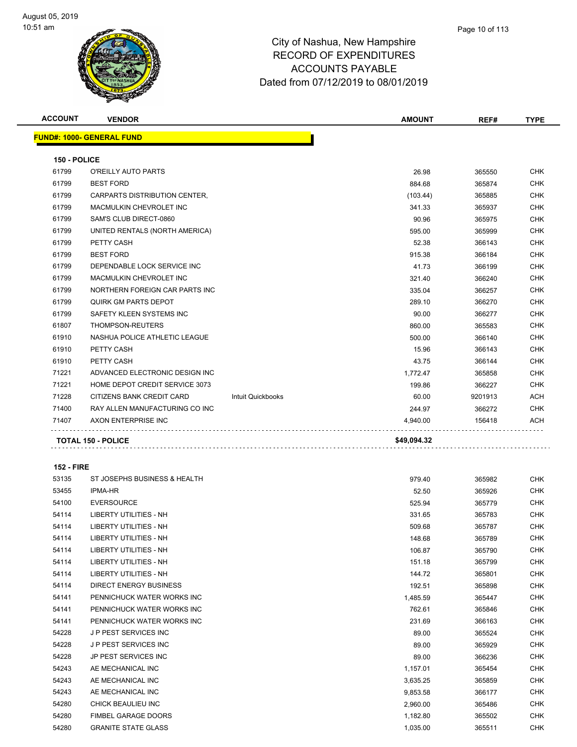August 05, 2019
10:51 am

# City of Nashua, New Hampshire
## RECORD OF EXPENDITURES
## ACCOUNTS PAYABLE
## Dated from 07/12/2019 to 08/01/2019

| ACCOUNT | VENDOR | | AMOUNT | REF# | TYPE |
|---|---|---|---|---|---|
| **FUND#: 1000- GENERAL FUND** | | | | | |
| **150 - POLICE** | | | | | |
| 61799 | O'REILLY AUTO PARTS | | 26.98 | 365550 | CHK |
| 61799 | BEST FORD | | 884.68 | 365874 | CHK |
| 61799 | CARPARTS DISTRIBUTION CENTER, | | (103.44) | 365885 | CHK |
| 61799 | MACMULKIN CHEVROLET INC | | 341.33 | 365937 | CHK |
| 61799 | SAM'S CLUB DIRECT-0860 | | 90.96 | 365975 | CHK |
| 61799 | UNITED RENTALS (NORTH AMERICA) | | 595.00 | 365999 | CHK |
| 61799 | PETTY CASH | | 52.38 | 366143 | CHK |
| 61799 | BEST FORD | | 915.38 | 366184 | CHK |
| 61799 | DEPENDABLE LOCK SERVICE INC | | 41.73 | 366199 | CHK |
| 61799 | MACMULKIN CHEVROLET INC | | 321.40 | 366240 | CHK |
| 61799 | NORTHERN FOREIGN CAR PARTS INC | | 335.04 | 366257 | CHK |
| 61799 | QUIRK GM PARTS DEPOT | | 289.10 | 366270 | CHK |
| 61799 | SAFETY KLEEN SYSTEMS INC | | 90.00 | 366277 | CHK |
| 61807 | THOMPSON-REUTERS | | 860.00 | 365583 | CHK |
| 61910 | NASHUA POLICE ATHLETIC LEAGUE | | 500.00 | 366140 | CHK |
| 61910 | PETTY CASH | | 15.96 | 366143 | CHK |
| 61910 | PETTY CASH | | 43.75 | 366144 | CHK |
| 71221 | ADVANCED ELECTRONIC DESIGN INC | | 1,772.47 | 365858 | CHK |
| 71221 | HOME DEPOT CREDIT SERVICE 3073 | | 199.86 | 366227 | CHK |
| 71228 | CITIZENS BANK CREDIT CARD | Intuit Quickbooks | 60.00 | 9201913 | ACH |
| 71400 | RAY ALLEN MANUFACTURING CO INC | | 244.97 | 366272 | CHK |
| 71407 | AXON ENTERPRISE INC | | 4,940.00 | 156418 | ACH |
| **TOTAL 150 - POLICE** | | | **$49,094.32** | | |
| **152 - FIRE** | | | | | |
| 53135 | ST JOSEPHS BUSINESS & HEALTH | | 979.40 | 365982 | CHK |
| 53455 | IPMA-HR | | 52.50 | 365926 | CHK |
| 54100 | EVERSOURCE | | 525.94 | 365779 | CHK |
| 54114 | LIBERTY UTILITIES - NH | | 331.65 | 365783 | CHK |
| 54114 | LIBERTY UTILITIES - NH | | 509.68 | 365787 | CHK |
| 54114 | LIBERTY UTILITIES - NH | | 148.68 | 365789 | CHK |
| 54114 | LIBERTY UTILITIES - NH | | 106.87 | 365790 | CHK |
| 54114 | LIBERTY UTILITIES - NH | | 151.18 | 365799 | CHK |
| 54114 | LIBERTY UTILITIES - NH | | 144.72 | 365801 | CHK |
| 54114 | DIRECT ENERGY BUSINESS | | 192.51 | 365898 | CHK |
| 54141 | PENNICHUCK WATER WORKS INC | | 1,485.59 | 365447 | CHK |
| 54141 | PENNICHUCK WATER WORKS INC | | 762.61 | 365846 | CHK |
| 54141 | PENNICHUCK WATER WORKS INC | | 231.69 | 366163 | CHK |
| 54228 | J P PEST SERVICES INC | | 89.00 | 365524 | CHK |
| 54228 | J P PEST SERVICES INC | | 89.00 | 365929 | CHK |
| 54228 | JP PEST SERVICES INC | | 89.00 | 366236 | CHK |
| 54243 | AE MECHANICAL INC | | 1,157.01 | 365454 | CHK |
| 54243 | AE MECHANICAL INC | | 3,635.25 | 365859 | CHK |
| 54243 | AE MECHANICAL INC | | 9,853.58 | 366177 | CHK |
| 54280 | CHICK BEAULIEU INC | | 2,960.00 | 365486 | CHK |
| 54280 | FIMBEL GARAGE DOORS | | 1,182.80 | 365502 | CHK |
| 54280 | GRANITE STATE GLASS | | 1,035.00 | 365511 | CHK |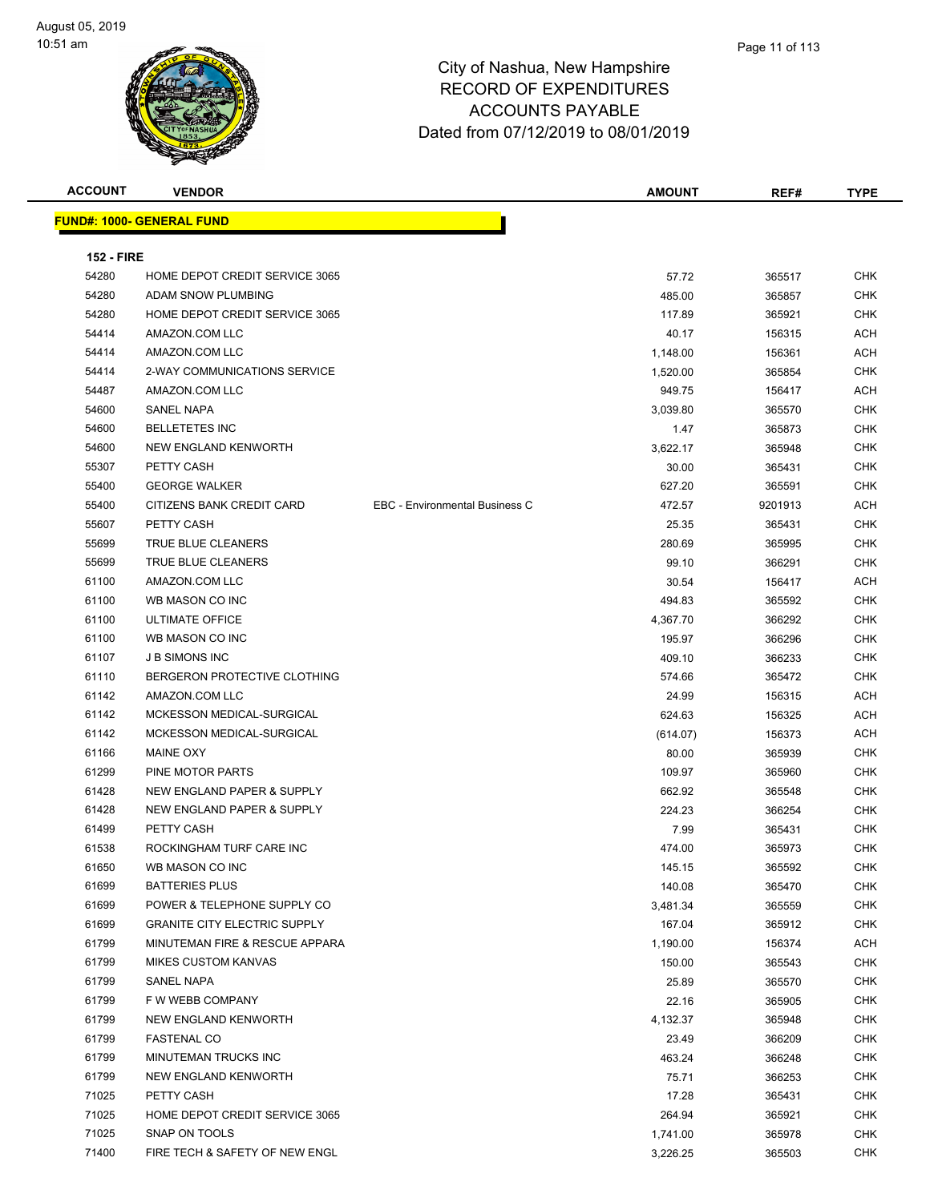City of Nashua, New Hampshire
RECORD OF EXPENDITURES
ACCOUNTS PAYABLE
Dated from 07/12/2019 to 08/01/2019

| ACCOUNT | VENDOR | | AMOUNT | REF# | TYPE |
|---|---|---|---|---|---|

**FUND#: 1000- GENERAL FUND**

**152 - FIRE**

| ACCOUNT | VENDOR | | AMOUNT | REF# | TYPE |
|---|---|---|---|---|---|
| 54280 | HOME DEPOT CREDIT SERVICE 3065 | | 57.72 | 365517 | CHK |
| 54280 | ADAM SNOW PLUMBING | | 485.00 | 365857 | CHK |
| 54280 | HOME DEPOT CREDIT SERVICE 3065 | | 117.89 | 365921 | CHK |
| 54414 | AMAZON.COM LLC | | 40.17 | 156315 | ACH |
| 54414 | AMAZON.COM LLC | | 1,148.00 | 156361 | ACH |
| 54414 | 2-WAY COMMUNICATIONS SERVICE | | 1,520.00 | 365854 | CHK |
| 54487 | AMAZON.COM LLC | | 949.75 | 156417 | ACH |
| 54600 | SANEL NAPA | | 3,039.80 | 365570 | CHK |
| 54600 | BELLETETES INC | | 1.47 | 365873 | CHK |
| 54600 | NEW ENGLAND KENWORTH | | 3,622.17 | 365948 | CHK |
| 55307 | PETTY CASH | | 30.00 | 365431 | CHK |
| 55400 | GEORGE WALKER | | 627.20 | 365591 | CHK |
| 55400 | CITIZENS BANK CREDIT CARD | EBC - Environmental Business C | 472.57 | 9201913 | ACH |
| 55607 | PETTY CASH | | 25.35 | 365431 | CHK |
| 55699 | TRUE BLUE CLEANERS | | 280.69 | 365995 | CHK |
| 55699 | TRUE BLUE CLEANERS | | 99.10 | 366291 | CHK |
| 61100 | AMAZON.COM LLC | | 30.54 | 156417 | ACH |
| 61100 | WB MASON CO INC | | 494.83 | 365592 | CHK |
| 61100 | ULTIMATE OFFICE | | 4,367.70 | 366292 | CHK |
| 61100 | WB MASON CO INC | | 195.97 | 366296 | CHK |
| 61107 | J B SIMONS INC | | 409.10 | 366233 | CHK |
| 61110 | BERGERON PROTECTIVE CLOTHING | | 574.66 | 365472 | CHK |
| 61142 | AMAZON.COM LLC | | 24.99 | 156315 | ACH |
| 61142 | MCKESSON MEDICAL-SURGICAL | | 624.63 | 156325 | ACH |
| 61142 | MCKESSON MEDICAL-SURGICAL | | (614.07) | 156373 | ACH |
| 61166 | MAINE OXY | | 80.00 | 365939 | CHK |
| 61299 | PINE MOTOR PARTS | | 109.97 | 365960 | CHK |
| 61428 | NEW ENGLAND PAPER & SUPPLY | | 662.92 | 365548 | CHK |
| 61428 | NEW ENGLAND PAPER & SUPPLY | | 224.23 | 366254 | CHK |
| 61499 | PETTY CASH | | 7.99 | 365431 | CHK |
| 61538 | ROCKINGHAM TURF CARE INC | | 474.00 | 365973 | CHK |
| 61650 | WB MASON CO INC | | 145.15 | 365592 | CHK |
| 61699 | BATTERIES PLUS | | 140.08 | 365470 | CHK |
| 61699 | POWER & TELEPHONE SUPPLY CO | | 3,481.34 | 365559 | CHK |
| 61699 | GRANITE CITY ELECTRIC SUPPLY | | 167.04 | 365912 | CHK |
| 61799 | MINUTEMAN FIRE & RESCUE APPARA | | 1,190.00 | 156374 | ACH |
| 61799 | MIKES CUSTOM KANVAS | | 150.00 | 365543 | CHK |
| 61799 | SANEL NAPA | | 25.89 | 365570 | CHK |
| 61799 | F W WEBB COMPANY | | 22.16 | 365905 | CHK |
| 61799 | NEW ENGLAND KENWORTH | | 4,132.37 | 365948 | CHK |
| 61799 | FASTENAL CO | | 23.49 | 366209 | CHK |
| 61799 | MINUTEMAN TRUCKS INC | | 463.24 | 366248 | CHK |
| 61799 | NEW ENGLAND KENWORTH | | 75.71 | 366253 | CHK |
| 71025 | PETTY CASH | | 17.28 | 365431 | CHK |
| 71025 | HOME DEPOT CREDIT SERVICE 3065 | | 264.94 | 365921 | CHK |
| 71025 | SNAP ON TOOLS | | 1,741.00 | 365978 | CHK |
| 71400 | FIRE TECH & SAFETY OF NEW ENGL | | 3,226.25 | 365503 | CHK |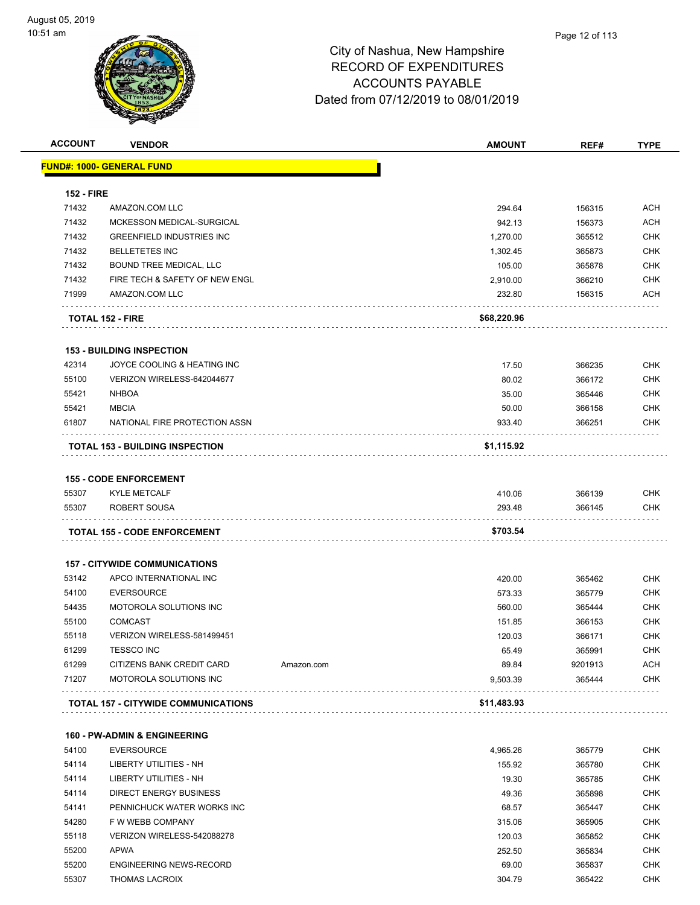# City of Nashua, New Hampshire
# RECORD OF EXPENDITURES
# ACCOUNTS PAYABLE
# Dated from 07/12/2019 to 08/01/2019

| ACCOUNT | VENDOR | | AMOUNT | REF# | TYPE |
|---|---|---|---|---|---|
| **FUND#: 1000- GENERAL FUND** | | | | | |
| **152 - FIRE** | | | | | |
| 71432 | AMAZON.COM LLC | | 294.64 | 156315 | ACH |
| 71432 | MCKESSON MEDICAL-SURGICAL | | 942.13 | 156373 | ACH |
| 71432 | GREENFIELD INDUSTRIES INC | | 1,270.00 | 365512 | CHK |
| 71432 | BELLETETES INC | | 1,302.45 | 365873 | CHK |
| 71432 | BOUND TREE MEDICAL, LLC | | 105.00 | 365878 | CHK |
| 71432 | FIRE TECH & SAFETY OF NEW ENGL | | 2,910.00 | 366210 | CHK |
| 71999 | AMAZON.COM LLC | | 232.80 | 156315 | ACH |
| **TOTAL 152 - FIRE** | | | **$68,220.96** | | |
| **153 - BUILDING INSPECTION** | | | | | |
| 42314 | JOYCE COOLING & HEATING INC | | 17.50 | 366235 | CHK |
| 55100 | VERIZON WIRELESS-642044677 | | 80.02 | 366172 | CHK |
| 55421 | NHBOA | | 35.00 | 365446 | CHK |
| 55421 | MBCIA | | 50.00 | 366158 | CHK |
| 61807 | NATIONAL FIRE PROTECTION ASSN | | 933.40 | 366251 | CHK |
| **TOTAL 153 - BUILDING INSPECTION** | | | **$1,115.92** | | |
| **155 - CODE ENFORCEMENT** | | | | | |
| 55307 | KYLE METCALF | | 410.06 | 366139 | CHK |
| 55307 | ROBERT SOUSA | | 293.48 | 366145 | CHK |
| **TOTAL 155 - CODE ENFORCEMENT** | | | **$703.54** | | |
| **157 - CITYWIDE COMMUNICATIONS** | | | | | |
| 53142 | APCO INTERNATIONAL INC | | 420.00 | 365462 | CHK |
| 54100 | EVERSOURCE | | 573.33 | 365779 | CHK |
| 54435 | MOTOROLA SOLUTIONS INC | | 560.00 | 365444 | CHK |
| 55100 | COMCAST | | 151.85 | 366153 | CHK |
| 55118 | VERIZON WIRELESS-581499451 | | 120.03 | 366171 | CHK |
| 61299 | TESSCO INC | | 65.49 | 365991 | CHK |
| 61299 | CITIZENS BANK CREDIT CARD | Amazon.com | 89.84 | 9201913 | ACH |
| 71207 | MOTOROLA SOLUTIONS INC | | 9,503.39 | 365444 | CHK |
| **TOTAL 157 - CITYWIDE COMMUNICATIONS** | | | **$11,483.93** | | |
| **160 - PW-ADMIN & ENGINEERING** | | | | | |
| 54100 | EVERSOURCE | | 4,965.26 | 365779 | CHK |
| 54114 | LIBERTY UTILITIES - NH | | 155.92 | 365780 | CHK |
| 54114 | LIBERTY UTILITIES - NH | | 19.30 | 365785 | CHK |
| 54114 | DIRECT ENERGY BUSINESS | | 49.36 | 365898 | CHK |
| 54141 | PENNICHUCK WATER WORKS INC | | 68.57 | 365447 | CHK |
| 54280 | F W WEBB COMPANY | | 315.06 | 365905 | CHK |
| 55118 | VERIZON WIRELESS-542088278 | | 120.03 | 365852 | CHK |
| 55200 | APWA | | 252.50 | 365834 | CHK |
| 55200 | ENGINEERING NEWS-RECORD | | 69.00 | 365837 | CHK |
| 55307 | THOMAS LACROIX | | 304.79 | 365422 | CHK |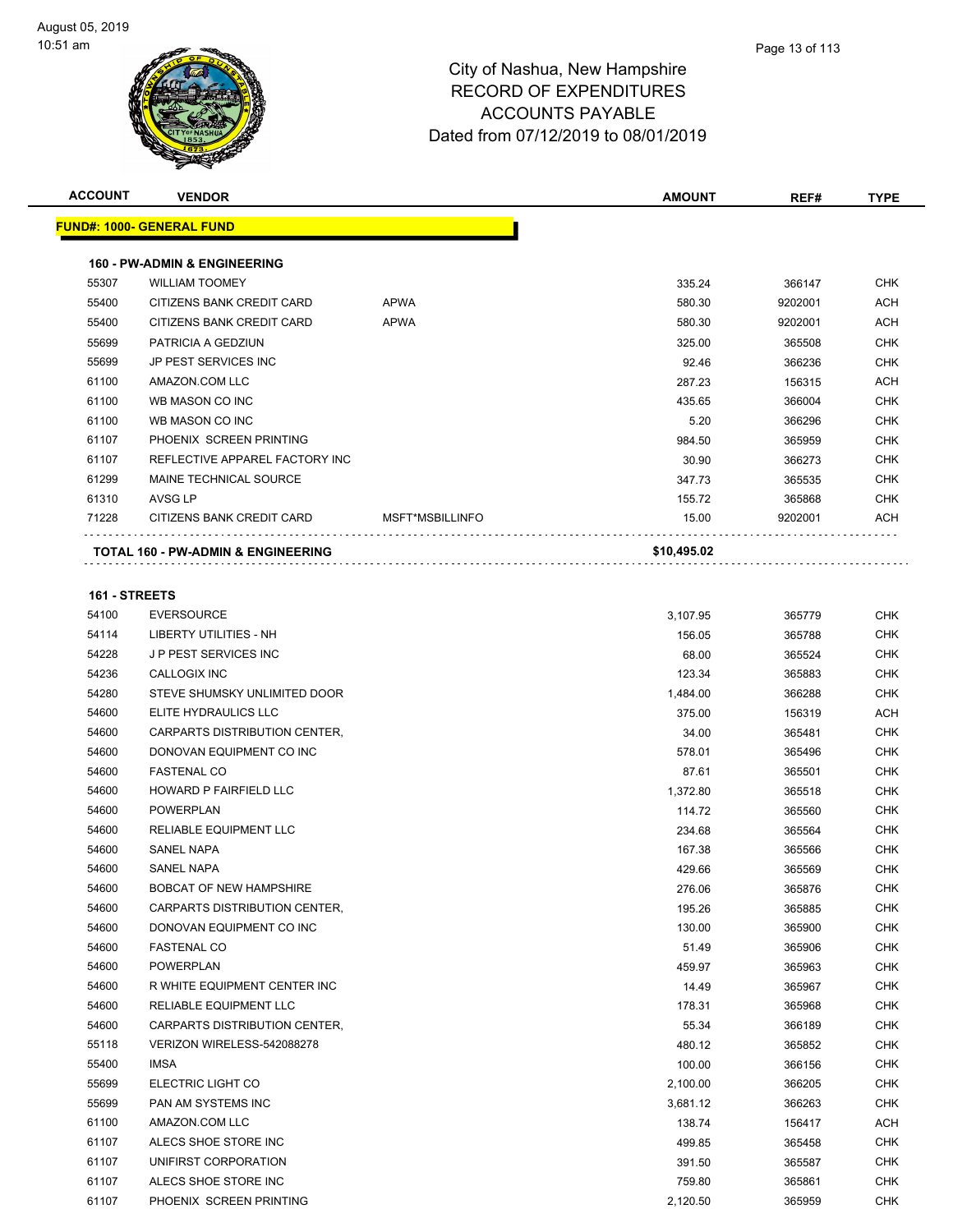August 05, 2019
10:51 am

# City of Nashua, New Hampshire
## RECORD OF EXPENDITURES
## ACCOUNTS PAYABLE
## Dated from 07/12/2019 to 08/01/2019

| ACCOUNT | VENDOR | | AMOUNT | REF# | TYPE |
|---|---|---|---|---|---|
| **FUND#: 1000- GENERAL FUND** | | | | | |
| **160 - PW-ADMIN & ENGINEERING** | | | | | |
| 55307 | WILLIAM TOOMEY | | 335.24 | 366147 | CHK |
| 55400 | CITIZENS BANK CREDIT CARD | APWA | 580.30 | 9202001 | ACH |
| 55400 | CITIZENS BANK CREDIT CARD | APWA | 580.30 | 9202001 | ACH |
| 55699 | PATRICIA A GEDZIUN | | 325.00 | 365508 | CHK |
| 55699 | JP PEST SERVICES INC | | 92.46 | 366236 | CHK |
| 61100 | AMAZON.COM LLC | | 287.23 | 156315 | ACH |
| 61100 | WB MASON CO INC | | 435.65 | 366004 | CHK |
| 61100 | WB MASON CO INC | | 5.20 | 366296 | CHK |
| 61107 | PHOENIX SCREEN PRINTING | | 984.50 | 365959 | CHK |
| 61107 | REFLECTIVE APPAREL FACTORY INC | | 30.90 | 366273 | CHK |
| 61299 | MAINE TECHNICAL SOURCE | | 347.73 | 365535 | CHK |
| 61310 | AVSG LP | | 155.72 | 365868 | CHK |
| 71228 | CITIZENS BANK CREDIT CARD | MSFT*MSBILLINFO | 15.00 | 9202001 | ACH |
| **TOTAL 160 - PW-ADMIN & ENGINEERING** | | | **$10,495.02** | | |
| **161 - STREETS** | | | | | |
| 54100 | EVERSOURCE | | 3,107.95 | 365779 | CHK |
| 54114 | LIBERTY UTILITIES - NH | | 156.05 | 365788 | CHK |
| 54228 | J P PEST SERVICES INC | | 68.00 | 365524 | CHK |
| 54236 | CALLOGIX INC | | 123.34 | 365883 | CHK |
| 54280 | STEVE SHUMSKY UNLIMITED DOOR | | 1,484.00 | 366288 | CHK |
| 54600 | ELITE HYDRAULICS LLC | | 375.00 | 156319 | ACH |
| 54600 | CARPARTS DISTRIBUTION CENTER, | | 34.00 | 365481 | CHK |
| 54600 | DONOVAN EQUIPMENT CO INC | | 578.01 | 365496 | CHK |
| 54600 | FASTENAL CO | | 87.61 | 365501 | CHK |
| 54600 | HOWARD P FAIRFIELD LLC | | 1,372.80 | 365518 | CHK |
| 54600 | POWERPLAN | | 114.72 | 365560 | CHK |
| 54600 | RELIABLE EQUIPMENT LLC | | 234.68 | 365564 | CHK |
| 54600 | SANEL NAPA | | 167.38 | 365566 | CHK |
| 54600 | SANEL NAPA | | 429.66 | 365569 | CHK |
| 54600 | BOBCAT OF NEW HAMPSHIRE | | 276.06 | 365876 | CHK |
| 54600 | CARPARTS DISTRIBUTION CENTER, | | 195.26 | 365885 | CHK |
| 54600 | DONOVAN EQUIPMENT CO INC | | 130.00 | 365900 | CHK |
| 54600 | FASTENAL CO | | 51.49 | 365906 | CHK |
| 54600 | POWERPLAN | | 459.97 | 365963 | CHK |
| 54600 | R WHITE EQUIPMENT CENTER INC | | 14.49 | 365967 | CHK |
| 54600 | RELIABLE EQUIPMENT LLC | | 178.31 | 365968 | CHK |
| 54600 | CARPARTS DISTRIBUTION CENTER, | | 55.34 | 366189 | CHK |
| 55118 | VERIZON WIRELESS-542088278 | | 480.12 | 365852 | CHK |
| 55400 | IMSA | | 100.00 | 366156 | CHK |
| 55699 | ELECTRIC LIGHT CO | | 2,100.00 | 366205 | CHK |
| 55699 | PAN AM SYSTEMS INC | | 3,681.12 | 366263 | CHK |
| 61100 | AMAZON.COM LLC | | 138.74 | 156417 | ACH |
| 61107 | ALECS SHOE STORE INC | | 499.85 | 365458 | CHK |
| 61107 | UNIFIRST CORPORATION | | 391.50 | 365587 | CHK |
| 61107 | ALECS SHOE STORE INC | | 759.80 | 365861 | CHK |
| 61107 | PHOENIX SCREEN PRINTING | | 2,120.50 | 365959 | CHK |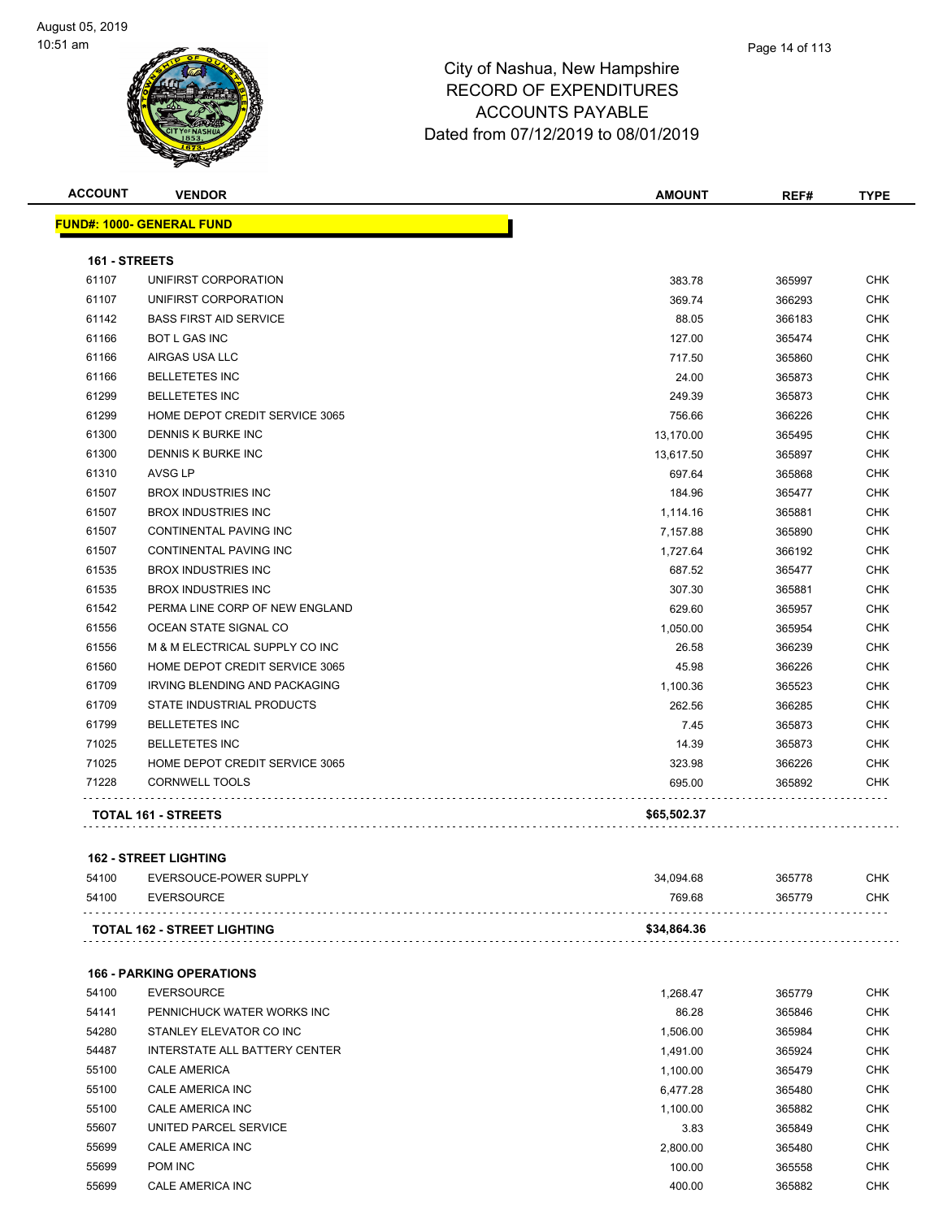# City of Nashua, New Hampshire
## RECORD OF EXPENDITURES
## ACCOUNTS PAYABLE
## Dated from 07/12/2019 to 08/01/2019

| ACCOUNT | VENDOR | AMOUNT | REF# | TYPE |
|---|---|---|---|---|
| **FUND#: 1000- GENERAL FUND** | | | | |
| **161 - STREETS** | | | | |
| 61107 | UNIFIRST CORPORATION | 383.78 | 365997 | CHK |
| 61107 | UNIFIRST CORPORATION | 369.74 | 366293 | CHK |
| 61142 | BASS FIRST AID SERVICE | 88.05 | 366183 | CHK |
| 61166 | BOT L GAS INC | 127.00 | 365474 | CHK |
| 61166 | AIRGAS USA LLC | 717.50 | 365860 | CHK |
| 61166 | BELLETETES INC | 24.00 | 365873 | CHK |
| 61299 | BELLETETES INC | 249.39 | 365873 | CHK |
| 61299 | HOME DEPOT CREDIT SERVICE 3065 | 756.66 | 366226 | CHK |
| 61300 | DENNIS K BURKE INC | 13,170.00 | 365495 | CHK |
| 61300 | DENNIS K BURKE INC | 13,617.50 | 365897 | CHK |
| 61310 | AVSG LP | 697.64 | 365868 | CHK |
| 61507 | BROX INDUSTRIES INC | 184.96 | 365477 | CHK |
| 61507 | BROX INDUSTRIES INC | 1,114.16 | 365881 | CHK |
| 61507 | CONTINENTAL PAVING INC | 7,157.88 | 365890 | CHK |
| 61507 | CONTINENTAL PAVING INC | 1,727.64 | 366192 | CHK |
| 61535 | BROX INDUSTRIES INC | 687.52 | 365477 | CHK |
| 61535 | BROX INDUSTRIES INC | 307.30 | 365881 | CHK |
| 61542 | PERMA LINE CORP OF NEW ENGLAND | 629.60 | 365957 | CHK |
| 61556 | OCEAN STATE SIGNAL CO | 1,050.00 | 365954 | CHK |
| 61556 | M & M ELECTRICAL SUPPLY CO INC | 26.58 | 366239 | CHK |
| 61560 | HOME DEPOT CREDIT SERVICE 3065 | 45.98 | 366226 | CHK |
| 61709 | IRVING BLENDING AND PACKAGING | 1,100.36 | 365523 | CHK |
| 61709 | STATE INDUSTRIAL PRODUCTS | 262.56 | 366285 | CHK |
| 61799 | BELLETETES INC | 7.45 | 365873 | CHK |
| 71025 | BELLETETES INC | 14.39 | 365873 | CHK |
| 71025 | HOME DEPOT CREDIT SERVICE 3065 | 323.98 | 366226 | CHK |
| 71228 | CORNWELL TOOLS | 695.00 | 365892 | CHK |
| **TOTAL 161 - STREETS** | | **$65,502.37** | | |
| **162 - STREET LIGHTING** | | | | |
| 54100 | EVERSOUCE-POWER SUPPLY | 34,094.68 | 365778 | CHK |
| 54100 | EVERSOURCE | 769.68 | 365779 | CHK |
| **TOTAL 162 - STREET LIGHTING** | | **$34,864.36** | | |
| **166 - PARKING OPERATIONS** | | | | |
| 54100 | EVERSOURCE | 1,268.47 | 365779 | CHK |
| 54141 | PENNICHUCK WATER WORKS INC | 86.28 | 365846 | CHK |
| 54280 | STANLEY ELEVATOR CO INC | 1,506.00 | 365984 | CHK |
| 54487 | INTERSTATE ALL BATTERY CENTER | 1,491.00 | 365924 | CHK |
| 55100 | CALE AMERICA | 1,100.00 | 365479 | CHK |
| 55100 | CALE AMERICA INC | 6,477.28 | 365480 | CHK |
| 55100 | CALE AMERICA INC | 1,100.00 | 365882 | CHK |
| 55607 | UNITED PARCEL SERVICE | 3.83 | 365849 | CHK |
| 55699 | CALE AMERICA INC | 2,800.00 | 365480 | CHK |
| 55699 | POM INC | 100.00 | 365558 | CHK |
| 55699 | CALE AMERICA INC | 400.00 | 365882 | CHK |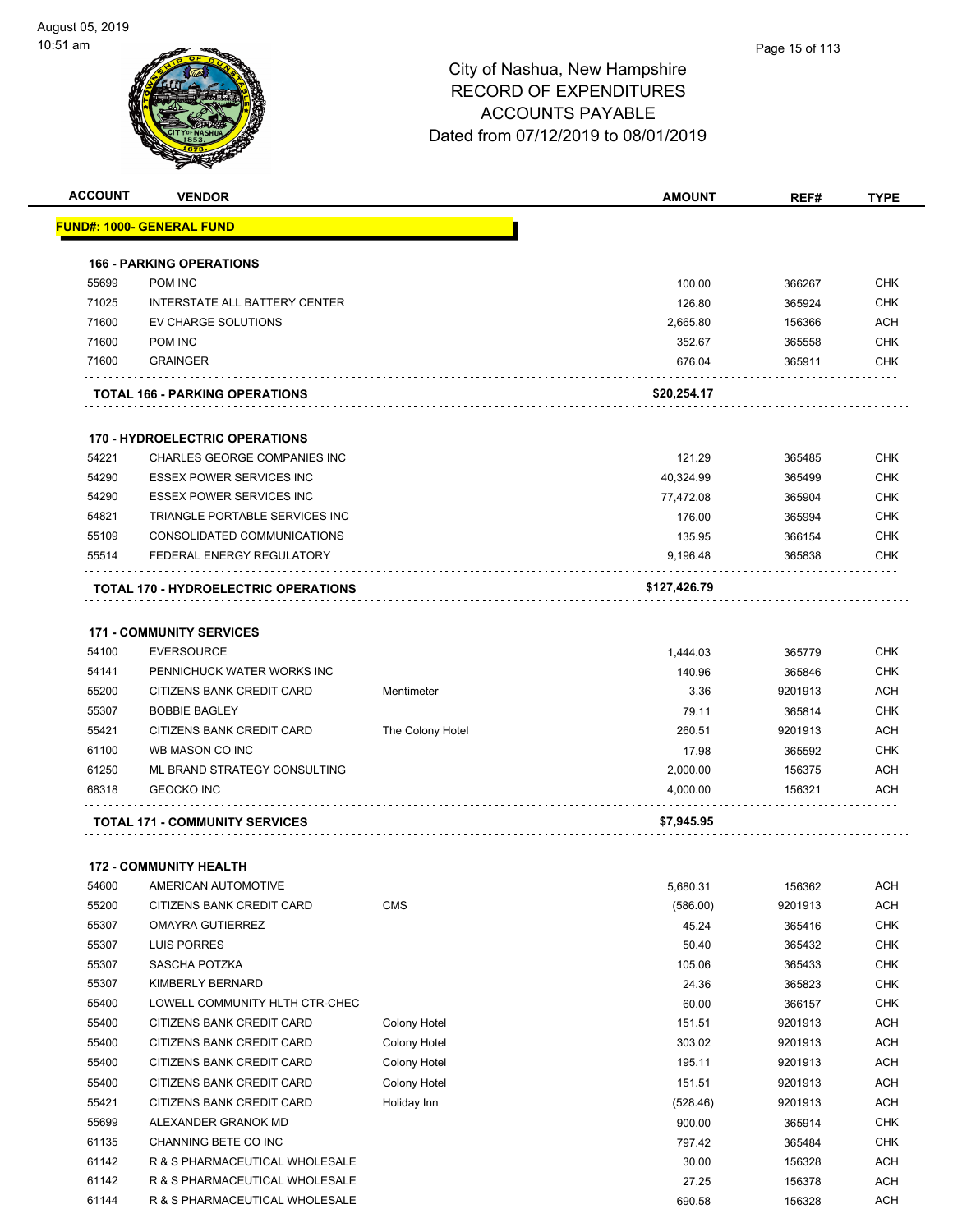City of Nashua, New Hampshire
RECORD OF EXPENDITURES
ACCOUNTS PAYABLE
Dated from 07/12/2019 to 08/01/2019

August 05, 2019
10:51 am

| ACCOUNT | VENDOR | | AMOUNT | REF# | TYPE |
|---|---|---|---|---|---|
| **FUND#: 1000- GENERAL FUND** | | | | | |
| **166 - PARKING OPERATIONS** | | | | | |
| 55699 | POM INC | | 100.00 | 366267 | CHK |
| 71025 | INTERSTATE ALL BATTERY CENTER | | 126.80 | 365924 | CHK |
| 71600 | EV CHARGE SOLUTIONS | | 2,665.80 | 156366 | ACH |
| 71600 | POM INC | | 352.67 | 365558 | CHK |
| 71600 | GRAINGER | | 676.04 | 365911 | CHK |
| **TOTAL 166 - PARKING OPERATIONS** | | | **$20,254.17** | | |
| **170 - HYDROELECTRIC OPERATIONS** | | | | | |
| 54221 | CHARLES GEORGE COMPANIES INC | | 121.29 | 365485 | CHK |
| 54290 | ESSEX POWER SERVICES INC | | 40,324.99 | 365499 | CHK |
| 54290 | ESSEX POWER SERVICES INC | | 77,472.08 | 365904 | CHK |
| 54821 | TRIANGLE PORTABLE SERVICES INC | | 176.00 | 365994 | CHK |
| 55109 | CONSOLIDATED COMMUNICATIONS | | 135.95 | 366154 | CHK |
| 55514 | FEDERAL ENERGY REGULATORY | | 9,196.48 | 365838 | CHK |
| **TOTAL 170 - HYDROELECTRIC OPERATIONS** | | | **$127,426.79** | | |
| **171 - COMMUNITY SERVICES** | | | | | |
| 54100 | EVERSOURCE | | 1,444.03 | 365779 | CHK |
| 54141 | PENNICHUCK WATER WORKS INC | | 140.96 | 365846 | CHK |
| 55200 | CITIZENS BANK CREDIT CARD | Mentimeter | 3.36 | 9201913 | ACH |
| 55307 | BOBBIE BAGLEY | | 79.11 | 365814 | CHK |
| 55421 | CITIZENS BANK CREDIT CARD | The Colony Hotel | 260.51 | 9201913 | ACH |
| 61100 | WB MASON CO INC | | 17.98 | 365592 | CHK |
| 61250 | ML BRAND STRATEGY CONSULTING | | 2,000.00 | 156375 | ACH |
| 68318 | GEOCKO INC | | 4,000.00 | 156321 | ACH |
| **TOTAL 171 - COMMUNITY SERVICES** | | | **$7,945.95** | | |
| **172 - COMMUNITY HEALTH** | | | | | |
| 54600 | AMERICAN AUTOMOTIVE | | 5,680.31 | 156362 | ACH |
| 55200 | CITIZENS BANK CREDIT CARD | CMS | (586.00) | 9201913 | ACH |
| 55307 | OMAYRA GUTIERREZ | | 45.24 | 365416 | CHK |
| 55307 | LUIS PORRES | | 50.40 | 365432 | CHK |
| 55307 | SASCHA POTZKA | | 105.06 | 365433 | CHK |
| 55307 | KIMBERLY BERNARD | | 24.36 | 365823 | CHK |
| 55400 | LOWELL COMMUNITY HLTH CTR-CHEC | | 60.00 | 366157 | CHK |
| 55400 | CITIZENS BANK CREDIT CARD | Colony Hotel | 151.51 | 9201913 | ACH |
| 55400 | CITIZENS BANK CREDIT CARD | Colony Hotel | 303.02 | 9201913 | ACH |
| 55400 | CITIZENS BANK CREDIT CARD | Colony Hotel | 195.11 | 9201913 | ACH |
| 55400 | CITIZENS BANK CREDIT CARD | Colony Hotel | 151.51 | 9201913 | ACH |
| 55421 | CITIZENS BANK CREDIT CARD | Holiday Inn | (528.46) | 9201913 | ACH |
| 55699 | ALEXANDER GRANOK MD | | 900.00 | 365914 | CHK |
| 61135 | CHANNING BETE CO INC | | 797.42 | 365484 | CHK |
| 61142 | R & S PHARMACEUTICAL WHOLESALE | | 30.00 | 156328 | ACH |
| 61142 | R & S PHARMACEUTICAL WHOLESALE | | 27.25 | 156378 | ACH |
| 61144 | R & S PHARMACEUTICAL WHOLESALE | | 690.58 | 156328 | ACH |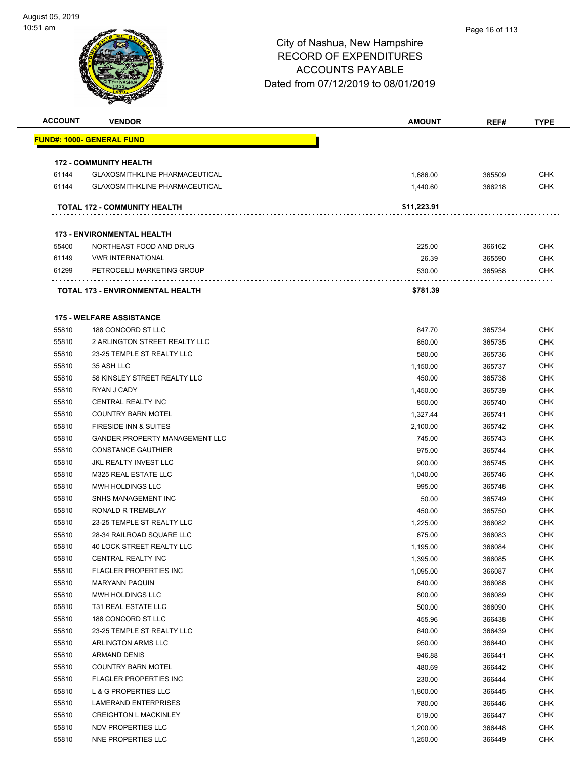# City of Nashua, New Hampshire
## RECORD OF EXPENDITURES
## ACCOUNTS PAYABLE
### Dated from 07/12/2019 to 08/01/2019

| ACCOUNT | VENDOR | AMOUNT | REF# | TYPE |
|---|---|---|---|---|
| **FUND#: 1000- GENERAL FUND** | | | | |
| **172 - COMMUNITY HEALTH** | | | | |
| 61144 | GLAXOSMITHKLINE PHARMACEUTICAL | 1,686.00 | 365509 | CHK |
| 61144 | GLAXOSMITHKLINE PHARMACEUTICAL | 1,440.60 | 366218 | CHK |
| | **TOTAL 172 - COMMUNITY HEALTH** | **$11,223.91** | | |
| **173 - ENVIRONMENTAL HEALTH** | | | | |
| 55400 | NORTHEAST FOOD AND DRUG | 225.00 | 366162 | CHK |
| 61149 | VWR INTERNATIONAL | 26.39 | 365590 | CHK |
| 61299 | PETROCELLI MARKETING GROUP | 530.00 | 365958 | CHK |
| | **TOTAL 173 - ENVIRONMENTAL HEALTH** | **$781.39** | | |
| **175 - WELFARE ASSISTANCE** | | | | |
| 55810 | 188 CONCORD ST LLC | 847.70 | 365734 | CHK |
| 55810 | 2 ARLINGTON STREET REALTY LLC | 850.00 | 365735 | CHK |
| 55810 | 23-25 TEMPLE ST REALTY LLC | 580.00 | 365736 | CHK |
| 55810 | 35 ASH LLC | 1,150.00 | 365737 | CHK |
| 55810 | 58 KINSLEY STREET REALTY LLC | 450.00 | 365738 | CHK |
| 55810 | RYAN J CADY | 1,450.00 | 365739 | CHK |
| 55810 | CENTRAL REALTY INC | 850.00 | 365740 | CHK |
| 55810 | COUNTRY BARN MOTEL | 1,327.44 | 365741 | CHK |
| 55810 | FIRESIDE INN & SUITES | 2,100.00 | 365742 | CHK |
| 55810 | GANDER PROPERTY MANAGEMENT LLC | 745.00 | 365743 | CHK |
| 55810 | CONSTANCE GAUTHIER | 975.00 | 365744 | CHK |
| 55810 | JKL REALTY INVEST LLC | 900.00 | 365745 | CHK |
| 55810 | M325 REAL ESTATE LLC | 1,040.00 | 365746 | CHK |
| 55810 | MWH HOLDINGS LLC | 995.00 | 365748 | CHK |
| 55810 | SNHS MANAGEMENT INC | 50.00 | 365749 | CHK |
| 55810 | RONALD R TREMBLAY | 450.00 | 365750 | CHK |
| 55810 | 23-25 TEMPLE ST REALTY LLC | 1,225.00 | 366082 | CHK |
| 55810 | 28-34 RAILROAD SQUARE LLC | 675.00 | 366083 | CHK |
| 55810 | 40 LOCK STREET REALTY LLC | 1,195.00 | 366084 | CHK |
| 55810 | CENTRAL REALTY INC | 1,395.00 | 366085 | CHK |
| 55810 | FLAGLER PROPERTIES INC | 1,095.00 | 366087 | CHK |
| 55810 | MARYANN PAQUIN | 640.00 | 366088 | CHK |
| 55810 | MWH HOLDINGS LLC | 800.00 | 366089 | CHK |
| 55810 | T31 REAL ESTATE LLC | 500.00 | 366090 | CHK |
| 55810 | 188 CONCORD ST LLC | 455.96 | 366438 | CHK |
| 55810 | 23-25 TEMPLE ST REALTY LLC | 640.00 | 366439 | CHK |
| 55810 | ARLINGTON ARMS LLC | 950.00 | 366440 | CHK |
| 55810 | ARMAND DENIS | 946.88 | 366441 | CHK |
| 55810 | COUNTRY BARN MOTEL | 480.69 | 366442 | CHK |
| 55810 | FLAGLER PROPERTIES INC | 230.00 | 366444 | CHK |
| 55810 | L & G PROPERTIES LLC | 1,800.00 | 366445 | CHK |
| 55810 | LAMERAND ENTERPRISES | 780.00 | 366446 | CHK |
| 55810 | CREIGHTON L MACKINLEY | 619.00 | 366447 | CHK |
| 55810 | NDV PROPERTIES LLC | 1,200.00 | 366448 | CHK |
| 55810 | NNE PROPERTIES LLC | 1,250.00 | 366449 | CHK |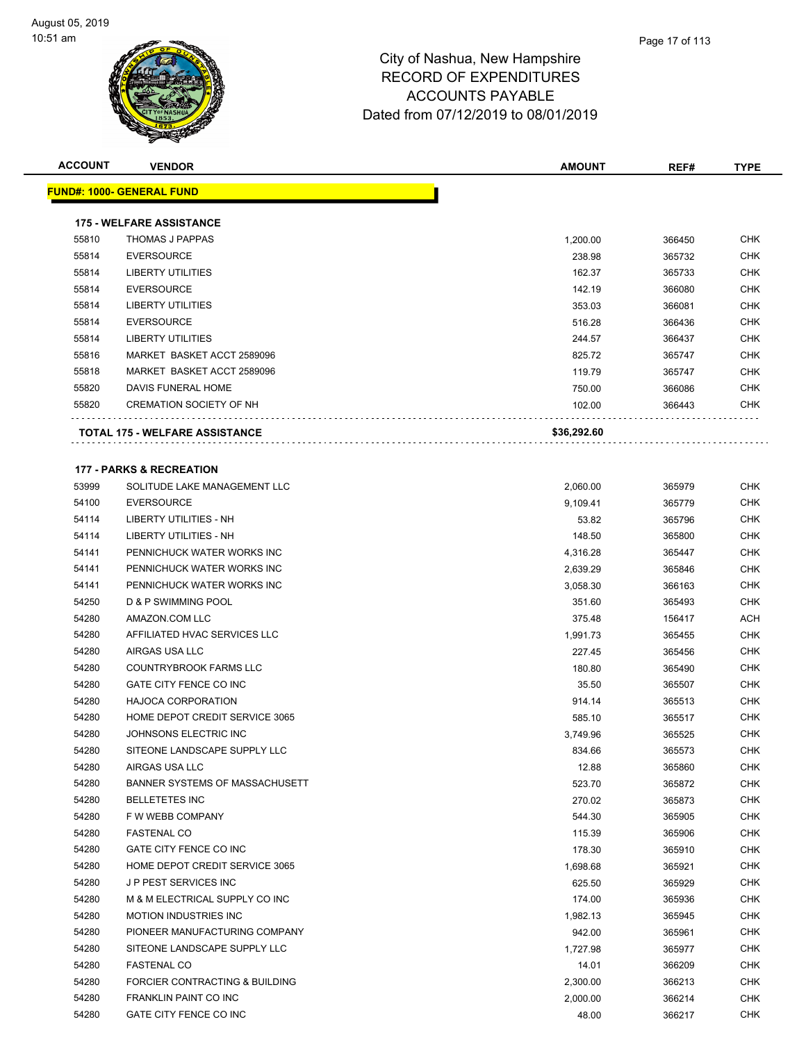City of Nashua, New Hampshire
RECORD OF EXPENDITURES
ACCOUNTS PAYABLE
Dated from 07/12/2019 to 08/01/2019

| ACCOUNT | VENDOR | AMOUNT | REF# | TYPE |
|---|---|---|---|---|
| **FUND#: 1000- GENERAL FUND** | | | | |
| **175 - WELFARE ASSISTANCE** | | | | |
| 55810 | THOMAS J PAPPAS | 1,200.00 | 366450 | CHK |
| 55814 | EVERSOURCE | 238.98 | 365732 | CHK |
| 55814 | LIBERTY UTILITIES | 162.37 | 365733 | CHK |
| 55814 | EVERSOURCE | 142.19 | 366080 | CHK |
| 55814 | LIBERTY UTILITIES | 353.03 | 366081 | CHK |
| 55814 | EVERSOURCE | 516.28 | 366436 | CHK |
| 55814 | LIBERTY UTILITIES | 244.57 | 366437 | CHK |
| 55816 | MARKET BASKET ACCT 2589096 | 825.72 | 365747 | CHK |
| 55818 | MARKET BASKET ACCT 2589096 | 119.79 | 365747 | CHK |
| 55820 | DAVIS FUNERAL HOME | 750.00 | 366086 | CHK |
| 55820 | CREMATION SOCIETY OF NH | 102.00 | 366443 | CHK |
| **TOTAL 175 - WELFARE ASSISTANCE** | | **$36,292.60** | | |
| **177 - PARKS & RECREATION** | | | | |
| 53999 | SOLITUDE LAKE MANAGEMENT LLC | 2,060.00 | 365979 | CHK |
| 54100 | EVERSOURCE | 9,109.41 | 365779 | CHK |
| 54114 | LIBERTY UTILITIES - NH | 53.82 | 365796 | CHK |
| 54114 | LIBERTY UTILITIES - NH | 148.50 | 365800 | CHK |
| 54141 | PENNICHUCK WATER WORKS INC | 4,316.28 | 365447 | CHK |
| 54141 | PENNICHUCK WATER WORKS INC | 2,639.29 | 365846 | CHK |
| 54141 | PENNICHUCK WATER WORKS INC | 3,058.30 | 366163 | CHK |
| 54250 | D & P SWIMMING POOL | 351.60 | 365493 | CHK |
| 54280 | AMAZON.COM LLC | 375.48 | 156417 | ACH |
| 54280 | AFFILIATED HVAC SERVICES LLC | 1,991.73 | 365455 | CHK |
| 54280 | AIRGAS USA LLC | 227.45 | 365456 | CHK |
| 54280 | COUNTRYBROOK FARMS LLC | 180.80 | 365490 | CHK |
| 54280 | GATE CITY FENCE CO INC | 35.50 | 365507 | CHK |
| 54280 | HAJOCA CORPORATION | 914.14 | 365513 | CHK |
| 54280 | HOME DEPOT CREDIT SERVICE 3065 | 585.10 | 365517 | CHK |
| 54280 | JOHNSONS ELECTRIC INC | 3,749.96 | 365525 | CHK |
| 54280 | SITEONE LANDSCAPE SUPPLY LLC | 834.66 | 365573 | CHK |
| 54280 | AIRGAS USA LLC | 12.88 | 365860 | CHK |
| 54280 | BANNER SYSTEMS OF MASSACHUSETT | 523.70 | 365872 | CHK |
| 54280 | BELLETETES INC | 270.02 | 365873 | CHK |
| 54280 | F W WEBB COMPANY | 544.30 | 365905 | CHK |
| 54280 | FASTENAL CO | 115.39 | 365906 | CHK |
| 54280 | GATE CITY FENCE CO INC | 178.30 | 365910 | CHK |
| 54280 | HOME DEPOT CREDIT SERVICE 3065 | 1,698.68 | 365921 | CHK |
| 54280 | J P PEST SERVICES INC | 625.50 | 365929 | CHK |
| 54280 | M & M ELECTRICAL SUPPLY CO INC | 174.00 | 365936 | CHK |
| 54280 | MOTION INDUSTRIES INC | 1,982.13 | 365945 | CHK |
| 54280 | PIONEER MANUFACTURING COMPANY | 942.00 | 365961 | CHK |
| 54280 | SITEONE LANDSCAPE SUPPLY LLC | 1,727.98 | 365977 | CHK |
| 54280 | FASTENAL CO | 14.01 | 366209 | CHK |
| 54280 | FORCIER CONTRACTING & BUILDING | 2,300.00 | 366213 | CHK |
| 54280 | FRANKLIN PAINT CO INC | 2,000.00 | 366214 | CHK |
| 54280 | GATE CITY FENCE CO INC | 48.00 | 366217 | CHK |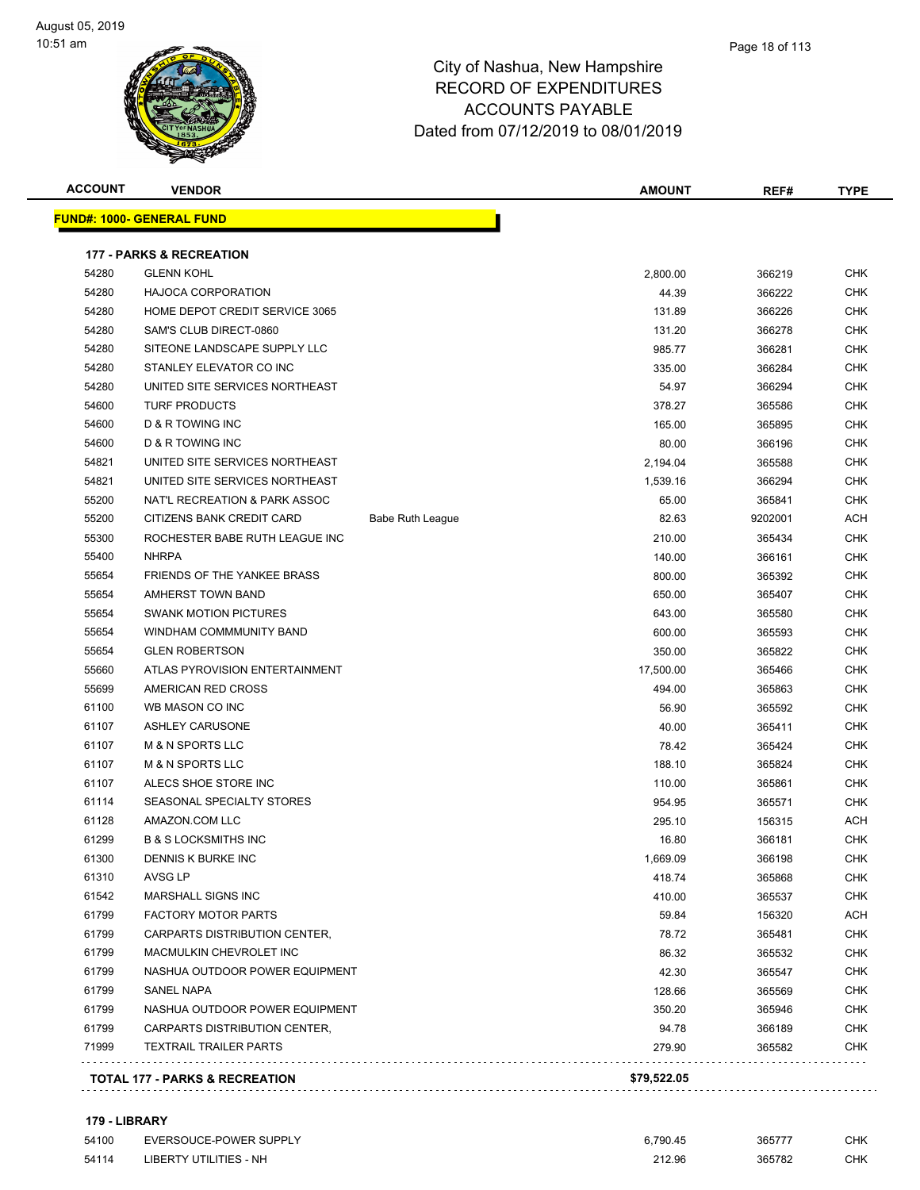City of Nashua, New Hampshire
RECORD OF EXPENDITURES
ACCOUNTS PAYABLE
Dated from 07/12/2019 to 08/01/2019

August 05, 2019
10:51 am

| ACCOUNT | VENDOR | | AMOUNT | REF# | TYPE |
|---|---|---|---|---|---|
| **FUND#: 1000- GENERAL FUND** | | | | | |
| **177 - PARKS & RECREATION** | | | | | |
| 54280 | GLENN KOHL | | 2,800.00 | 366219 | CHK |
| 54280 | HAJOCA CORPORATION | | 44.39 | 366222 | CHK |
| 54280 | HOME DEPOT CREDIT SERVICE 3065 | | 131.89 | 366226 | CHK |
| 54280 | SAM'S CLUB DIRECT-0860 | | 131.20 | 366278 | CHK |
| 54280 | SITEONE LANDSCAPE SUPPLY LLC | | 985.77 | 366281 | CHK |
| 54280 | STANLEY ELEVATOR CO INC | | 335.00 | 366284 | CHK |
| 54280 | UNITED SITE SERVICES NORTHEAST | | 54.97 | 366294 | CHK |
| 54600 | TURF PRODUCTS | | 378.27 | 365586 | CHK |
| 54600 | D & R TOWING INC | | 165.00 | 365895 | CHK |
| 54600 | D & R TOWING INC | | 80.00 | 366196 | CHK |
| 54821 | UNITED SITE SERVICES NORTHEAST | | 2,194.04 | 365588 | CHK |
| 54821 | UNITED SITE SERVICES NORTHEAST | | 1,539.16 | 366294 | CHK |
| 55200 | NAT'L RECREATION & PARK ASSOC | | 65.00 | 365841 | CHK |
| 55200 | CITIZENS BANK CREDIT CARD | Babe Ruth League | 82.63 | 9202001 | ACH |
| 55300 | ROCHESTER BABE RUTH LEAGUE INC | | 210.00 | 365434 | CHK |
| 55400 | NHRPA | | 140.00 | 366161 | CHK |
| 55654 | FRIENDS OF THE YANKEE BRASS | | 800.00 | 365392 | CHK |
| 55654 | AMHERST TOWN BAND | | 650.00 | 365407 | CHK |
| 55654 | SWANK MOTION PICTURES | | 643.00 | 365580 | CHK |
| 55654 | WINDHAM COMMMUNITY BAND | | 600.00 | 365593 | CHK |
| 55654 | GLEN ROBERTSON | | 350.00 | 365822 | CHK |
| 55660 | ATLAS PYROVISION ENTERTAINMENT | | 17,500.00 | 365466 | CHK |
| 55699 | AMERICAN RED CROSS | | 494.00 | 365863 | CHK |
| 61100 | WB MASON CO INC | | 56.90 | 365592 | CHK |
| 61107 | ASHLEY CARUSONE | | 40.00 | 365411 | CHK |
| 61107 | M & N SPORTS LLC | | 78.42 | 365424 | CHK |
| 61107 | M & N SPORTS LLC | | 188.10 | 365824 | CHK |
| 61107 | ALECS SHOE STORE INC | | 110.00 | 365861 | CHK |
| 61114 | SEASONAL SPECIALTY STORES | | 954.95 | 365571 | CHK |
| 61128 | AMAZON.COM LLC | | 295.10 | 156315 | ACH |
| 61299 | B & S LOCKSMITHS INC | | 16.80 | 366181 | CHK |
| 61300 | DENNIS K BURKE INC | | 1,669.09 | 366198 | CHK |
| 61310 | AVSG LP | | 418.74 | 365868 | CHK |
| 61542 | MARSHALL SIGNS INC | | 410.00 | 365537 | CHK |
| 61799 | FACTORY MOTOR PARTS | | 59.84 | 156320 | ACH |
| 61799 | CARPARTS DISTRIBUTION CENTER, | | 78.72 | 365481 | CHK |
| 61799 | MACMULKIN CHEVROLET INC | | 86.32 | 365532 | CHK |
| 61799 | NASHUA OUTDOOR POWER EQUIPMENT | | 42.30 | 365547 | CHK |
| 61799 | SANEL NAPA | | 128.66 | 365569 | CHK |
| 61799 | NASHUA OUTDOOR POWER EQUIPMENT | | 350.20 | 365946 | CHK |
| 61799 | CARPARTS DISTRIBUTION CENTER, | | 94.78 | 366189 | CHK |
| 71999 | TEXTRAIL TRAILER PARTS | | 279.90 | 365582 | CHK |
| **TOTAL 177 - PARKS & RECREATION** | | | **$79,522.05** | | |
| **179 - LIBRARY** | | | | | |
| 54100 | EVERSOUCE-POWER SUPPLY | | 6,790.45 | 365777 | CHK |
| 54114 | LIBERTY UTILITIES - NH | | 212.96 | 365782 | CHK |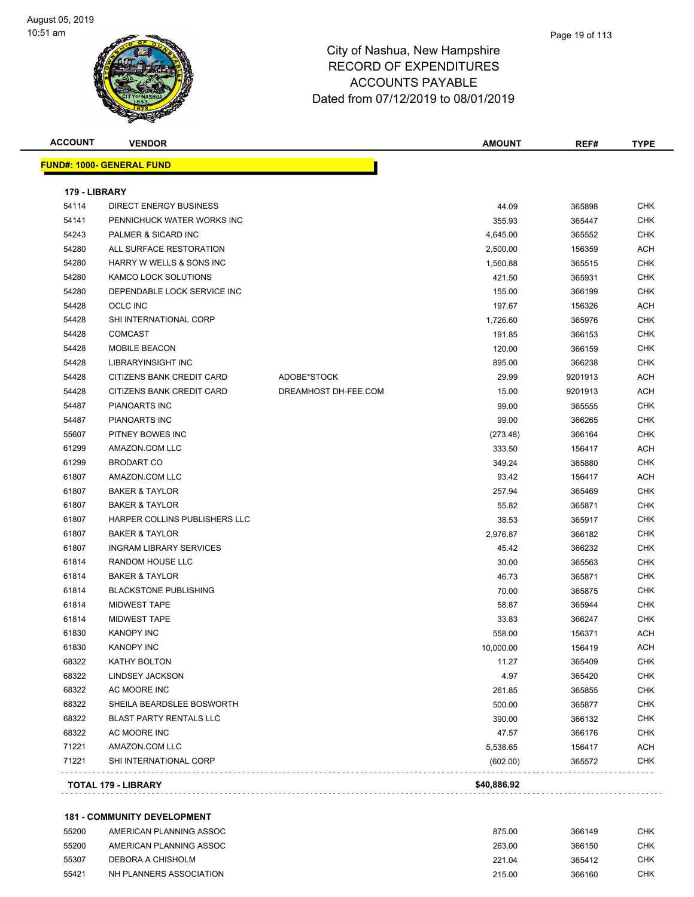August 05, 2019
10:51 am

# City of Nashua, New Hampshire
## RECORD OF EXPENDITURES
## ACCOUNTS PAYABLE
## Dated from 07/12/2019 to 08/01/2019

| ACCOUNT | VENDOR | | AMOUNT | REF# | TYPE |
|---|---|---|---|---|---|
| **FUND#: 1000- GENERAL FUND** | | | | | |
| **179 - LIBRARY** | | | | | |
| 54114 | DIRECT ENERGY BUSINESS | | 44.09 | 365898 | CHK |
| 54141 | PENNICHUCK WATER WORKS INC | | 355.93 | 365447 | CHK |
| 54243 | PALMER & SICARD INC | | 4,645.00 | 365552 | CHK |
| 54280 | ALL SURFACE RESTORATION | | 2,500.00 | 156359 | ACH |
| 54280 | HARRY W WELLS & SONS INC | | 1,560.88 | 365515 | CHK |
| 54280 | KAMCO LOCK SOLUTIONS | | 421.50 | 365931 | CHK |
| 54280 | DEPENDABLE LOCK SERVICE INC | | 155.00 | 366199 | CHK |
| 54428 | OCLC INC | | 197.67 | 156326 | ACH |
| 54428 | SHI INTERNATIONAL CORP | | 1,726.60 | 365976 | CHK |
| 54428 | COMCAST | | 191.85 | 366153 | CHK |
| 54428 | MOBILE BEACON | | 120.00 | 366159 | CHK |
| 54428 | LIBRARYINSIGHT INC | | 895.00 | 366238 | CHK |
| 54428 | CITIZENS BANK CREDIT CARD | ADOBE*STOCK | 29.99 | 9201913 | ACH |
| 54428 | CITIZENS BANK CREDIT CARD | DREAMHOST DH-FEE.COM | 15.00 | 9201913 | ACH |
| 54487 | PIANOARTS INC | | 99.00 | 365555 | CHK |
| 54487 | PIANOARTS INC | | 99.00 | 366265 | CHK |
| 55607 | PITNEY BOWES INC | | (273.48) | 366164 | CHK |
| 61299 | AMAZON.COM LLC | | 333.50 | 156417 | ACH |
| 61299 | BRODART CO | | 349.24 | 365880 | CHK |
| 61807 | AMAZON.COM LLC | | 93.42 | 156417 | ACH |
| 61807 | BAKER & TAYLOR | | 257.94 | 365469 | CHK |
| 61807 | BAKER & TAYLOR | | 55.82 | 365871 | CHK |
| 61807 | HARPER COLLINS PUBLISHERS LLC | | 38.53 | 365917 | CHK |
| 61807 | BAKER & TAYLOR | | 2,976.87 | 366182 | CHK |
| 61807 | INGRAM LIBRARY SERVICES | | 45.42 | 366232 | CHK |
| 61814 | RANDOM HOUSE LLC | | 30.00 | 365563 | CHK |
| 61814 | BAKER & TAYLOR | | 46.73 | 365871 | CHK |
| 61814 | BLACKSTONE PUBLISHING | | 70.00 | 365875 | CHK |
| 61814 | MIDWEST TAPE | | 58.87 | 365944 | CHK |
| 61814 | MIDWEST TAPE | | 33.83 | 366247 | CHK |
| 61830 | KANOPY INC | | 558.00 | 156371 | ACH |
| 61830 | KANOPY INC | | 10,000.00 | 156419 | ACH |
| 68322 | KATHY BOLTON | | 11.27 | 365409 | CHK |
| 68322 | LINDSEY JACKSON | | 4.97 | 365420 | CHK |
| 68322 | AC MOORE INC | | 261.85 | 365855 | CHK |
| 68322 | SHEILA BEARDSLEE BOSWORTH | | 500.00 | 365877 | CHK |
| 68322 | BLAST PARTY RENTALS LLC | | 390.00 | 366132 | CHK |
| 68322 | AC MOORE INC | | 47.57 | 366176 | CHK |
| 71221 | AMAZON.COM LLC | | 5,538.65 | 156417 | ACH |
| 71221 | SHI INTERNATIONAL CORP | | (602.00) | 365572 | CHK |
| **TOTAL 179 - LIBRARY** | | | **$40,886.92** | | |
| **181 - COMMUNITY DEVELOPMENT** | | | | | |
| 55200 | AMERICAN PLANNING ASSOC | | 875.00 | 366149 | CHK |
| 55200 | AMERICAN PLANNING ASSOC | | 263.00 | 366150 | CHK |
| 55307 | DEBORA A CHISHOLM | | 221.04 | 365412 | CHK |
| 55421 | NH PLANNERS ASSOCIATION | | 215.00 | 366160 | CHK |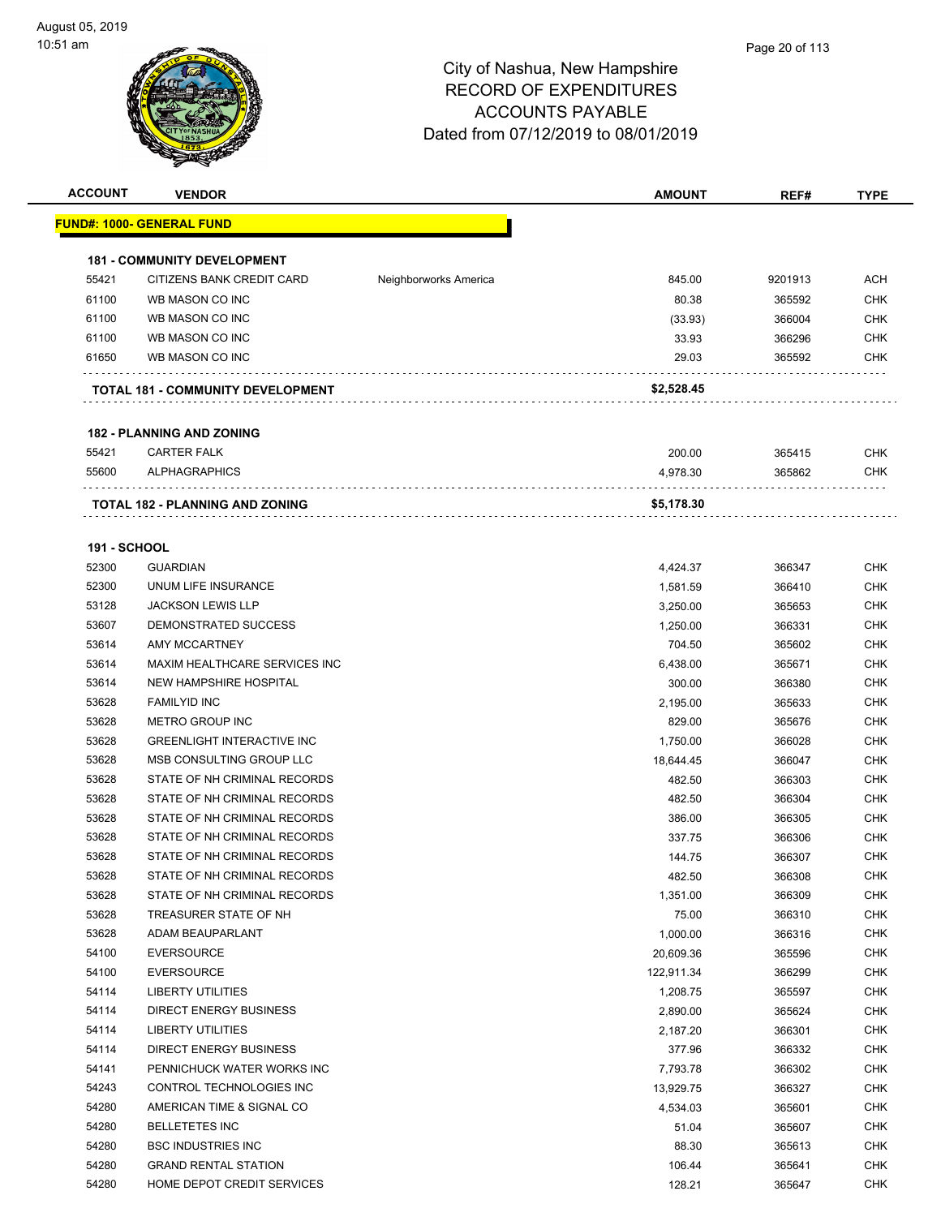# City of Nashua, New Hampshire
# RECORD OF EXPENDITURES
# ACCOUNTS PAYABLE
# Dated from 07/12/2019 to 08/01/2019

| ACCOUNT | VENDOR | | AMOUNT | REF# | TYPE |
|---|---|---|---|---|---|
| **FUND#: 1000- GENERAL FUND** | | | | | |
| **181 - COMMUNITY DEVELOPMENT** | | | | | |
| 55421 | CITIZENS BANK CREDIT CARD | Neighborworks America | 845.00 | 9201913 | ACH |
| 61100 | WB MASON CO INC | | 80.38 | 365592 | CHK |
| 61100 | WB MASON CO INC | | (33.93) | 366004 | CHK |
| 61100 | WB MASON CO INC | | 33.93 | 366296 | CHK |
| 61650 | WB MASON CO INC | | 29.03 | 365592 | CHK |
| **TOTAL 181 - COMMUNITY DEVELOPMENT** | | | **$2,528.45** | | |
| **182 - PLANNING AND ZONING** | | | | | |
| 55421 | CARTER FALK | | 200.00 | 365415 | CHK |
| 55600 | ALPHAGRAPHICS | | 4,978.30 | 365862 | CHK |
| **TOTAL 182 - PLANNING AND ZONING** | | | **$5,178.30** | | |
| **191 - SCHOOL** | | | | | |
| 52300 | GUARDIAN | | 4,424.37 | 366347 | CHK |
| 52300 | UNUM LIFE INSURANCE | | 1,581.59 | 366410 | CHK |
| 53128 | JACKSON LEWIS LLP | | 3,250.00 | 365653 | CHK |
| 53607 | DEMONSTRATED SUCCESS | | 1,250.00 | 366331 | CHK |
| 53614 | AMY MCCARTNEY | | 704.50 | 365602 | CHK |
| 53614 | MAXIM HEALTHCARE SERVICES INC | | 6,438.00 | 365671 | CHK |
| 53614 | NEW HAMPSHIRE HOSPITAL | | 300.00 | 366380 | CHK |
| 53628 | FAMILYID INC | | 2,195.00 | 365633 | CHK |
| 53628 | METRO GROUP INC | | 829.00 | 365676 | CHK |
| 53628 | GREENLIGHT INTERACTIVE INC | | 1,750.00 | 366028 | CHK |
| 53628 | MSB CONSULTING GROUP LLC | | 18,644.45 | 366047 | CHK |
| 53628 | STATE OF NH CRIMINAL RECORDS | | 482.50 | 366303 | CHK |
| 53628 | STATE OF NH CRIMINAL RECORDS | | 482.50 | 366304 | CHK |
| 53628 | STATE OF NH CRIMINAL RECORDS | | 386.00 | 366305 | CHK |
| 53628 | STATE OF NH CRIMINAL RECORDS | | 337.75 | 366306 | CHK |
| 53628 | STATE OF NH CRIMINAL RECORDS | | 144.75 | 366307 | CHK |
| 53628 | STATE OF NH CRIMINAL RECORDS | | 482.50 | 366308 | CHK |
| 53628 | STATE OF NH CRIMINAL RECORDS | | 1,351.00 | 366309 | CHK |
| 53628 | TREASURER STATE OF NH | | 75.00 | 366310 | CHK |
| 53628 | ADAM BEAUPARLANT | | 1,000.00 | 366316 | CHK |
| 54100 | EVERSOURCE | | 20,609.36 | 365596 | CHK |
| 54100 | EVERSOURCE | | 122,911.34 | 366299 | CHK |
| 54114 | LIBERTY UTILITIES | | 1,208.75 | 365597 | CHK |
| 54114 | DIRECT ENERGY BUSINESS | | 2,890.00 | 365624 | CHK |
| 54114 | LIBERTY UTILITIES | | 2,187.20 | 366301 | CHK |
| 54114 | DIRECT ENERGY BUSINESS | | 377.96 | 366332 | CHK |
| 54141 | PENNICHUCK WATER WORKS INC | | 7,793.78 | 366302 | CHK |
| 54243 | CONTROL TECHNOLOGIES INC | | 13,929.75 | 366327 | CHK |
| 54280 | AMERICAN TIME & SIGNAL CO | | 4,534.03 | 365601 | CHK |
| 54280 | BELLETETES INC | | 51.04 | 365607 | CHK |
| 54280 | BSC INDUSTRIES INC | | 88.30 | 365613 | CHK |
| 54280 | GRAND RENTAL STATION | | 106.44 | 365641 | CHK |
| 54280 | HOME DEPOT CREDIT SERVICES | | 128.21 | 365647 | CHK |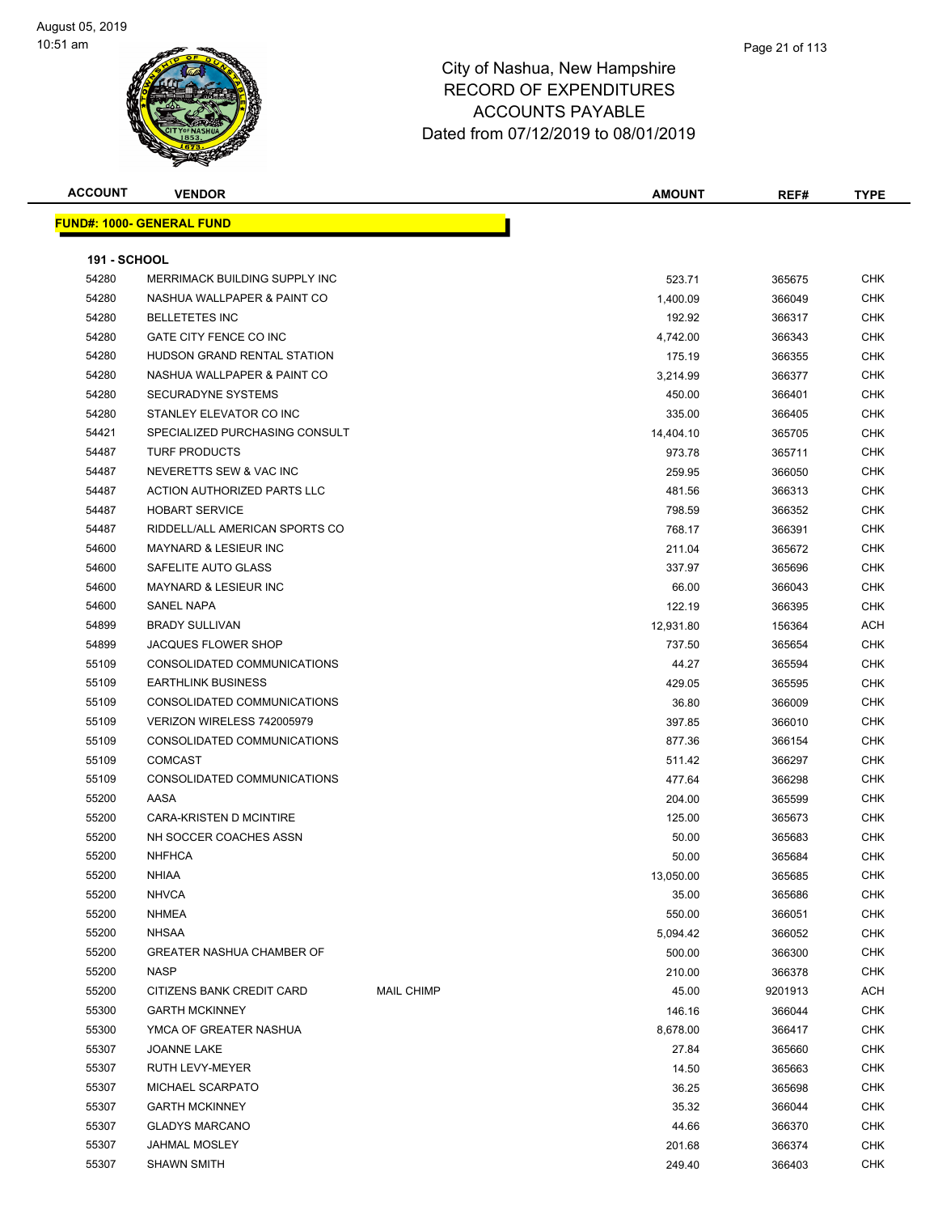City of Nashua, New Hampshire
RECORD OF EXPENDITURES
ACCOUNTS PAYABLE
Dated from 07/12/2019 to 08/01/2019

August 05, 2019
10:51 am

**FUND#: 1000- GENERAL FUND**

**191 - SCHOOL**

| ACCOUNT | VENDOR | | AMOUNT | REF# | TYPE |
|---|---|---|---|---|---|
| 54280 | MERRIMACK BUILDING SUPPLY INC | | 523.71 | 365675 | CHK |
| 54280 | NASHUA WALLPAPER & PAINT CO | | 1,400.09 | 366049 | CHK |
| 54280 | BELLETETES INC | | 192.92 | 366317 | CHK |
| 54280 | GATE CITY FENCE CO INC | | 4,742.00 | 366343 | CHK |
| 54280 | HUDSON GRAND RENTAL STATION | | 175.19 | 366355 | CHK |
| 54280 | NASHUA WALLPAPER & PAINT CO | | 3,214.99 | 366377 | CHK |
| 54280 | SECURADYNE SYSTEMS | | 450.00 | 366401 | CHK |
| 54280 | STANLEY ELEVATOR CO INC | | 335.00 | 366405 | CHK |
| 54421 | SPECIALIZED PURCHASING CONSULT | | 14,404.10 | 365705 | CHK |
| 54487 | TURF PRODUCTS | | 973.78 | 365711 | CHK |
| 54487 | NEVERETTS SEW & VAC INC | | 259.95 | 366050 | CHK |
| 54487 | ACTION AUTHORIZED PARTS LLC | | 481.56 | 366313 | CHK |
| 54487 | HOBART SERVICE | | 798.59 | 366352 | CHK |
| 54487 | RIDDELL/ALL AMERICAN SPORTS CO | | 768.17 | 366391 | CHK |
| 54600 | MAYNARD & LESIEUR INC | | 211.04 | 365672 | CHK |
| 54600 | SAFELITE AUTO GLASS | | 337.97 | 365696 | CHK |
| 54600 | MAYNARD & LESIEUR INC | | 66.00 | 366043 | CHK |
| 54600 | SANEL NAPA | | 122.19 | 366395 | CHK |
| 54899 | BRADY SULLIVAN | | 12,931.80 | 156364 | ACH |
| 54899 | JACQUES FLOWER SHOP | | 737.50 | 365654 | CHK |
| 55109 | CONSOLIDATED COMMUNICATIONS | | 44.27 | 365594 | CHK |
| 55109 | EARTHLINK BUSINESS | | 429.05 | 365595 | CHK |
| 55109 | CONSOLIDATED COMMUNICATIONS | | 36.80 | 366009 | CHK |
| 55109 | VERIZON WIRELESS 742005979 | | 397.85 | 366010 | CHK |
| 55109 | CONSOLIDATED COMMUNICATIONS | | 877.36 | 366154 | CHK |
| 55109 | COMCAST | | 511.42 | 366297 | CHK |
| 55109 | CONSOLIDATED COMMUNICATIONS | | 477.64 | 366298 | CHK |
| 55200 | AASA | | 204.00 | 365599 | CHK |
| 55200 | CARA-KRISTEN D MCINTIRE | | 125.00 | 365673 | CHK |
| 55200 | NH SOCCER COACHES ASSN | | 50.00 | 365683 | CHK |
| 55200 | NHFHCA | | 50.00 | 365684 | CHK |
| 55200 | NHIAA | | 13,050.00 | 365685 | CHK |
| 55200 | NHVCA | | 35.00 | 365686 | CHK |
| 55200 | NHMEA | | 550.00 | 366051 | CHK |
| 55200 | NHSAA | | 5,094.42 | 366052 | CHK |
| 55200 | GREATER NASHUA CHAMBER OF | | 500.00 | 366300 | CHK |
| 55200 | NASP | | 210.00 | 366378 | CHK |
| 55200 | CITIZENS BANK CREDIT CARD | MAIL CHIMP | 45.00 | 9201913 | ACH |
| 55300 | GARTH MCKINNEY | | 146.16 | 366044 | CHK |
| 55300 | YMCA OF GREATER NASHUA | | 8,678.00 | 366417 | CHK |
| 55307 | JOANNE LAKE | | 27.84 | 365660 | CHK |
| 55307 | RUTH LEVY-MEYER | | 14.50 | 365663 | CHK |
| 55307 | MICHAEL SCARPATO | | 36.25 | 365698 | CHK |
| 55307 | GARTH MCKINNEY | | 35.32 | 366044 | CHK |
| 55307 | GLADYS MARCANO | | 44.66 | 366370 | CHK |
| 55307 | JAHMAL MOSLEY | | 201.68 | 366374 | CHK |
| 55307 | SHAWN SMITH | | 249.40 | 366403 | CHK |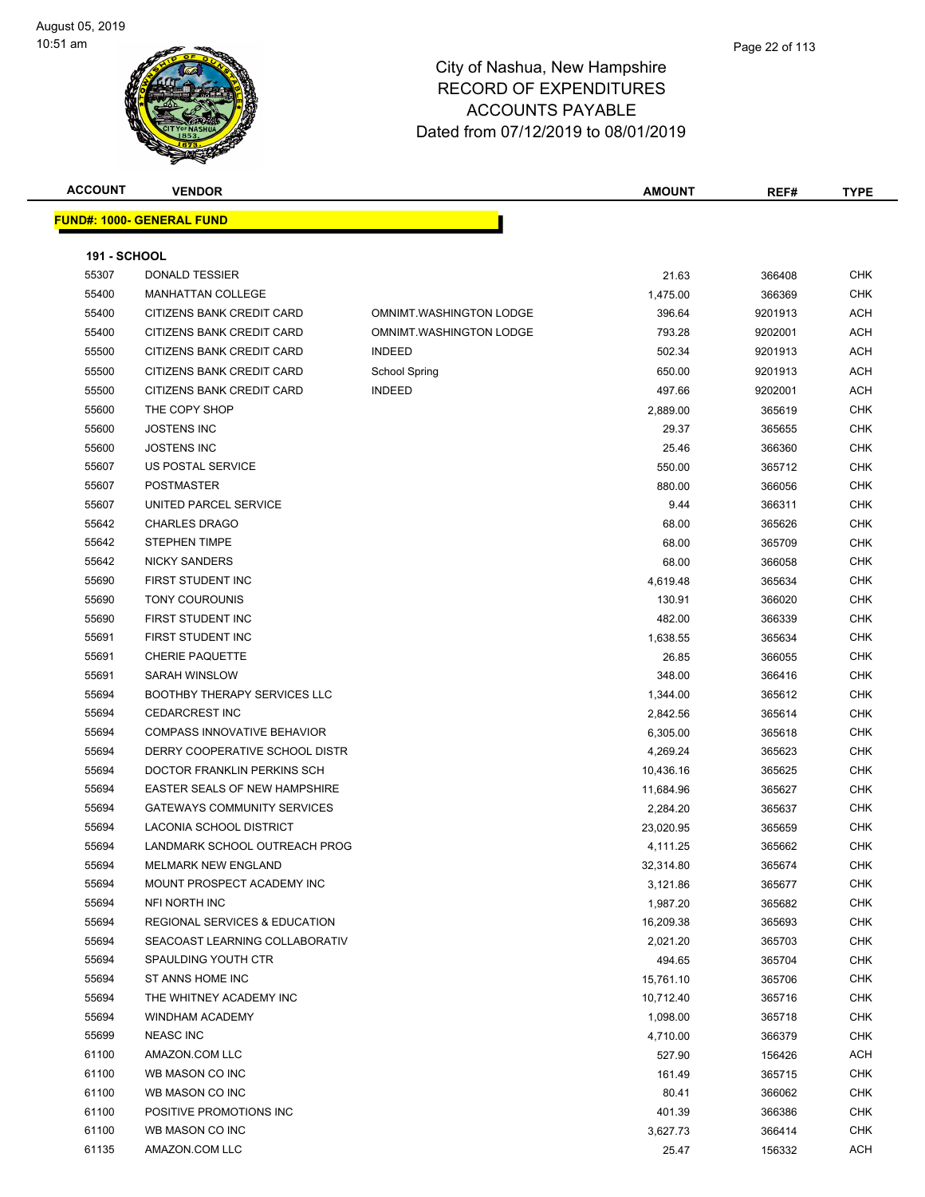City of Nashua, New Hampshire
RECORD OF EXPENDITURES
ACCOUNTS PAYABLE
Dated from 07/12/2019 to 08/01/2019

August 05, 2019
10:51 am

| ACCOUNT | VENDOR | | AMOUNT | REF# | TYPE |
|---|---|---|---|---|---|
| **FUND#: 1000- GENERAL FUND** | | | | | |
| **191 - SCHOOL** | | | | | |
| 55307 | DONALD TESSIER | | 21.63 | 366408 | CHK |
| 55400 | MANHATTAN COLLEGE | | 1,475.00 | 366369 | CHK |
| 55400 | CITIZENS BANK CREDIT CARD | OMNIMT.WASHINGTON LODGE | 396.64 | 9201913 | ACH |
| 55400 | CITIZENS BANK CREDIT CARD | OMNIMT.WASHINGTON LODGE | 793.28 | 9202001 | ACH |
| 55500 | CITIZENS BANK CREDIT CARD | INDEED | 502.34 | 9201913 | ACH |
| 55500 | CITIZENS BANK CREDIT CARD | School Spring | 650.00 | 9201913 | ACH |
| 55500 | CITIZENS BANK CREDIT CARD | INDEED | 497.66 | 9202001 | ACH |
| 55600 | THE COPY SHOP | | 2,889.00 | 365619 | CHK |
| 55600 | JOSTENS INC | | 29.37 | 365655 | CHK |
| 55600 | JOSTENS INC | | 25.46 | 366360 | CHK |
| 55607 | US POSTAL SERVICE | | 550.00 | 365712 | CHK |
| 55607 | POSTMASTER | | 880.00 | 366056 | CHK |
| 55607 | UNITED PARCEL SERVICE | | 9.44 | 366311 | CHK |
| 55642 | CHARLES DRAGO | | 68.00 | 365626 | CHK |
| 55642 | STEPHEN TIMPE | | 68.00 | 365709 | CHK |
| 55642 | NICKY SANDERS | | 68.00 | 366058 | CHK |
| 55690 | FIRST STUDENT INC | | 4,619.48 | 365634 | CHK |
| 55690 | TONY COUROUNIS | | 130.91 | 366020 | CHK |
| 55690 | FIRST STUDENT INC | | 482.00 | 366339 | CHK |
| 55691 | FIRST STUDENT INC | | 1,638.55 | 365634 | CHK |
| 55691 | CHERIE PAQUETTE | | 26.85 | 366055 | CHK |
| 55691 | SARAH WINSLOW | | 348.00 | 366416 | CHK |
| 55694 | BOOTHBY THERAPY SERVICES LLC | | 1,344.00 | 365612 | CHK |
| 55694 | CEDARCREST INC | | 2,842.56 | 365614 | CHK |
| 55694 | COMPASS INNOVATIVE BEHAVIOR | | 6,305.00 | 365618 | CHK |
| 55694 | DERRY COOPERATIVE SCHOOL DISTR | | 4,269.24 | 365623 | CHK |
| 55694 | DOCTOR FRANKLIN PERKINS SCH | | 10,436.16 | 365625 | CHK |
| 55694 | EASTER SEALS OF NEW HAMPSHIRE | | 11,684.96 | 365627 | CHK |
| 55694 | GATEWAYS COMMUNITY SERVICES | | 2,284.20 | 365637 | CHK |
| 55694 | LACONIA SCHOOL DISTRICT | | 23,020.95 | 365659 | CHK |
| 55694 | LANDMARK SCHOOL OUTREACH PROG | | 4,111.25 | 365662 | CHK |
| 55694 | MELMARK NEW ENGLAND | | 32,314.80 | 365674 | CHK |
| 55694 | MOUNT PROSPECT ACADEMY INC | | 3,121.86 | 365677 | CHK |
| 55694 | NFI NORTH INC | | 1,987.20 | 365682 | CHK |
| 55694 | REGIONAL SERVICES & EDUCATION | | 16,209.38 | 365693 | CHK |
| 55694 | SEACOAST LEARNING COLLABORATIV | | 2,021.20 | 365703 | CHK |
| 55694 | SPAULDING YOUTH CTR | | 494.65 | 365704 | CHK |
| 55694 | ST ANNS HOME INC | | 15,761.10 | 365706 | CHK |
| 55694 | THE WHITNEY ACADEMY INC | | 10,712.40 | 365716 | CHK |
| 55694 | WINDHAM ACADEMY | | 1,098.00 | 365718 | CHK |
| 55699 | NEASC INC | | 4,710.00 | 366379 | CHK |
| 61100 | AMAZON.COM LLC | | 527.90 | 156426 | ACH |
| 61100 | WB MASON CO INC | | 161.49 | 365715 | CHK |
| 61100 | WB MASON CO INC | | 80.41 | 366062 | CHK |
| 61100 | POSITIVE PROMOTIONS INC | | 401.39 | 366386 | CHK |
| 61100 | WB MASON CO INC | | 3,627.73 | 366414 | CHK |
| 61135 | AMAZON.COM LLC | | 25.47 | 156332 | ACH |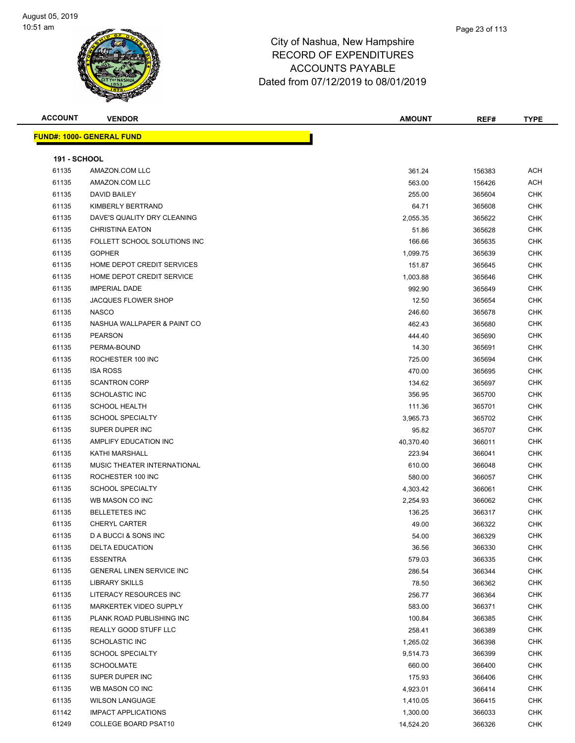# City of Nashua, New Hampshire
# RECORD OF EXPENDITURES
# ACCOUNTS PAYABLE
# Dated from 07/12/2019 to 08/01/2019

August 05, 2019
10:51 am

| ACCOUNT | VENDOR | AMOUNT | REF# | TYPE |
|---|---|---|---|---|
| **FUND#: 1000- GENERAL FUND** | | | | |
| **191 - SCHOOL** | | | | |
| 61135 | AMAZON.COM LLC | 361.24 | 156383 | ACH |
| 61135 | AMAZON.COM LLC | 563.00 | 156426 | ACH |
| 61135 | DAVID BAILEY | 255.00 | 365604 | CHK |
| 61135 | KIMBERLY BERTRAND | 64.71 | 365608 | CHK |
| 61135 | DAVE'S QUALITY DRY CLEANING | 2,055.35 | 365622 | CHK |
| 61135 | CHRISTINA EATON | 51.86 | 365628 | CHK |
| 61135 | FOLLETT SCHOOL SOLUTIONS INC | 166.66 | 365635 | CHK |
| 61135 | GOPHER | 1,099.75 | 365639 | CHK |
| 61135 | HOME DEPOT CREDIT SERVICES | 151.87 | 365645 | CHK |
| 61135 | HOME DEPOT CREDIT SERVICE | 1,003.88 | 365646 | CHK |
| 61135 | IMPERIAL DADE | 992.90 | 365649 | CHK |
| 61135 | JACQUES FLOWER SHOP | 12.50 | 365654 | CHK |
| 61135 | NASCO | 246.60 | 365678 | CHK |
| 61135 | NASHUA WALLPAPER & PAINT CO | 462.43 | 365680 | CHK |
| 61135 | PEARSON | 444.40 | 365690 | CHK |
| 61135 | PERMA-BOUND | 14.30 | 365691 | CHK |
| 61135 | ROCHESTER 100 INC | 725.00 | 365694 | CHK |
| 61135 | ISA ROSS | 470.00 | 365695 | CHK |
| 61135 | SCANTRON CORP | 134.62 | 365697 | CHK |
| 61135 | SCHOLASTIC INC | 356.95 | 365700 | CHK |
| 61135 | SCHOOL HEALTH | 111.36 | 365701 | CHK |
| 61135 | SCHOOL SPECIALTY | 3,965.73 | 365702 | CHK |
| 61135 | SUPER DUPER INC | 95.82 | 365707 | CHK |
| 61135 | AMPLIFY EDUCATION INC | 40,370.40 | 366011 | CHK |
| 61135 | KATHI MARSHALL | 223.94 | 366041 | CHK |
| 61135 | MUSIC THEATER INTERNATIONAL | 610.00 | 366048 | CHK |
| 61135 | ROCHESTER 100 INC | 580.00 | 366057 | CHK |
| 61135 | SCHOOL SPECIALTY | 4,303.42 | 366061 | CHK |
| 61135 | WB MASON CO INC | 2,254.93 | 366062 | CHK |
| 61135 | BELLETETES INC | 136.25 | 366317 | CHK |
| 61135 | CHERYL CARTER | 49.00 | 366322 | CHK |
| 61135 | D A BUCCI & SONS INC | 54.00 | 366329 | CHK |
| 61135 | DELTA EDUCATION | 36.56 | 366330 | CHK |
| 61135 | ESSENTRA | 579.03 | 366335 | CHK |
| 61135 | GENERAL LINEN SERVICE INC | 286.54 | 366344 | CHK |
| 61135 | LIBRARY SKILLS | 78.50 | 366362 | CHK |
| 61135 | LITERACY RESOURCES INC | 256.77 | 366364 | CHK |
| 61135 | MARKERTEK VIDEO SUPPLY | 583.00 | 366371 | CHK |
| 61135 | PLANK ROAD PUBLISHING INC | 100.84 | 366385 | CHK |
| 61135 | REALLY GOOD STUFF LLC | 258.41 | 366389 | CHK |
| 61135 | SCHOLASTIC INC | 1,265.02 | 366398 | CHK |
| 61135 | SCHOOL SPECIALTY | 9,514.73 | 366399 | CHK |
| 61135 | SCHOOLMATE | 660.00 | 366400 | CHK |
| 61135 | SUPER DUPER INC | 175.93 | 366406 | CHK |
| 61135 | WB MASON CO INC | 4,923.01 | 366414 | CHK |
| 61135 | WILSON LANGUAGE | 1,410.05 | 366415 | CHK |
| 61142 | IMPACT APPLICATIONS | 1,300.00 | 366033 | CHK |
| 61249 | COLLEGE BOARD PSAT10 | 14,524.20 | 366326 | CHK |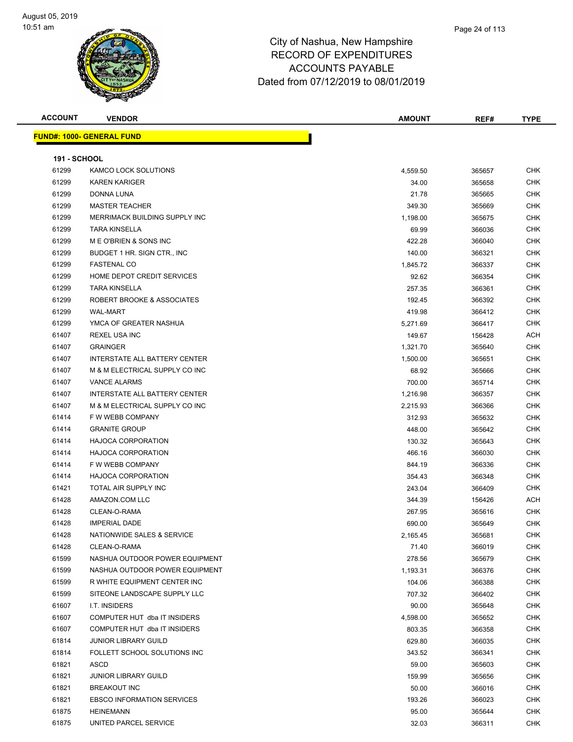City of Nashua, New Hampshire
RECORD OF EXPENDITURES
ACCOUNTS PAYABLE
Dated from 07/12/2019 to 08/01/2019

| ACCOUNT | VENDOR | AMOUNT | REF# | TYPE |
|---|---|---|---|---|

**FUND#: 1000- GENERAL FUND**

**191 - SCHOOL**

| ACCOUNT | VENDOR | AMOUNT | REF# | TYPE |
|---|---|---|---|---|
| 61299 | KAMCO LOCK SOLUTIONS | 4,559.50 | 365657 | CHK |
| 61299 | KAREN KARIGER | 34.00 | 365658 | CHK |
| 61299 | DONNA LUNA | 21.78 | 365665 | CHK |
| 61299 | MASTER TEACHER | 349.30 | 365669 | CHK |
| 61299 | MERRIMACK BUILDING SUPPLY INC | 1,198.00 | 365675 | CHK |
| 61299 | TARA KINSELLA | 69.99 | 366036 | CHK |
| 61299 | M E O'BRIEN & SONS INC | 422.28 | 366040 | CHK |
| 61299 | BUDGET 1 HR. SIGN CTR., INC | 140.00 | 366321 | CHK |
| 61299 | FASTENAL CO | 1,845.72 | 366337 | CHK |
| 61299 | HOME DEPOT CREDIT SERVICES | 92.62 | 366354 | CHK |
| 61299 | TARA KINSELLA | 257.35 | 366361 | CHK |
| 61299 | ROBERT BROOKE & ASSOCIATES | 192.45 | 366392 | CHK |
| 61299 | WAL-MART | 419.98 | 366412 | CHK |
| 61299 | YMCA OF GREATER NASHUA | 5,271.69 | 366417 | CHK |
| 61407 | REXEL USA INC | 149.67 | 156428 | ACH |
| 61407 | GRAINGER | 1,321.70 | 365640 | CHK |
| 61407 | INTERSTATE ALL BATTERY CENTER | 1,500.00 | 365651 | CHK |
| 61407 | M & M ELECTRICAL SUPPLY CO INC | 68.92 | 365666 | CHK |
| 61407 | VANCE ALARMS | 700.00 | 365714 | CHK |
| 61407 | INTERSTATE ALL BATTERY CENTER | 1,216.98 | 366357 | CHK |
| 61407 | M & M ELECTRICAL SUPPLY CO INC | 2,215.93 | 366366 | CHK |
| 61414 | F W WEBB COMPANY | 312.93 | 365632 | CHK |
| 61414 | GRANITE GROUP | 448.00 | 365642 | CHK |
| 61414 | HAJOCA CORPORATION | 130.32 | 365643 | CHK |
| 61414 | HAJOCA CORPORATION | 466.16 | 366030 | CHK |
| 61414 | F W WEBB COMPANY | 844.19 | 366336 | CHK |
| 61414 | HAJOCA CORPORATION | 354.43 | 366348 | CHK |
| 61421 | TOTAL AIR SUPPLY INC | 243.04 | 366409 | CHK |
| 61428 | AMAZON.COM LLC | 344.39 | 156426 | ACH |
| 61428 | CLEAN-O-RAMA | 267.95 | 365616 | CHK |
| 61428 | IMPERIAL DADE | 690.00 | 365649 | CHK |
| 61428 | NATIONWIDE SALES & SERVICE | 2,165.45 | 365681 | CHK |
| 61428 | CLEAN-O-RAMA | 71.40 | 366019 | CHK |
| 61599 | NASHUA OUTDOOR POWER EQUIPMENT | 278.56 | 365679 | CHK |
| 61599 | NASHUA OUTDOOR POWER EQUIPMENT | 1,193.31 | 366376 | CHK |
| 61599 | R WHITE EQUIPMENT CENTER INC | 104.06 | 366388 | CHK |
| 61599 | SITEONE LANDSCAPE SUPPLY LLC | 707.32 | 366402 | CHK |
| 61607 | I.T. INSIDERS | 90.00 | 365648 | CHK |
| 61607 | COMPUTER HUT dba IT INSIDERS | 4,598.00 | 365652 | CHK |
| 61607 | COMPUTER HUT dba IT INSIDERS | 803.35 | 366358 | CHK |
| 61814 | JUNIOR LIBRARY GUILD | 629.80 | 366035 | CHK |
| 61814 | FOLLETT SCHOOL SOLUTIONS INC | 343.52 | 366341 | CHK |
| 61821 | ASCD | 59.00 | 365603 | CHK |
| 61821 | JUNIOR LIBRARY GUILD | 159.99 | 365656 | CHK |
| 61821 | BREAKOUT INC | 50.00 | 366016 | CHK |
| 61821 | EBSCO INFORMATION SERVICES | 193.26 | 366023 | CHK |
| 61875 | HEINEMANN | 95.00 | 365644 | CHK |
| 61875 | UNITED PARCEL SERVICE | 32.03 | 366311 | CHK |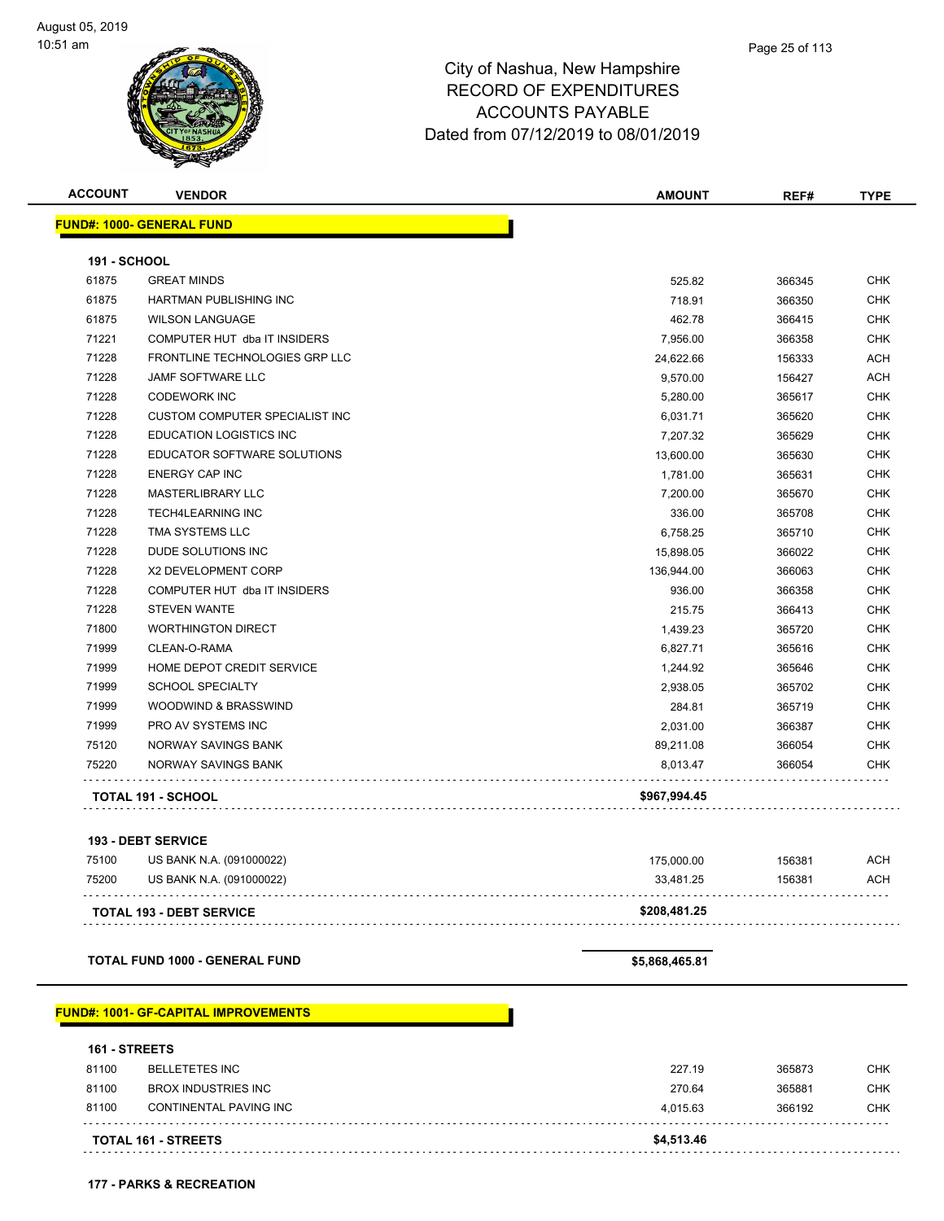# City of Nashua, New Hampshire
## RECORD OF EXPENDITURES
## ACCOUNTS PAYABLE
## Dated from 07/12/2019 to 08/01/2019

| ACCOUNT | VENDOR | AMOUNT | REF# | TYPE |
|---|---|---|---|---|
| **FUND#: 1000- GENERAL FUND** | | | | |
| **191 - SCHOOL** | | | | |
| 61875 | GREAT MINDS | 525.82 | 366345 | CHK |
| 61875 | HARTMAN PUBLISHING INC | 718.91 | 366350 | CHK |
| 61875 | WILSON LANGUAGE | 462.78 | 366415 | CHK |
| 71221 | COMPUTER HUT dba IT INSIDERS | 7,956.00 | 366358 | CHK |
| 71228 | FRONTLINE TECHNOLOGIES GRP LLC | 24,622.66 | 156333 | ACH |
| 71228 | JAMF SOFTWARE LLC | 9,570.00 | 156427 | ACH |
| 71228 | CODEWORK INC | 5,280.00 | 365617 | CHK |
| 71228 | CUSTOM COMPUTER SPECIALIST INC | 6,031.71 | 365620 | CHK |
| 71228 | EDUCATION LOGISTICS INC | 7,207.32 | 365629 | CHK |
| 71228 | EDUCATOR SOFTWARE SOLUTIONS | 13,600.00 | 365630 | CHK |
| 71228 | ENERGY CAP INC | 1,781.00 | 365631 | CHK |
| 71228 | MASTERLIBRARY LLC | 7,200.00 | 365670 | CHK |
| 71228 | TECH4LEARNING INC | 336.00 | 365708 | CHK |
| 71228 | TMA SYSTEMS LLC | 6,758.25 | 365710 | CHK |
| 71228 | DUDE SOLUTIONS INC | 15,898.05 | 366022 | CHK |
| 71228 | X2 DEVELOPMENT CORP | 136,944.00 | 366063 | CHK |
| 71228 | COMPUTER HUT dba IT INSIDERS | 936.00 | 366358 | CHK |
| 71228 | STEVEN WANTE | 215.75 | 366413 | CHK |
| 71800 | WORTHINGTON DIRECT | 1,439.23 | 365720 | CHK |
| 71999 | CLEAN-O-RAMA | 6,827.71 | 365616 | CHK |
| 71999 | HOME DEPOT CREDIT SERVICE | 1,244.92 | 365646 | CHK |
| 71999 | SCHOOL SPECIALTY | 2,938.05 | 365702 | CHK |
| 71999 | WOODWIND & BRASSWIND | 284.81 | 365719 | CHK |
| 71999 | PRO AV SYSTEMS INC | 2,031.00 | 366387 | CHK |
| 75120 | NORWAY SAVINGS BANK | 89,211.08 | 366054 | CHK |
| 75220 | NORWAY SAVINGS BANK | 8,013.47 | 366054 | CHK |
| **TOTAL 191 - SCHOOL** | | **$967,994.45** | | |
| **193 - DEBT SERVICE** | | | | |
| 75100 | US BANK N.A. (091000022) | 175,000.00 | 156381 | ACH |
| 75200 | US BANK N.A. (091000022) | 33,481.25 | 156381 | ACH |
| **TOTAL 193 - DEBT SERVICE** | | **$208,481.25** | | |
| **TOTAL FUND 1000 - GENERAL FUND** | | **$5,868,465.81** | | |
| **FUND#: 1001- GF-CAPITAL IMPROVEMENTS** | | | | |
| **161 - STREETS** | | | | |
| 81100 | BELLETETES INC | 227.19 | 365873 | CHK |
| 81100 | BROX INDUSTRIES INC | 270.64 | 365881 | CHK |
| 81100 | CONTINENTAL PAVING INC | 4,015.63 | 366192 | CHK |
| **TOTAL 161 - STREETS** | | **$4,513.46** | | |
| **177 - PARKS & RECREATION** | | | | |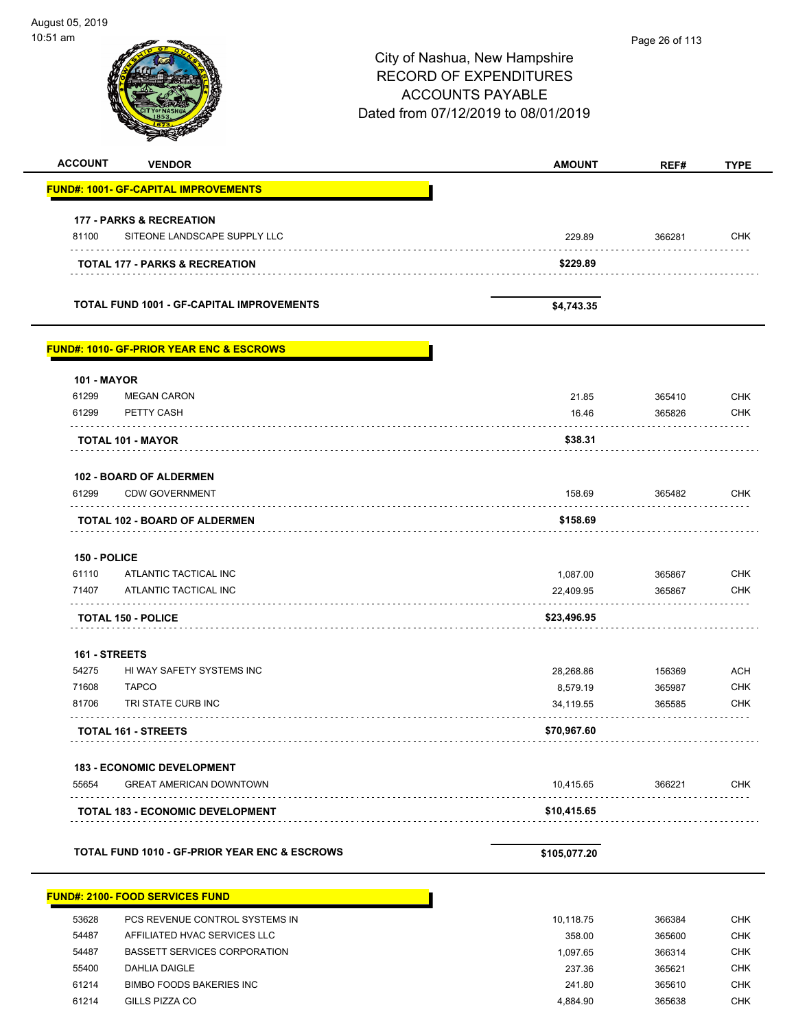# City of Nashua, New Hampshire
## RECORD OF EXPENDITURES
## ACCOUNTS PAYABLE
## Dated from 07/12/2019 to 08/01/2019

| ACCOUNT | VENDOR | AMOUNT | REF# | TYPE |
|---|---|---|---|---|
| **FUND#: 1001- GF-CAPITAL IMPROVEMENTS** | | | | |
| **177 - PARKS & RECREATION** | | | | |
| 81100 | SITEONE LANDSCAPE SUPPLY LLC | 229.89 | 366281 | CHK |
| | **TOTAL 177 - PARKS & RECREATION** | **$229.89** | | |
| | **TOTAL FUND 1001 - GF-CAPITAL IMPROVEMENTS** | **$4,743.35** | | |
| **FUND#: 1010- GF-PRIOR YEAR ENC & ESCROWS** | | | | |
| **101 - MAYOR** | | | | |
| 61299 | MEGAN CARON | 21.85 | 365410 | CHK |
| 61299 | PETTY CASH | 16.46 | 365826 | CHK |
| | **TOTAL 101 - MAYOR** | **$38.31** | | |
| **102 - BOARD OF ALDERMEN** | | | | |
| 61299 | CDW GOVERNMENT | 158.69 | 365482 | CHK |
| | **TOTAL 102 - BOARD OF ALDERMEN** | **$158.69** | | |
| **150 - POLICE** | | | | |
| 61110 | ATLANTIC TACTICAL INC | 1,087.00 | 365867 | CHK |
| 71407 | ATLANTIC TACTICAL INC | 22,409.95 | 365867 | CHK |
| | **TOTAL 150 - POLICE** | **$23,496.95** | | |
| **161 - STREETS** | | | | |
| 54275 | HI WAY SAFETY SYSTEMS INC | 28,268.86 | 156369 | ACH |
| 71608 | TAPCO | 8,579.19 | 365987 | CHK |
| 81706 | TRI STATE CURB INC | 34,119.55 | 365585 | CHK |
| | **TOTAL 161 - STREETS** | **$70,967.60** | | |
| **183 - ECONOMIC DEVELOPMENT** | | | | |
| 55654 | GREAT AMERICAN DOWNTOWN | 10,415.65 | 366221 | CHK |
| | **TOTAL 183 - ECONOMIC DEVELOPMENT** | **$10,415.65** | | |
| | **TOTAL FUND 1010 - GF-PRIOR YEAR ENC & ESCROWS** | **$105,077.20** | | |
| **FUND#: 2100- FOOD SERVICES FUND** | | | | |
| 53628 | PCS REVENUE CONTROL SYSTEMS IN | 10,118.75 | 366384 | CHK |
| 54487 | AFFILIATED HVAC SERVICES LLC | 358.00 | 365600 | CHK |
| 54487 | BASSETT SERVICES CORPORATION | 1,097.65 | 366314 | CHK |
| 55400 | DAHLIA DAIGLE | 237.36 | 365621 | CHK |
| 61214 | BIMBO FOODS BAKERIES INC | 241.80 | 365610 | CHK |
| 61214 | GILLS PIZZA CO | 4,884.90 | 365638 | CHK |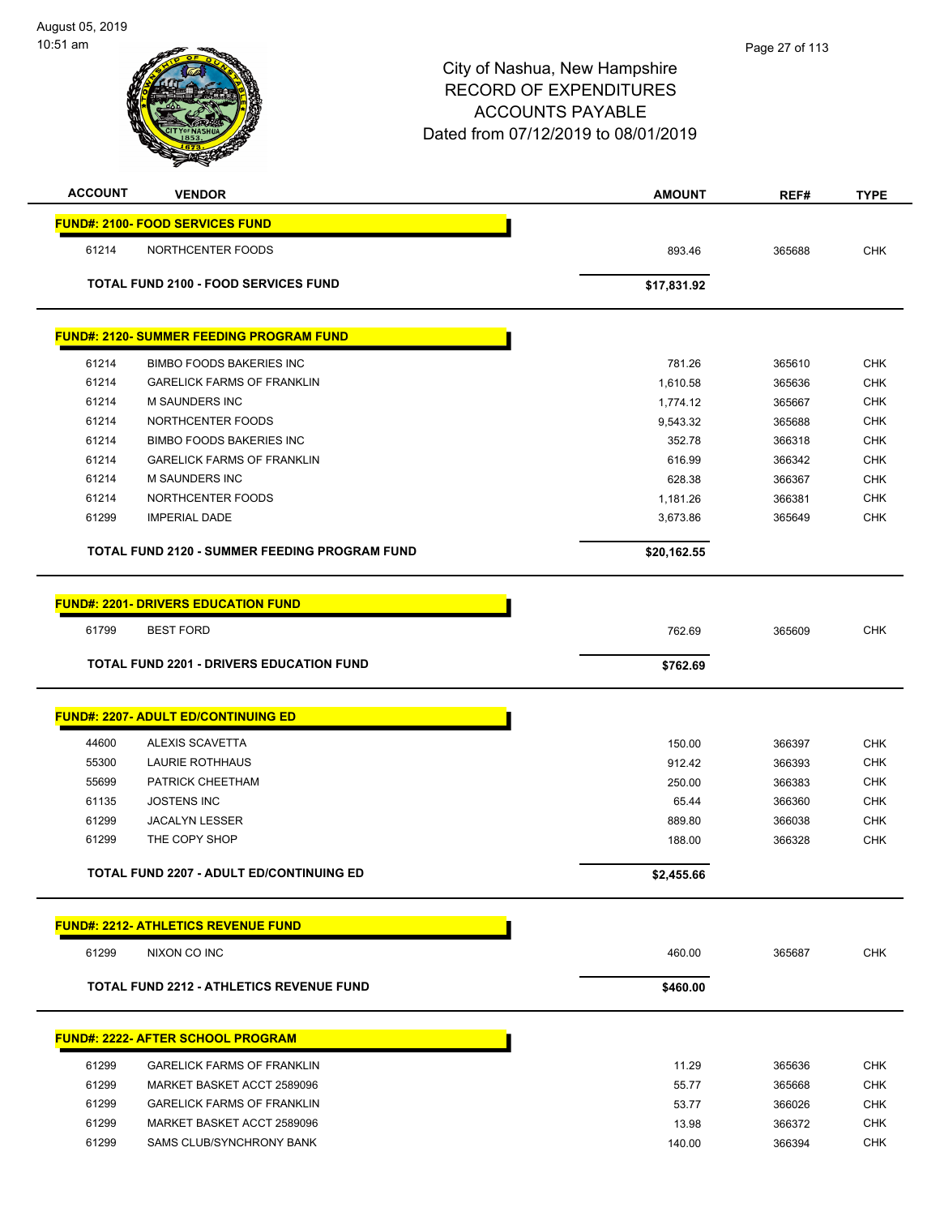City of Nashua, New Hampshire
RECORD OF EXPENDITURES
ACCOUNTS PAYABLE
Dated from 07/12/2019 to 08/01/2019

| ACCOUNT | VENDOR | AMOUNT | REF# | TYPE |
|---|---|---|---|---|
| **FUND#: 2100- FOOD SERVICES FUND** | | | | |
| 61214 | NORTHCENTER FOODS | 893.46 | 365688 | CHK |
| **TOTAL FUND 2100 - FOOD SERVICES FUND** | | **$17,831.92** | | |
| **FUND#: 2120- SUMMER FEEDING PROGRAM FUND** | | | | |
| 61214 | BIMBO FOODS BAKERIES INC | 781.26 | 365610 | CHK |
| 61214 | GARELICK FARMS OF FRANKLIN | 1,610.58 | 365636 | CHK |
| 61214 | M SAUNDERS INC | 1,774.12 | 365667 | CHK |
| 61214 | NORTHCENTER FOODS | 9,543.32 | 365688 | CHK |
| 61214 | BIMBO FOODS BAKERIES INC | 352.78 | 366318 | CHK |
| 61214 | GARELICK FARMS OF FRANKLIN | 616.99 | 366342 | CHK |
| 61214 | M SAUNDERS INC | 628.38 | 366367 | CHK |
| 61214 | NORTHCENTER FOODS | 1,181.26 | 366381 | CHK |
| 61299 | IMPERIAL DADE | 3,673.86 | 365649 | CHK |
| **TOTAL FUND 2120 - SUMMER FEEDING PROGRAM FUND** | | **$20,162.55** | | |
| **FUND#: 2201- DRIVERS EDUCATION FUND** | | | | |
| 61799 | BEST FORD | 762.69 | 365609 | CHK |
| **TOTAL FUND 2201 - DRIVERS EDUCATION FUND** | | **$762.69** | | |
| **FUND#: 2207- ADULT ED/CONTINUING ED** | | | | |
| 44600 | ALEXIS SCAVETTA | 150.00 | 366397 | CHK |
| 55300 | LAURIE ROTHHAUS | 912.42 | 366393 | CHK |
| 55699 | PATRICK CHEETHAM | 250.00 | 366383 | CHK |
| 61135 | JOSTENS INC | 65.44 | 366360 | CHK |
| 61299 | JACALYN LESSER | 889.80 | 366038 | CHK |
| 61299 | THE COPY SHOP | 188.00 | 366328 | CHK |
| **TOTAL FUND 2207 - ADULT ED/CONTINUING ED** | | **$2,455.66** | | |
| **FUND#: 2212- ATHLETICS REVENUE FUND** | | | | |
| 61299 | NIXON CO INC | 460.00 | 365687 | CHK |
| **TOTAL FUND 2212 - ATHLETICS REVENUE FUND** | | **$460.00** | | |
| **FUND#: 2222- AFTER SCHOOL PROGRAM** | | | | |
| 61299 | GARELICK FARMS OF FRANKLIN | 11.29 | 365636 | CHK |
| 61299 | MARKET BASKET ACCT 2589096 | 55.77 | 365668 | CHK |
| 61299 | GARELICK FARMS OF FRANKLIN | 53.77 | 366026 | CHK |
| 61299 | MARKET BASKET ACCT 2589096 | 13.98 | 366372 | CHK |
| 61299 | SAMS CLUB/SYNCHRONY BANK | 140.00 | 366394 | CHK |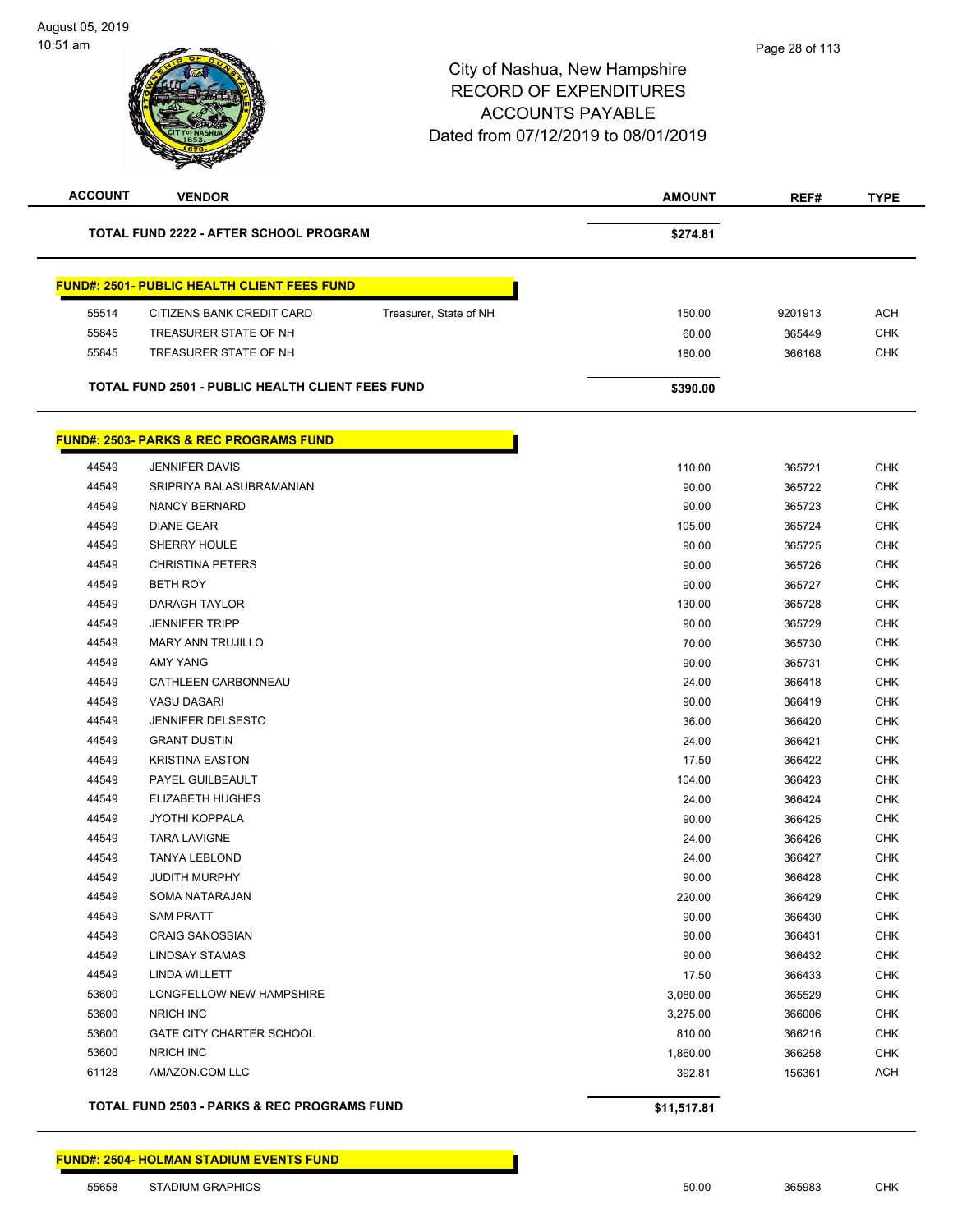City of Nashua, New Hampshire
RECORD OF EXPENDITURES
ACCOUNTS PAYABLE
Dated from 07/12/2019 to 08/01/2019

| ACCOUNT | VENDOR | | AMOUNT | REF# | TYPE |
|---|---|---|---|---|---|
| | **TOTAL FUND 2222 - AFTER SCHOOL PROGRAM** | | **$274.81** | | |

**FUND#: 2501- PUBLIC HEALTH CLIENT FEES FUND**

| ACCOUNT | VENDOR | | AMOUNT | REF# | TYPE |
|---|---|---|---|---|---|
| 55514 | CITIZENS BANK CREDIT CARD | Treasurer, State of NH | 150.00 | 9201913 | ACH |
| 55845 | TREASURER STATE OF NH | | 60.00 | 365449 | CHK |
| 55845 | TREASURER STATE OF NH | | 180.00 | 366168 | CHK |
| | **TOTAL FUND 2501 - PUBLIC HEALTH CLIENT FEES FUND** | | **$390.00** | | |

**FUND#: 2503- PARKS & REC PROGRAMS FUND**

| ACCOUNT | VENDOR | AMOUNT | REF# | TYPE |
|---|---|---|---|---|
| 44549 | JENNIFER DAVIS | 110.00 | 365721 | CHK |
| 44549 | SRIPRIYA BALASUBRAMANIAN | 90.00 | 365722 | CHK |
| 44549 | NANCY BERNARD | 90.00 | 365723 | CHK |
| 44549 | DIANE GEAR | 105.00 | 365724 | CHK |
| 44549 | SHERRY HOULE | 90.00 | 365725 | CHK |
| 44549 | CHRISTINA PETERS | 90.00 | 365726 | CHK |
| 44549 | BETH ROY | 90.00 | 365727 | CHK |
| 44549 | DARAGH TAYLOR | 130.00 | 365728 | CHK |
| 44549 | JENNIFER TRIPP | 90.00 | 365729 | CHK |
| 44549 | MARY ANN TRUJILLO | 70.00 | 365730 | CHK |
| 44549 | AMY YANG | 90.00 | 365731 | CHK |
| 44549 | CATHLEEN CARBONNEAU | 24.00 | 366418 | CHK |
| 44549 | VASU DASARI | 90.00 | 366419 | CHK |
| 44549 | JENNIFER DELSESTO | 36.00 | 366420 | CHK |
| 44549 | GRANT DUSTIN | 24.00 | 366421 | CHK |
| 44549 | KRISTINA EASTON | 17.50 | 366422 | CHK |
| 44549 | PAYEL GUILBEAULT | 104.00 | 366423 | CHK |
| 44549 | ELIZABETH HUGHES | 24.00 | 366424 | CHK |
| 44549 | JYOTHI KOPPALA | 90.00 | 366425 | CHK |
| 44549 | TARA LAVIGNE | 24.00 | 366426 | CHK |
| 44549 | TANYA LEBLOND | 24.00 | 366427 | CHK |
| 44549 | JUDITH MURPHY | 90.00 | 366428 | CHK |
| 44549 | SOMA NATARAJAN | 220.00 | 366429 | CHK |
| 44549 | SAM PRATT | 90.00 | 366430 | CHK |
| 44549 | CRAIG SANOSSIAN | 90.00 | 366431 | CHK |
| 44549 | LINDSAY STAMAS | 90.00 | 366432 | CHK |
| 44549 | LINDA WILLETT | 17.50 | 366433 | CHK |
| 53600 | LONGFELLOW NEW HAMPSHIRE | 3,080.00 | 365529 | CHK |
| 53600 | NRICH INC | 3,275.00 | 366006 | CHK |
| 53600 | GATE CITY CHARTER SCHOOL | 810.00 | 366216 | CHK |
| 53600 | NRICH INC | 1,860.00 | 366258 | CHK |
| 61128 | AMAZON.COM LLC | 392.81 | 156361 | ACH |
| | **TOTAL FUND 2503 - PARKS & REC PROGRAMS FUND** | **$11,517.81** | | |

**FUND#: 2504- HOLMAN STADIUM EVENTS FUND**

| ACCOUNT | VENDOR | AMOUNT | REF# | TYPE |
|---|---|---|---|---|
| 55658 | STADIUM GRAPHICS | 50.00 | 365983 | CHK |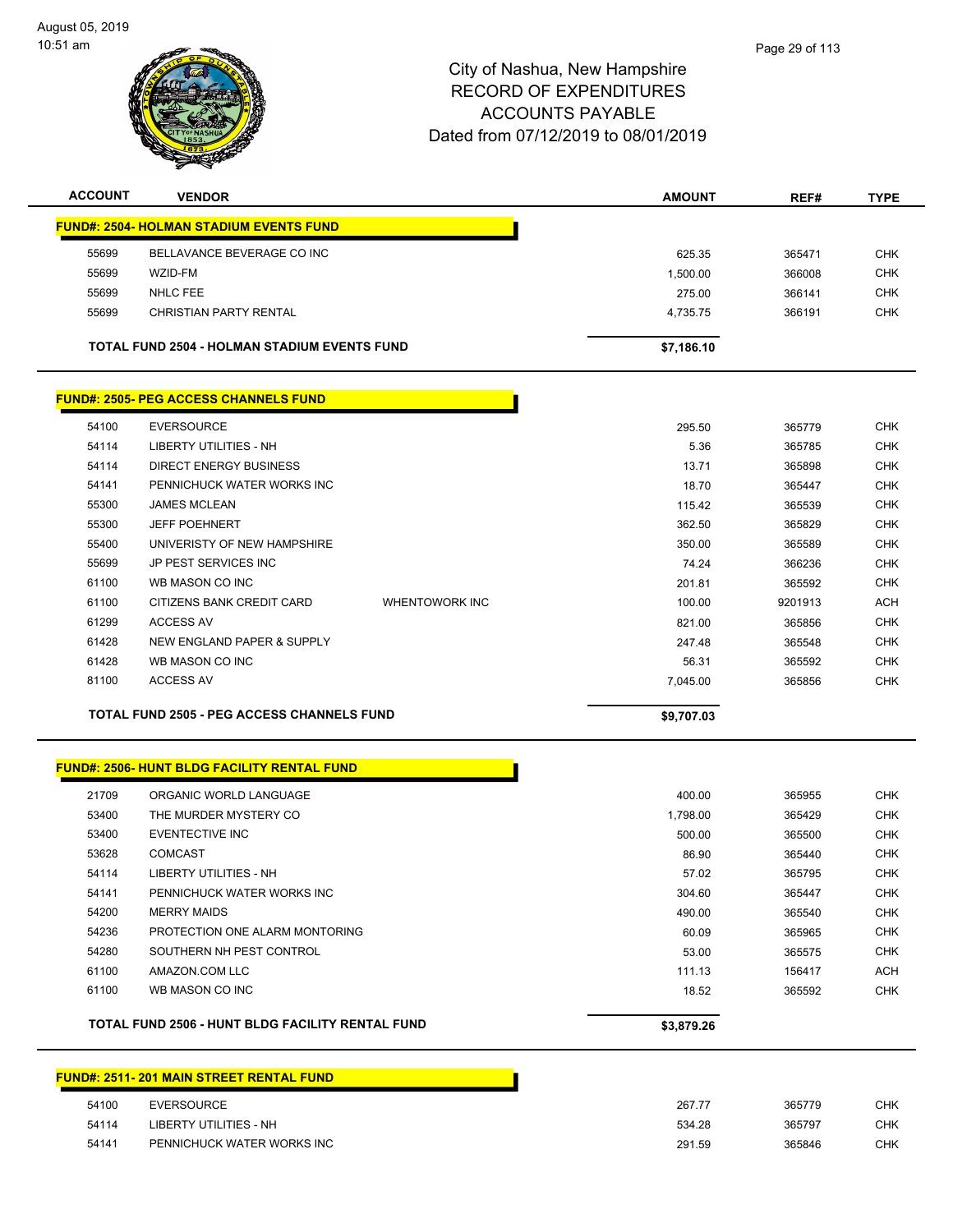City of Nashua, New Hampshire
RECORD OF EXPENDITURES
ACCOUNTS PAYABLE
Dated from 07/12/2019 to 08/01/2019

| ACCOUNT | VENDOR | | AMOUNT | REF# | TYPE |
|---|---|---|---|---|---|
| **FUND#: 2504- HOLMAN STADIUM EVENTS FUND** | | | | | |
| 55699 | BELLAVANCE BEVERAGE CO INC | | 625.35 | 365471 | CHK |
| 55699 | WZID-FM | | 1,500.00 | 366008 | CHK |
| 55699 | NHLC FEE | | 275.00 | 366141 | CHK |
| 55699 | CHRISTIAN PARTY RENTAL | | 4,735.75 | 366191 | CHK |
| **TOTAL FUND 2504 - HOLMAN STADIUM EVENTS FUND** | | | **$7,186.10** | | |
| **FUND#: 2505- PEG ACCESS CHANNELS FUND** | | | | | |
| 54100 | EVERSOURCE | | 295.50 | 365779 | CHK |
| 54114 | LIBERTY UTILITIES - NH | | 5.36 | 365785 | CHK |
| 54114 | DIRECT ENERGY BUSINESS | | 13.71 | 365898 | CHK |
| 54141 | PENNICHUCK WATER WORKS INC | | 18.70 | 365447 | CHK |
| 55300 | JAMES MCLEAN | | 115.42 | 365539 | CHK |
| 55300 | JEFF POEHNERT | | 362.50 | 365829 | CHK |
| 55400 | UNIVERISTY OF NEW HAMPSHIRE | | 350.00 | 365589 | CHK |
| 55699 | JP PEST SERVICES INC | | 74.24 | 366236 | CHK |
| 61100 | WB MASON CO INC | | 201.81 | 365592 | CHK |
| 61100 | CITIZENS BANK CREDIT CARD | WHENTOWORK INC | 100.00 | 9201913 | ACH |
| 61299 | ACCESS AV | | 821.00 | 365856 | CHK |
| 61428 | NEW ENGLAND PAPER & SUPPLY | | 247.48 | 365548 | CHK |
| 61428 | WB MASON CO INC | | 56.31 | 365592 | CHK |
| 81100 | ACCESS AV | | 7,045.00 | 365856 | CHK |
| **TOTAL FUND 2505 - PEG ACCESS CHANNELS FUND** | | | **$9,707.03** | | |
| **FUND#: 2506- HUNT BLDG FACILITY RENTAL FUND** | | | | | |
| 21709 | ORGANIC WORLD LANGUAGE | | 400.00 | 365955 | CHK |
| 53400 | THE MURDER MYSTERY CO | | 1,798.00 | 365429 | CHK |
| 53400 | EVENTECTIVE INC | | 500.00 | 365500 | CHK |
| 53628 | COMCAST | | 86.90 | 365440 | CHK |
| 54114 | LIBERTY UTILITIES - NH | | 57.02 | 365795 | CHK |
| 54141 | PENNICHUCK WATER WORKS INC | | 304.60 | 365447 | CHK |
| 54200 | MERRY MAIDS | | 490.00 | 365540 | CHK |
| 54236 | PROTECTION ONE ALARM MONTORING | | 60.09 | 365965 | CHK |
| 54280 | SOUTHERN NH PEST CONTROL | | 53.00 | 365575 | CHK |
| 61100 | AMAZON.COM LLC | | 111.13 | 156417 | ACH |
| 61100 | WB MASON CO INC | | 18.52 | 365592 | CHK |
| **TOTAL FUND 2506 - HUNT BLDG FACILITY RENTAL FUND** | | | **$3,879.26** | | |
| **FUND#: 2511- 201 MAIN STREET RENTAL FUND** | | | | | |
| 54100 | EVERSOURCE | | 267.77 | 365779 | CHK |
| 54114 | LIBERTY UTILITIES - NH | | 534.28 | 365797 | CHK |
| 54141 | PENNICHUCK WATER WORKS INC | | 291.59 | 365846 | CHK |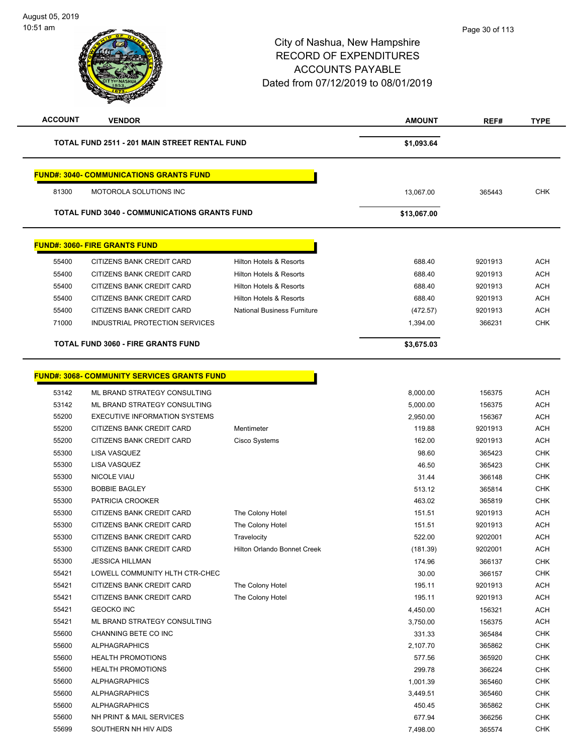City of Nashua, New Hampshire
RECORD OF EXPENDITURES
ACCOUNTS PAYABLE
Dated from 07/12/2019 to 08/01/2019

| ACCOUNT | VENDOR | | AMOUNT | REF# | TYPE |
|---|---|---|---|---|---|
| | **TOTAL FUND 2511 - 201 MAIN STREET RENTAL FUND** | | **$1,093.64** | | |
| **FUND#: 3040- COMMUNICATIONS GRANTS FUND** | | | | | |
| 81300 | MOTOROLA SOLUTIONS INC | | 13,067.00 | 365443 | CHK |
| | **TOTAL FUND 3040 - COMMUNICATIONS GRANTS FUND** | | **$13,067.00** | | |
| **FUND#: 3060- FIRE GRANTS FUND** | | | | | |
| 55400 | CITIZENS BANK CREDIT CARD | Hilton Hotels & Resorts | 688.40 | 9201913 | ACH |
| 55400 | CITIZENS BANK CREDIT CARD | Hilton Hotels & Resorts | 688.40 | 9201913 | ACH |
| 55400 | CITIZENS BANK CREDIT CARD | Hilton Hotels & Resorts | 688.40 | 9201913 | ACH |
| 55400 | CITIZENS BANK CREDIT CARD | Hilton Hotels & Resorts | 688.40 | 9201913 | ACH |
| 55400 | CITIZENS BANK CREDIT CARD | National Business Furniture | (472.57) | 9201913 | ACH |
| 71000 | INDUSTRIAL PROTECTION SERVICES | | 1,394.00 | 366231 | CHK |
| | **TOTAL FUND 3060 - FIRE GRANTS FUND** | | **$3,675.03** | | |
| **FUND#: 3068- COMMUNITY SERVICES GRANTS FUND** | | | | | |
| 53142 | ML BRAND STRATEGY CONSULTING | | 8,000.00 | 156375 | ACH |
| 53142 | ML BRAND STRATEGY CONSULTING | | 5,000.00 | 156375 | ACH |
| 55200 | EXECUTIVE INFORMATION SYSTEMS | | 2,950.00 | 156367 | ACH |
| 55200 | CITIZENS BANK CREDIT CARD | Mentimeter | 119.88 | 9201913 | ACH |
| 55200 | CITIZENS BANK CREDIT CARD | Cisco Systems | 162.00 | 9201913 | ACH |
| 55300 | LISA VASQUEZ | | 98.60 | 365423 | CHK |
| 55300 | LISA VASQUEZ | | 46.50 | 365423 | CHK |
| 55300 | NICOLE VIAU | | 31.44 | 366148 | CHK |
| 55300 | BOBBIE BAGLEY | | 513.12 | 365814 | CHK |
| 55300 | PATRICIA CROOKER | | 463.02 | 365819 | CHK |
| 55300 | CITIZENS BANK CREDIT CARD | The Colony Hotel | 151.51 | 9201913 | ACH |
| 55300 | CITIZENS BANK CREDIT CARD | The Colony Hotel | 151.51 | 9201913 | ACH |
| 55300 | CITIZENS BANK CREDIT CARD | Travelocity | 522.00 | 9202001 | ACH |
| 55300 | CITIZENS BANK CREDIT CARD | Hilton Orlando Bonnet Creek | (181.39) | 9202001 | ACH |
| 55300 | JESSICA HILLMAN | | 174.96 | 366137 | CHK |
| 55421 | LOWELL COMMUNITY HLTH CTR-CHEC | | 30.00 | 366157 | CHK |
| 55421 | CITIZENS BANK CREDIT CARD | The Colony Hotel | 195.11 | 9201913 | ACH |
| 55421 | CITIZENS BANK CREDIT CARD | The Colony Hotel | 195.11 | 9201913 | ACH |
| 55421 | GEOCKO INC | | 4,450.00 | 156321 | ACH |
| 55421 | ML BRAND STRATEGY CONSULTING | | 3,750.00 | 156375 | ACH |
| 55600 | CHANNING BETE CO INC | | 331.33 | 365484 | CHK |
| 55600 | ALPHAGRAPHICS | | 2,107.70 | 365862 | CHK |
| 55600 | HEALTH PROMOTIONS | | 577.56 | 365920 | CHK |
| 55600 | HEALTH PROMOTIONS | | 299.78 | 366224 | CHK |
| 55600 | ALPHAGRAPHICS | | 1,001.39 | 365460 | CHK |
| 55600 | ALPHAGRAPHICS | | 3,449.51 | 365460 | CHK |
| 55600 | ALPHAGRAPHICS | | 450.45 | 365862 | CHK |
| 55600 | NH PRINT & MAIL SERVICES | | 677.94 | 366256 | CHK |
| 55699 | SOUTHERN NH HIV AIDS | | 7,498.00 | 365574 | CHK |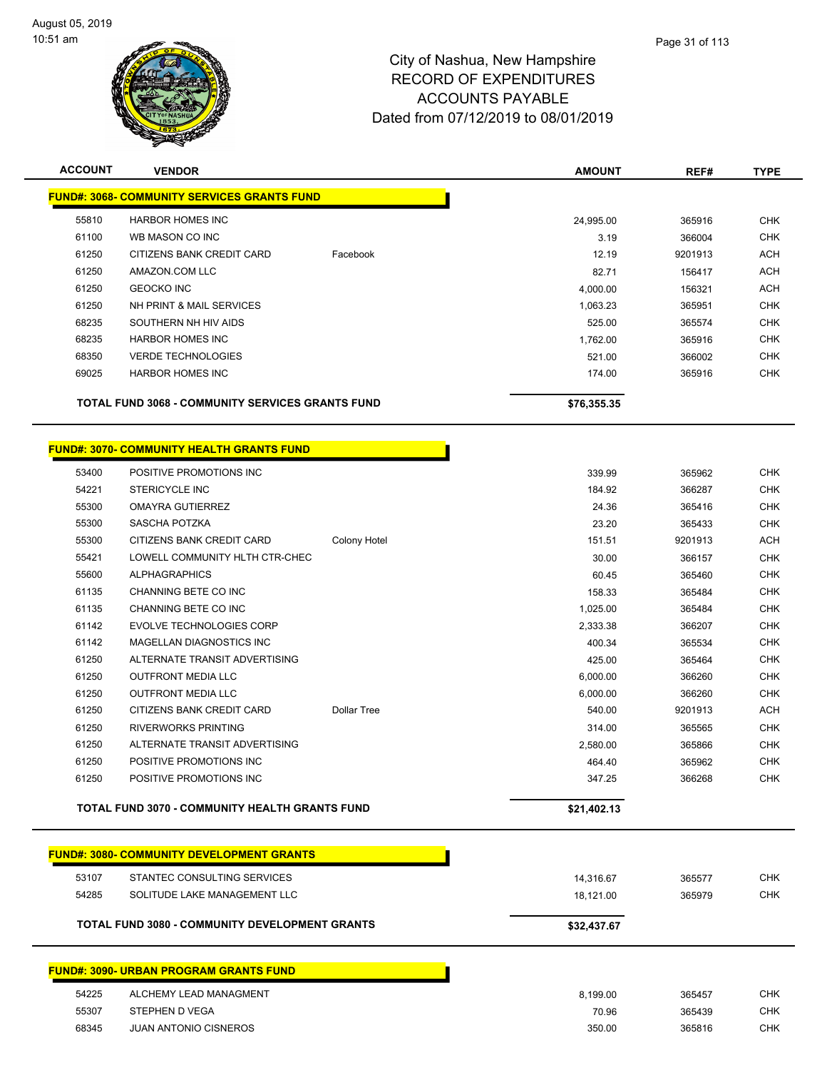# City of Nashua, New Hampshire
# RECORD OF EXPENDITURES
# ACCOUNTS PAYABLE
# Dated from 07/12/2019 to 08/01/2019

| ACCOUNT | VENDOR | | AMOUNT | REF# | TYPE |
|---|---|---|---|---|---|
| **FUND#: 3068- COMMUNITY SERVICES GRANTS FUND** | | | | | |
| 55810 | HARBOR HOMES INC | | 24,995.00 | 365916 | CHK |
| 61100 | WB MASON CO INC | | 3.19 | 366004 | CHK |
| 61250 | CITIZENS BANK CREDIT CARD | Facebook | 12.19 | 9201913 | ACH |
| 61250 | AMAZON.COM LLC | | 82.71 | 156417 | ACH |
| 61250 | GEOCKO INC | | 4,000.00 | 156321 | ACH |
| 61250 | NH PRINT & MAIL SERVICES | | 1,063.23 | 365951 | CHK |
| 68235 | SOUTHERN NH HIV AIDS | | 525.00 | 365574 | CHK |
| 68235 | HARBOR HOMES INC | | 1,762.00 | 365916 | CHK |
| 68350 | VERDE TECHNOLOGIES | | 521.00 | 366002 | CHK |
| 69025 | HARBOR HOMES INC | | 174.00 | 365916 | CHK |
| | **TOTAL FUND 3068 - COMMUNITY SERVICES GRANTS FUND** | | **$76,355.35** | | |
| **FUND#: 3070- COMMUNITY HEALTH GRANTS FUND** | | | | | |
| 53400 | POSITIVE PROMOTIONS INC | | 339.99 | 365962 | CHK |
| 54221 | STERICYCLE INC | | 184.92 | 366287 | CHK |
| 55300 | OMAYRA GUTIERREZ | | 24.36 | 365416 | CHK |
| 55300 | SASCHA POTZKA | | 23.20 | 365433 | CHK |
| 55300 | CITIZENS BANK CREDIT CARD | Colony Hotel | 151.51 | 9201913 | ACH |
| 55421 | LOWELL COMMUNITY HLTH CTR-CHEC | | 30.00 | 366157 | CHK |
| 55600 | ALPHAGRAPHICS | | 60.45 | 365460 | CHK |
| 61135 | CHANNING BETE CO INC | | 158.33 | 365484 | CHK |
| 61135 | CHANNING BETE CO INC | | 1,025.00 | 365484 | CHK |
| 61142 | EVOLVE TECHNOLOGIES CORP | | 2,333.38 | 366207 | CHK |
| 61142 | MAGELLAN DIAGNOSTICS INC | | 400.34 | 365534 | CHK |
| 61250 | ALTERNATE TRANSIT ADVERTISING | | 425.00 | 365464 | CHK |
| 61250 | OUTFRONT MEDIA LLC | | 6,000.00 | 366260 | CHK |
| 61250 | OUTFRONT MEDIA LLC | | 6,000.00 | 366260 | CHK |
| 61250 | CITIZENS BANK CREDIT CARD | Dollar Tree | 540.00 | 9201913 | ACH |
| 61250 | RIVERWORKS PRINTING | | 314.00 | 365565 | CHK |
| 61250 | ALTERNATE TRANSIT ADVERTISING | | 2,580.00 | 365866 | CHK |
| 61250 | POSITIVE PROMOTIONS INC | | 464.40 | 365962 | CHK |
| 61250 | POSITIVE PROMOTIONS INC | | 347.25 | 366268 | CHK |
| | **TOTAL FUND 3070 - COMMUNITY HEALTH GRANTS FUND** | | **$21,402.13** | | |
| **FUND#: 3080- COMMUNITY DEVELOPMENT GRANTS** | | | | | |
| 53107 | STANTEC CONSULTING SERVICES | | 14,316.67 | 365577 | CHK |
| 54285 | SOLITUDE LAKE MANAGEMENT LLC | | 18,121.00 | 365979 | CHK |
| | **TOTAL FUND 3080 - COMMUNITY DEVELOPMENT GRANTS** | | **$32,437.67** | | |
| **FUND#: 3090- URBAN PROGRAM GRANTS FUND** | | | | | |
| 54225 | ALCHEMY LEAD MANAGMENT | | 8,199.00 | 365457 | CHK |
| 55307 | STEPHEN D VEGA | | 70.96 | 365439 | CHK |
| 68345 | JUAN ANTONIO CISNEROS | | 350.00 | 365816 | CHK |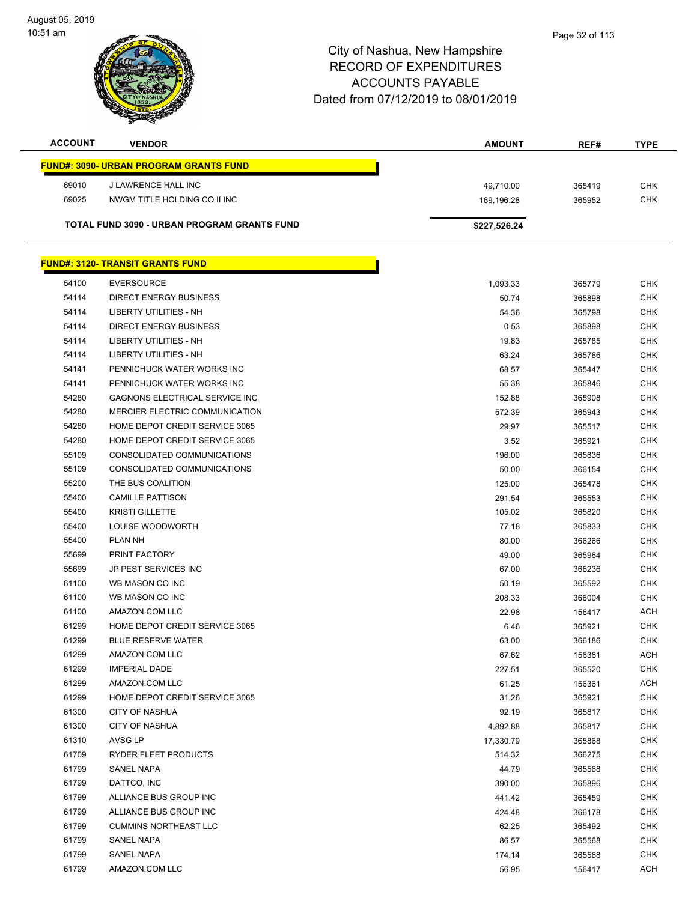# City of Nashua, New Hampshire
## RECORD OF EXPENDITURES
## ACCOUNTS PAYABLE
## Dated from 07/12/2019 to 08/01/2019

| ACCOUNT | VENDOR | AMOUNT | REF# | TYPE |
|---|---|---|---|---|
| **FUND#: 3090- URBAN PROGRAM GRANTS FUND** | | | | |
| 69010 | J LAWRENCE HALL INC | 49,710.00 | 365419 | CHK |
| 69025 | NWGM TITLE HOLDING CO II INC | 169,196.28 | 365952 | CHK |
| **TOTAL FUND 3090 - URBAN PROGRAM GRANTS FUND** | | **$227,526.24** | | |
| **FUND#: 3120- TRANSIT GRANTS FUND** | | | | |
| 54100 | EVERSOURCE | 1,093.33 | 365779 | CHK |
| 54114 | DIRECT ENERGY BUSINESS | 50.74 | 365898 | CHK |
| 54114 | LIBERTY UTILITIES - NH | 54.36 | 365798 | CHK |
| 54114 | DIRECT ENERGY BUSINESS | 0.53 | 365898 | CHK |
| 54114 | LIBERTY UTILITIES - NH | 19.83 | 365785 | CHK |
| 54114 | LIBERTY UTILITIES - NH | 63.24 | 365786 | CHK |
| 54141 | PENNICHUCK WATER WORKS INC | 68.57 | 365447 | CHK |
| 54141 | PENNICHUCK WATER WORKS INC | 55.38 | 365846 | CHK |
| 54280 | GAGNONS ELECTRICAL SERVICE INC | 152.88 | 365908 | CHK |
| 54280 | MERCIER ELECTRIC COMMUNICATION | 572.39 | 365943 | CHK |
| 54280 | HOME DEPOT CREDIT SERVICE 3065 | 29.97 | 365517 | CHK |
| 54280 | HOME DEPOT CREDIT SERVICE 3065 | 3.52 | 365921 | CHK |
| 55109 | CONSOLIDATED COMMUNICATIONS | 196.00 | 365836 | CHK |
| 55109 | CONSOLIDATED COMMUNICATIONS | 50.00 | 366154 | CHK |
| 55200 | THE BUS COALITION | 125.00 | 365478 | CHK |
| 55400 | CAMILLE PATTISON | 291.54 | 365553 | CHK |
| 55400 | KRISTI GILLETTE | 105.02 | 365820 | CHK |
| 55400 | LOUISE WOODWORTH | 77.18 | 365833 | CHK |
| 55400 | PLAN NH | 80.00 | 366266 | CHK |
| 55699 | PRINT FACTORY | 49.00 | 365964 | CHK |
| 55699 | JP PEST SERVICES INC | 67.00 | 366236 | CHK |
| 61100 | WB MASON CO INC | 50.19 | 365592 | CHK |
| 61100 | WB MASON CO INC | 208.33 | 366004 | CHK |
| 61100 | AMAZON.COM LLC | 22.98 | 156417 | ACH |
| 61299 | HOME DEPOT CREDIT SERVICE 3065 | 6.46 | 365921 | CHK |
| 61299 | BLUE RESERVE WATER | 63.00 | 366186 | CHK |
| 61299 | AMAZON.COM LLC | 67.62 | 156361 | ACH |
| 61299 | IMPERIAL DADE | 227.51 | 365520 | CHK |
| 61299 | AMAZON.COM LLC | 61.25 | 156361 | ACH |
| 61299 | HOME DEPOT CREDIT SERVICE 3065 | 31.26 | 365921 | CHK |
| 61300 | CITY OF NASHUA | 92.19 | 365817 | CHK |
| 61300 | CITY OF NASHUA | 4,892.88 | 365817 | CHK |
| 61310 | AVSG LP | 17,330.79 | 365868 | CHK |
| 61709 | RYDER FLEET PRODUCTS | 514.32 | 366275 | CHK |
| 61799 | SANEL NAPA | 44.79 | 365568 | CHK |
| 61799 | DATTCO, INC | 390.00 | 365896 | CHK |
| 61799 | ALLIANCE BUS GROUP INC | 441.42 | 365459 | CHK |
| 61799 | ALLIANCE BUS GROUP INC | 424.48 | 366178 | CHK |
| 61799 | CUMMINS NORTHEAST LLC | 62.25 | 365492 | CHK |
| 61799 | SANEL NAPA | 86.57 | 365568 | CHK |
| 61799 | SANEL NAPA | 174.14 | 365568 | CHK |
| 61799 | AMAZON.COM LLC | 56.95 | 156417 | ACH |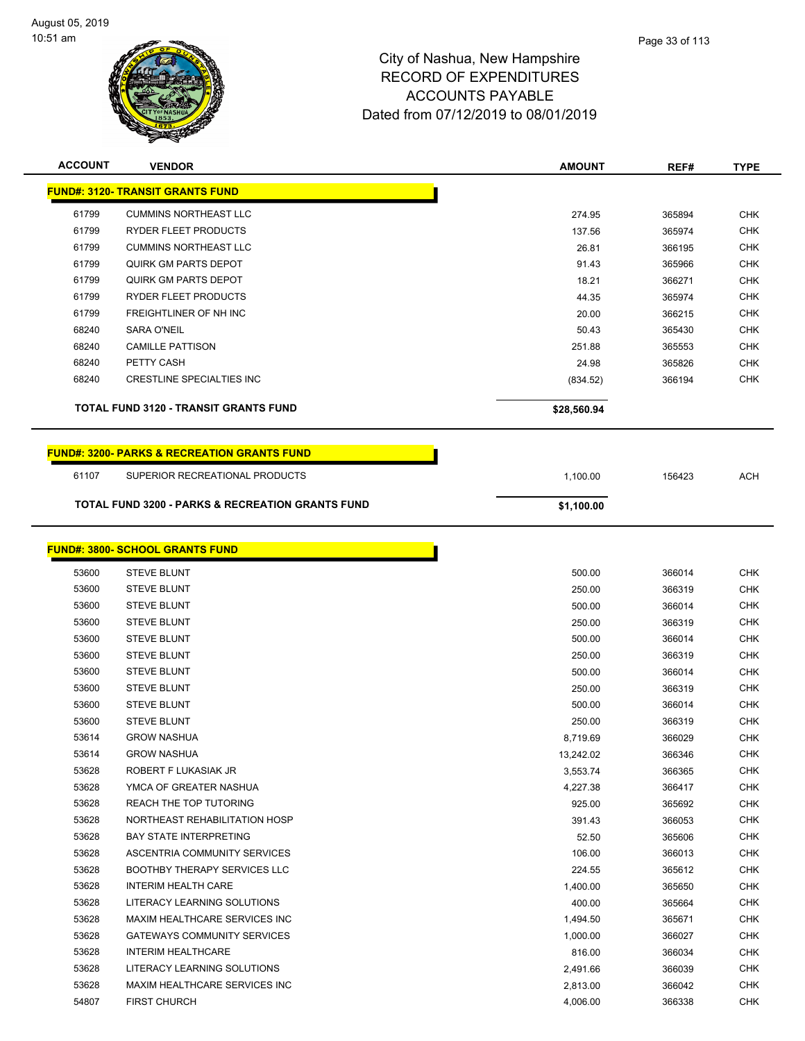City of Nashua, New Hampshire
RECORD OF EXPENDITURES
ACCOUNTS PAYABLE
Dated from 07/12/2019 to 08/01/2019

| ACCOUNT | VENDOR | AMOUNT | REF# | TYPE |
|---|---|---|---|---|
| **FUND#: 3120- TRANSIT GRANTS FUND** | | | | |
| 61799 | CUMMINS NORTHEAST LLC | 274.95 | 365894 | CHK |
| 61799 | RYDER FLEET PRODUCTS | 137.56 | 365974 | CHK |
| 61799 | CUMMINS NORTHEAST LLC | 26.81 | 366195 | CHK |
| 61799 | QUIRK GM PARTS DEPOT | 91.43 | 365966 | CHK |
| 61799 | QUIRK GM PARTS DEPOT | 18.21 | 366271 | CHK |
| 61799 | RYDER FLEET PRODUCTS | 44.35 | 365974 | CHK |
| 61799 | FREIGHTLINER OF NH INC | 20.00 | 366215 | CHK |
| 68240 | SARA O'NEIL | 50.43 | 365430 | CHK |
| 68240 | CAMILLE PATTISON | 251.88 | 365553 | CHK |
| 68240 | PETTY CASH | 24.98 | 365826 | CHK |
| 68240 | CRESTLINE SPECIALTIES INC | (834.52) | 366194 | CHK |
| **TOTAL FUND 3120 - TRANSIT GRANTS FUND** | | **$28,560.94** | | |
| **FUND#: 3200- PARKS & RECREATION GRANTS FUND** | | | | |
| 61107 | SUPERIOR RECREATIONAL PRODUCTS | 1,100.00 | 156423 | ACH |
| **TOTAL FUND 3200 - PARKS & RECREATION GRANTS FUND** | | **$1,100.00** | | |
| **FUND#: 3800- SCHOOL GRANTS FUND** | | | | |
| 53600 | STEVE BLUNT | 500.00 | 366014 | CHK |
| 53600 | STEVE BLUNT | 250.00 | 366319 | CHK |
| 53600 | STEVE BLUNT | 500.00 | 366014 | CHK |
| 53600 | STEVE BLUNT | 250.00 | 366319 | CHK |
| 53600 | STEVE BLUNT | 500.00 | 366014 | CHK |
| 53600 | STEVE BLUNT | 250.00 | 366319 | CHK |
| 53600 | STEVE BLUNT | 500.00 | 366014 | CHK |
| 53600 | STEVE BLUNT | 250.00 | 366319 | CHK |
| 53600 | STEVE BLUNT | 500.00 | 366014 | CHK |
| 53600 | STEVE BLUNT | 250.00 | 366319 | CHK |
| 53614 | GROW NASHUA | 8,719.69 | 366029 | CHK |
| 53614 | GROW NASHUA | 13,242.02 | 366346 | CHK |
| 53628 | ROBERT F LUKASIAK JR | 3,553.74 | 366365 | CHK |
| 53628 | YMCA OF GREATER NASHUA | 4,227.38 | 366417 | CHK |
| 53628 | REACH THE TOP TUTORING | 925.00 | 365692 | CHK |
| 53628 | NORTHEAST REHABILITATION HOSP | 391.43 | 366053 | CHK |
| 53628 | BAY STATE INTERPRETING | 52.50 | 365606 | CHK |
| 53628 | ASCENTRIA COMMUNITY SERVICES | 106.00 | 366013 | CHK |
| 53628 | BOOTHBY THERAPY SERVICES LLC | 224.55 | 365612 | CHK |
| 53628 | INTERIM HEALTH CARE | 1,400.00 | 365650 | CHK |
| 53628 | LITERACY LEARNING SOLUTIONS | 400.00 | 365664 | CHK |
| 53628 | MAXIM HEALTHCARE SERVICES INC | 1,494.50 | 365671 | CHK |
| 53628 | GATEWAYS COMMUNITY SERVICES | 1,000.00 | 366027 | CHK |
| 53628 | INTERIM HEALTHCARE | 816.00 | 366034 | CHK |
| 53628 | LITERACY LEARNING SOLUTIONS | 2,491.66 | 366039 | CHK |
| 53628 | MAXIM HEALTHCARE SERVICES INC | 2,813.00 | 366042 | CHK |
| 54807 | FIRST CHURCH | 4,006.00 | 366338 | CHK |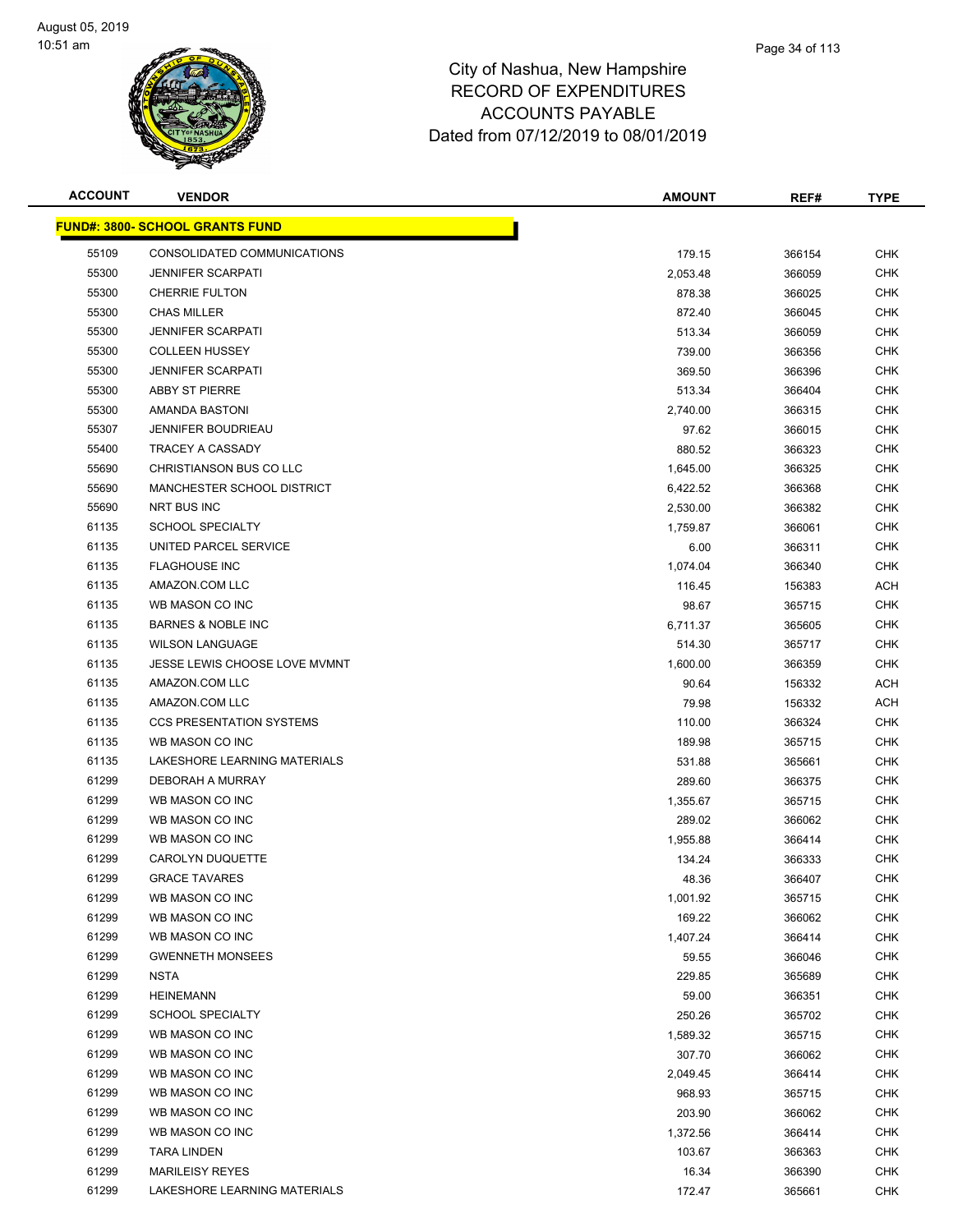# City of Nashua, New Hampshire
# RECORD OF EXPENDITURES
# ACCOUNTS PAYABLE
# Dated from 07/12/2019 to 08/01/2019

| ACCOUNT | VENDOR | AMOUNT | REF# | TYPE |
|---|---|---|---|---|
| **FUND#: 3800- SCHOOL GRANTS FUND** | | | | |
| 55109 | CONSOLIDATED COMMUNICATIONS | 179.15 | 366154 | CHK |
| 55300 | JENNIFER SCARPATI | 2,053.48 | 366059 | CHK |
| 55300 | CHERRIE FULTON | 878.38 | 366025 | CHK |
| 55300 | CHAS MILLER | 872.40 | 366045 | CHK |
| 55300 | JENNIFER SCARPATI | 513.34 | 366059 | CHK |
| 55300 | COLLEEN HUSSEY | 739.00 | 366356 | CHK |
| 55300 | JENNIFER SCARPATI | 369.50 | 366396 | CHK |
| 55300 | ABBY ST PIERRE | 513.34 | 366404 | CHK |
| 55300 | AMANDA BASTONI | 2,740.00 | 366315 | CHK |
| 55307 | JENNIFER BOUDRIEAU | 97.62 | 366015 | CHK |
| 55400 | TRACEY A CASSADY | 880.52 | 366323 | CHK |
| 55690 | CHRISTIANSON BUS CO LLC | 1,645.00 | 366325 | CHK |
| 55690 | MANCHESTER SCHOOL DISTRICT | 6,422.52 | 366368 | CHK |
| 55690 | NRT BUS INC | 2,530.00 | 366382 | CHK |
| 61135 | SCHOOL SPECIALTY | 1,759.87 | 366061 | CHK |
| 61135 | UNITED PARCEL SERVICE | 6.00 | 366311 | CHK |
| 61135 | FLAGHOUSE INC | 1,074.04 | 366340 | CHK |
| 61135 | AMAZON.COM LLC | 116.45 | 156383 | ACH |
| 61135 | WB MASON CO INC | 98.67 | 365715 | CHK |
| 61135 | BARNES & NOBLE INC | 6,711.37 | 365605 | CHK |
| 61135 | WILSON LANGUAGE | 514.30 | 365717 | CHK |
| 61135 | JESSE LEWIS CHOOSE LOVE MVMNT | 1,600.00 | 366359 | CHK |
| 61135 | AMAZON.COM LLC | 90.64 | 156332 | ACH |
| 61135 | AMAZON.COM LLC | 79.98 | 156332 | ACH |
| 61135 | CCS PRESENTATION SYSTEMS | 110.00 | 366324 | CHK |
| 61135 | WB MASON CO INC | 189.98 | 365715 | CHK |
| 61135 | LAKESHORE LEARNING MATERIALS | 531.88 | 365661 | CHK |
| 61299 | DEBORAH A MURRAY | 289.60 | 366375 | CHK |
| 61299 | WB MASON CO INC | 1,355.67 | 365715 | CHK |
| 61299 | WB MASON CO INC | 289.02 | 366062 | CHK |
| 61299 | WB MASON CO INC | 1,955.88 | 366414 | CHK |
| 61299 | CAROLYN DUQUETTE | 134.24 | 366333 | CHK |
| 61299 | GRACE TAVARES | 48.36 | 366407 | CHK |
| 61299 | WB MASON CO INC | 1,001.92 | 365715 | CHK |
| 61299 | WB MASON CO INC | 169.22 | 366062 | CHK |
| 61299 | WB MASON CO INC | 1,407.24 | 366414 | CHK |
| 61299 | GWENNETH MONSEES | 59.55 | 366046 | CHK |
| 61299 | NSTA | 229.85 | 365689 | CHK |
| 61299 | HEINEMANN | 59.00 | 366351 | CHK |
| 61299 | SCHOOL SPECIALTY | 250.26 | 365702 | CHK |
| 61299 | WB MASON CO INC | 1,589.32 | 365715 | CHK |
| 61299 | WB MASON CO INC | 307.70 | 366062 | CHK |
| 61299 | WB MASON CO INC | 2,049.45 | 366414 | CHK |
| 61299 | WB MASON CO INC | 968.93 | 365715 | CHK |
| 61299 | WB MASON CO INC | 203.90 | 366062 | CHK |
| 61299 | WB MASON CO INC | 1,372.56 | 366414 | CHK |
| 61299 | TARA LINDEN | 103.67 | 366363 | CHK |
| 61299 | MARILEISY REYES | 16.34 | 366390 | CHK |
| 61299 | LAKESHORE LEARNING MATERIALS | 172.47 | 365661 | CHK |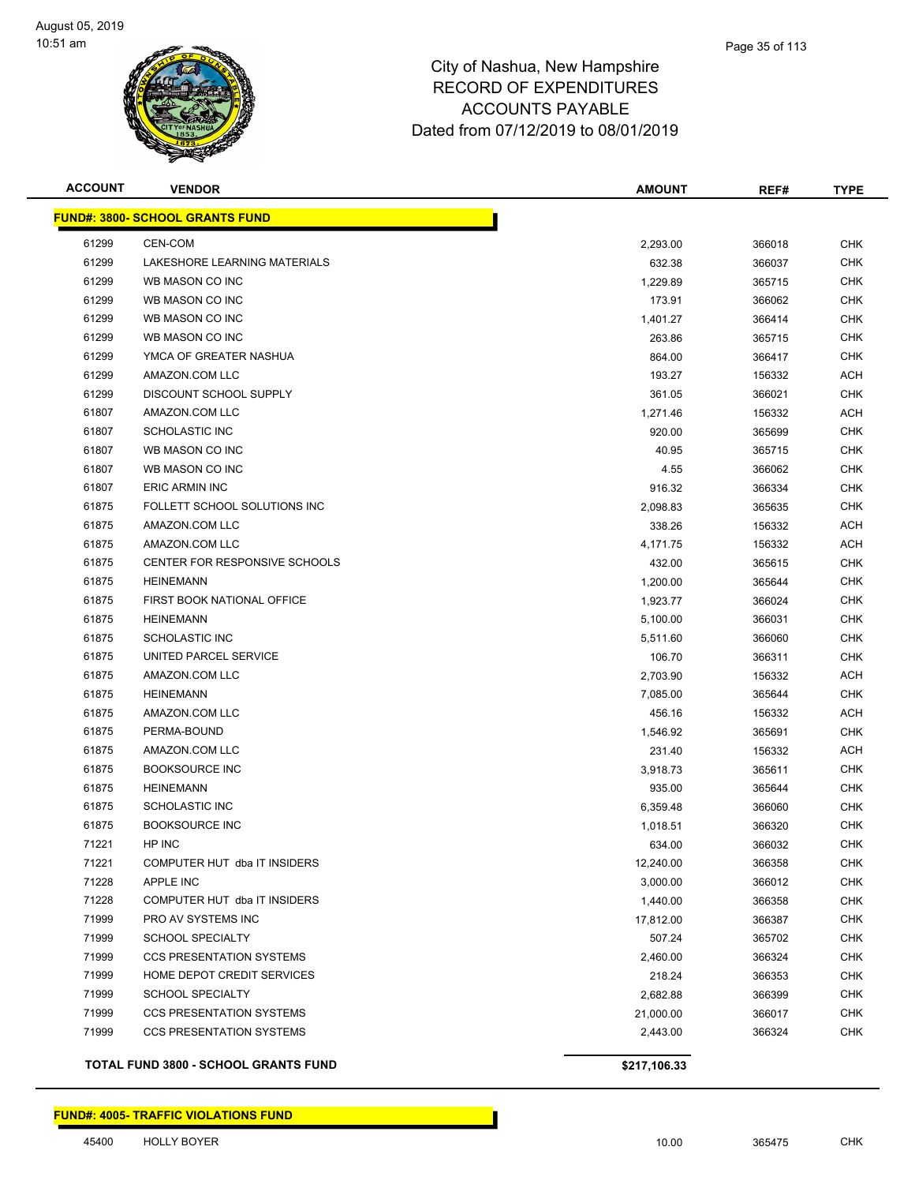# City of Nashua, New Hampshire
## RECORD OF EXPENDITURES
## ACCOUNTS PAYABLE
## Dated from 07/12/2019 to 08/01/2019

| ACCOUNT | VENDOR | AMOUNT | REF# | TYPE |
|---|---|---|---|---|
| **FUND#: 3800- SCHOOL GRANTS FUND** | | | | |
| 61299 | CEN-COM | 2,293.00 | 366018 | CHK |
| 61299 | LAKESHORE LEARNING MATERIALS | 632.38 | 366037 | CHK |
| 61299 | WB MASON CO INC | 1,229.89 | 365715 | CHK |
| 61299 | WB MASON CO INC | 173.91 | 366062 | CHK |
| 61299 | WB MASON CO INC | 1,401.27 | 366414 | CHK |
| 61299 | WB MASON CO INC | 263.86 | 365715 | CHK |
| 61299 | YMCA OF GREATER NASHUA | 864.00 | 366417 | CHK |
| 61299 | AMAZON.COM LLC | 193.27 | 156332 | ACH |
| 61299 | DISCOUNT SCHOOL SUPPLY | 361.05 | 366021 | CHK |
| 61807 | AMAZON.COM LLC | 1,271.46 | 156332 | ACH |
| 61807 | SCHOLASTIC INC | 920.00 | 365699 | CHK |
| 61807 | WB MASON CO INC | 40.95 | 365715 | CHK |
| 61807 | WB MASON CO INC | 4.55 | 366062 | CHK |
| 61807 | ERIC ARMIN INC | 916.32 | 366334 | CHK |
| 61875 | FOLLETT SCHOOL SOLUTIONS INC | 2,098.83 | 365635 | CHK |
| 61875 | AMAZON.COM LLC | 338.26 | 156332 | ACH |
| 61875 | AMAZON.COM LLC | 4,171.75 | 156332 | ACH |
| 61875 | CENTER FOR RESPONSIVE SCHOOLS | 432.00 | 365615 | CHK |
| 61875 | HEINEMANN | 1,200.00 | 365644 | CHK |
| 61875 | FIRST BOOK NATIONAL OFFICE | 1,923.77 | 366024 | CHK |
| 61875 | HEINEMANN | 5,100.00 | 366031 | CHK |
| 61875 | SCHOLASTIC INC | 5,511.60 | 366060 | CHK |
| 61875 | UNITED PARCEL SERVICE | 106.70 | 366311 | CHK |
| 61875 | AMAZON.COM LLC | 2,703.90 | 156332 | ACH |
| 61875 | HEINEMANN | 7,085.00 | 365644 | CHK |
| 61875 | AMAZON.COM LLC | 456.16 | 156332 | ACH |
| 61875 | PERMA-BOUND | 1,546.92 | 365691 | CHK |
| 61875 | AMAZON.COM LLC | 231.40 | 156332 | ACH |
| 61875 | BOOKSOURCE INC | 3,918.73 | 365611 | CHK |
| 61875 | HEINEMANN | 935.00 | 365644 | CHK |
| 61875 | SCHOLASTIC INC | 6,359.48 | 366060 | CHK |
| 61875 | BOOKSOURCE INC | 1,018.51 | 366320 | CHK |
| 71221 | HP INC | 634.00 | 366032 | CHK |
| 71221 | COMPUTER HUT dba IT INSIDERS | 12,240.00 | 366358 | CHK |
| 71228 | APPLE INC | 3,000.00 | 366012 | CHK |
| 71228 | COMPUTER HUT dba IT INSIDERS | 1,440.00 | 366358 | CHK |
| 71999 | PRO AV SYSTEMS INC | 17,812.00 | 366387 | CHK |
| 71999 | SCHOOL SPECIALTY | 507.24 | 365702 | CHK |
| 71999 | CCS PRESENTATION SYSTEMS | 2,460.00 | 366324 | CHK |
| 71999 | HOME DEPOT CREDIT SERVICES | 218.24 | 366353 | CHK |
| 71999 | SCHOOL SPECIALTY | 2,682.88 | 366399 | CHK |
| 71999 | CCS PRESENTATION SYSTEMS | 21,000.00 | 366017 | CHK |
| 71999 | CCS PRESENTATION SYSTEMS | 2,443.00 | 366324 | CHK |
| **TOTAL FUND 3800 - SCHOOL GRANTS FUND** | | **$217,106.33** | | |
| **FUND#: 4005- TRAFFIC VIOLATIONS FUND** | | | | |
| 45400 | HOLLY BOYER | 10.00 | 365475 | CHK |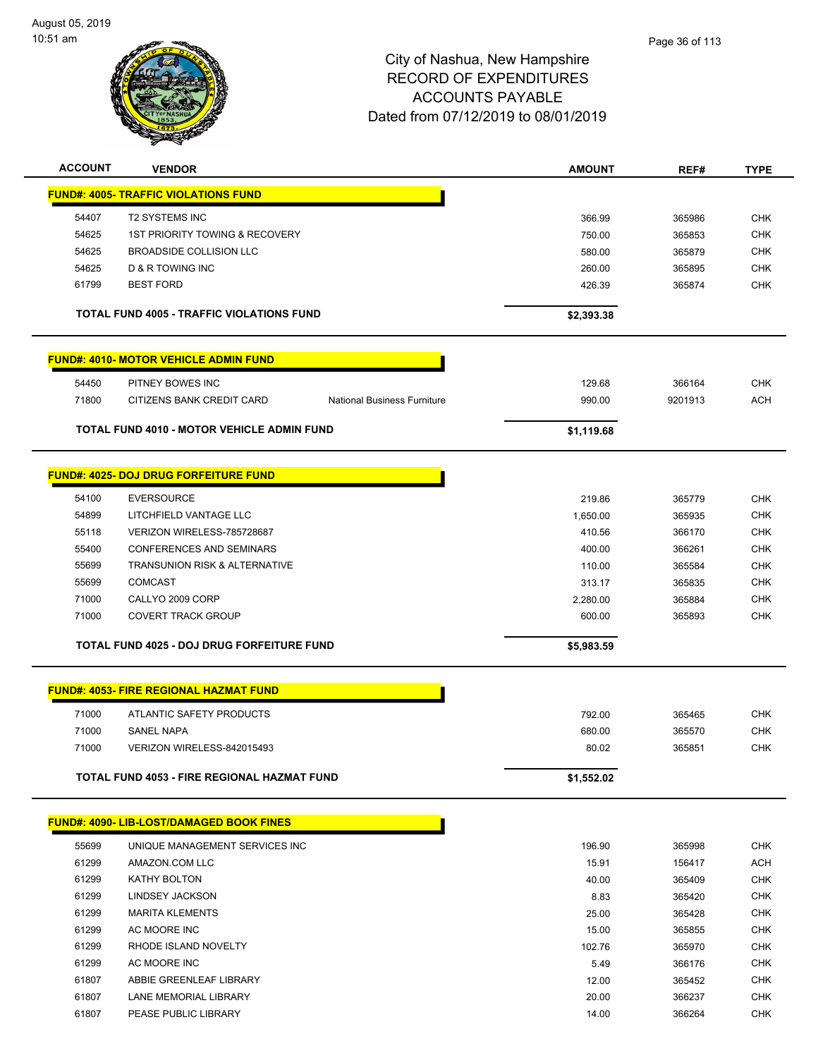City of Nashua, New Hampshire
RECORD OF EXPENDITURES
ACCOUNTS PAYABLE
Dated from 07/12/2019 to 08/01/2019

| ACCOUNT | VENDOR | | AMOUNT | REF# | TYPE |
|---|---|---|---|---|---|
| **FUND#: 4005- TRAFFIC VIOLATIONS FUND** | | | | | |
| 54407 | T2 SYSTEMS INC | | 366.99 | 365986 | CHK |
| 54625 | 1ST PRIORITY TOWING & RECOVERY | | 750.00 | 365853 | CHK |
| 54625 | BROADSIDE COLLISION LLC | | 580.00 | 365879 | CHK |
| 54625 | D & R TOWING INC | | 260.00 | 365895 | CHK |
| 61799 | BEST FORD | | 426.39 | 365874 | CHK |
| **TOTAL FUND 4005 - TRAFFIC VIOLATIONS FUND** | | | **$2,393.38** | | |
| **FUND#: 4010- MOTOR VEHICLE ADMIN FUND** | | | | | |
| 54450 | PITNEY BOWES INC | | 129.68 | 366164 | CHK |
| 71800 | CITIZENS BANK CREDIT CARD | National Business Furniture | 990.00 | 9201913 | ACH |
| **TOTAL FUND 4010 - MOTOR VEHICLE ADMIN FUND** | | | **$1,119.68** | | |
| **FUND#: 4025- DOJ DRUG FORFEITURE FUND** | | | | | |
| 54100 | EVERSOURCE | | 219.86 | 365779 | CHK |
| 54899 | LITCHFIELD VANTAGE LLC | | 1,650.00 | 365935 | CHK |
| 55118 | VERIZON WIRELESS-785728687 | | 410.56 | 366170 | CHK |
| 55400 | CONFERENCES AND SEMINARS | | 400.00 | 366261 | CHK |
| 55699 | TRANSUNION RISK & ALTERNATIVE | | 110.00 | 365584 | CHK |
| 55699 | COMCAST | | 313.17 | 365835 | CHK |
| 71000 | CALLYO 2009 CORP | | 2,280.00 | 365884 | CHK |
| 71000 | COVERT TRACK GROUP | | 600.00 | 365893 | CHK |
| **TOTAL FUND 4025 - DOJ DRUG FORFEITURE FUND** | | | **$5,983.59** | | |
| **FUND#: 4053- FIRE REGIONAL HAZMAT FUND** | | | | | |
| 71000 | ATLANTIC SAFETY PRODUCTS | | 792.00 | 365465 | CHK |
| 71000 | SANEL NAPA | | 680.00 | 365570 | CHK |
| 71000 | VERIZON WIRELESS-842015493 | | 80.02 | 365851 | CHK |
| **TOTAL FUND 4053 - FIRE REGIONAL HAZMAT FUND** | | | **$1,552.02** | | |
| **FUND#: 4090- LIB-LOST/DAMAGED BOOK FINES** | | | | | |
| 55699 | UNIQUE MANAGEMENT SERVICES INC | | 196.90 | 365998 | CHK |
| 61299 | AMAZON.COM LLC | | 15.91 | 156417 | ACH |
| 61299 | KATHY BOLTON | | 40.00 | 365409 | CHK |
| 61299 | LINDSEY JACKSON | | 8.83 | 365420 | CHK |
| 61299 | MARITA KLEMENTS | | 25.00 | 365428 | CHK |
| 61299 | AC MOORE INC | | 15.00 | 365855 | CHK |
| 61299 | RHODE ISLAND NOVELTY | | 102.76 | 365970 | CHK |
| 61299 | AC MOORE INC | | 5.49 | 366176 | CHK |
| 61807 | ABBIE GREENLEAF LIBRARY | | 12.00 | 365452 | CHK |
| 61807 | LANE MEMORIAL LIBRARY | | 20.00 | 366237 | CHK |
| 61807 | PEASE PUBLIC LIBRARY | | 14.00 | 366264 | CHK |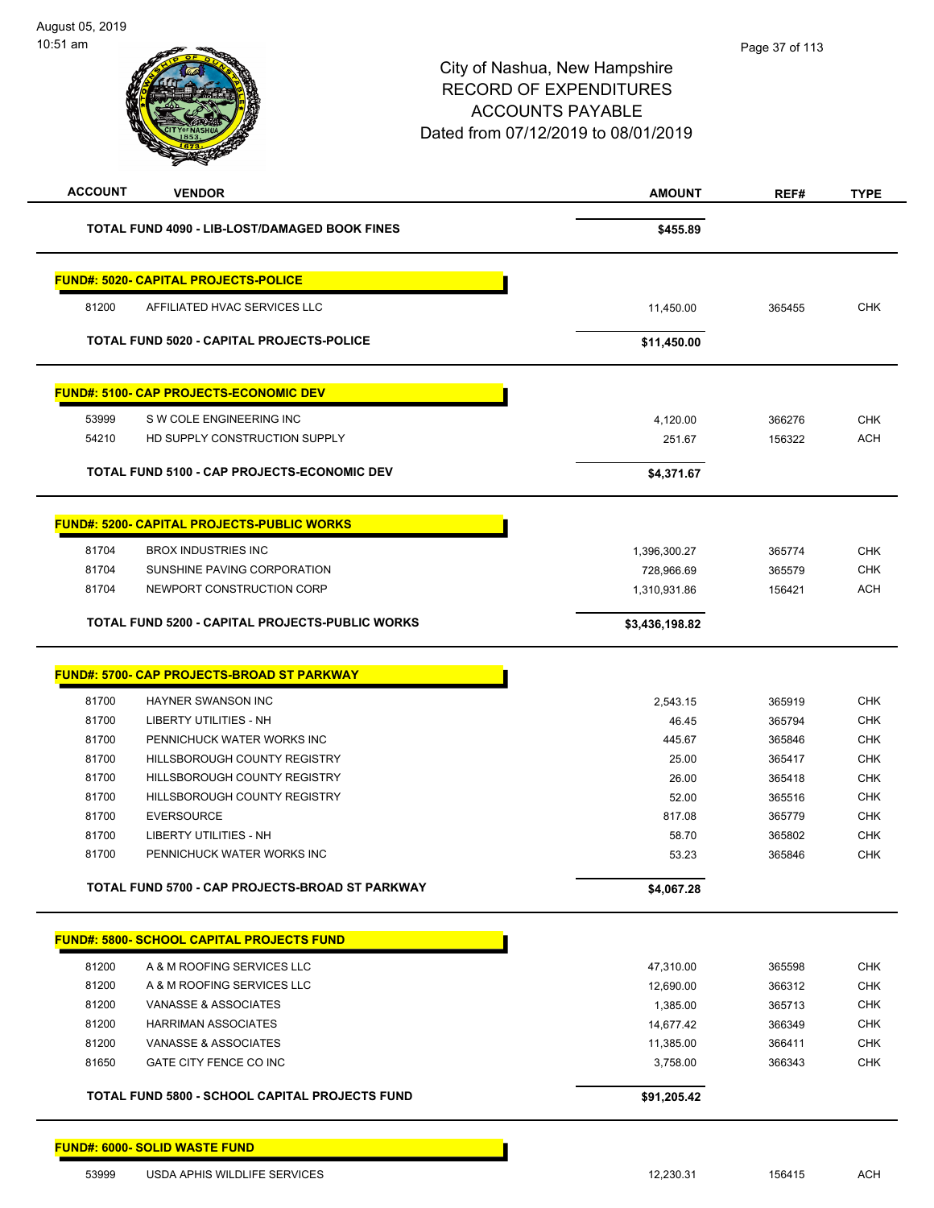# City of Nashua, New Hampshire
## RECORD OF EXPENDITURES
## ACCOUNTS PAYABLE
## Dated from 07/12/2019 to 08/01/2019

| ACCOUNT | VENDOR | AMOUNT | REF# | TYPE |
|---|---|---|---|---|
| | **TOTAL FUND 4090 - LIB-LOST/DAMAGED BOOK FINES** | **$455.89** | | |
| | **FUND#: 5020- CAPITAL PROJECTS-POLICE** | | | |
| 81200 | AFFILIATED HVAC SERVICES LLC | 11,450.00 | 365455 | CHK |
| | **TOTAL FUND 5020 - CAPITAL PROJECTS-POLICE** | **$11,450.00** | | |
| | **FUND#: 5100- CAP PROJECTS-ECONOMIC DEV** | | | |
| 53999 | S W COLE ENGINEERING INC | 4,120.00 | 366276 | CHK |
| 54210 | HD SUPPLY CONSTRUCTION SUPPLY | 251.67 | 156322 | ACH |
| | **TOTAL FUND 5100 - CAP PROJECTS-ECONOMIC DEV** | **$4,371.67** | | |
| | **FUND#: 5200- CAPITAL PROJECTS-PUBLIC WORKS** | | | |
| 81704 | BROX INDUSTRIES INC | 1,396,300.27 | 365774 | CHK |
| 81704 | SUNSHINE PAVING CORPORATION | 728,966.69 | 365579 | CHK |
| 81704 | NEWPORT CONSTRUCTION CORP | 1,310,931.86 | 156421 | ACH |
| | **TOTAL FUND 5200 - CAPITAL PROJECTS-PUBLIC WORKS** | **$3,436,198.82** | | |
| | **FUND#: 5700- CAP PROJECTS-BROAD ST PARKWAY** | | | |
| 81700 | HAYNER SWANSON INC | 2,543.15 | 365919 | CHK |
| 81700 | LIBERTY UTILITIES - NH | 46.45 | 365794 | CHK |
| 81700 | PENNICHUCK WATER WORKS INC | 445.67 | 365846 | CHK |
| 81700 | HILLSBOROUGH COUNTY REGISTRY | 25.00 | 365417 | CHK |
| 81700 | HILLSBOROUGH COUNTY REGISTRY | 26.00 | 365418 | CHK |
| 81700 | HILLSBOROUGH COUNTY REGISTRY | 52.00 | 365516 | CHK |
| 81700 | EVERSOURCE | 817.08 | 365779 | CHK |
| 81700 | LIBERTY UTILITIES - NH | 58.70 | 365802 | CHK |
| 81700 | PENNICHUCK WATER WORKS INC | 53.23 | 365846 | CHK |
| | **TOTAL FUND 5700 - CAP PROJECTS-BROAD ST PARKWAY** | **$4,067.28** | | |
| | **FUND#: 5800- SCHOOL CAPITAL PROJECTS FUND** | | | |
| 81200 | A & M ROOFING SERVICES LLC | 47,310.00 | 365598 | CHK |
| 81200 | A & M ROOFING SERVICES LLC | 12,690.00 | 366312 | CHK |
| 81200 | VANASSE & ASSOCIATES | 1,385.00 | 365713 | CHK |
| 81200 | HARRIMAN ASSOCIATES | 14,677.42 | 366349 | CHK |
| 81200 | VANASSE & ASSOCIATES | 11,385.00 | 366411 | CHK |
| 81650 | GATE CITY FENCE CO INC | 3,758.00 | 366343 | CHK |
| | **TOTAL FUND 5800 - SCHOOL CAPITAL PROJECTS FUND** | **$91,205.42** | | |
| | **FUND#: 6000- SOLID WASTE FUND** | | | |
| 53999 | USDA APHIS WILDLIFE SERVICES | 12,230.31 | 156415 | ACH |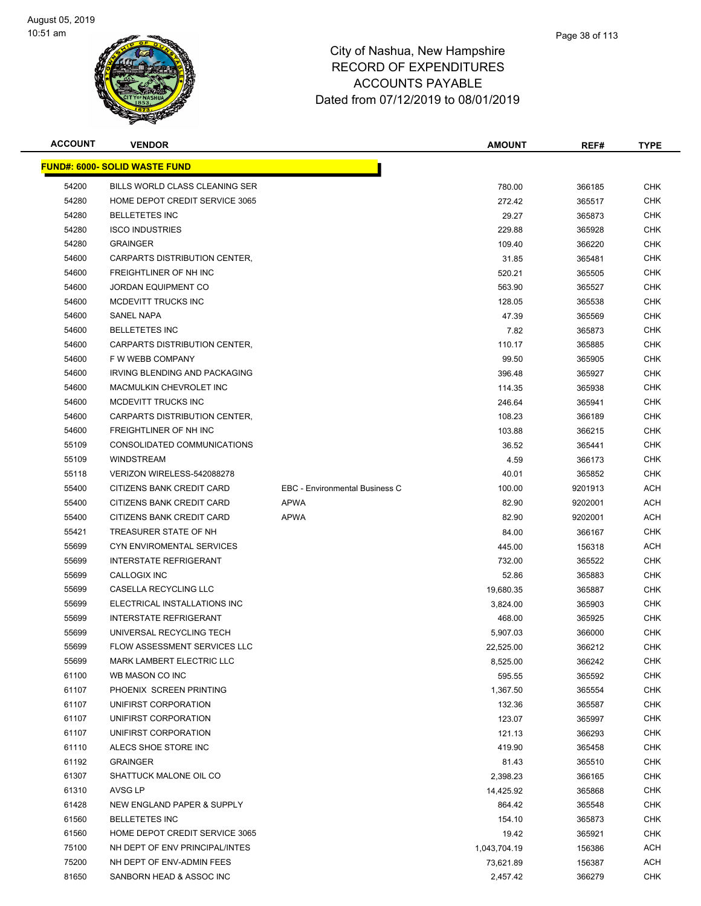City of Nashua, New Hampshire
RECORD OF EXPENDITURES
ACCOUNTS PAYABLE
Dated from 07/12/2019 to 08/01/2019

| ACCOUNT | VENDOR | | AMOUNT | REF# | TYPE |
|---|---|---|---|---|---|
| **FUND#: 6000- SOLID WASTE FUND** | | | | | |
| 54200 | BILLS WORLD CLASS CLEANING SER | | 780.00 | 366185 | CHK |
| 54280 | HOME DEPOT CREDIT SERVICE 3065 | | 272.42 | 365517 | CHK |
| 54280 | BELLETETES INC | | 29.27 | 365873 | CHK |
| 54280 | ISCO INDUSTRIES | | 229.88 | 365928 | CHK |
| 54280 | GRAINGER | | 109.40 | 366220 | CHK |
| 54600 | CARPARTS DISTRIBUTION CENTER, | | 31.85 | 365481 | CHK |
| 54600 | FREIGHTLINER OF NH INC | | 520.21 | 365505 | CHK |
| 54600 | JORDAN EQUIPMENT CO | | 563.90 | 365527 | CHK |
| 54600 | MCDEVITT TRUCKS INC | | 128.05 | 365538 | CHK |
| 54600 | SANEL NAPA | | 47.39 | 365569 | CHK |
| 54600 | BELLETETES INC | | 7.82 | 365873 | CHK |
| 54600 | CARPARTS DISTRIBUTION CENTER, | | 110.17 | 365885 | CHK |
| 54600 | F W WEBB COMPANY | | 99.50 | 365905 | CHK |
| 54600 | IRVING BLENDING AND PACKAGING | | 396.48 | 365927 | CHK |
| 54600 | MACMULKIN CHEVROLET INC | | 114.35 | 365938 | CHK |
| 54600 | MCDEVITT TRUCKS INC | | 246.64 | 365941 | CHK |
| 54600 | CARPARTS DISTRIBUTION CENTER, | | 108.23 | 366189 | CHK |
| 54600 | FREIGHTLINER OF NH INC | | 103.88 | 366215 | CHK |
| 55109 | CONSOLIDATED COMMUNICATIONS | | 36.52 | 365441 | CHK |
| 55109 | WINDSTREAM | | 4.59 | 366173 | CHK |
| 55118 | VERIZON WIRELESS-542088278 | | 40.01 | 365852 | CHK |
| 55400 | CITIZENS BANK CREDIT CARD | EBC - Environmental Business C | 100.00 | 9201913 | ACH |
| 55400 | CITIZENS BANK CREDIT CARD | APWA | 82.90 | 9202001 | ACH |
| 55400 | CITIZENS BANK CREDIT CARD | APWA | 82.90 | 9202001 | ACH |
| 55421 | TREASURER STATE OF NH | | 84.00 | 366167 | CHK |
| 55699 | CYN ENVIROMENTAL SERVICES | | 445.00 | 156318 | ACH |
| 55699 | INTERSTATE REFRIGERANT | | 732.00 | 365522 | CHK |
| 55699 | CALLOGIX INC | | 52.86 | 365883 | CHK |
| 55699 | CASELLA RECYCLING LLC | | 19,680.35 | 365887 | CHK |
| 55699 | ELECTRICAL INSTALLATIONS INC | | 3,824.00 | 365903 | CHK |
| 55699 | INTERSTATE REFRIGERANT | | 468.00 | 365925 | CHK |
| 55699 | UNIVERSAL RECYCLING TECH | | 5,907.03 | 366000 | CHK |
| 55699 | FLOW ASSESSMENT SERVICES LLC | | 22,525.00 | 366212 | CHK |
| 55699 | MARK LAMBERT ELECTRIC LLC | | 8,525.00 | 366242 | CHK |
| 61100 | WB MASON CO INC | | 595.55 | 365592 | CHK |
| 61107 | PHOENIX SCREEN PRINTING | | 1,367.50 | 365554 | CHK |
| 61107 | UNIFIRST CORPORATION | | 132.36 | 365587 | CHK |
| 61107 | UNIFIRST CORPORATION | | 123.07 | 365997 | CHK |
| 61107 | UNIFIRST CORPORATION | | 121.13 | 366293 | CHK |
| 61110 | ALECS SHOE STORE INC | | 419.90 | 365458 | CHK |
| 61192 | GRAINGER | | 81.43 | 365510 | CHK |
| 61307 | SHATTUCK MALONE OIL CO | | 2,398.23 | 366165 | CHK |
| 61310 | AVSG LP | | 14,425.92 | 365868 | CHK |
| 61428 | NEW ENGLAND PAPER & SUPPLY | | 864.42 | 365548 | CHK |
| 61560 | BELLETETES INC | | 154.10 | 365873 | CHK |
| 61560 | HOME DEPOT CREDIT SERVICE 3065 | | 19.42 | 365921 | CHK |
| 75100 | NH DEPT OF ENV PRINCIPAL/INTES | | 1,043,704.19 | 156386 | ACH |
| 75200 | NH DEPT OF ENV-ADMIN FEES | | 73,621.89 | 156387 | ACH |
| 81650 | SANBORN HEAD & ASSOC INC | | 2,457.42 | 366279 | CHK |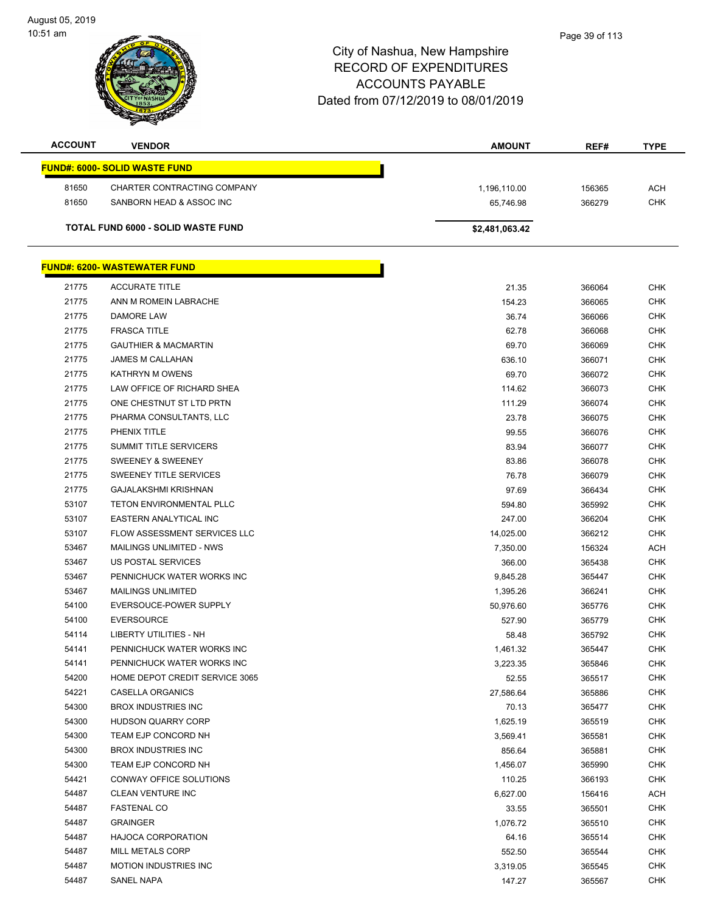# City of Nashua, New Hampshire
# RECORD OF EXPENDITURES
# ACCOUNTS PAYABLE
# Dated from 07/12/2019 to 08/01/2019

| ACCOUNT | VENDOR | AMOUNT | REF# | TYPE |
|---|---|---|---|---|
| **FUND#: 6000- SOLID WASTE FUND** | | | | |
| 81650 | CHARTER CONTRACTING COMPANY | 1,196,110.00 | 156365 | ACH |
| 81650 | SANBORN HEAD & ASSOC INC | 65,746.98 | 366279 | CHK |
| **TOTAL FUND 6000 - SOLID WASTE FUND** | | **$2,481,063.42** | | |
| **FUND#: 6200- WASTEWATER FUND** | | | | |
| 21775 | ACCURATE TITLE | 21.35 | 366064 | CHK |
| 21775 | ANN M ROMEIN LABRACHE | 154.23 | 366065 | CHK |
| 21775 | DAMORE LAW | 36.74 | 366066 | CHK |
| 21775 | FRASCA TITLE | 62.78 | 366068 | CHK |
| 21775 | GAUTHIER & MACMARTIN | 69.70 | 366069 | CHK |
| 21775 | JAMES M CALLAHAN | 636.10 | 366071 | CHK |
| 21775 | KATHRYN M OWENS | 69.70 | 366072 | CHK |
| 21775 | LAW OFFICE OF RICHARD SHEA | 114.62 | 366073 | CHK |
| 21775 | ONE CHESTNUT ST LTD PRTN | 111.29 | 366074 | CHK |
| 21775 | PHARMA CONSULTANTS, LLC | 23.78 | 366075 | CHK |
| 21775 | PHENIX TITLE | 99.55 | 366076 | CHK |
| 21775 | SUMMIT TITLE SERVICERS | 83.94 | 366077 | CHK |
| 21775 | SWEENEY & SWEENEY | 83.86 | 366078 | CHK |
| 21775 | SWEENEY TITLE SERVICES | 76.78 | 366079 | CHK |
| 21775 | GAJALAKSHMI KRISHNAN | 97.69 | 366434 | CHK |
| 53107 | TETON ENVIRONMENTAL PLLC | 594.80 | 365992 | CHK |
| 53107 | EASTERN ANALYTICAL INC | 247.00 | 366204 | CHK |
| 53107 | FLOW ASSESSMENT SERVICES LLC | 14,025.00 | 366212 | CHK |
| 53467 | MAILINGS UNLIMITED - NWS | 7,350.00 | 156324 | ACH |
| 53467 | US POSTAL SERVICES | 366.00 | 365438 | CHK |
| 53467 | PENNICHUCK WATER WORKS INC | 9,845.28 | 365447 | CHK |
| 53467 | MAILINGS UNLIMITED | 1,395.26 | 366241 | CHK |
| 54100 | EVERSOUCE-POWER SUPPLY | 50,976.60 | 365776 | CHK |
| 54100 | EVERSOURCE | 527.90 | 365779 | CHK |
| 54114 | LIBERTY UTILITIES - NH | 58.48 | 365792 | CHK |
| 54141 | PENNICHUCK WATER WORKS INC | 1,461.32 | 365447 | CHK |
| 54141 | PENNICHUCK WATER WORKS INC | 3,223.35 | 365846 | CHK |
| 54200 | HOME DEPOT CREDIT SERVICE 3065 | 52.55 | 365517 | CHK |
| 54221 | CASELLA ORGANICS | 27,586.64 | 365886 | CHK |
| 54300 | BROX INDUSTRIES INC | 70.13 | 365477 | CHK |
| 54300 | HUDSON QUARRY CORP | 1,625.19 | 365519 | CHK |
| 54300 | TEAM EJP CONCORD NH | 3,569.41 | 365581 | CHK |
| 54300 | BROX INDUSTRIES INC | 856.64 | 365881 | CHK |
| 54300 | TEAM EJP CONCORD NH | 1,456.07 | 365990 | CHK |
| 54421 | CONWAY OFFICE SOLUTIONS | 110.25 | 366193 | CHK |
| 54487 | CLEAN VENTURE INC | 6,627.00 | 156416 | ACH |
| 54487 | FASTENAL CO | 33.55 | 365501 | CHK |
| 54487 | GRAINGER | 1,076.72 | 365510 | CHK |
| 54487 | HAJOCA CORPORATION | 64.16 | 365514 | CHK |
| 54487 | MILL METALS CORP | 552.50 | 365544 | CHK |
| 54487 | MOTION INDUSTRIES INC | 3,319.05 | 365545 | CHK |
| 54487 | SANEL NAPA | 147.27 | 365567 | CHK |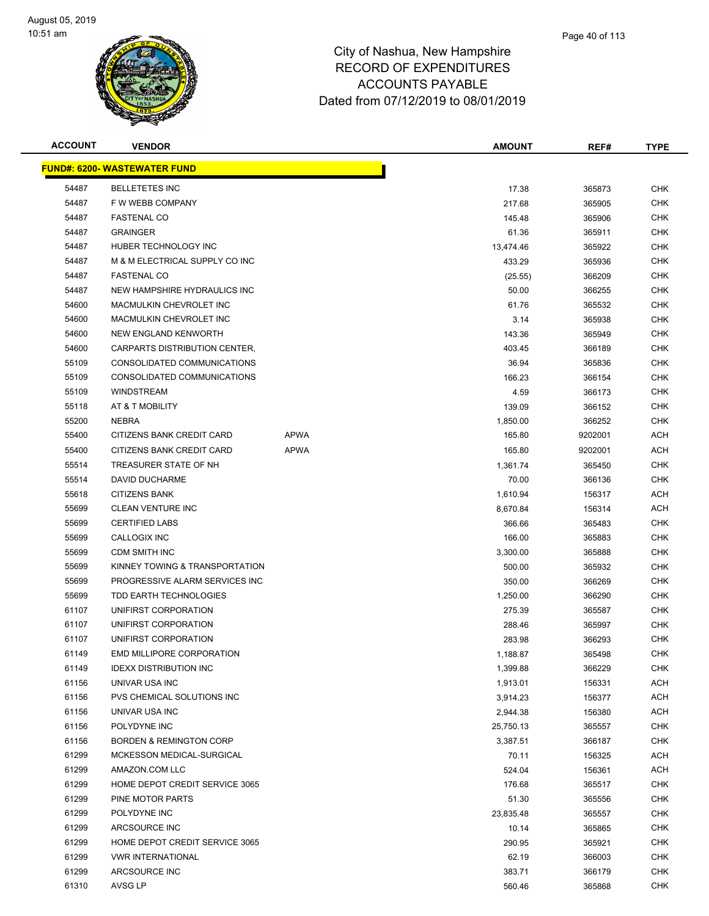# City of Nashua, New Hampshire
## RECORD OF EXPENDITURES
## ACCOUNTS PAYABLE
## Dated from 07/12/2019 to 08/01/2019

| ACCOUNT | VENDOR | | AMOUNT | REF# | TYPE |
|---|---|---|---|---|---|
| **FUND#: 6200- WASTEWATER FUND** | | | | | |
| 54487 | BELLETETES INC | | 17.38 | 365873 | CHK |
| 54487 | F W WEBB COMPANY | | 217.68 | 365905 | CHK |
| 54487 | FASTENAL CO | | 145.48 | 365906 | CHK |
| 54487 | GRAINGER | | 61.36 | 365911 | CHK |
| 54487 | HUBER TECHNOLOGY INC | | 13,474.46 | 365922 | CHK |
| 54487 | M & M ELECTRICAL SUPPLY CO INC | | 433.29 | 365936 | CHK |
| 54487 | FASTENAL CO | | (25.55) | 366209 | CHK |
| 54487 | NEW HAMPSHIRE HYDRAULICS INC | | 50.00 | 366255 | CHK |
| 54600 | MACMULKIN CHEVROLET INC | | 61.76 | 365532 | CHK |
| 54600 | MACMULKIN CHEVROLET INC | | 3.14 | 365938 | CHK |
| 54600 | NEW ENGLAND KENWORTH | | 143.36 | 365949 | CHK |
| 54600 | CARPARTS DISTRIBUTION CENTER, | | 403.45 | 366189 | CHK |
| 55109 | CONSOLIDATED COMMUNICATIONS | | 36.94 | 365836 | CHK |
| 55109 | CONSOLIDATED COMMUNICATIONS | | 166.23 | 366154 | CHK |
| 55109 | WINDSTREAM | | 4.59 | 366173 | CHK |
| 55118 | AT & T MOBILITY | | 139.09 | 366152 | CHK |
| 55200 | NEBRA | | 1,850.00 | 366252 | CHK |
| 55400 | CITIZENS BANK CREDIT CARD | APWA | 165.80 | 9202001 | ACH |
| 55400 | CITIZENS BANK CREDIT CARD | APWA | 165.80 | 9202001 | ACH |
| 55514 | TREASURER STATE OF NH | | 1,361.74 | 365450 | CHK |
| 55514 | DAVID DUCHARME | | 70.00 | 366136 | CHK |
| 55618 | CITIZENS BANK | | 1,610.94 | 156317 | ACH |
| 55699 | CLEAN VENTURE INC | | 8,670.84 | 156314 | ACH |
| 55699 | CERTIFIED LABS | | 366.66 | 365483 | CHK |
| 55699 | CALLOGIX INC | | 166.00 | 365883 | CHK |
| 55699 | CDM SMITH INC | | 3,300.00 | 365888 | CHK |
| 55699 | KINNEY TOWING & TRANSPORTATION | | 500.00 | 365932 | CHK |
| 55699 | PROGRESSIVE ALARM SERVICES INC | | 350.00 | 366269 | CHK |
| 55699 | TDD EARTH TECHNOLOGIES | | 1,250.00 | 366290 | CHK |
| 61107 | UNIFIRST CORPORATION | | 275.39 | 365587 | CHK |
| 61107 | UNIFIRST CORPORATION | | 288.46 | 365997 | CHK |
| 61107 | UNIFIRST CORPORATION | | 283.98 | 366293 | CHK |
| 61149 | EMD MILLIPORE CORPORATION | | 1,188.87 | 365498 | CHK |
| 61149 | IDEXX DISTRIBUTION INC | | 1,399.88 | 366229 | CHK |
| 61156 | UNIVAR USA INC | | 1,913.01 | 156331 | ACH |
| 61156 | PVS CHEMICAL SOLUTIONS INC | | 3,914.23 | 156377 | ACH |
| 61156 | UNIVAR USA INC | | 2,944.38 | 156380 | ACH |
| 61156 | POLYDYNE INC | | 25,750.13 | 365557 | CHK |
| 61156 | BORDEN & REMINGTON CORP | | 3,387.51 | 366187 | CHK |
| 61299 | MCKESSON MEDICAL-SURGICAL | | 70.11 | 156325 | ACH |
| 61299 | AMAZON.COM LLC | | 524.04 | 156361 | ACH |
| 61299 | HOME DEPOT CREDIT SERVICE 3065 | | 176.68 | 365517 | CHK |
| 61299 | PINE MOTOR PARTS | | 51.30 | 365556 | CHK |
| 61299 | POLYDYNE INC | | 23,835.48 | 365557 | CHK |
| 61299 | ARCSOURCE INC | | 10.14 | 365865 | CHK |
| 61299 | HOME DEPOT CREDIT SERVICE 3065 | | 290.95 | 365921 | CHK |
| 61299 | VWR INTERNATIONAL | | 62.19 | 366003 | CHK |
| 61299 | ARCSOURCE INC | | 383.71 | 366179 | CHK |
| 61310 | AVSG LP | | 560.46 | 365868 | CHK |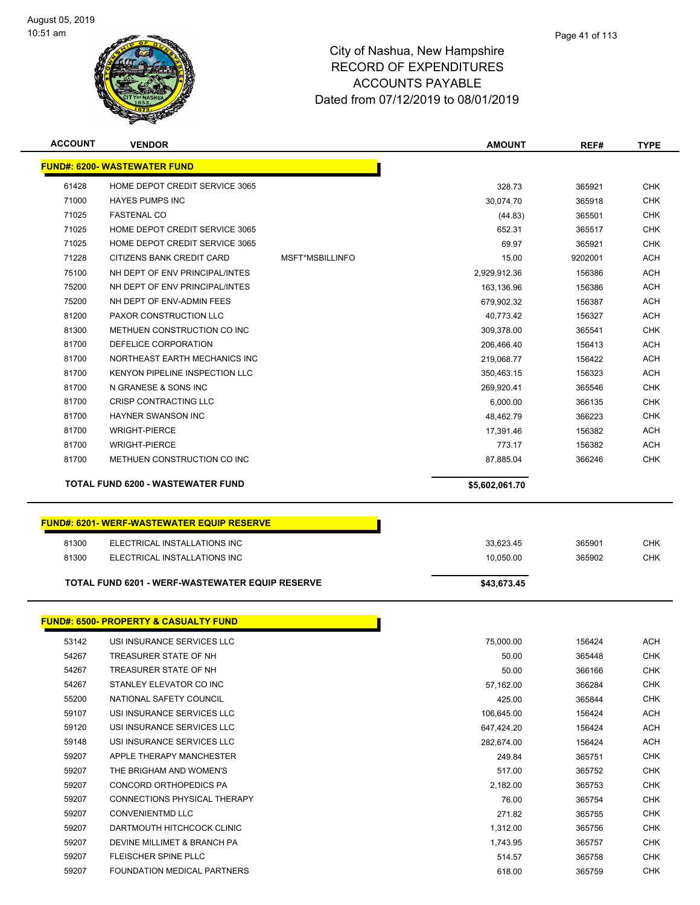# City of Nashua, New Hampshire
## RECORD OF EXPENDITURES
## ACCOUNTS PAYABLE
## Dated from 07/12/2019 to 08/01/2019

| ACCOUNT | VENDOR | | AMOUNT | REF# | TYPE |
|---|---|---|---|---|---|
| **FUND#: 6200- WASTEWATER FUND** | | | | | |
| 61428 | HOME DEPOT CREDIT SERVICE 3065 | | 328.73 | 365921 | CHK |
| 71000 | HAYES PUMPS INC | | 30,074.70 | 365918 | CHK |
| 71025 | FASTENAL CO | | (44.83) | 365501 | CHK |
| 71025 | HOME DEPOT CREDIT SERVICE 3065 | | 652.31 | 365517 | CHK |
| 71025 | HOME DEPOT CREDIT SERVICE 3065 | | 69.97 | 365921 | CHK |
| 71228 | CITIZENS BANK CREDIT CARD | MSFT*MSBILLINFO | 15.00 | 9202001 | ACH |
| 75100 | NH DEPT OF ENV PRINCIPAL/INTES | | 2,929,912.36 | 156386 | ACH |
| 75200 | NH DEPT OF ENV PRINCIPAL/INTES | | 163,136.96 | 156386 | ACH |
| 75200 | NH DEPT OF ENV-ADMIN FEES | | 679,902.32 | 156387 | ACH |
| 81200 | PAXOR CONSTRUCTION LLC | | 40,773.42 | 156327 | ACH |
| 81300 | METHUEN CONSTRUCTION CO INC | | 309,378.00 | 365541 | CHK |
| 81700 | DEFELICE CORPORATION | | 206,466.40 | 156413 | ACH |
| 81700 | NORTHEAST EARTH MECHANICS INC | | 219,068.77 | 156422 | ACH |
| 81700 | KENYON PIPELINE INSPECTION LLC | | 350,463.15 | 156323 | ACH |
| 81700 | N GRANESE & SONS INC | | 269,920.41 | 365546 | CHK |
| 81700 | CRISP CONTRACTING LLC | | 6,000.00 | 366135 | CHK |
| 81700 | HAYNER SWANSON INC | | 48,462.79 | 366223 | CHK |
| 81700 | WRIGHT-PIERCE | | 17,391.46 | 156382 | ACH |
| 81700 | WRIGHT-PIERCE | | 773.17 | 156382 | ACH |
| 81700 | METHUEN CONSTRUCTION CO INC | | 87,885.04 | 366246 | CHK |
| **TOTAL FUND 6200 - WASTEWATER FUND** | | | **$5,602,061.70** | | |
| **FUND#: 6201- WERF-WASTEWATER EQUIP RESERVE** | | | | | |
| 81300 | ELECTRICAL INSTALLATIONS INC | | 33,623.45 | 365901 | CHK |
| 81300 | ELECTRICAL INSTALLATIONS INC | | 10,050.00 | 365902 | CHK |
| **TOTAL FUND 6201 - WERF-WASTEWATER EQUIP RESERVE** | | | **$43,673.45** | | |
| **FUND#: 6500- PROPERTY & CASUALTY FUND** | | | | | |
| 53142 | USI INSURANCE SERVICES LLC | | 75,000.00 | 156424 | ACH |
| 54267 | TREASURER STATE OF NH | | 50.00 | 365448 | CHK |
| 54267 | TREASURER STATE OF NH | | 50.00 | 366166 | CHK |
| 54267 | STANLEY ELEVATOR CO INC | | 57,162.00 | 366284 | CHK |
| 55200 | NATIONAL SAFETY COUNCIL | | 425.00 | 365844 | CHK |
| 59107 | USI INSURANCE SERVICES LLC | | 106,645.00 | 156424 | ACH |
| 59120 | USI INSURANCE SERVICES LLC | | 647,424.20 | 156424 | ACH |
| 59148 | USI INSURANCE SERVICES LLC | | 282,674.00 | 156424 | ACH |
| 59207 | APPLE THERAPY MANCHESTER | | 249.84 | 365751 | CHK |
| 59207 | THE BRIGHAM AND WOMEN'S | | 517.00 | 365752 | CHK |
| 59207 | CONCORD ORTHOPEDICS PA | | 2,182.00 | 365753 | CHK |
| 59207 | CONNECTIONS PHYSICAL THERAPY | | 76.00 | 365754 | CHK |
| 59207 | CONVENIENTMD LLC | | 271.82 | 365755 | CHK |
| 59207 | DARTMOUTH HITCHCOCK CLINIC | | 1,312.00 | 365756 | CHK |
| 59207 | DEVINE MILLIMET & BRANCH PA | | 1,743.95 | 365757 | CHK |
| 59207 | FLEISCHER SPINE PLLC | | 514.57 | 365758 | CHK |
| 59207 | FOUNDATION MEDICAL PARTNERS | | 618.00 | 365759 | CHK |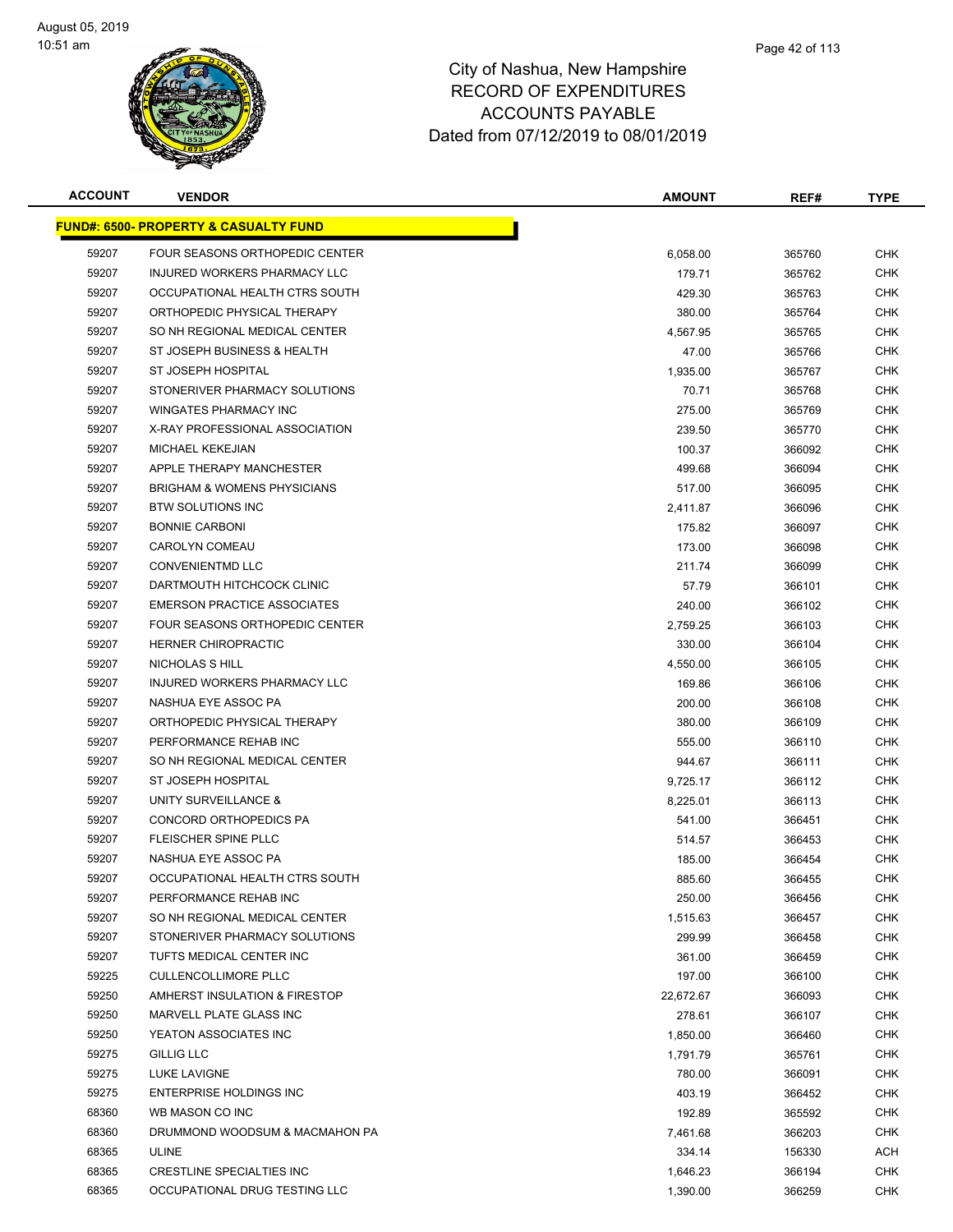City of Nashua, New Hampshire
RECORD OF EXPENDITURES
ACCOUNTS PAYABLE
Dated from 07/12/2019 to 08/01/2019

| ACCOUNT | VENDOR | AMOUNT | REF# | TYPE |
|---|---|---|---|---|
| **FUND#: 6500- PROPERTY & CASUALTY FUND** | | | | |
| 59207 | FOUR SEASONS ORTHOPEDIC CENTER | 6,058.00 | 365760 | CHK |
| 59207 | INJURED WORKERS PHARMACY LLC | 179.71 | 365762 | CHK |
| 59207 | OCCUPATIONAL HEALTH CTRS SOUTH | 429.30 | 365763 | CHK |
| 59207 | ORTHOPEDIC PHYSICAL THERAPY | 380.00 | 365764 | CHK |
| 59207 | SO NH REGIONAL MEDICAL CENTER | 4,567.95 | 365765 | CHK |
| 59207 | ST JOSEPH BUSINESS & HEALTH | 47.00 | 365766 | CHK |
| 59207 | ST JOSEPH HOSPITAL | 1,935.00 | 365767 | CHK |
| 59207 | STONERIVER PHARMACY SOLUTIONS | 70.71 | 365768 | CHK |
| 59207 | WINGATES PHARMACY INC | 275.00 | 365769 | CHK |
| 59207 | X-RAY PROFESSIONAL ASSOCIATION | 239.50 | 365770 | CHK |
| 59207 | MICHAEL KEKEJIAN | 100.37 | 366092 | CHK |
| 59207 | APPLE THERAPY MANCHESTER | 499.68 | 366094 | CHK |
| 59207 | BRIGHAM & WOMENS PHYSICIANS | 517.00 | 366095 | CHK |
| 59207 | BTW SOLUTIONS INC | 2,411.87 | 366096 | CHK |
| 59207 | BONNIE CARBONI | 175.82 | 366097 | CHK |
| 59207 | CAROLYN COMEAU | 173.00 | 366098 | CHK |
| 59207 | CONVENIENTMD LLC | 211.74 | 366099 | CHK |
| 59207 | DARTMOUTH HITCHCOCK CLINIC | 57.79 | 366101 | CHK |
| 59207 | EMERSON PRACTICE ASSOCIATES | 240.00 | 366102 | CHK |
| 59207 | FOUR SEASONS ORTHOPEDIC CENTER | 2,759.25 | 366103 | CHK |
| 59207 | HERNER CHIROPRACTIC | 330.00 | 366104 | CHK |
| 59207 | NICHOLAS S HILL | 4,550.00 | 366105 | CHK |
| 59207 | INJURED WORKERS PHARMACY LLC | 169.86 | 366106 | CHK |
| 59207 | NASHUA EYE ASSOC PA | 200.00 | 366108 | CHK |
| 59207 | ORTHOPEDIC PHYSICAL THERAPY | 380.00 | 366109 | CHK |
| 59207 | PERFORMANCE REHAB INC | 555.00 | 366110 | CHK |
| 59207 | SO NH REGIONAL MEDICAL CENTER | 944.67 | 366111 | CHK |
| 59207 | ST JOSEPH HOSPITAL | 9,725.17 | 366112 | CHK |
| 59207 | UNITY SURVEILLANCE & | 8,225.01 | 366113 | CHK |
| 59207 | CONCORD ORTHOPEDICS PA | 541.00 | 366451 | CHK |
| 59207 | FLEISCHER SPINE PLLC | 514.57 | 366453 | CHK |
| 59207 | NASHUA EYE ASSOC PA | 185.00 | 366454 | CHK |
| 59207 | OCCUPATIONAL HEALTH CTRS SOUTH | 885.60 | 366455 | CHK |
| 59207 | PERFORMANCE REHAB INC | 250.00 | 366456 | CHK |
| 59207 | SO NH REGIONAL MEDICAL CENTER | 1,515.63 | 366457 | CHK |
| 59207 | STONERIVER PHARMACY SOLUTIONS | 299.99 | 366458 | CHK |
| 59207 | TUFTS MEDICAL CENTER INC | 361.00 | 366459 | CHK |
| 59225 | CULLENCOLLIMORE PLLC | 197.00 | 366100 | CHK |
| 59250 | AMHERST INSULATION & FIRESTOP | 22,672.67 | 366093 | CHK |
| 59250 | MARVELL PLATE GLASS INC | 278.61 | 366107 | CHK |
| 59250 | YEATON ASSOCIATES INC | 1,850.00 | 366460 | CHK |
| 59275 | GILLIG LLC | 1,791.79 | 365761 | CHK |
| 59275 | LUKE LAVIGNE | 780.00 | 366091 | CHK |
| 59275 | ENTERPRISE HOLDINGS INC | 403.19 | 366452 | CHK |
| 68360 | WB MASON CO INC | 192.89 | 365592 | CHK |
| 68360 | DRUMMOND WOODSUM & MACMAHON PA | 7,461.68 | 366203 | CHK |
| 68365 | ULINE | 334.14 | 156330 | ACH |
| 68365 | CRESTLINE SPECIALTIES INC | 1,646.23 | 366194 | CHK |
| 68365 | OCCUPATIONAL DRUG TESTING LLC | 1,390.00 | 366259 | CHK |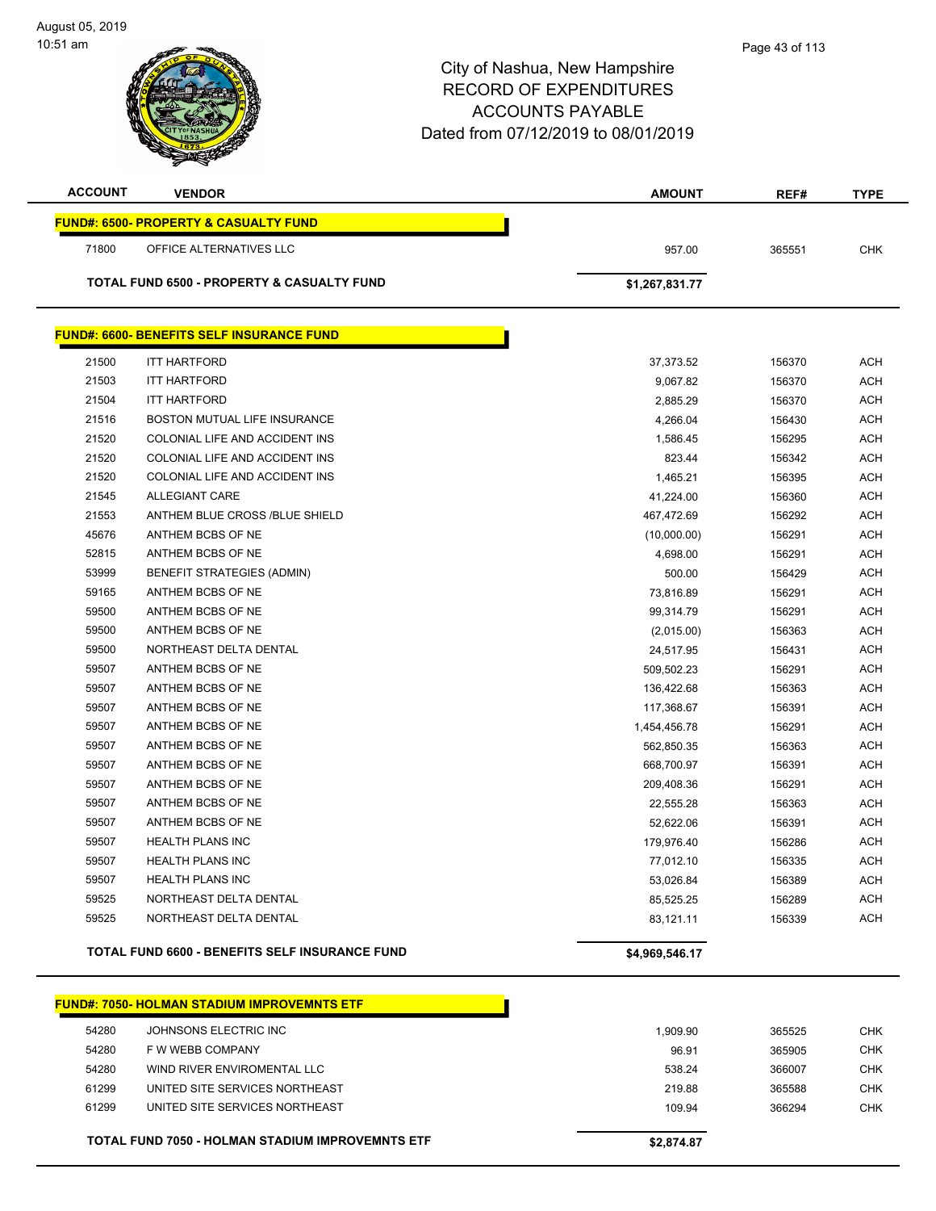City of Nashua, New Hampshire
RECORD OF EXPENDITURES
ACCOUNTS PAYABLE
Dated from 07/12/2019 to 08/01/2019

| ACCOUNT | VENDOR | AMOUNT | REF# | TYPE |
|---|---|---|---|---|
| **FUND#: 6500- PROPERTY & CASUALTY FUND** | | | | |
| 71800 | OFFICE ALTERNATIVES LLC | 957.00 | 365551 | CHK |
| | **TOTAL FUND 6500 - PROPERTY & CASUALTY FUND** | **$1,267,831.77** | | |
| **FUND#: 6600- BENEFITS SELF INSURANCE FUND** | | | | |
| 21500 | ITT HARTFORD | 37,373.52 | 156370 | ACH |
| 21503 | ITT HARTFORD | 9,067.82 | 156370 | ACH |
| 21504 | ITT HARTFORD | 2,885.29 | 156370 | ACH |
| 21516 | BOSTON MUTUAL LIFE INSURANCE | 4,266.04 | 156430 | ACH |
| 21520 | COLONIAL LIFE AND ACCIDENT INS | 1,586.45 | 156295 | ACH |
| 21520 | COLONIAL LIFE AND ACCIDENT INS | 823.44 | 156342 | ACH |
| 21520 | COLONIAL LIFE AND ACCIDENT INS | 1,465.21 | 156395 | ACH |
| 21545 | ALLEGIANT CARE | 41,224.00 | 156360 | ACH |
| 21553 | ANTHEM BLUE CROSS /BLUE SHIELD | 467,472.69 | 156292 | ACH |
| 45676 | ANTHEM BCBS OF NE | (10,000.00) | 156291 | ACH |
| 52815 | ANTHEM BCBS OF NE | 4,698.00 | 156291 | ACH |
| 53999 | BENEFIT STRATEGIES (ADMIN) | 500.00 | 156429 | ACH |
| 59165 | ANTHEM BCBS OF NE | 73,816.89 | 156291 | ACH |
| 59500 | ANTHEM BCBS OF NE | 99,314.79 | 156291 | ACH |
| 59500 | ANTHEM BCBS OF NE | (2,015.00) | 156363 | ACH |
| 59500 | NORTHEAST DELTA DENTAL | 24,517.95 | 156431 | ACH |
| 59507 | ANTHEM BCBS OF NE | 509,502.23 | 156291 | ACH |
| 59507 | ANTHEM BCBS OF NE | 136,422.68 | 156363 | ACH |
| 59507 | ANTHEM BCBS OF NE | 117,368.67 | 156391 | ACH |
| 59507 | ANTHEM BCBS OF NE | 1,454,456.78 | 156291 | ACH |
| 59507 | ANTHEM BCBS OF NE | 562,850.35 | 156363 | ACH |
| 59507 | ANTHEM BCBS OF NE | 668,700.97 | 156391 | ACH |
| 59507 | ANTHEM BCBS OF NE | 209,408.36 | 156291 | ACH |
| 59507 | ANTHEM BCBS OF NE | 22,555.28 | 156363 | ACH |
| 59507 | ANTHEM BCBS OF NE | 52,622.06 | 156391 | ACH |
| 59507 | HEALTH PLANS INC | 179,976.40 | 156286 | ACH |
| 59507 | HEALTH PLANS INC | 77,012.10 | 156335 | ACH |
| 59507 | HEALTH PLANS INC | 53,026.84 | 156389 | ACH |
| 59525 | NORTHEAST DELTA DENTAL | 85,525.25 | 156289 | ACH |
| 59525 | NORTHEAST DELTA DENTAL | 83,121.11 | 156339 | ACH |
| | **TOTAL FUND 6600 - BENEFITS SELF INSURANCE FUND** | **$4,969,546.17** | | |
| **FUND#: 7050- HOLMAN STADIUM IMPROVEMNTS ETF** | | | | |
| 54280 | JOHNSONS ELECTRIC INC | 1,909.90 | 365525 | CHK |
| 54280 | F W WEBB COMPANY | 96.91 | 365905 | CHK |
| 54280 | WIND RIVER ENVIROMENTAL LLC | 538.24 | 366007 | CHK |
| 61299 | UNITED SITE SERVICES NORTHEAST | 219.88 | 365588 | CHK |
| 61299 | UNITED SITE SERVICES NORTHEAST | 109.94 | 366294 | CHK |
| | **TOTAL FUND 7050 - HOLMAN STADIUM IMPROVEMNTS ETF** | **$2,874.87** | | |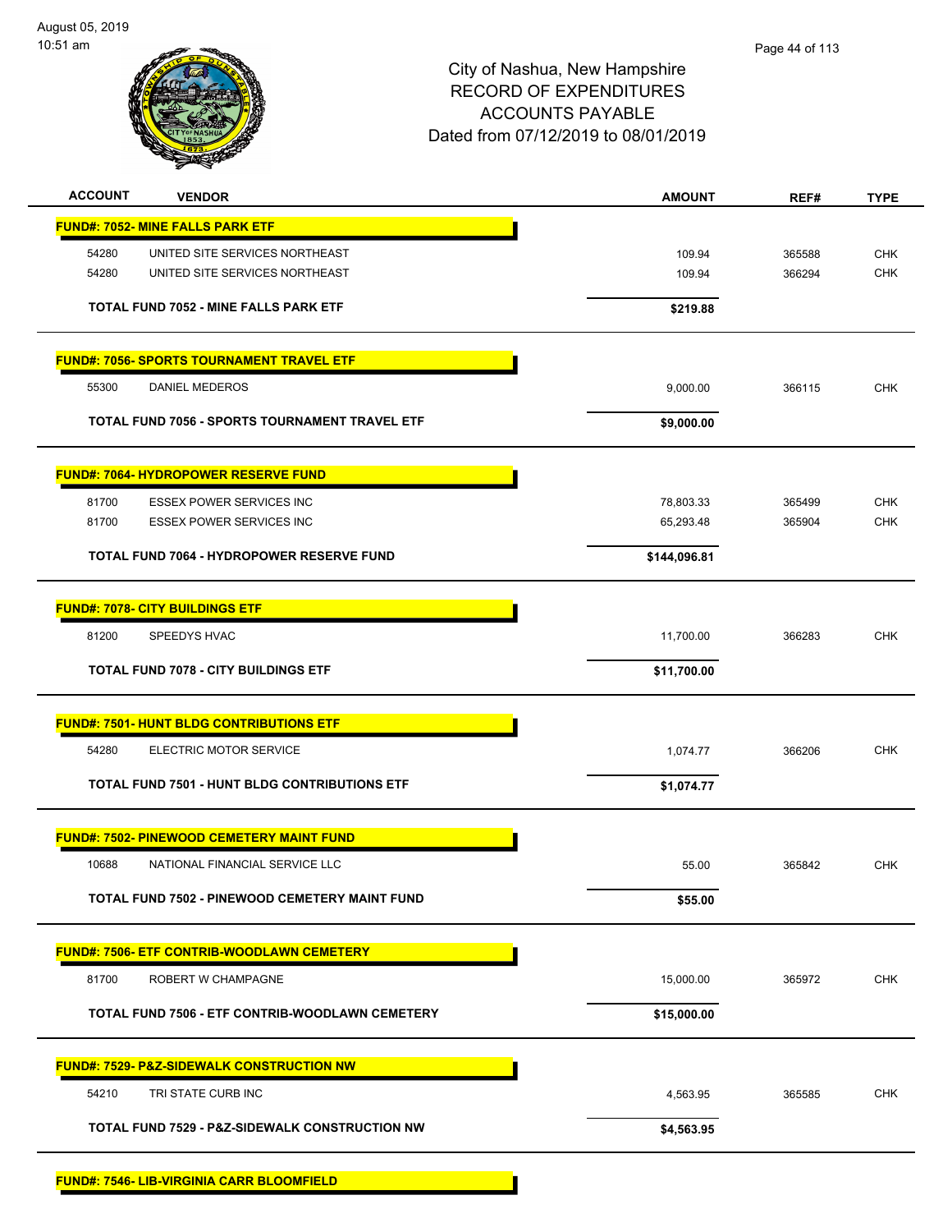City of Nashua, New Hampshire
RECORD OF EXPENDITURES
ACCOUNTS PAYABLE
Dated from 07/12/2019 to 08/01/2019

August 05, 2019
10:51 am

| ACCOUNT | VENDOR | AMOUNT | REF# | TYPE |
|---|---|---|---|---|
| **FUND#: 7052- MINE FALLS PARK ETF** | | | | |
| 54280 | UNITED SITE SERVICES NORTHEAST | 109.94 | 365588 | CHK |
| 54280 | UNITED SITE SERVICES NORTHEAST | 109.94 | 366294 | CHK |
| | **TOTAL FUND 7052 - MINE FALLS PARK ETF** | **$219.88** | | |
| **FUND#: 7056- SPORTS TOURNAMENT TRAVEL ETF** | | | | |
| 55300 | DANIEL MEDEROS | 9,000.00 | 366115 | CHK |
| | **TOTAL FUND 7056 - SPORTS TOURNAMENT TRAVEL ETF** | **$9,000.00** | | |
| **FUND#: 7064- HYDROPOWER RESERVE FUND** | | | | |
| 81700 | ESSEX POWER SERVICES INC | 78,803.33 | 365499 | CHK |
| 81700 | ESSEX POWER SERVICES INC | 65,293.48 | 365904 | CHK |
| | **TOTAL FUND 7064 - HYDROPOWER RESERVE FUND** | **$144,096.81** | | |
| **FUND#: 7078- CITY BUILDINGS ETF** | | | | |
| 81200 | SPEEDYS HVAC | 11,700.00 | 366283 | CHK |
| | **TOTAL FUND 7078 - CITY BUILDINGS ETF** | **$11,700.00** | | |
| **FUND#: 7501- HUNT BLDG CONTRIBUTIONS ETF** | | | | |
| 54280 | ELECTRIC MOTOR SERVICE | 1,074.77 | 366206 | CHK |
| | **TOTAL FUND 7501 - HUNT BLDG CONTRIBUTIONS ETF** | **$1,074.77** | | |
| **FUND#: 7502- PINEWOOD CEMETERY MAINT FUND** | | | | |
| 10688 | NATIONAL FINANCIAL SERVICE LLC | 55.00 | 365842 | CHK |
| | **TOTAL FUND 7502 - PINEWOOD CEMETERY MAINT FUND** | **$55.00** | | |
| **FUND#: 7506- ETF CONTRIB-WOODLAWN CEMETERY** | | | | |
| 81700 | ROBERT W CHAMPAGNE | 15,000.00 | 365972 | CHK |
| | **TOTAL FUND 7506 - ETF CONTRIB-WOODLAWN CEMETERY** | **$15,000.00** | | |
| **FUND#: 7529- P&Z-SIDEWALK CONSTRUCTION NW** | | | | |
| 54210 | TRI STATE CURB INC | 4,563.95 | 365585 | CHK |
| | **TOTAL FUND 7529 - P&Z-SIDEWALK CONSTRUCTION NW** | **$4,563.95** | | |
| **FUND#: 7546- LIB-VIRGINIA CARR BLOOMFIELD** | | | | |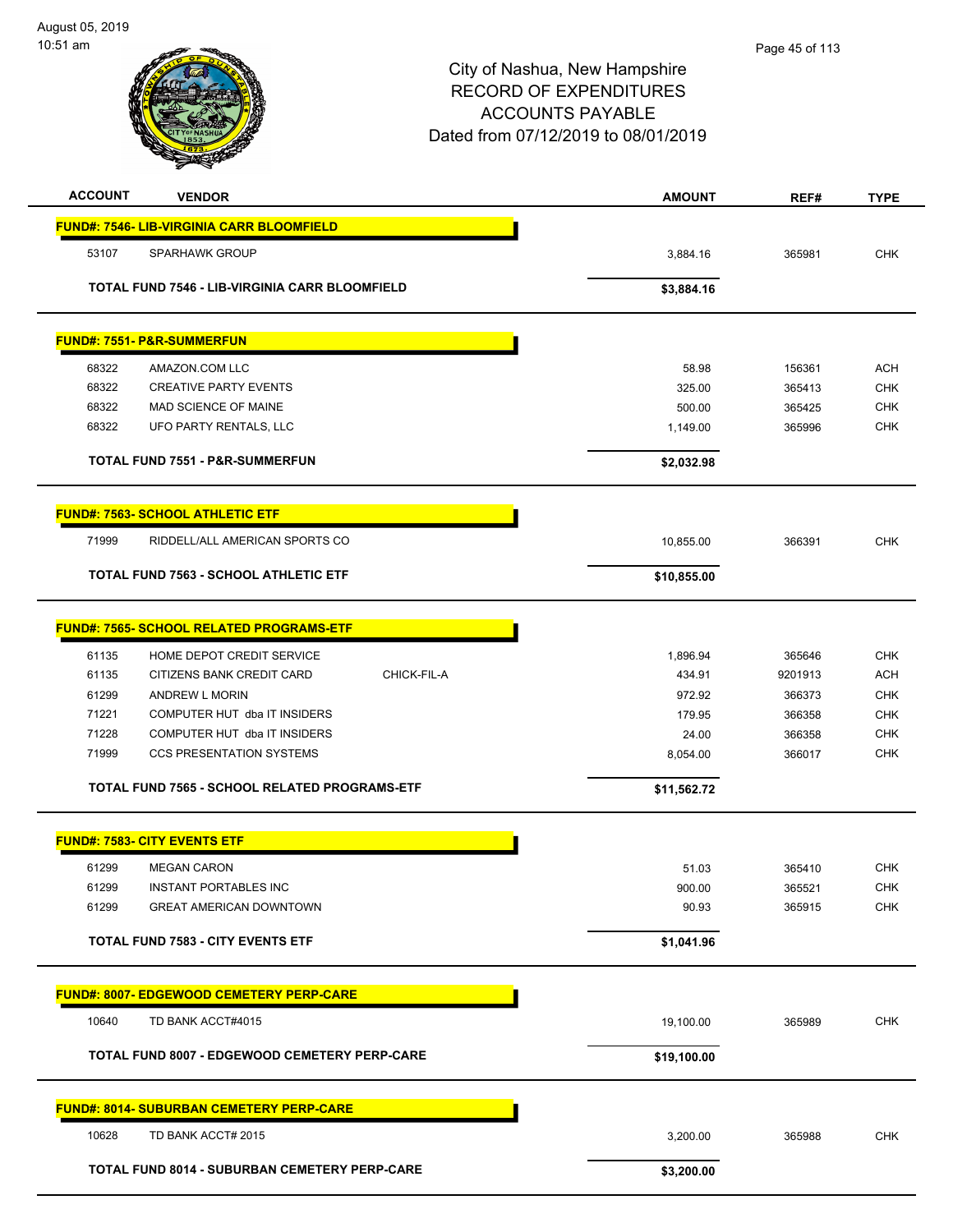# City of Nashua, New Hampshire
## RECORD OF EXPENDITURES
## ACCOUNTS PAYABLE
### Dated from 07/12/2019 to 08/01/2019

August 05, 2019
10:51 am

| ACCOUNT | VENDOR | | AMOUNT | REF# | TYPE |
|---|---|---|---|---|---|
| **FUND#: 7546- LIB-VIRGINIA CARR BLOOMFIELD** | | | | | |
| 53107 | SPARHAWK GROUP | | 3,884.16 | 365981 | CHK |
| **TOTAL FUND 7546 - LIB-VIRGINIA CARR BLOOMFIELD** | | | **$3,884.16** | | |
| **FUND#: 7551- P&R-SUMMERFUN** | | | | | |
| 68322 | AMAZON.COM LLC | | 58.98 | 156361 | ACH |
| 68322 | CREATIVE PARTY EVENTS | | 325.00 | 365413 | CHK |
| 68322 | MAD SCIENCE OF MAINE | | 500.00 | 365425 | CHK |
| 68322 | UFO PARTY RENTALS, LLC | | 1,149.00 | 365996 | CHK |
| **TOTAL FUND 7551 - P&R-SUMMERFUN** | | | **$2,032.98** | | |
| **FUND#: 7563- SCHOOL ATHLETIC ETF** | | | | | |
| 71999 | RIDDELL/ALL AMERICAN SPORTS CO | | 10,855.00 | 366391 | CHK |
| **TOTAL FUND 7563 - SCHOOL ATHLETIC ETF** | | | **$10,855.00** | | |
| **FUND#: 7565- SCHOOL RELATED PROGRAMS-ETF** | | | | | |
| 61135 | HOME DEPOT CREDIT SERVICE | | 1,896.94 | 365646 | CHK |
| 61135 | CITIZENS BANK CREDIT CARD | CHICK-FIL-A | 434.91 | 9201913 | ACH |
| 61299 | ANDREW L MORIN | | 972.92 | 366373 | CHK |
| 71221 | COMPUTER HUT dba IT INSIDERS | | 179.95 | 366358 | CHK |
| 71228 | COMPUTER HUT dba IT INSIDERS | | 24.00 | 366358 | CHK |
| 71999 | CCS PRESENTATION SYSTEMS | | 8,054.00 | 366017 | CHK |
| **TOTAL FUND 7565 - SCHOOL RELATED PROGRAMS-ETF** | | | **$11,562.72** | | |
| **FUND#: 7583- CITY EVENTS ETF** | | | | | |
| 61299 | MEGAN CARON | | 51.03 | 365410 | CHK |
| 61299 | INSTANT PORTABLES INC | | 900.00 | 365521 | CHK |
| 61299 | GREAT AMERICAN DOWNTOWN | | 90.93 | 365915 | CHK |
| **TOTAL FUND 7583 - CITY EVENTS ETF** | | | **$1,041.96** | | |
| **FUND#: 8007- EDGEWOOD CEMETERY PERP-CARE** | | | | | |
| 10640 | TD BANK ACCT#4015 | | 19,100.00 | 365989 | CHK |
| **TOTAL FUND 8007 - EDGEWOOD CEMETERY PERP-CARE** | | | **$19,100.00** | | |
| **FUND#: 8014- SUBURBAN CEMETERY PERP-CARE** | | | | | |
| 10628 | TD BANK ACCT# 2015 | | 3,200.00 | 365988 | CHK |
| **TOTAL FUND 8014 - SUBURBAN CEMETERY PERP-CARE** | | | **$3,200.00** | | |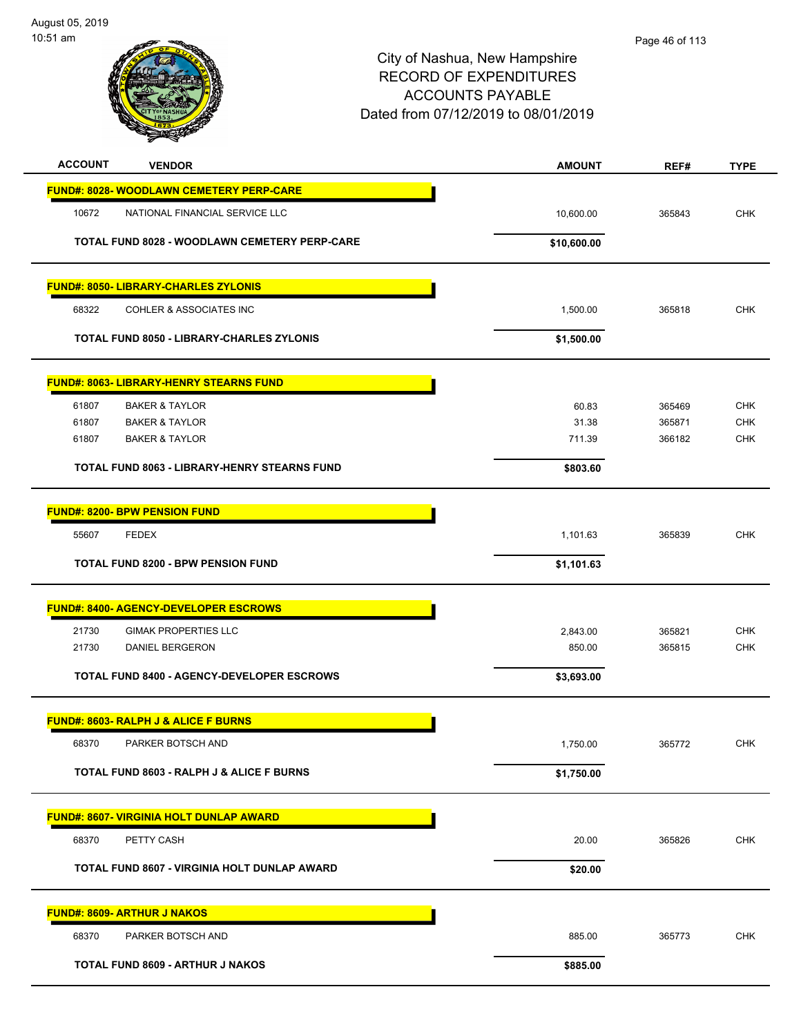City of Nashua, New Hampshire
RECORD OF EXPENDITURES
ACCOUNTS PAYABLE
Dated from 07/12/2019 to 08/01/2019

| ACCOUNT | VENDOR | AMOUNT | REF# | TYPE |
|---|---|---|---|---|
| **FUND#: 8028- WOODLAWN CEMETERY PERP-CARE** | | | | |
| 10672 | NATIONAL FINANCIAL SERVICE LLC | 10,600.00 | 365843 | CHK |
| **TOTAL FUND 8028 - WOODLAWN CEMETERY PERP-CARE** | | **$10,600.00** | | |
| **FUND#: 8050- LIBRARY-CHARLES ZYLONIS** | | | | |
| 68322 | COHLER & ASSOCIATES INC | 1,500.00 | 365818 | CHK |
| **TOTAL FUND 8050 - LIBRARY-CHARLES ZYLONIS** | | **$1,500.00** | | |
| **FUND#: 8063- LIBRARY-HENRY STEARNS FUND** | | | | |
| 61807 | BAKER & TAYLOR | 60.83 | 365469 | CHK |
| 61807 | BAKER & TAYLOR | 31.38 | 365871 | CHK |
| 61807 | BAKER & TAYLOR | 711.39 | 366182 | CHK |
| **TOTAL FUND 8063 - LIBRARY-HENRY STEARNS FUND** | | **$803.60** | | |
| **FUND#: 8200- BPW PENSION FUND** | | | | |
| 55607 | FEDEX | 1,101.63 | 365839 | CHK |
| **TOTAL FUND 8200 - BPW PENSION FUND** | | **$1,101.63** | | |
| **FUND#: 8400- AGENCY-DEVELOPER ESCROWS** | | | | |
| 21730 | GIMAK PROPERTIES LLC | 2,843.00 | 365821 | CHK |
| 21730 | DANIEL BERGERON | 850.00 | 365815 | CHK |
| **TOTAL FUND 8400 - AGENCY-DEVELOPER ESCROWS** | | **$3,693.00** | | |
| **FUND#: 8603- RALPH J & ALICE F BURNS** | | | | |
| 68370 | PARKER BOTSCH AND | 1,750.00 | 365772 | CHK |
| **TOTAL FUND 8603 - RALPH J & ALICE F BURNS** | | **$1,750.00** | | |
| **FUND#: 8607- VIRGINIA HOLT DUNLAP AWARD** | | | | |
| 68370 | PETTY CASH | 20.00 | 365826 | CHK |
| **TOTAL FUND 8607 - VIRGINIA HOLT DUNLAP AWARD** | | **$20.00** | | |
| **FUND#: 8609- ARTHUR J NAKOS** | | | | |
| 68370 | PARKER BOTSCH AND | 885.00 | 365773 | CHK |
| **TOTAL FUND 8609 - ARTHUR J NAKOS** | | **$885.00** | | |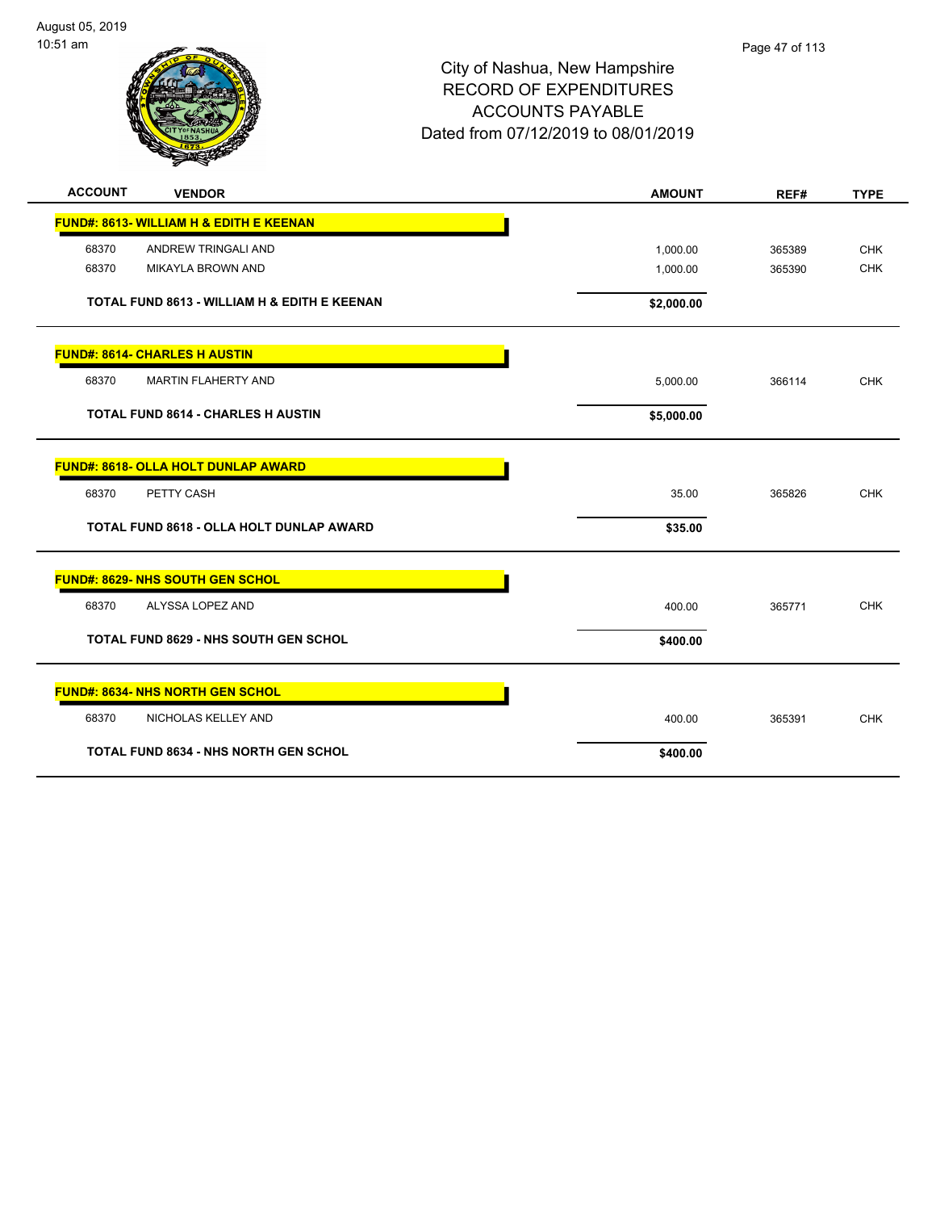City of Nashua, New Hampshire
RECORD OF EXPENDITURES
ACCOUNTS PAYABLE
Dated from 07/12/2019 to 08/01/2019

| ACCOUNT | VENDOR | AMOUNT | REF# | TYPE |
|---|---|---|---|---|
| **FUND#: 8613- WILLIAM H & EDITH E KEENAN** | | | | |
| 68370 | ANDREW TRINGALI AND | 1,000.00 | 365389 | CHK |
| 68370 | MIKAYLA BROWN AND | 1,000.00 | 365390 | CHK |
| | **TOTAL FUND 8613 - WILLIAM H & EDITH E KEENAN** | **$2,000.00** | | |
| **FUND#: 8614- CHARLES H AUSTIN** | | | | |
| 68370 | MARTIN FLAHERTY AND | 5,000.00 | 366114 | CHK |
| | **TOTAL FUND 8614 - CHARLES H AUSTIN** | **$5,000.00** | | |
| **FUND#: 8618- OLLA HOLT DUNLAP AWARD** | | | | |
| 68370 | PETTY CASH | 35.00 | 365826 | CHK |
| | **TOTAL FUND 8618 - OLLA HOLT DUNLAP AWARD** | **$35.00** | | |
| **FUND#: 8629- NHS SOUTH GEN SCHOL** | | | | |
| 68370 | ALYSSA LOPEZ AND | 400.00 | 365771 | CHK |
| | **TOTAL FUND 8629 - NHS SOUTH GEN SCHOL** | **$400.00** | | |
| **FUND#: 8634- NHS NORTH GEN SCHOL** | | | | |
| 68370 | NICHOLAS KELLEY AND | 400.00 | 365391 | CHK |
| | **TOTAL FUND 8634 - NHS NORTH GEN SCHOL** | **$400.00** | | |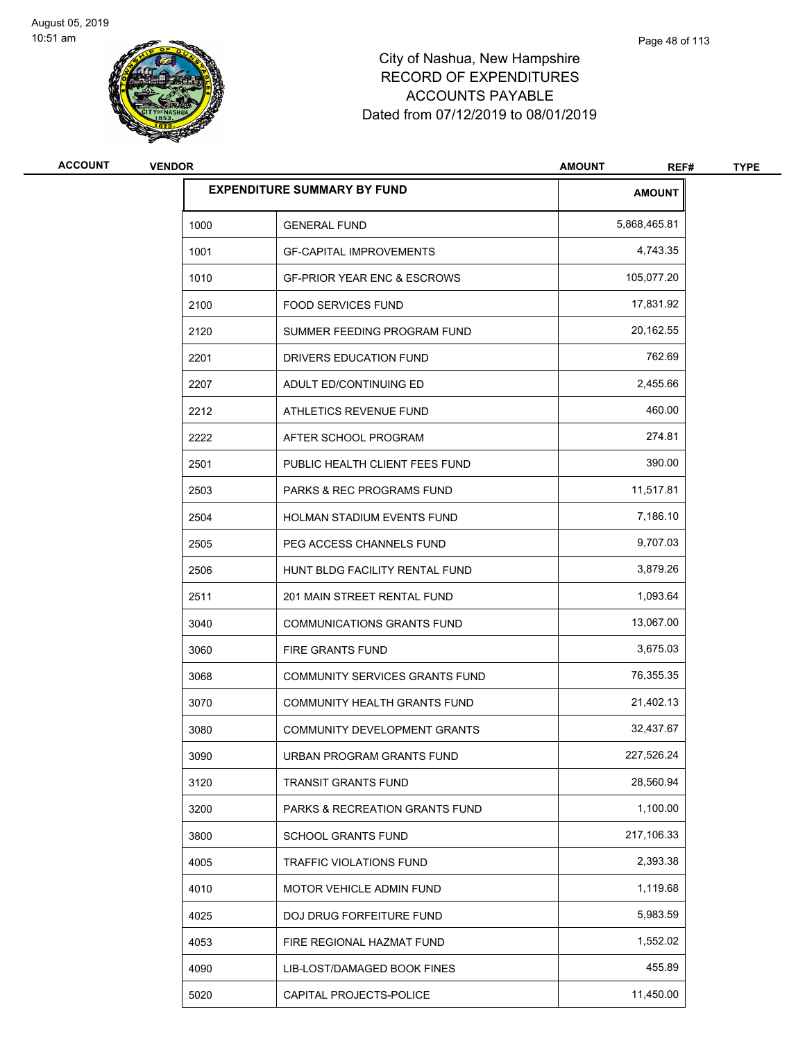City of Nashua, New Hampshire
RECORD OF EXPENDITURES
ACCOUNTS PAYABLE
Dated from 07/12/2019 to 08/01/2019

| ACCOUNT | VENDOR | AMOUNT | REF# | TYPE |
|---|---|---|---|---|

| EXPENDITURE SUMMARY BY FUND | | AMOUNT |
|---|---|---|
| 1000 | GENERAL FUND | 5,868,465.81 |
| 1001 | GF-CAPITAL IMPROVEMENTS | 4,743.35 |
| 1010 | GF-PRIOR YEAR ENC & ESCROWS | 105,077.20 |
| 2100 | FOOD SERVICES FUND | 17,831.92 |
| 2120 | SUMMER FEEDING PROGRAM FUND | 20,162.55 |
| 2201 | DRIVERS EDUCATION FUND | 762.69 |
| 2207 | ADULT ED/CONTINUING ED | 2,455.66 |
| 2212 | ATHLETICS REVENUE FUND | 460.00 |
| 2222 | AFTER SCHOOL PROGRAM | 274.81 |
| 2501 | PUBLIC HEALTH CLIENT FEES FUND | 390.00 |
| 2503 | PARKS & REC PROGRAMS FUND | 11,517.81 |
| 2504 | HOLMAN STADIUM EVENTS FUND | 7,186.10 |
| 2505 | PEG ACCESS CHANNELS FUND | 9,707.03 |
| 2506 | HUNT BLDG FACILITY RENTAL FUND | 3,879.26 |
| 2511 | 201 MAIN STREET RENTAL FUND | 1,093.64 |
| 3040 | COMMUNICATIONS GRANTS FUND | 13,067.00 |
| 3060 | FIRE GRANTS FUND | 3,675.03 |
| 3068 | COMMUNITY SERVICES GRANTS FUND | 76,355.35 |
| 3070 | COMMUNITY HEALTH GRANTS FUND | 21,402.13 |
| 3080 | COMMUNITY DEVELOPMENT GRANTS | 32,437.67 |
| 3090 | URBAN PROGRAM GRANTS FUND | 227,526.24 |
| 3120 | TRANSIT GRANTS FUND | 28,560.94 |
| 3200 | PARKS & RECREATION GRANTS FUND | 1,100.00 |
| 3800 | SCHOOL GRANTS FUND | 217,106.33 |
| 4005 | TRAFFIC VIOLATIONS FUND | 2,393.38 |
| 4010 | MOTOR VEHICLE ADMIN FUND | 1,119.68 |
| 4025 | DOJ DRUG FORFEITURE FUND | 5,983.59 |
| 4053 | FIRE REGIONAL HAZMAT FUND | 1,552.02 |
| 4090 | LIB-LOST/DAMAGED BOOK FINES | 455.89 |
| 5020 | CAPITAL PROJECTS-POLICE | 11,450.00 |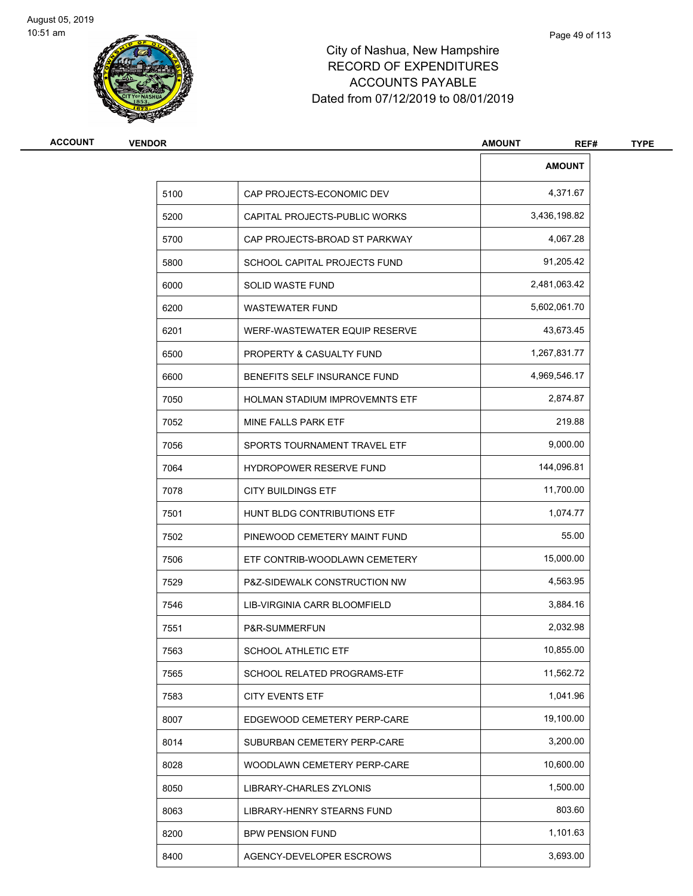# City of Nashua, New Hampshire
## RECORD OF EXPENDITURES
## ACCOUNTS PAYABLE
Dated from 07/12/2019 to 08/01/2019

| ACCOUNT | VENDOR | AMOUNT | REF# | TYPE |
|---|---|---|---|---|

| | | AMOUNT |
|---|---|---|
| 5100 | CAP PROJECTS-ECONOMIC DEV | 4,371.67 |
| 5200 | CAPITAL PROJECTS-PUBLIC WORKS | 3,436,198.82 |
| 5700 | CAP PROJECTS-BROAD ST PARKWAY | 4,067.28 |
| 5800 | SCHOOL CAPITAL PROJECTS FUND | 91,205.42 |
| 6000 | SOLID WASTE FUND | 2,481,063.42 |
| 6200 | WASTEWATER FUND | 5,602,061.70 |
| 6201 | WERF-WASTEWATER EQUIP RESERVE | 43,673.45 |
| 6500 | PROPERTY & CASUALTY FUND | 1,267,831.77 |
| 6600 | BENEFITS SELF INSURANCE FUND | 4,969,546.17 |
| 7050 | HOLMAN STADIUM IMPROVEMNTS ETF | 2,874.87 |
| 7052 | MINE FALLS PARK ETF | 219.88 |
| 7056 | SPORTS TOURNAMENT TRAVEL ETF | 9,000.00 |
| 7064 | HYDROPOWER RESERVE FUND | 144,096.81 |
| 7078 | CITY BUILDINGS ETF | 11,700.00 |
| 7501 | HUNT BLDG CONTRIBUTIONS ETF | 1,074.77 |
| 7502 | PINEWOOD CEMETERY MAINT FUND | 55.00 |
| 7506 | ETF CONTRIB-WOODLAWN CEMETERY | 15,000.00 |
| 7529 | P&Z-SIDEWALK CONSTRUCTION NW | 4,563.95 |
| 7546 | LIB-VIRGINIA CARR BLOOMFIELD | 3,884.16 |
| 7551 | P&R-SUMMERFUN | 2,032.98 |
| 7563 | SCHOOL ATHLETIC ETF | 10,855.00 |
| 7565 | SCHOOL RELATED PROGRAMS-ETF | 11,562.72 |
| 7583 | CITY EVENTS ETF | 1,041.96 |
| 8007 | EDGEWOOD CEMETERY PERP-CARE | 19,100.00 |
| 8014 | SUBURBAN CEMETERY PERP-CARE | 3,200.00 |
| 8028 | WOODLAWN CEMETERY PERP-CARE | 10,600.00 |
| 8050 | LIBRARY-CHARLES ZYLONIS | 1,500.00 |
| 8063 | LIBRARY-HENRY STEARNS FUND | 803.60 |
| 8200 | BPW PENSION FUND | 1,101.63 |
| 8400 | AGENCY-DEVELOPER ESCROWS | 3,693.00 |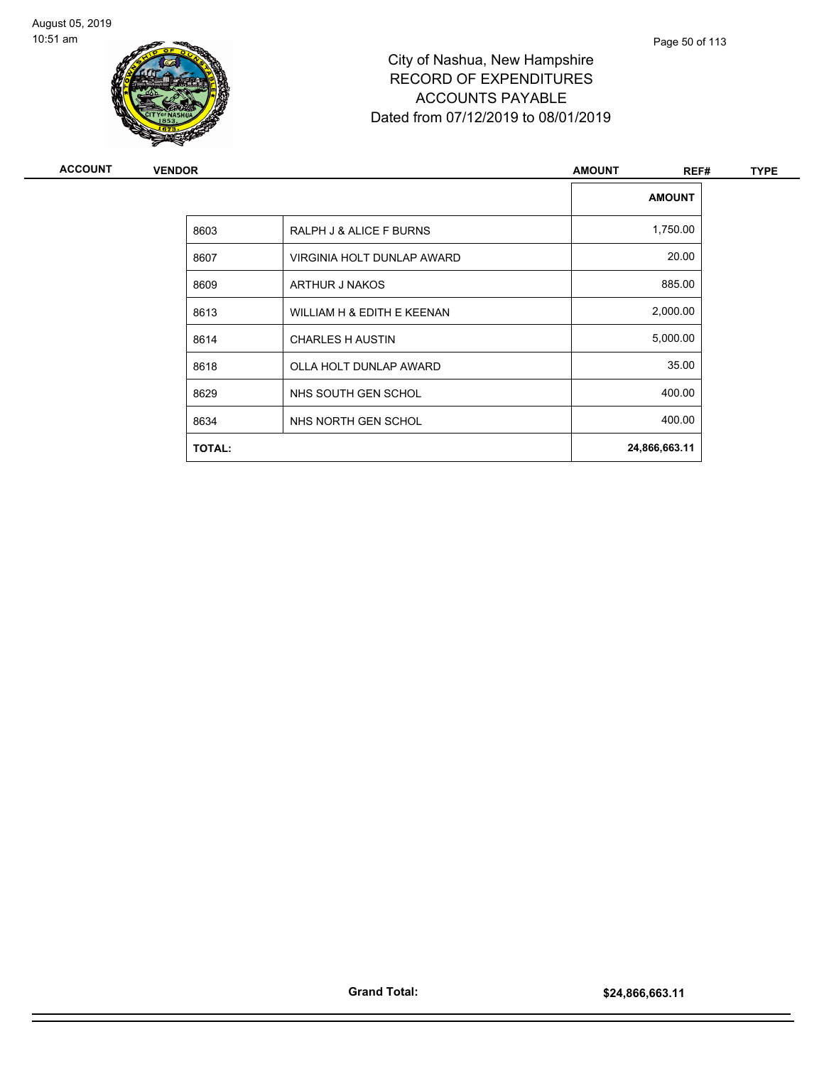| ACCOUNT | VENDOR | AMOUNT | REF# | TYPE |
|---|---|---|---|---|

| | | AMOUNT |
|---|---|---|
| 8603 | RALPH J & ALICE F BURNS | 1,750.00 |
| 8607 | VIRGINIA HOLT DUNLAP AWARD | 20.00 |
| 8609 | ARTHUR J NAKOS | 885.00 |
| 8613 | WILLIAM H & EDITH E KEENAN | 2,000.00 |
| 8614 | CHARLES H AUSTIN | 5,000.00 |
| 8618 | OLLA HOLT DUNLAP AWARD | 35.00 |
| 8629 | NHS SOUTH GEN SCHOL | 400.00 |
| 8634 | NHS NORTH GEN SCHOL | 400.00 |
| **TOTAL:** | | **24,866,663.11** |

**Grand Total:** **$24,866,663.11**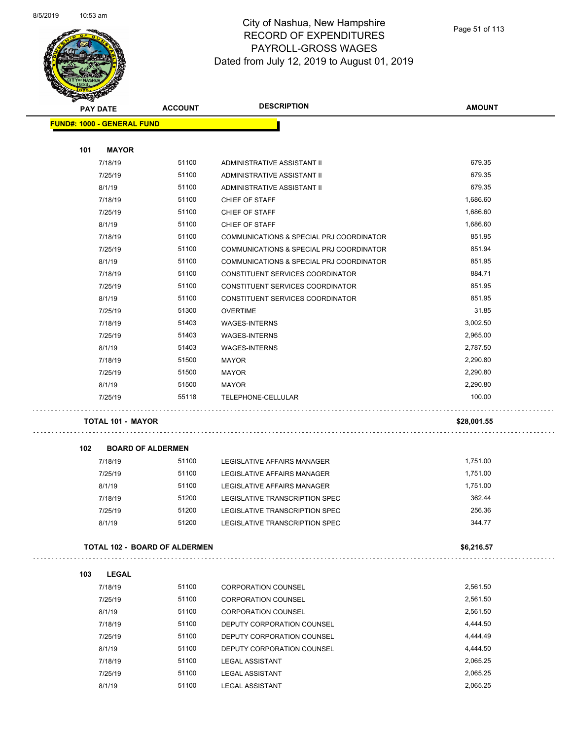# City of Nashua, New Hampshire
## RECORD OF EXPENDITURES
## PAYROLL-GROSS WAGES
## Dated from July 12, 2019 to August 01, 2019

| PAY DATE | ACCOUNT | DESCRIPTION | AMOUNT |
|---|---|---|---|
| **FUND#: 1000 - GENERAL FUND** | | | |
| **101 MAYOR** | | | |
| 7/18/19 | 51100 | ADMINISTRATIVE ASSISTANT II | 679.35 |
| 7/25/19 | 51100 | ADMINISTRATIVE ASSISTANT II | 679.35 |
| 8/1/19 | 51100 | ADMINISTRATIVE ASSISTANT II | 679.35 |
| 7/18/19 | 51100 | CHIEF OF STAFF | 1,686.60 |
| 7/25/19 | 51100 | CHIEF OF STAFF | 1,686.60 |
| 8/1/19 | 51100 | CHIEF OF STAFF | 1,686.60 |
| 7/18/19 | 51100 | COMMUNICATIONS & SPECIAL PRJ COORDINATOR | 851.95 |
| 7/25/19 | 51100 | COMMUNICATIONS & SPECIAL PRJ COORDINATOR | 851.94 |
| 8/1/19 | 51100 | COMMUNICATIONS & SPECIAL PRJ COORDINATOR | 851.95 |
| 7/18/19 | 51100 | CONSTITUENT SERVICES COORDINATOR | 884.71 |
| 7/25/19 | 51100 | CONSTITUENT SERVICES COORDINATOR | 851.95 |
| 8/1/19 | 51100 | CONSTITUENT SERVICES COORDINATOR | 851.95 |
| 7/25/19 | 51300 | OVERTIME | 31.85 |
| 7/18/19 | 51403 | WAGES-INTERNS | 3,002.50 |
| 7/25/19 | 51403 | WAGES-INTERNS | 2,965.00 |
| 8/1/19 | 51403 | WAGES-INTERNS | 2,787.50 |
| 7/18/19 | 51500 | MAYOR | 2,290.80 |
| 7/25/19 | 51500 | MAYOR | 2,290.80 |
| 8/1/19 | 51500 | MAYOR | 2,290.80 |
| 7/25/19 | 55118 | TELEPHONE-CELLULAR | 100.00 |
| **TOTAL 101 - MAYOR** | | | **$28,001.55** |
| **102 BOARD OF ALDERMEN** | | | |
| 7/18/19 | 51100 | LEGISLATIVE AFFAIRS MANAGER | 1,751.00 |
| 7/25/19 | 51100 | LEGISLATIVE AFFAIRS MANAGER | 1,751.00 |
| 8/1/19 | 51100 | LEGISLATIVE AFFAIRS MANAGER | 1,751.00 |
| 7/18/19 | 51200 | LEGISLATIVE TRANSCRIPTION SPEC | 362.44 |
| 7/25/19 | 51200 | LEGISLATIVE TRANSCRIPTION SPEC | 256.36 |
| 8/1/19 | 51200 | LEGISLATIVE TRANSCRIPTION SPEC | 344.77 |
| **TOTAL 102 - BOARD OF ALDERMEN** | | | **$6,216.57** |
| **103 LEGAL** | | | |
| 7/18/19 | 51100 | CORPORATION COUNSEL | 2,561.50 |
| 7/25/19 | 51100 | CORPORATION COUNSEL | 2,561.50 |
| 8/1/19 | 51100 | CORPORATION COUNSEL | 2,561.50 |
| 7/18/19 | 51100 | DEPUTY CORPORATION COUNSEL | 4,444.50 |
| 7/25/19 | 51100 | DEPUTY CORPORATION COUNSEL | 4,444.49 |
| 8/1/19 | 51100 | DEPUTY CORPORATION COUNSEL | 4,444.50 |
| 7/18/19 | 51100 | LEGAL ASSISTANT | 2,065.25 |
| 7/25/19 | 51100 | LEGAL ASSISTANT | 2,065.25 |
| 8/1/19 | 51100 | LEGAL ASSISTANT | 2,065.25 |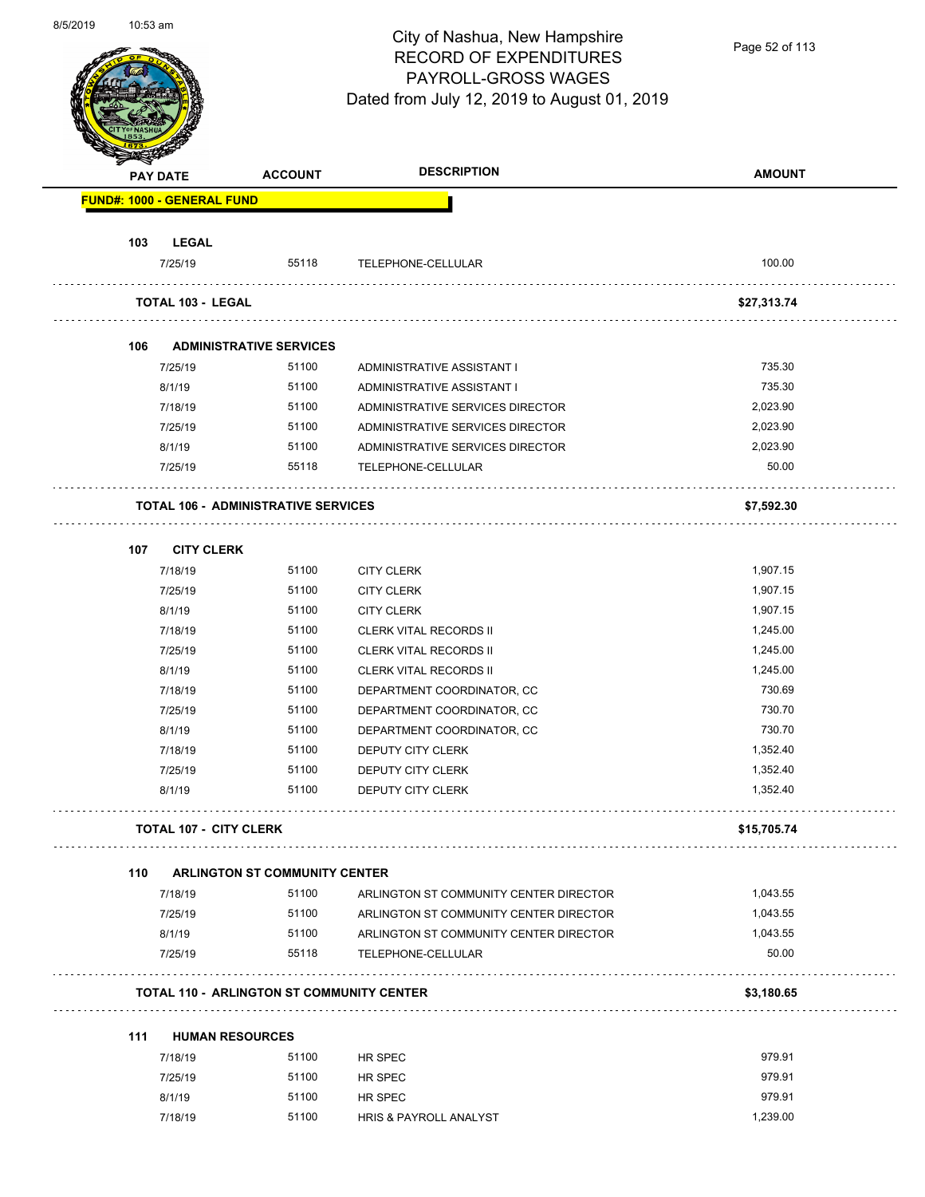# City of Nashua, New Hampshire
## RECORD OF EXPENDITURES
## PAYROLL-GROSS WAGES
### Dated from July 12, 2019 to August 01, 2019

| PAY DATE | ACCOUNT | DESCRIPTION | AMOUNT |
|---|---|---|---|
| **FUND#: 1000 - GENERAL FUND** | | | |
| **103 LEGAL** | | | |
| 7/25/19 | 55118 | TELEPHONE-CELLULAR | 100.00 |
| **TOTAL 103 - LEGAL** | | | **$27,313.74** |
| **106 ADMINISTRATIVE SERVICES** | | | |
| 7/25/19 | 51100 | ADMINISTRATIVE ASSISTANT I | 735.30 |
| 8/1/19 | 51100 | ADMINISTRATIVE ASSISTANT I | 735.30 |
| 7/18/19 | 51100 | ADMINISTRATIVE SERVICES DIRECTOR | 2,023.90 |
| 7/25/19 | 51100 | ADMINISTRATIVE SERVICES DIRECTOR | 2,023.90 |
| 8/1/19 | 51100 | ADMINISTRATIVE SERVICES DIRECTOR | 2,023.90 |
| 7/25/19 | 55118 | TELEPHONE-CELLULAR | 50.00 |
| **TOTAL 106 - ADMINISTRATIVE SERVICES** | | | **$7,592.30** |
| **107 CITY CLERK** | | | |
| 7/18/19 | 51100 | CITY CLERK | 1,907.15 |
| 7/25/19 | 51100 | CITY CLERK | 1,907.15 |
| 8/1/19 | 51100 | CITY CLERK | 1,907.15 |
| 7/18/19 | 51100 | CLERK VITAL RECORDS II | 1,245.00 |
| 7/25/19 | 51100 | CLERK VITAL RECORDS II | 1,245.00 |
| 8/1/19 | 51100 | CLERK VITAL RECORDS II | 1,245.00 |
| 7/18/19 | 51100 | DEPARTMENT COORDINATOR, CC | 730.69 |
| 7/25/19 | 51100 | DEPARTMENT COORDINATOR, CC | 730.70 |
| 8/1/19 | 51100 | DEPARTMENT COORDINATOR, CC | 730.70 |
| 7/18/19 | 51100 | DEPUTY CITY CLERK | 1,352.40 |
| 7/25/19 | 51100 | DEPUTY CITY CLERK | 1,352.40 |
| 8/1/19 | 51100 | DEPUTY CITY CLERK | 1,352.40 |
| **TOTAL 107 - CITY CLERK** | | | **$15,705.74** |
| **110 ARLINGTON ST COMMUNITY CENTER** | | | |
| 7/18/19 | 51100 | ARLINGTON ST COMMUNITY CENTER DIRECTOR | 1,043.55 |
| 7/25/19 | 51100 | ARLINGTON ST COMMUNITY CENTER DIRECTOR | 1,043.55 |
| 8/1/19 | 51100 | ARLINGTON ST COMMUNITY CENTER DIRECTOR | 1,043.55 |
| 7/25/19 | 55118 | TELEPHONE-CELLULAR | 50.00 |
| **TOTAL 110 - ARLINGTON ST COMMUNITY CENTER** | | | **$3,180.65** |
| **111 HUMAN RESOURCES** | | | |
| 7/18/19 | 51100 | HR SPEC | 979.91 |
| 7/25/19 | 51100 | HR SPEC | 979.91 |
| 8/1/19 | 51100 | HR SPEC | 979.91 |
| 7/18/19 | 51100 | HRIS & PAYROLL ANALYST | 1,239.00 |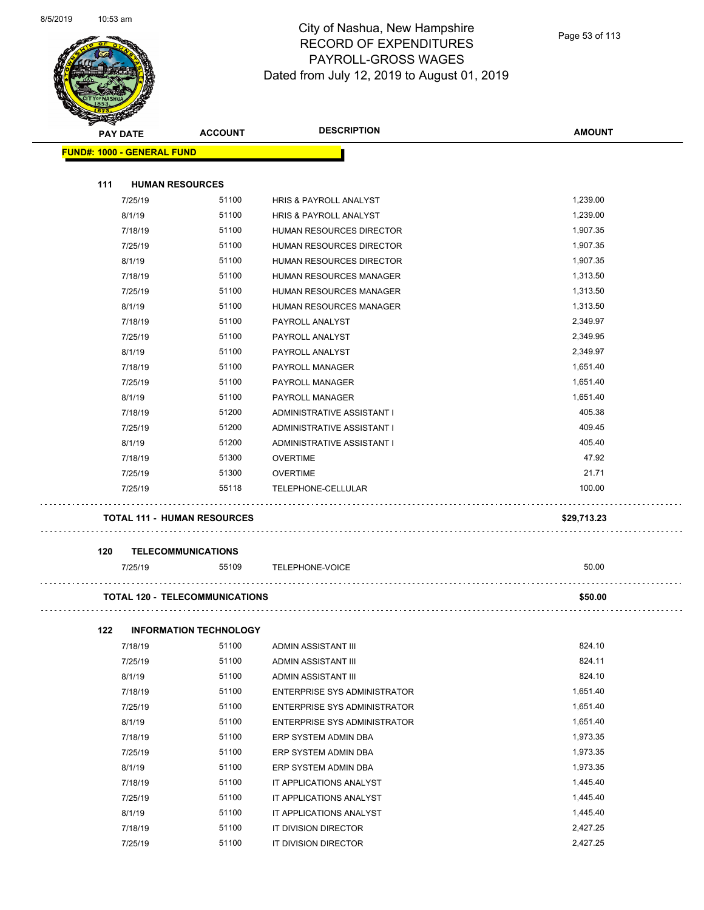# City of Nashua, New Hampshire
## RECORD OF EXPENDITURES
## PAYROLL-GROSS WAGES
### Dated from July 12, 2019 to August 01, 2019

| PAY DATE | ACCOUNT | DESCRIPTION | AMOUNT |
|---|---|---|---|
| **FUND#: 1000 - GENERAL FUND** | | | |
| **111 HUMAN RESOURCES** | | | |
| 7/25/19 | 51100 | HRIS & PAYROLL ANALYST | 1,239.00 |
| 8/1/19 | 51100 | HRIS & PAYROLL ANALYST | 1,239.00 |
| 7/18/19 | 51100 | HUMAN RESOURCES DIRECTOR | 1,907.35 |
| 7/25/19 | 51100 | HUMAN RESOURCES DIRECTOR | 1,907.35 |
| 8/1/19 | 51100 | HUMAN RESOURCES DIRECTOR | 1,907.35 |
| 7/18/19 | 51100 | HUMAN RESOURCES MANAGER | 1,313.50 |
| 7/25/19 | 51100 | HUMAN RESOURCES MANAGER | 1,313.50 |
| 8/1/19 | 51100 | HUMAN RESOURCES MANAGER | 1,313.50 |
| 7/18/19 | 51100 | PAYROLL ANALYST | 2,349.97 |
| 7/25/19 | 51100 | PAYROLL ANALYST | 2,349.95 |
| 8/1/19 | 51100 | PAYROLL ANALYST | 2,349.97 |
| 7/18/19 | 51100 | PAYROLL MANAGER | 1,651.40 |
| 7/25/19 | 51100 | PAYROLL MANAGER | 1,651.40 |
| 8/1/19 | 51100 | PAYROLL MANAGER | 1,651.40 |
| 7/18/19 | 51200 | ADMINISTRATIVE ASSISTANT I | 405.38 |
| 7/25/19 | 51200 | ADMINISTRATIVE ASSISTANT I | 409.45 |
| 8/1/19 | 51200 | ADMINISTRATIVE ASSISTANT I | 405.40 |
| 7/18/19 | 51300 | OVERTIME | 47.92 |
| 7/25/19 | 51300 | OVERTIME | 21.71 |
| 7/25/19 | 55118 | TELEPHONE-CELLULAR | 100.00 |
| **TOTAL 111 - HUMAN RESOURCES** | | | **$29,713.23** |
| **120 TELECOMMUNICATIONS** | | | |
| 7/25/19 | 55109 | TELEPHONE-VOICE | 50.00 |
| **TOTAL 120 - TELECOMMUNICATIONS** | | | **$50.00** |
| **122 INFORMATION TECHNOLOGY** | | | |
| 7/18/19 | 51100 | ADMIN ASSISTANT III | 824.10 |
| 7/25/19 | 51100 | ADMIN ASSISTANT III | 824.11 |
| 8/1/19 | 51100 | ADMIN ASSISTANT III | 824.10 |
| 7/18/19 | 51100 | ENTERPRISE SYS ADMINISTRATOR | 1,651.40 |
| 7/25/19 | 51100 | ENTERPRISE SYS ADMINISTRATOR | 1,651.40 |
| 8/1/19 | 51100 | ENTERPRISE SYS ADMINISTRATOR | 1,651.40 |
| 7/18/19 | 51100 | ERP SYSTEM ADMIN DBA | 1,973.35 |
| 7/25/19 | 51100 | ERP SYSTEM ADMIN DBA | 1,973.35 |
| 8/1/19 | 51100 | ERP SYSTEM ADMIN DBA | 1,973.35 |
| 7/18/19 | 51100 | IT APPLICATIONS ANALYST | 1,445.40 |
| 7/25/19 | 51100 | IT APPLICATIONS ANALYST | 1,445.40 |
| 8/1/19 | 51100 | IT APPLICATIONS ANALYST | 1,445.40 |
| 7/18/19 | 51100 | IT DIVISION DIRECTOR | 2,427.25 |
| 7/25/19 | 51100 | IT DIVISION DIRECTOR | 2,427.25 |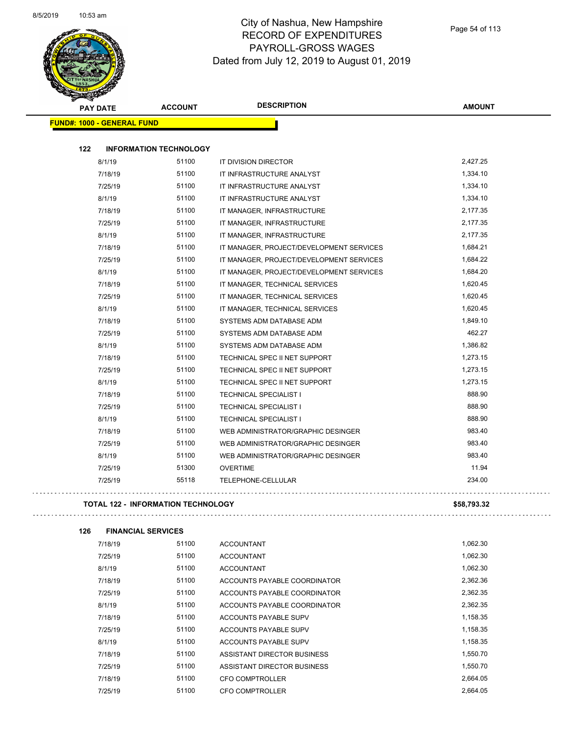# City of Nashua, New Hampshire
## RECORD OF EXPENDITURES
## PAYROLL-GROSS WAGES
## Dated from July 12, 2019 to August 01, 2019

| PAY DATE | ACCOUNT | DESCRIPTION | AMOUNT |
|---|---|---|---|
| **FUND#: 1000 - GENERAL FUND** | | | |
| **122 INFORMATION TECHNOLOGY** | | | |
| 8/1/19 | 51100 | IT DIVISION DIRECTOR | 2,427.25 |
| 7/18/19 | 51100 | IT INFRASTRUCTURE ANALYST | 1,334.10 |
| 7/25/19 | 51100 | IT INFRASTRUCTURE ANALYST | 1,334.10 |
| 8/1/19 | 51100 | IT INFRASTRUCTURE ANALYST | 1,334.10 |
| 7/18/19 | 51100 | IT MANAGER, INFRASTRUCTURE | 2,177.35 |
| 7/25/19 | 51100 | IT MANAGER, INFRASTRUCTURE | 2,177.35 |
| 8/1/19 | 51100 | IT MANAGER, INFRASTRUCTURE | 2,177.35 |
| 7/18/19 | 51100 | IT MANAGER, PROJECT/DEVELOPMENT SERVICES | 1,684.21 |
| 7/25/19 | 51100 | IT MANAGER, PROJECT/DEVELOPMENT SERVICES | 1,684.22 |
| 8/1/19 | 51100 | IT MANAGER, PROJECT/DEVELOPMENT SERVICES | 1,684.20 |
| 7/18/19 | 51100 | IT MANAGER, TECHNICAL SERVICES | 1,620.45 |
| 7/25/19 | 51100 | IT MANAGER, TECHNICAL SERVICES | 1,620.45 |
| 8/1/19 | 51100 | IT MANAGER, TECHNICAL SERVICES | 1,620.45 |
| 7/18/19 | 51100 | SYSTEMS ADM DATABASE ADM | 1,849.10 |
| 7/25/19 | 51100 | SYSTEMS ADM DATABASE ADM | 462.27 |
| 8/1/19 | 51100 | SYSTEMS ADM DATABASE ADM | 1,386.82 |
| 7/18/19 | 51100 | TECHNICAL SPEC II NET SUPPORT | 1,273.15 |
| 7/25/19 | 51100 | TECHNICAL SPEC II NET SUPPORT | 1,273.15 |
| 8/1/19 | 51100 | TECHNICAL SPEC II NET SUPPORT | 1,273.15 |
| 7/18/19 | 51100 | TECHNICAL SPECIALIST I | 888.90 |
| 7/25/19 | 51100 | TECHNICAL SPECIALIST I | 888.90 |
| 8/1/19 | 51100 | TECHNICAL SPECIALIST I | 888.90 |
| 7/18/19 | 51100 | WEB ADMINISTRATOR/GRAPHIC DESINGER | 983.40 |
| 7/25/19 | 51100 | WEB ADMINISTRATOR/GRAPHIC DESINGER | 983.40 |
| 8/1/19 | 51100 | WEB ADMINISTRATOR/GRAPHIC DESINGER | 983.40 |
| 7/25/19 | 51300 | OVERTIME | 11.94 |
| 7/25/19 | 55118 | TELEPHONE-CELLULAR | 234.00 |
| **TOTAL 122 - INFORMATION TECHNOLOGY** | | | **$58,793.32** |
| **126 FINANCIAL SERVICES** | | | |
| 7/18/19 | 51100 | ACCOUNTANT | 1,062.30 |
| 7/25/19 | 51100 | ACCOUNTANT | 1,062.30 |
| 8/1/19 | 51100 | ACCOUNTANT | 1,062.30 |
| 7/18/19 | 51100 | ACCOUNTS PAYABLE COORDINATOR | 2,362.36 |
| 7/25/19 | 51100 | ACCOUNTS PAYABLE COORDINATOR | 2,362.35 |
| 8/1/19 | 51100 | ACCOUNTS PAYABLE COORDINATOR | 2,362.35 |
| 7/18/19 | 51100 | ACCOUNTS PAYABLE SUPV | 1,158.35 |
| 7/25/19 | 51100 | ACCOUNTS PAYABLE SUPV | 1,158.35 |
| 8/1/19 | 51100 | ACCOUNTS PAYABLE SUPV | 1,158.35 |
| 7/18/19 | 51100 | ASSISTANT DIRECTOR BUSINESS | 1,550.70 |
| 7/25/19 | 51100 | ASSISTANT DIRECTOR BUSINESS | 1,550.70 |
| 7/18/19 | 51100 | CFO COMPTROLLER | 2,664.05 |
| 7/25/19 | 51100 | CFO COMPTROLLER | 2,664.05 |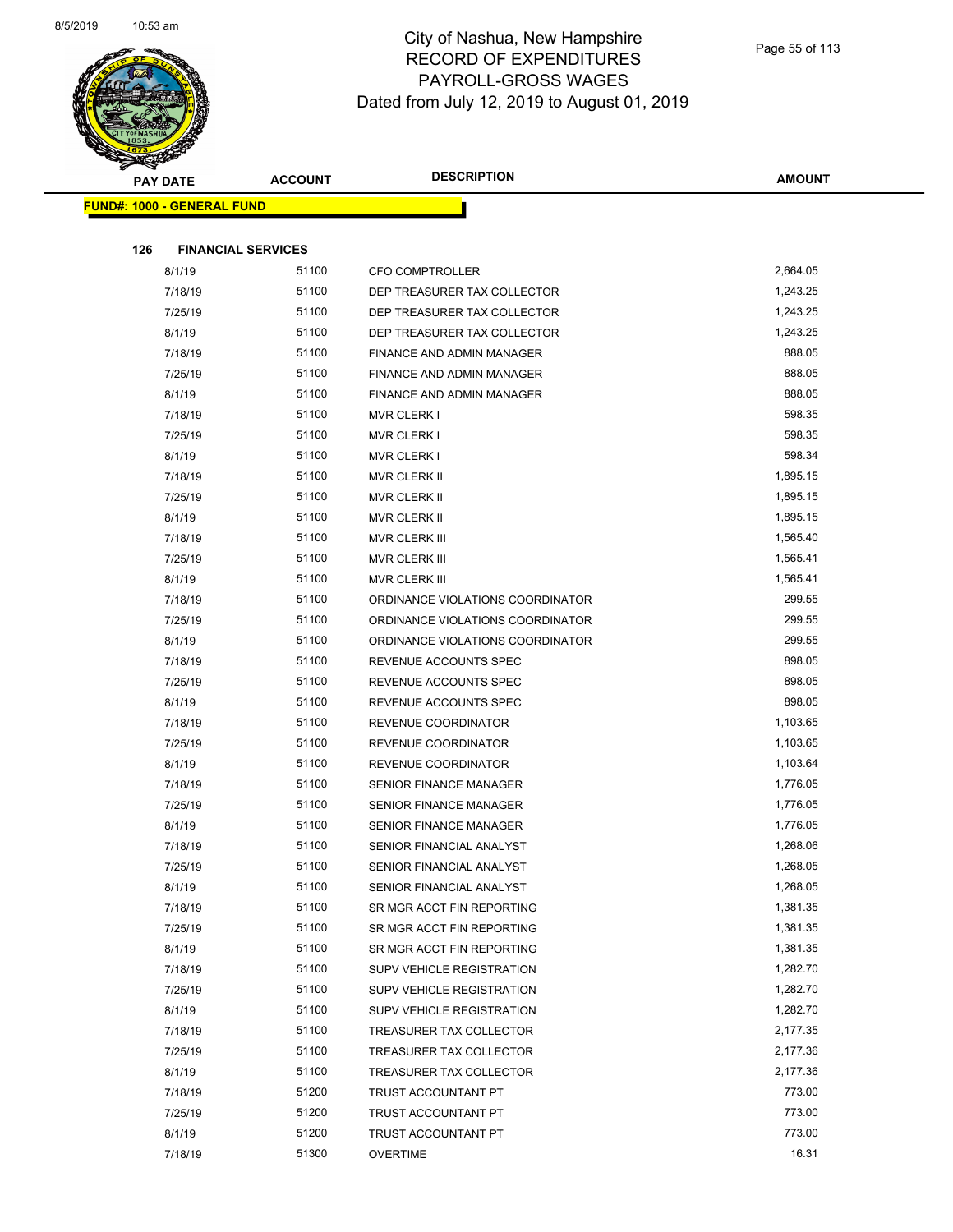# City of Nashua, New Hampshire
## RECORD OF EXPENDITURES
## PAYROLL-GROSS WAGES
## Dated from July 12, 2019 to August 01, 2019

| PAY DATE | ACCOUNT | DESCRIPTION | AMOUNT |
|---|---|---|---|

**FUND#: 1000 - GENERAL FUND**

**126 FINANCIAL SERVICES**

| PAY DATE | ACCOUNT | DESCRIPTION | AMOUNT |
|---|---|---|---|
| 8/1/19 | 51100 | CFO COMPTROLLER | 2,664.05 |
| 7/18/19 | 51100 | DEP TREASURER TAX COLLECTOR | 1,243.25 |
| 7/25/19 | 51100 | DEP TREASURER TAX COLLECTOR | 1,243.25 |
| 8/1/19 | 51100 | DEP TREASURER TAX COLLECTOR | 1,243.25 |
| 7/18/19 | 51100 | FINANCE AND ADMIN MANAGER | 888.05 |
| 7/25/19 | 51100 | FINANCE AND ADMIN MANAGER | 888.05 |
| 8/1/19 | 51100 | FINANCE AND ADMIN MANAGER | 888.05 |
| 7/18/19 | 51100 | MVR CLERK I | 598.35 |
| 7/25/19 | 51100 | MVR CLERK I | 598.35 |
| 8/1/19 | 51100 | MVR CLERK I | 598.34 |
| 7/18/19 | 51100 | MVR CLERK II | 1,895.15 |
| 7/25/19 | 51100 | MVR CLERK II | 1,895.15 |
| 8/1/19 | 51100 | MVR CLERK II | 1,895.15 |
| 7/18/19 | 51100 | MVR CLERK III | 1,565.40 |
| 7/25/19 | 51100 | MVR CLERK III | 1,565.41 |
| 8/1/19 | 51100 | MVR CLERK III | 1,565.41 |
| 7/18/19 | 51100 | ORDINANCE VIOLATIONS COORDINATOR | 299.55 |
| 7/25/19 | 51100 | ORDINANCE VIOLATIONS COORDINATOR | 299.55 |
| 8/1/19 | 51100 | ORDINANCE VIOLATIONS COORDINATOR | 299.55 |
| 7/18/19 | 51100 | REVENUE ACCOUNTS SPEC | 898.05 |
| 7/25/19 | 51100 | REVENUE ACCOUNTS SPEC | 898.05 |
| 8/1/19 | 51100 | REVENUE ACCOUNTS SPEC | 898.05 |
| 7/18/19 | 51100 | REVENUE COORDINATOR | 1,103.65 |
| 7/25/19 | 51100 | REVENUE COORDINATOR | 1,103.65 |
| 8/1/19 | 51100 | REVENUE COORDINATOR | 1,103.64 |
| 7/18/19 | 51100 | SENIOR FINANCE MANAGER | 1,776.05 |
| 7/25/19 | 51100 | SENIOR FINANCE MANAGER | 1,776.05 |
| 8/1/19 | 51100 | SENIOR FINANCE MANAGER | 1,776.05 |
| 7/18/19 | 51100 | SENIOR FINANCIAL ANALYST | 1,268.06 |
| 7/25/19 | 51100 | SENIOR FINANCIAL ANALYST | 1,268.05 |
| 8/1/19 | 51100 | SENIOR FINANCIAL ANALYST | 1,268.05 |
| 7/18/19 | 51100 | SR MGR ACCT FIN REPORTING | 1,381.35 |
| 7/25/19 | 51100 | SR MGR ACCT FIN REPORTING | 1,381.35 |
| 8/1/19 | 51100 | SR MGR ACCT FIN REPORTING | 1,381.35 |
| 7/18/19 | 51100 | SUPV VEHICLE REGISTRATION | 1,282.70 |
| 7/25/19 | 51100 | SUPV VEHICLE REGISTRATION | 1,282.70 |
| 8/1/19 | 51100 | SUPV VEHICLE REGISTRATION | 1,282.70 |
| 7/18/19 | 51100 | TREASURER TAX COLLECTOR | 2,177.35 |
| 7/25/19 | 51100 | TREASURER TAX COLLECTOR | 2,177.36 |
| 8/1/19 | 51100 | TREASURER TAX COLLECTOR | 2,177.36 |
| 7/18/19 | 51200 | TRUST ACCOUNTANT PT | 773.00 |
| 7/25/19 | 51200 | TRUST ACCOUNTANT PT | 773.00 |
| 8/1/19 | 51200 | TRUST ACCOUNTANT PT | 773.00 |
| 7/18/19 | 51300 | OVERTIME | 16.31 |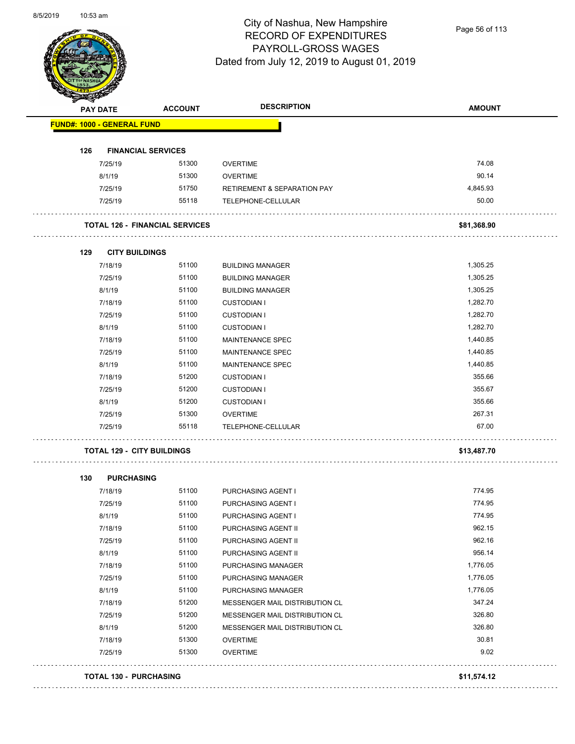# City of Nashua, New Hampshire
## RECORD OF EXPENDITURES
## PAYROLL-GROSS WAGES
## Dated from July 12, 2019 to August 01, 2019

**FUND#: 1000 - GENERAL FUND**

### 126 FINANCIAL SERVICES

| PAY DATE | ACCOUNT | DESCRIPTION | AMOUNT |
|---|---|---|---|
| 7/25/19 | 51300 | OVERTIME | 74.08 |
| 8/1/19 | 51300 | OVERTIME | 90.14 |
| 7/25/19 | 51750 | RETIREMENT & SEPARATION PAY | 4,845.93 |
| 7/25/19 | 55118 | TELEPHONE-CELLULAR | 50.00 |

**TOTAL 126 - FINANCIAL SERVICES** **$81,368.90**

### 129 CITY BUILDINGS

| PAY DATE | ACCOUNT | DESCRIPTION | AMOUNT |
|---|---|---|---|
| 7/18/19 | 51100 | BUILDING MANAGER | 1,305.25 |
| 7/25/19 | 51100 | BUILDING MANAGER | 1,305.25 |
| 8/1/19 | 51100 | BUILDING MANAGER | 1,305.25 |
| 7/18/19 | 51100 | CUSTODIAN I | 1,282.70 |
| 7/25/19 | 51100 | CUSTODIAN I | 1,282.70 |
| 8/1/19 | 51100 | CUSTODIAN I | 1,282.70 |
| 7/18/19 | 51100 | MAINTENANCE SPEC | 1,440.85 |
| 7/25/19 | 51100 | MAINTENANCE SPEC | 1,440.85 |
| 8/1/19 | 51100 | MAINTENANCE SPEC | 1,440.85 |
| 7/18/19 | 51200 | CUSTODIAN I | 355.66 |
| 7/25/19 | 51200 | CUSTODIAN I | 355.67 |
| 8/1/19 | 51200 | CUSTODIAN I | 355.66 |
| 7/25/19 | 51300 | OVERTIME | 267.31 |
| 7/25/19 | 55118 | TELEPHONE-CELLULAR | 67.00 |

**TOTAL 129 - CITY BUILDINGS** **$13,487.70**

### 130 PURCHASING

| PAY DATE | ACCOUNT | DESCRIPTION | AMOUNT |
|---|---|---|---|
| 7/18/19 | 51100 | PURCHASING AGENT I | 774.95 |
| 7/25/19 | 51100 | PURCHASING AGENT I | 774.95 |
| 8/1/19 | 51100 | PURCHASING AGENT I | 774.95 |
| 7/18/19 | 51100 | PURCHASING AGENT II | 962.15 |
| 7/25/19 | 51100 | PURCHASING AGENT II | 962.16 |
| 8/1/19 | 51100 | PURCHASING AGENT II | 956.14 |
| 7/18/19 | 51100 | PURCHASING MANAGER | 1,776.05 |
| 7/25/19 | 51100 | PURCHASING MANAGER | 1,776.05 |
| 8/1/19 | 51100 | PURCHASING MANAGER | 1,776.05 |
| 7/18/19 | 51200 | MESSENGER MAIL DISTRIBUTION CL | 347.24 |
| 7/25/19 | 51200 | MESSENGER MAIL DISTRIBUTION CL | 326.80 |
| 8/1/19 | 51200 | MESSENGER MAIL DISTRIBUTION CL | 326.80 |
| 7/18/19 | 51300 | OVERTIME | 30.81 |
| 7/25/19 | 51300 | OVERTIME | 9.02 |

**TOTAL 130 - PURCHASING** **$11,574.12**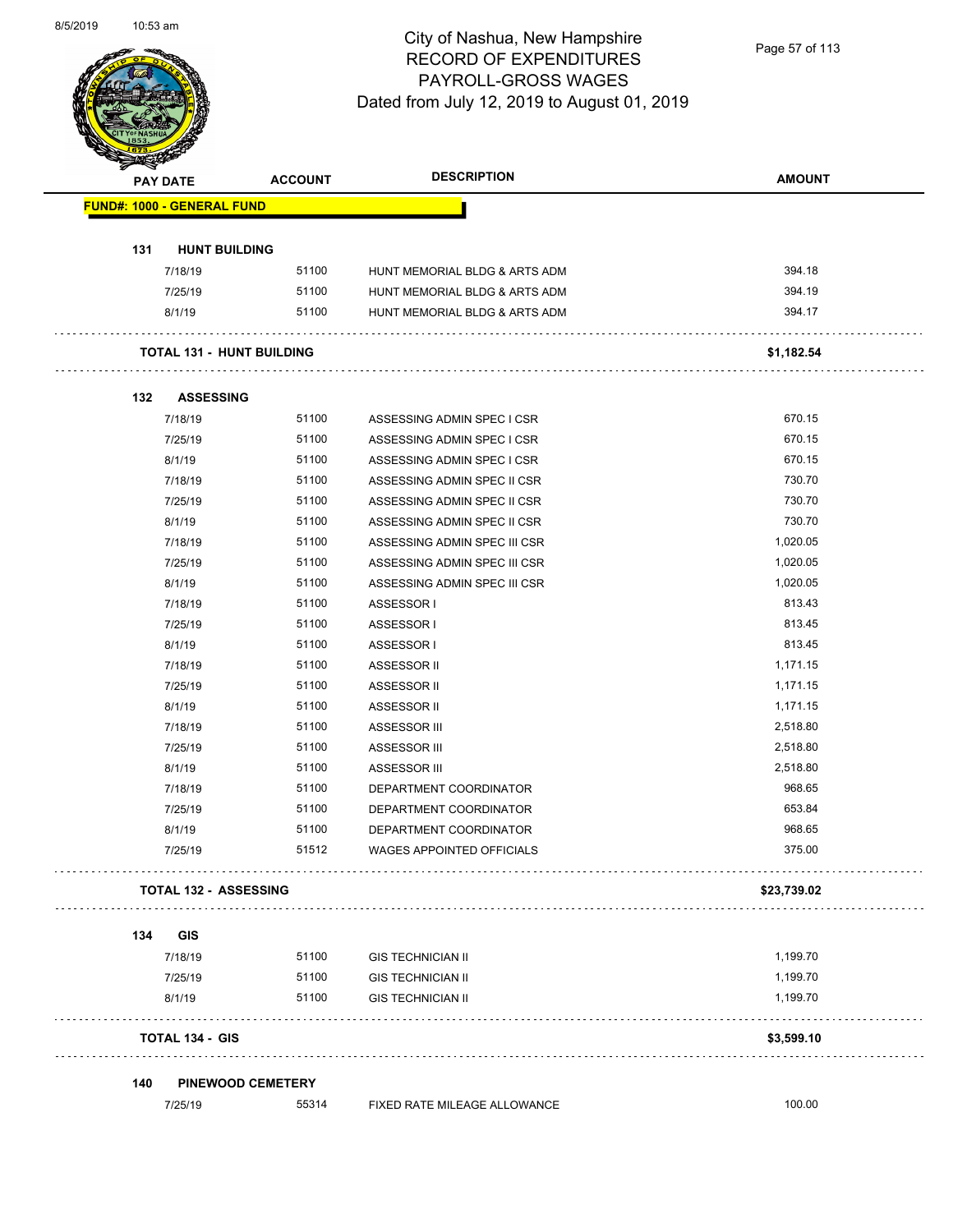# City of Nashua, New Hampshire
## RECORD OF EXPENDITURES
## PAYROLL-GROSS WAGES
## Dated from July 12, 2019 to August 01, 2019

| PAY DATE | ACCOUNT | DESCRIPTION | AMOUNT |
|---|---|---|---|
| **FUND#: 1000 - GENERAL FUND** | | | |
| **131 HUNT BUILDING** | | | |
| 7/18/19 | 51100 | HUNT MEMORIAL BLDG & ARTS ADM | 394.18 |
| 7/25/19 | 51100 | HUNT MEMORIAL BLDG & ARTS ADM | 394.19 |
| 8/1/19 | 51100 | HUNT MEMORIAL BLDG & ARTS ADM | 394.17 |
| **TOTAL 131 - HUNT BUILDING** | | | **$1,182.54** |
| **132 ASSESSING** | | | |
| 7/18/19 | 51100 | ASSESSING ADMIN SPEC I CSR | 670.15 |
| 7/25/19 | 51100 | ASSESSING ADMIN SPEC I CSR | 670.15 |
| 8/1/19 | 51100 | ASSESSING ADMIN SPEC I CSR | 670.15 |
| 7/18/19 | 51100 | ASSESSING ADMIN SPEC II CSR | 730.70 |
| 7/25/19 | 51100 | ASSESSING ADMIN SPEC II CSR | 730.70 |
| 8/1/19 | 51100 | ASSESSING ADMIN SPEC II CSR | 730.70 |
| 7/18/19 | 51100 | ASSESSING ADMIN SPEC III CSR | 1,020.05 |
| 7/25/19 | 51100 | ASSESSING ADMIN SPEC III CSR | 1,020.05 |
| 8/1/19 | 51100 | ASSESSING ADMIN SPEC III CSR | 1,020.05 |
| 7/18/19 | 51100 | ASSESSOR I | 813.43 |
| 7/25/19 | 51100 | ASSESSOR I | 813.45 |
| 8/1/19 | 51100 | ASSESSOR I | 813.45 |
| 7/18/19 | 51100 | ASSESSOR II | 1,171.15 |
| 7/25/19 | 51100 | ASSESSOR II | 1,171.15 |
| 8/1/19 | 51100 | ASSESSOR II | 1,171.15 |
| 7/18/19 | 51100 | ASSESSOR III | 2,518.80 |
| 7/25/19 | 51100 | ASSESSOR III | 2,518.80 |
| 8/1/19 | 51100 | ASSESSOR III | 2,518.80 |
| 7/18/19 | 51100 | DEPARTMENT COORDINATOR | 968.65 |
| 7/25/19 | 51100 | DEPARTMENT COORDINATOR | 653.84 |
| 8/1/19 | 51100 | DEPARTMENT COORDINATOR | 968.65 |
| 7/25/19 | 51512 | WAGES APPOINTED OFFICIALS | 375.00 |
| **TOTAL 132 - ASSESSING** | | | **$23,739.02** |
| **134 GIS** | | | |
| 7/18/19 | 51100 | GIS TECHNICIAN II | 1,199.70 |
| 7/25/19 | 51100 | GIS TECHNICIAN II | 1,199.70 |
| 8/1/19 | 51100 | GIS TECHNICIAN II | 1,199.70 |
| **TOTAL 134 - GIS** | | | **$3,599.10** |
| **140 PINEWOOD CEMETERY** | | | |
| 7/25/19 | 55314 | FIXED RATE MILEAGE ALLOWANCE | 100.00 |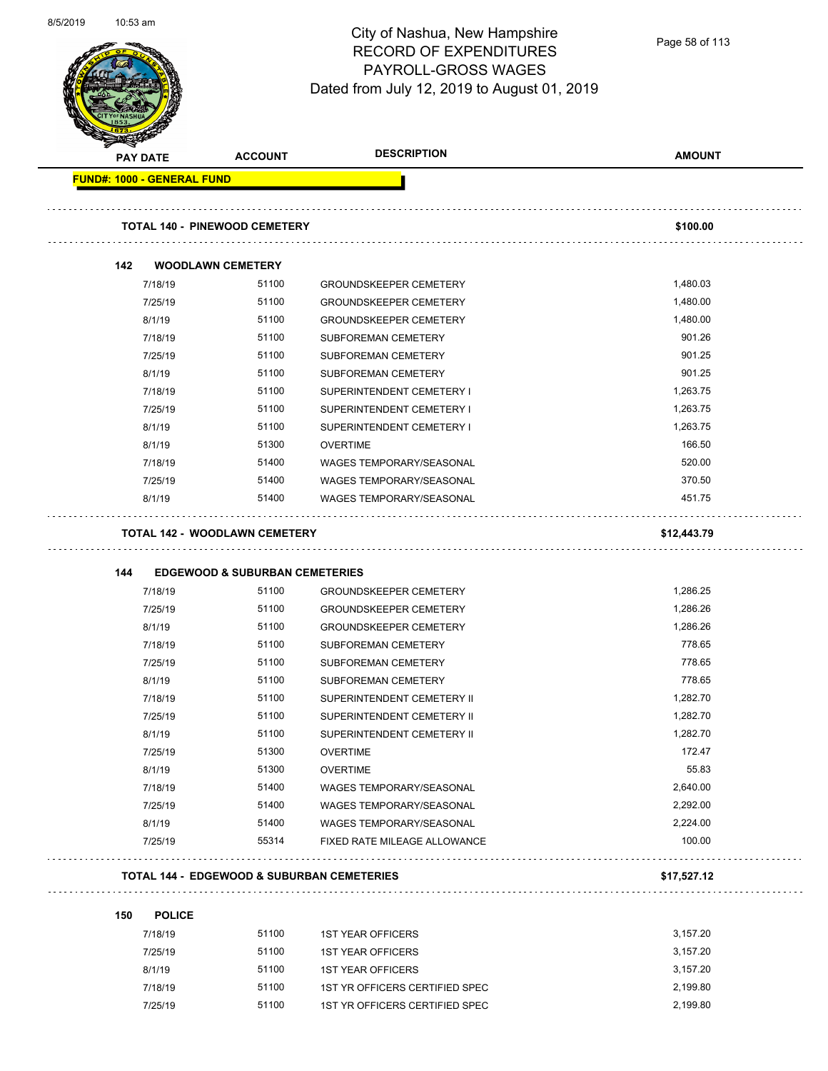City of Nashua, New Hampshire
RECORD OF EXPENDITURES
PAYROLL-GROSS WAGES
Dated from July 12, 2019 to August 01, 2019

| PAY DATE | ACCOUNT | DESCRIPTION | AMOUNT |
|---|---|---|---|
| **FUND#: 1000 - GENERAL FUND** | | | |
| **TOTAL 140 - PINEWOOD CEMETERY** | | | **$100.00** |
| **142 WOODLAWN CEMETERY** | | | |
| 7/18/19 | 51100 | GROUNDSKEEPER CEMETERY | 1,480.03 |
| 7/25/19 | 51100 | GROUNDSKEEPER CEMETERY | 1,480.00 |
| 8/1/19 | 51100 | GROUNDSKEEPER CEMETERY | 1,480.00 |
| 7/18/19 | 51100 | SUBFOREMAN CEMETERY | 901.26 |
| 7/25/19 | 51100 | SUBFOREMAN CEMETERY | 901.25 |
| 8/1/19 | 51100 | SUBFOREMAN CEMETERY | 901.25 |
| 7/18/19 | 51100 | SUPERINTENDENT CEMETERY I | 1,263.75 |
| 7/25/19 | 51100 | SUPERINTENDENT CEMETERY I | 1,263.75 |
| 8/1/19 | 51100 | SUPERINTENDENT CEMETERY I | 1,263.75 |
| 8/1/19 | 51300 | OVERTIME | 166.50 |
| 7/18/19 | 51400 | WAGES TEMPORARY/SEASONAL | 520.00 |
| 7/25/19 | 51400 | WAGES TEMPORARY/SEASONAL | 370.50 |
| 8/1/19 | 51400 | WAGES TEMPORARY/SEASONAL | 451.75 |
| **TOTAL 142 - WOODLAWN CEMETERY** | | | **$12,443.79** |
| **144 EDGEWOOD & SUBURBAN CEMETERIES** | | | |
| 7/18/19 | 51100 | GROUNDSKEEPER CEMETERY | 1,286.25 |
| 7/25/19 | 51100 | GROUNDSKEEPER CEMETERY | 1,286.26 |
| 8/1/19 | 51100 | GROUNDSKEEPER CEMETERY | 1,286.26 |
| 7/18/19 | 51100 | SUBFOREMAN CEMETERY | 778.65 |
| 7/25/19 | 51100 | SUBFOREMAN CEMETERY | 778.65 |
| 8/1/19 | 51100 | SUBFOREMAN CEMETERY | 778.65 |
| 7/18/19 | 51100 | SUPERINTENDENT CEMETERY II | 1,282.70 |
| 7/25/19 | 51100 | SUPERINTENDENT CEMETERY II | 1,282.70 |
| 8/1/19 | 51100 | SUPERINTENDENT CEMETERY II | 1,282.70 |
| 7/25/19 | 51300 | OVERTIME | 172.47 |
| 8/1/19 | 51300 | OVERTIME | 55.83 |
| 7/18/19 | 51400 | WAGES TEMPORARY/SEASONAL | 2,640.00 |
| 7/25/19 | 51400 | WAGES TEMPORARY/SEASONAL | 2,292.00 |
| 8/1/19 | 51400 | WAGES TEMPORARY/SEASONAL | 2,224.00 |
| 7/25/19 | 55314 | FIXED RATE MILEAGE ALLOWANCE | 100.00 |
| **TOTAL 144 - EDGEWOOD & SUBURBAN CEMETERIES** | | | **$17,527.12** |
| **150 POLICE** | | | |
| 7/18/19 | 51100 | 1ST YEAR OFFICERS | 3,157.20 |
| 7/25/19 | 51100 | 1ST YEAR OFFICERS | 3,157.20 |
| 8/1/19 | 51100 | 1ST YEAR OFFICERS | 3,157.20 |
| 7/18/19 | 51100 | 1ST YR OFFICERS CERTIFIED SPEC | 2,199.80 |
| 7/25/19 | 51100 | 1ST YR OFFICERS CERTIFIED SPEC | 2,199.80 |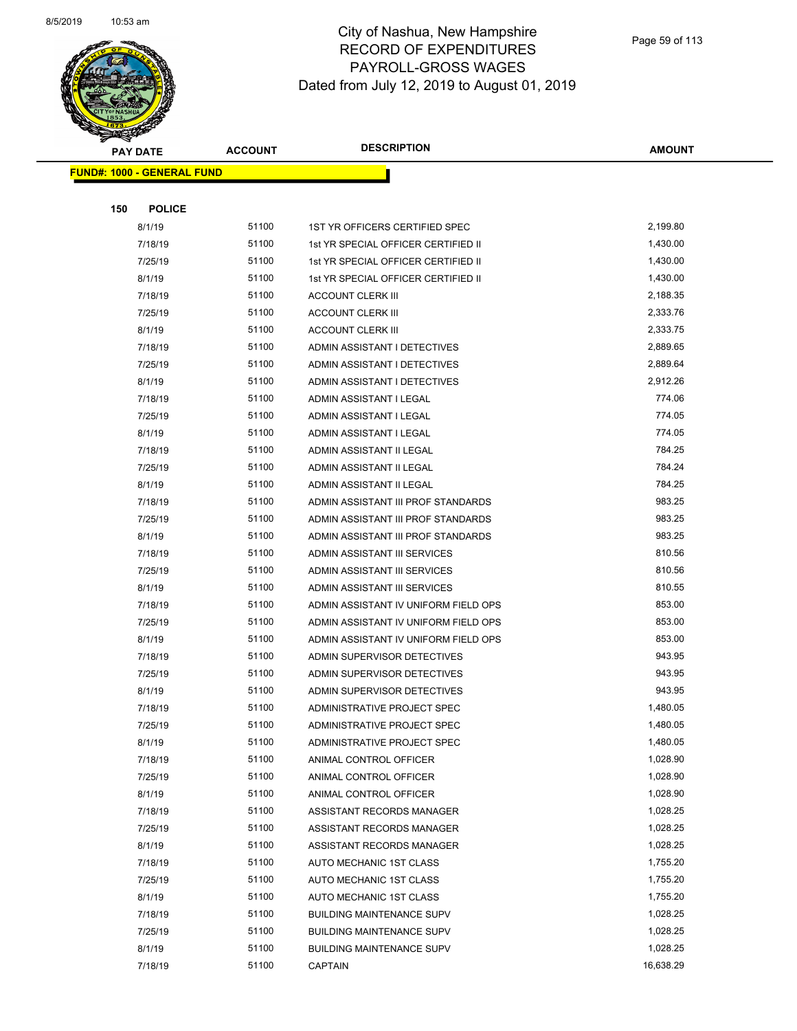# City of Nashua, New Hampshire
## RECORD OF EXPENDITURES
## PAYROLL-GROSS WAGES
## Dated from July 12, 2019 to August 01, 2019

| PAY DATE | ACCOUNT | DESCRIPTION | AMOUNT |
|---|---|---|---|

**FUND#: 1000 - GENERAL FUND**

**150 POLICE**

| PAY DATE | ACCOUNT | DESCRIPTION | AMOUNT |
|---|---|---|---|
| 8/1/19 | 51100 | 1ST YR OFFICERS CERTIFIED SPEC | 2,199.80 |
| 7/18/19 | 51100 | 1st YR SPECIAL OFFICER CERTIFIED II | 1,430.00 |
| 7/25/19 | 51100 | 1st YR SPECIAL OFFICER CERTIFIED II | 1,430.00 |
| 8/1/19 | 51100 | 1st YR SPECIAL OFFICER CERTIFIED II | 1,430.00 |
| 7/18/19 | 51100 | ACCOUNT CLERK III | 2,188.35 |
| 7/25/19 | 51100 | ACCOUNT CLERK III | 2,333.76 |
| 8/1/19 | 51100 | ACCOUNT CLERK III | 2,333.75 |
| 7/18/19 | 51100 | ADMIN ASSISTANT I DETECTIVES | 2,889.65 |
| 7/25/19 | 51100 | ADMIN ASSISTANT I DETECTIVES | 2,889.64 |
| 8/1/19 | 51100 | ADMIN ASSISTANT I DETECTIVES | 2,912.26 |
| 7/18/19 | 51100 | ADMIN ASSISTANT I LEGAL | 774.06 |
| 7/25/19 | 51100 | ADMIN ASSISTANT I LEGAL | 774.05 |
| 8/1/19 | 51100 | ADMIN ASSISTANT I LEGAL | 774.05 |
| 7/18/19 | 51100 | ADMIN ASSISTANT II LEGAL | 784.25 |
| 7/25/19 | 51100 | ADMIN ASSISTANT II LEGAL | 784.24 |
| 8/1/19 | 51100 | ADMIN ASSISTANT II LEGAL | 784.25 |
| 7/18/19 | 51100 | ADMIN ASSISTANT III PROF STANDARDS | 983.25 |
| 7/25/19 | 51100 | ADMIN ASSISTANT III PROF STANDARDS | 983.25 |
| 8/1/19 | 51100 | ADMIN ASSISTANT III PROF STANDARDS | 983.25 |
| 7/18/19 | 51100 | ADMIN ASSISTANT III SERVICES | 810.56 |
| 7/25/19 | 51100 | ADMIN ASSISTANT III SERVICES | 810.56 |
| 8/1/19 | 51100 | ADMIN ASSISTANT III SERVICES | 810.55 |
| 7/18/19 | 51100 | ADMIN ASSISTANT IV UNIFORM FIELD OPS | 853.00 |
| 7/25/19 | 51100 | ADMIN ASSISTANT IV UNIFORM FIELD OPS | 853.00 |
| 8/1/19 | 51100 | ADMIN ASSISTANT IV UNIFORM FIELD OPS | 853.00 |
| 7/18/19 | 51100 | ADMIN SUPERVISOR DETECTIVES | 943.95 |
| 7/25/19 | 51100 | ADMIN SUPERVISOR DETECTIVES | 943.95 |
| 8/1/19 | 51100 | ADMIN SUPERVISOR DETECTIVES | 943.95 |
| 7/18/19 | 51100 | ADMINISTRATIVE PROJECT SPEC | 1,480.05 |
| 7/25/19 | 51100 | ADMINISTRATIVE PROJECT SPEC | 1,480.05 |
| 8/1/19 | 51100 | ADMINISTRATIVE PROJECT SPEC | 1,480.05 |
| 7/18/19 | 51100 | ANIMAL CONTROL OFFICER | 1,028.90 |
| 7/25/19 | 51100 | ANIMAL CONTROL OFFICER | 1,028.90 |
| 8/1/19 | 51100 | ANIMAL CONTROL OFFICER | 1,028.90 |
| 7/18/19 | 51100 | ASSISTANT RECORDS MANAGER | 1,028.25 |
| 7/25/19 | 51100 | ASSISTANT RECORDS MANAGER | 1,028.25 |
| 8/1/19 | 51100 | ASSISTANT RECORDS MANAGER | 1,028.25 |
| 7/18/19 | 51100 | AUTO MECHANIC 1ST CLASS | 1,755.20 |
| 7/25/19 | 51100 | AUTO MECHANIC 1ST CLASS | 1,755.20 |
| 8/1/19 | 51100 | AUTO MECHANIC 1ST CLASS | 1,755.20 |
| 7/18/19 | 51100 | BUILDING MAINTENANCE SUPV | 1,028.25 |
| 7/25/19 | 51100 | BUILDING MAINTENANCE SUPV | 1,028.25 |
| 8/1/19 | 51100 | BUILDING MAINTENANCE SUPV | 1,028.25 |
| 7/18/19 | 51100 | CAPTAIN | 16,638.29 |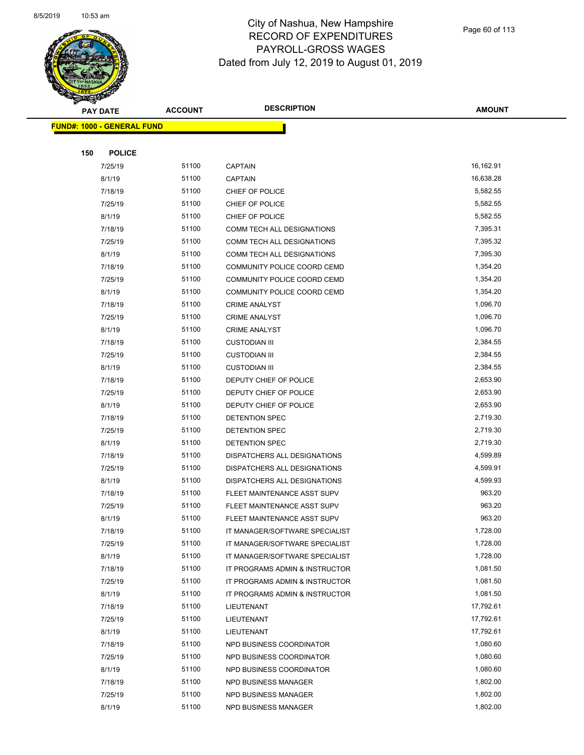# City of Nashua, New Hampshire
## RECORD OF EXPENDITURES
## PAYROLL-GROSS WAGES
## Dated from July 12, 2019 to August 01, 2019

| PAY DATE | ACCOUNT | DESCRIPTION | AMOUNT |
|---|---|---|---|

**FUND#: 1000 - GENERAL FUND**

**150 POLICE**

| PAY DATE | ACCOUNT | DESCRIPTION | AMOUNT |
|---|---|---|---|
| 7/25/19 | 51100 | CAPTAIN | 16,162.91 |
| 8/1/19 | 51100 | CAPTAIN | 16,638.28 |
| 7/18/19 | 51100 | CHIEF OF POLICE | 5,582.55 |
| 7/25/19 | 51100 | CHIEF OF POLICE | 5,582.55 |
| 8/1/19 | 51100 | CHIEF OF POLICE | 5,582.55 |
| 7/18/19 | 51100 | COMM TECH ALL DESIGNATIONS | 7,395.31 |
| 7/25/19 | 51100 | COMM TECH ALL DESIGNATIONS | 7,395.32 |
| 8/1/19 | 51100 | COMM TECH ALL DESIGNATIONS | 7,395.30 |
| 7/18/19 | 51100 | COMMUNITY POLICE COORD CEMD | 1,354.20 |
| 7/25/19 | 51100 | COMMUNITY POLICE COORD CEMD | 1,354.20 |
| 8/1/19 | 51100 | COMMUNITY POLICE COORD CEMD | 1,354.20 |
| 7/18/19 | 51100 | CRIME ANALYST | 1,096.70 |
| 7/25/19 | 51100 | CRIME ANALYST | 1,096.70 |
| 8/1/19 | 51100 | CRIME ANALYST | 1,096.70 |
| 7/18/19 | 51100 | CUSTODIAN III | 2,384.55 |
| 7/25/19 | 51100 | CUSTODIAN III | 2,384.55 |
| 8/1/19 | 51100 | CUSTODIAN III | 2,384.55 |
| 7/18/19 | 51100 | DEPUTY CHIEF OF POLICE | 2,653.90 |
| 7/25/19 | 51100 | DEPUTY CHIEF OF POLICE | 2,653.90 |
| 8/1/19 | 51100 | DEPUTY CHIEF OF POLICE | 2,653.90 |
| 7/18/19 | 51100 | DETENTION SPEC | 2,719.30 |
| 7/25/19 | 51100 | DETENTION SPEC | 2,719.30 |
| 8/1/19 | 51100 | DETENTION SPEC | 2,719.30 |
| 7/18/19 | 51100 | DISPATCHERS ALL DESIGNATIONS | 4,599.89 |
| 7/25/19 | 51100 | DISPATCHERS ALL DESIGNATIONS | 4,599.91 |
| 8/1/19 | 51100 | DISPATCHERS ALL DESIGNATIONS | 4,599.93 |
| 7/18/19 | 51100 | FLEET MAINTENANCE ASST SUPV | 963.20 |
| 7/25/19 | 51100 | FLEET MAINTENANCE ASST SUPV | 963.20 |
| 8/1/19 | 51100 | FLEET MAINTENANCE ASST SUPV | 963.20 |
| 7/18/19 | 51100 | IT MANAGER/SOFTWARE SPECIALIST | 1,728.00 |
| 7/25/19 | 51100 | IT MANAGER/SOFTWARE SPECIALIST | 1,728.00 |
| 8/1/19 | 51100 | IT MANAGER/SOFTWARE SPECIALIST | 1,728.00 |
| 7/18/19 | 51100 | IT PROGRAMS ADMIN & INSTRUCTOR | 1,081.50 |
| 7/25/19 | 51100 | IT PROGRAMS ADMIN & INSTRUCTOR | 1,081.50 |
| 8/1/19 | 51100 | IT PROGRAMS ADMIN & INSTRUCTOR | 1,081.50 |
| 7/18/19 | 51100 | LIEUTENANT | 17,792.61 |
| 7/25/19 | 51100 | LIEUTENANT | 17,792.61 |
| 8/1/19 | 51100 | LIEUTENANT | 17,792.61 |
| 7/18/19 | 51100 | NPD BUSINESS COORDINATOR | 1,080.60 |
| 7/25/19 | 51100 | NPD BUSINESS COORDINATOR | 1,080.60 |
| 8/1/19 | 51100 | NPD BUSINESS COORDINATOR | 1,080.60 |
| 7/18/19 | 51100 | NPD BUSINESS MANAGER | 1,802.00 |
| 7/25/19 | 51100 | NPD BUSINESS MANAGER | 1,802.00 |
| 8/1/19 | 51100 | NPD BUSINESS MANAGER | 1,802.00 |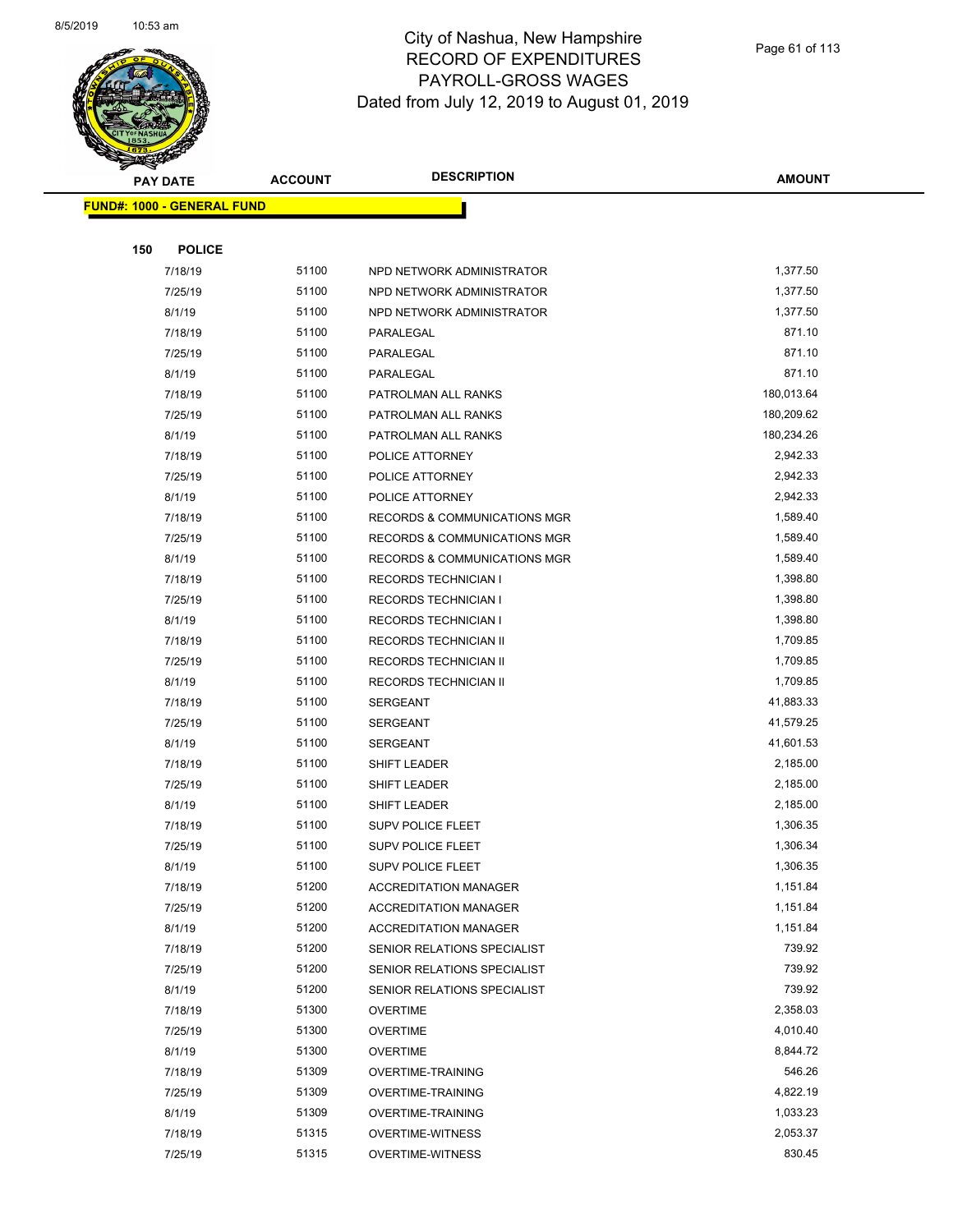# City of Nashua, New Hampshire
# RECORD OF EXPENDITURES
# PAYROLL-GROSS WAGES
# Dated from July 12, 2019 to August 01, 2019

**FUND#: 1000 - GENERAL FUND**

**150 POLICE**

| PAY DATE | ACCOUNT | DESCRIPTION | AMOUNT |
|---|---|---|---|
| 7/18/19 | 51100 | NPD NETWORK ADMINISTRATOR | 1,377.50 |
| 7/25/19 | 51100 | NPD NETWORK ADMINISTRATOR | 1,377.50 |
| 8/1/19 | 51100 | NPD NETWORK ADMINISTRATOR | 1,377.50 |
| 7/18/19 | 51100 | PARALEGAL | 871.10 |
| 7/25/19 | 51100 | PARALEGAL | 871.10 |
| 8/1/19 | 51100 | PARALEGAL | 871.10 |
| 7/18/19 | 51100 | PATROLMAN ALL RANKS | 180,013.64 |
| 7/25/19 | 51100 | PATROLMAN ALL RANKS | 180,209.62 |
| 8/1/19 | 51100 | PATROLMAN ALL RANKS | 180,234.26 |
| 7/18/19 | 51100 | POLICE ATTORNEY | 2,942.33 |
| 7/25/19 | 51100 | POLICE ATTORNEY | 2,942.33 |
| 8/1/19 | 51100 | POLICE ATTORNEY | 2,942.33 |
| 7/18/19 | 51100 | RECORDS & COMMUNICATIONS MGR | 1,589.40 |
| 7/25/19 | 51100 | RECORDS & COMMUNICATIONS MGR | 1,589.40 |
| 8/1/19 | 51100 | RECORDS & COMMUNICATIONS MGR | 1,589.40 |
| 7/18/19 | 51100 | RECORDS TECHNICIAN I | 1,398.80 |
| 7/25/19 | 51100 | RECORDS TECHNICIAN I | 1,398.80 |
| 8/1/19 | 51100 | RECORDS TECHNICIAN I | 1,398.80 |
| 7/18/19 | 51100 | RECORDS TECHNICIAN II | 1,709.85 |
| 7/25/19 | 51100 | RECORDS TECHNICIAN II | 1,709.85 |
| 8/1/19 | 51100 | RECORDS TECHNICIAN II | 1,709.85 |
| 7/18/19 | 51100 | SERGEANT | 41,883.33 |
| 7/25/19 | 51100 | SERGEANT | 41,579.25 |
| 8/1/19 | 51100 | SERGEANT | 41,601.53 |
| 7/18/19 | 51100 | SHIFT LEADER | 2,185.00 |
| 7/25/19 | 51100 | SHIFT LEADER | 2,185.00 |
| 8/1/19 | 51100 | SHIFT LEADER | 2,185.00 |
| 7/18/19 | 51100 | SUPV POLICE FLEET | 1,306.35 |
| 7/25/19 | 51100 | SUPV POLICE FLEET | 1,306.34 |
| 8/1/19 | 51100 | SUPV POLICE FLEET | 1,306.35 |
| 7/18/19 | 51200 | ACCREDITATION MANAGER | 1,151.84 |
| 7/25/19 | 51200 | ACCREDITATION MANAGER | 1,151.84 |
| 8/1/19 | 51200 | ACCREDITATION MANAGER | 1,151.84 |
| 7/18/19 | 51200 | SENIOR RELATIONS SPECIALIST | 739.92 |
| 7/25/19 | 51200 | SENIOR RELATIONS SPECIALIST | 739.92 |
| 8/1/19 | 51200 | SENIOR RELATIONS SPECIALIST | 739.92 |
| 7/18/19 | 51300 | OVERTIME | 2,358.03 |
| 7/25/19 | 51300 | OVERTIME | 4,010.40 |
| 8/1/19 | 51300 | OVERTIME | 8,844.72 |
| 7/18/19 | 51309 | OVERTIME-TRAINING | 546.26 |
| 7/25/19 | 51309 | OVERTIME-TRAINING | 4,822.19 |
| 8/1/19 | 51309 | OVERTIME-TRAINING | 1,033.23 |
| 7/18/19 | 51315 | OVERTIME-WITNESS | 2,053.37 |
| 7/25/19 | 51315 | OVERTIME-WITNESS | 830.45 |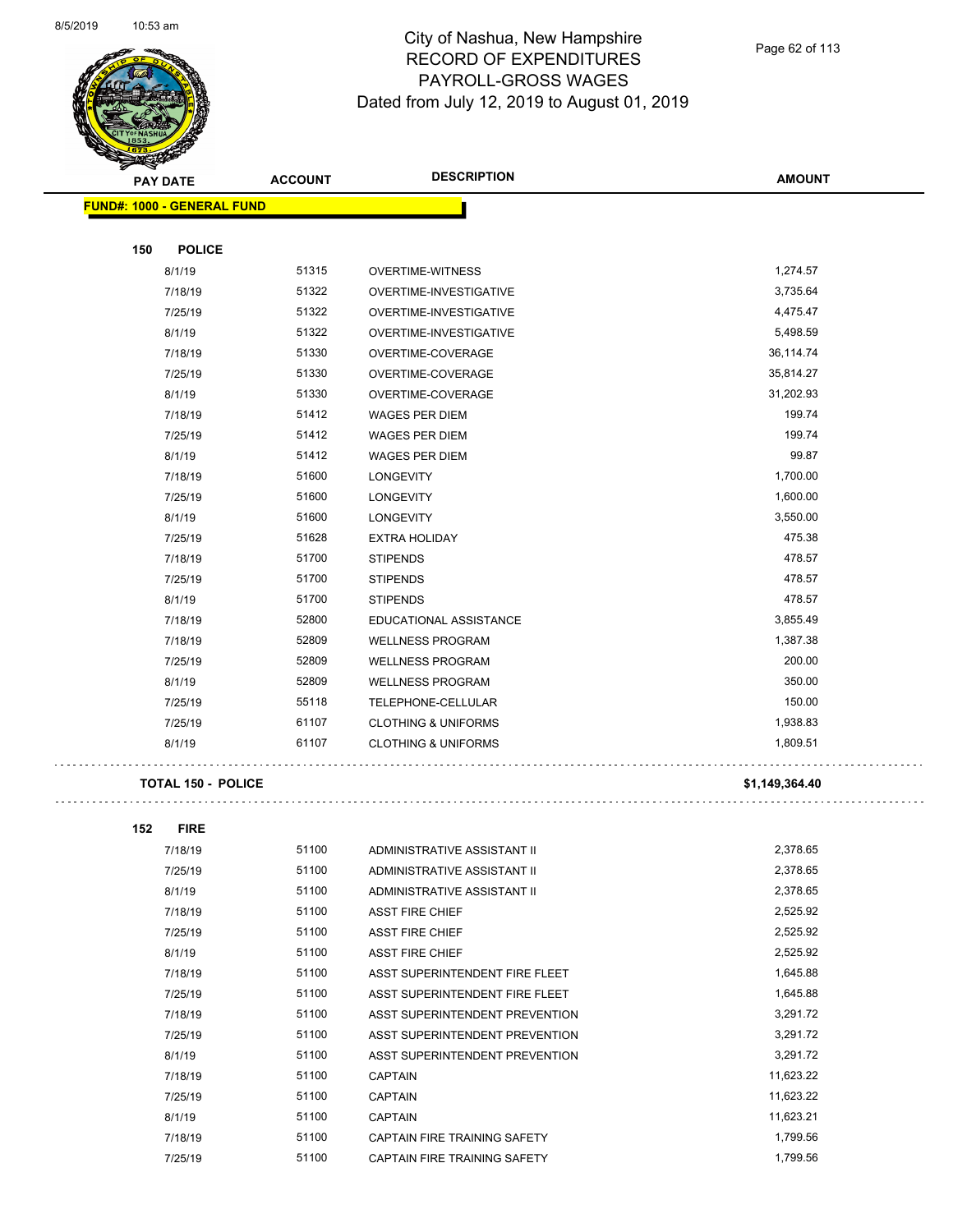# City of Nashua, New Hampshire
## RECORD OF EXPENDITURES
## PAYROLL-GROSS WAGES
## Dated from July 12, 2019 to August 01, 2019

| PAY DATE | ACCOUNT | DESCRIPTION | AMOUNT |
|---|---|---|---|
| **FUND#: 1000 - GENERAL FUND** | | | |
| **150 POLICE** | | | |
| 8/1/19 | 51315 | OVERTIME-WITNESS | 1,274.57 |
| 7/18/19 | 51322 | OVERTIME-INVESTIGATIVE | 3,735.64 |
| 7/25/19 | 51322 | OVERTIME-INVESTIGATIVE | 4,475.47 |
| 8/1/19 | 51322 | OVERTIME-INVESTIGATIVE | 5,498.59 |
| 7/18/19 | 51330 | OVERTIME-COVERAGE | 36,114.74 |
| 7/25/19 | 51330 | OVERTIME-COVERAGE | 35,814.27 |
| 8/1/19 | 51330 | OVERTIME-COVERAGE | 31,202.93 |
| 7/18/19 | 51412 | WAGES PER DIEM | 199.74 |
| 7/25/19 | 51412 | WAGES PER DIEM | 199.74 |
| 8/1/19 | 51412 | WAGES PER DIEM | 99.87 |
| 7/18/19 | 51600 | LONGEVITY | 1,700.00 |
| 7/25/19 | 51600 | LONGEVITY | 1,600.00 |
| 8/1/19 | 51600 | LONGEVITY | 3,550.00 |
| 7/25/19 | 51628 | EXTRA HOLIDAY | 475.38 |
| 7/18/19 | 51700 | STIPENDS | 478.57 |
| 7/25/19 | 51700 | STIPENDS | 478.57 |
| 8/1/19 | 51700 | STIPENDS | 478.57 |
| 7/18/19 | 52800 | EDUCATIONAL ASSISTANCE | 3,855.49 |
| 7/18/19 | 52809 | WELLNESS PROGRAM | 1,387.38 |
| 7/25/19 | 52809 | WELLNESS PROGRAM | 200.00 |
| 8/1/19 | 52809 | WELLNESS PROGRAM | 350.00 |
| 7/25/19 | 55118 | TELEPHONE-CELLULAR | 150.00 |
| 7/25/19 | 61107 | CLOTHING & UNIFORMS | 1,938.83 |
| 8/1/19 | 61107 | CLOTHING & UNIFORMS | 1,809.51 |
| **TOTAL 150 - POLICE** | | | **$1,149,364.40** |
| **152 FIRE** | | | |
| 7/18/19 | 51100 | ADMINISTRATIVE ASSISTANT II | 2,378.65 |
| 7/25/19 | 51100 | ADMINISTRATIVE ASSISTANT II | 2,378.65 |
| 8/1/19 | 51100 | ADMINISTRATIVE ASSISTANT II | 2,378.65 |
| 7/18/19 | 51100 | ASST FIRE CHIEF | 2,525.92 |
| 7/25/19 | 51100 | ASST FIRE CHIEF | 2,525.92 |
| 8/1/19 | 51100 | ASST FIRE CHIEF | 2,525.92 |
| 7/18/19 | 51100 | ASST SUPERINTENDENT FIRE FLEET | 1,645.88 |
| 7/25/19 | 51100 | ASST SUPERINTENDENT FIRE FLEET | 1,645.88 |
| 7/18/19 | 51100 | ASST SUPERINTENDENT PREVENTION | 3,291.72 |
| 7/25/19 | 51100 | ASST SUPERINTENDENT PREVENTION | 3,291.72 |
| 8/1/19 | 51100 | ASST SUPERINTENDENT PREVENTION | 3,291.72 |
| 7/18/19 | 51100 | CAPTAIN | 11,623.22 |
| 7/25/19 | 51100 | CAPTAIN | 11,623.22 |
| 8/1/19 | 51100 | CAPTAIN | 11,623.21 |
| 7/18/19 | 51100 | CAPTAIN FIRE TRAINING SAFETY | 1,799.56 |
| 7/25/19 | 51100 | CAPTAIN FIRE TRAINING SAFETY | 1,799.56 |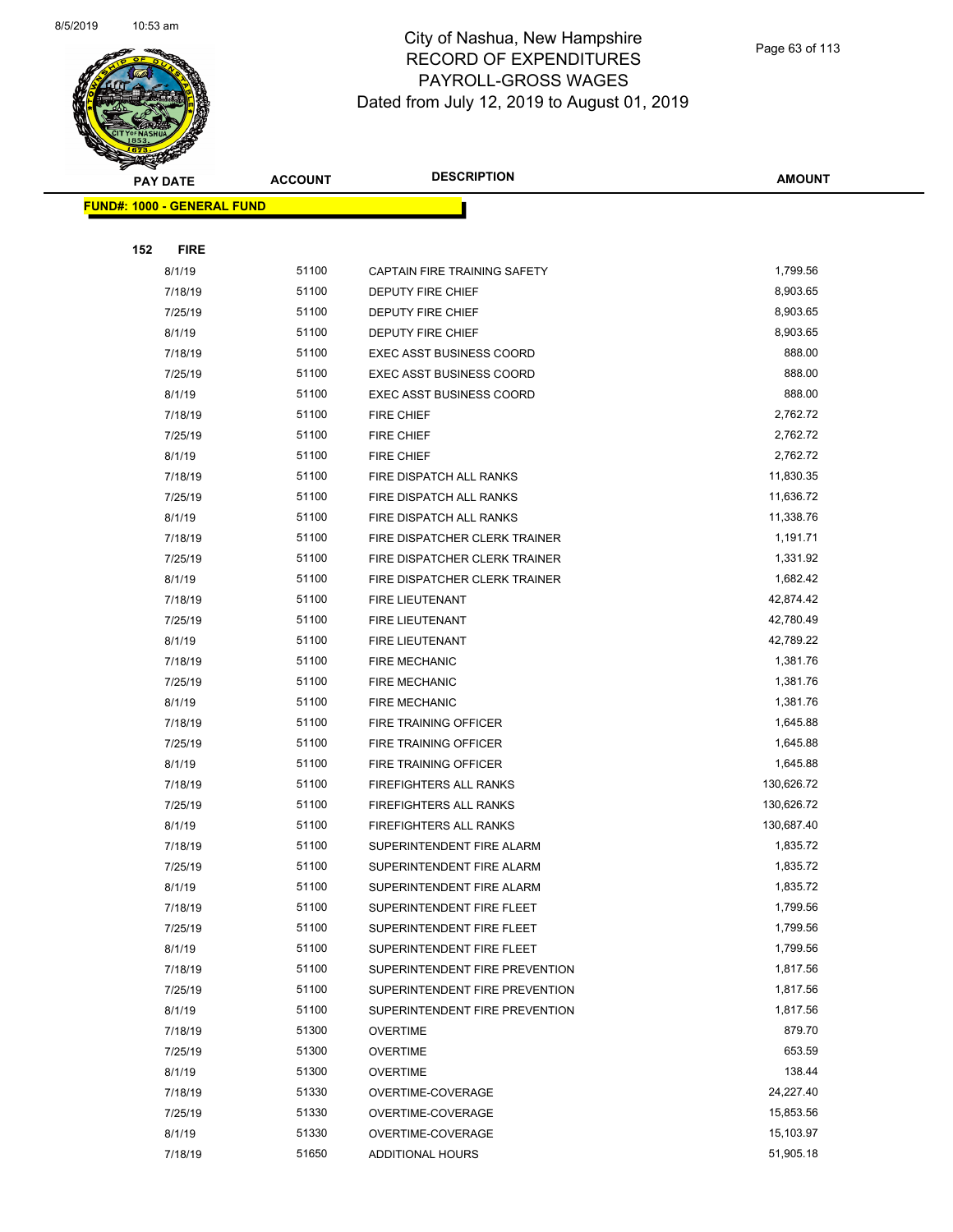# City of Nashua, New Hampshire
## RECORD OF EXPENDITURES
## PAYROLL-GROSS WAGES
## Dated from July 12, 2019 to August 01, 2019

**FUND#: 1000 - GENERAL FUND**

**152 FIRE**

| PAY DATE | ACCOUNT | DESCRIPTION | AMOUNT |
|---|---|---|---|
| 8/1/19 | 51100 | CAPTAIN FIRE TRAINING SAFETY | 1,799.56 |
| 7/18/19 | 51100 | DEPUTY FIRE CHIEF | 8,903.65 |
| 7/25/19 | 51100 | DEPUTY FIRE CHIEF | 8,903.65 |
| 8/1/19 | 51100 | DEPUTY FIRE CHIEF | 8,903.65 |
| 7/18/19 | 51100 | EXEC ASST BUSINESS COORD | 888.00 |
| 7/25/19 | 51100 | EXEC ASST BUSINESS COORD | 888.00 |
| 8/1/19 | 51100 | EXEC ASST BUSINESS COORD | 888.00 |
| 7/18/19 | 51100 | FIRE CHIEF | 2,762.72 |
| 7/25/19 | 51100 | FIRE CHIEF | 2,762.72 |
| 8/1/19 | 51100 | FIRE CHIEF | 2,762.72 |
| 7/18/19 | 51100 | FIRE DISPATCH ALL RANKS | 11,830.35 |
| 7/25/19 | 51100 | FIRE DISPATCH ALL RANKS | 11,636.72 |
| 8/1/19 | 51100 | FIRE DISPATCH ALL RANKS | 11,338.76 |
| 7/18/19 | 51100 | FIRE DISPATCHER CLERK TRAINER | 1,191.71 |
| 7/25/19 | 51100 | FIRE DISPATCHER CLERK TRAINER | 1,331.92 |
| 8/1/19 | 51100 | FIRE DISPATCHER CLERK TRAINER | 1,682.42 |
| 7/18/19 | 51100 | FIRE LIEUTENANT | 42,874.42 |
| 7/25/19 | 51100 | FIRE LIEUTENANT | 42,780.49 |
| 8/1/19 | 51100 | FIRE LIEUTENANT | 42,789.22 |
| 7/18/19 | 51100 | FIRE MECHANIC | 1,381.76 |
| 7/25/19 | 51100 | FIRE MECHANIC | 1,381.76 |
| 8/1/19 | 51100 | FIRE MECHANIC | 1,381.76 |
| 7/18/19 | 51100 | FIRE TRAINING OFFICER | 1,645.88 |
| 7/25/19 | 51100 | FIRE TRAINING OFFICER | 1,645.88 |
| 8/1/19 | 51100 | FIRE TRAINING OFFICER | 1,645.88 |
| 7/18/19 | 51100 | FIREFIGHTERS ALL RANKS | 130,626.72 |
| 7/25/19 | 51100 | FIREFIGHTERS ALL RANKS | 130,626.72 |
| 8/1/19 | 51100 | FIREFIGHTERS ALL RANKS | 130,687.40 |
| 7/18/19 | 51100 | SUPERINTENDENT FIRE ALARM | 1,835.72 |
| 7/25/19 | 51100 | SUPERINTENDENT FIRE ALARM | 1,835.72 |
| 8/1/19 | 51100 | SUPERINTENDENT FIRE ALARM | 1,835.72 |
| 7/18/19 | 51100 | SUPERINTENDENT FIRE FLEET | 1,799.56 |
| 7/25/19 | 51100 | SUPERINTENDENT FIRE FLEET | 1,799.56 |
| 8/1/19 | 51100 | SUPERINTENDENT FIRE FLEET | 1,799.56 |
| 7/18/19 | 51100 | SUPERINTENDENT FIRE PREVENTION | 1,817.56 |
| 7/25/19 | 51100 | SUPERINTENDENT FIRE PREVENTION | 1,817.56 |
| 8/1/19 | 51100 | SUPERINTENDENT FIRE PREVENTION | 1,817.56 |
| 7/18/19 | 51300 | OVERTIME | 879.70 |
| 7/25/19 | 51300 | OVERTIME | 653.59 |
| 8/1/19 | 51300 | OVERTIME | 138.44 |
| 7/18/19 | 51330 | OVERTIME-COVERAGE | 24,227.40 |
| 7/25/19 | 51330 | OVERTIME-COVERAGE | 15,853.56 |
| 8/1/19 | 51330 | OVERTIME-COVERAGE | 15,103.97 |
| 7/18/19 | 51650 | ADDITIONAL HOURS | 51,905.18 |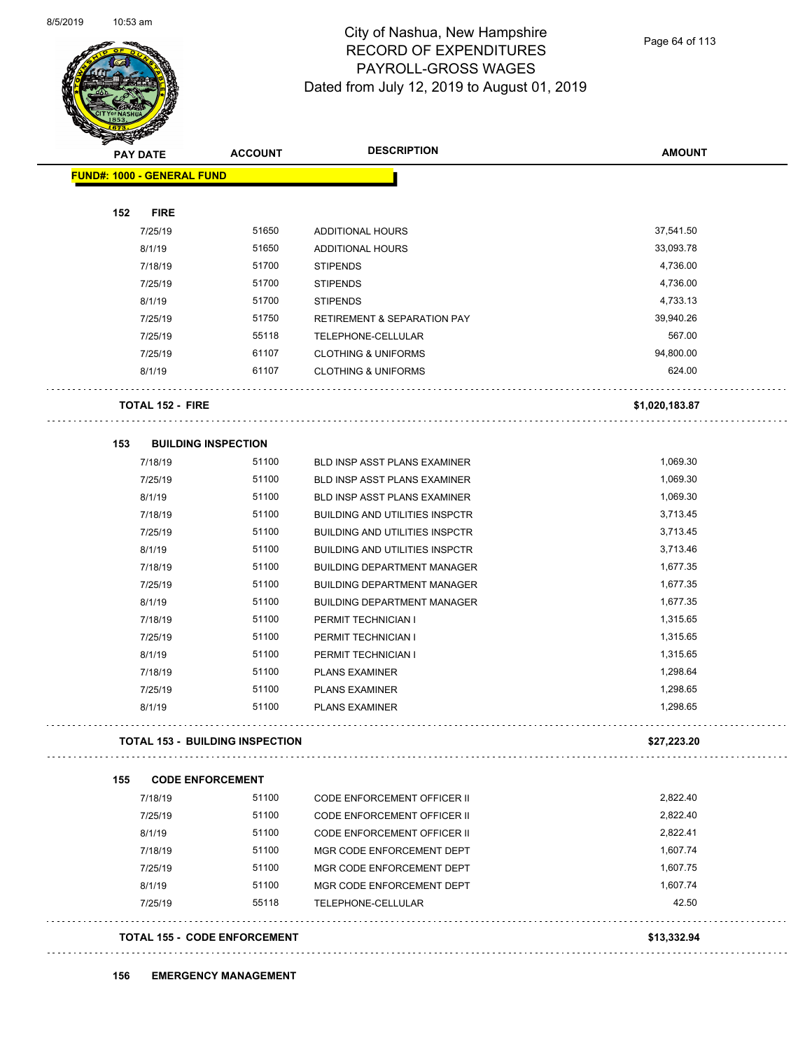# City of Nashua, New Hampshire
## RECORD OF EXPENDITURES
## PAYROLL-GROSS WAGES
## Dated from July 12, 2019 to August 01, 2019

| PAY DATE | ACCOUNT | DESCRIPTION | AMOUNT |
|---|---|---|---|
| **FUND#: 1000 - GENERAL FUND** | | | |
| **152 FIRE** | | | |
| 7/25/19 | 51650 | ADDITIONAL HOURS | 37,541.50 |
| 8/1/19 | 51650 | ADDITIONAL HOURS | 33,093.78 |
| 7/18/19 | 51700 | STIPENDS | 4,736.00 |
| 7/25/19 | 51700 | STIPENDS | 4,736.00 |
| 8/1/19 | 51700 | STIPENDS | 4,733.13 |
| 7/25/19 | 51750 | RETIREMENT & SEPARATION PAY | 39,940.26 |
| 7/25/19 | 55118 | TELEPHONE-CELLULAR | 567.00 |
| 7/25/19 | 61107 | CLOTHING & UNIFORMS | 94,800.00 |
| 8/1/19 | 61107 | CLOTHING & UNIFORMS | 624.00 |
| **TOTAL 152 - FIRE** | | | **$1,020,183.87** |
| **153 BUILDING INSPECTION** | | | |
| 7/18/19 | 51100 | BLD INSP ASST PLANS EXAMINER | 1,069.30 |
| 7/25/19 | 51100 | BLD INSP ASST PLANS EXAMINER | 1,069.30 |
| 8/1/19 | 51100 | BLD INSP ASST PLANS EXAMINER | 1,069.30 |
| 7/18/19 | 51100 | BUILDING AND UTILITIES INSPCTR | 3,713.45 |
| 7/25/19 | 51100 | BUILDING AND UTILITIES INSPCTR | 3,713.45 |
| 8/1/19 | 51100 | BUILDING AND UTILITIES INSPCTR | 3,713.46 |
| 7/18/19 | 51100 | BUILDING DEPARTMENT MANAGER | 1,677.35 |
| 7/25/19 | 51100 | BUILDING DEPARTMENT MANAGER | 1,677.35 |
| 8/1/19 | 51100 | BUILDING DEPARTMENT MANAGER | 1,677.35 |
| 7/18/19 | 51100 | PERMIT TECHNICIAN I | 1,315.65 |
| 7/25/19 | 51100 | PERMIT TECHNICIAN I | 1,315.65 |
| 8/1/19 | 51100 | PERMIT TECHNICIAN I | 1,315.65 |
| 7/18/19 | 51100 | PLANS EXAMINER | 1,298.64 |
| 7/25/19 | 51100 | PLANS EXAMINER | 1,298.65 |
| 8/1/19 | 51100 | PLANS EXAMINER | 1,298.65 |
| **TOTAL 153 - BUILDING INSPECTION** | | | **$27,223.20** |
| **155 CODE ENFORCEMENT** | | | |
| 7/18/19 | 51100 | CODE ENFORCEMENT OFFICER II | 2,822.40 |
| 7/25/19 | 51100 | CODE ENFORCEMENT OFFICER II | 2,822.40 |
| 8/1/19 | 51100 | CODE ENFORCEMENT OFFICER II | 2,822.41 |
| 7/18/19 | 51100 | MGR CODE ENFORCEMENT DEPT | 1,607.74 |
| 7/25/19 | 51100 | MGR CODE ENFORCEMENT DEPT | 1,607.75 |
| 8/1/19 | 51100 | MGR CODE ENFORCEMENT DEPT | 1,607.74 |
| 7/25/19 | 55118 | TELEPHONE-CELLULAR | 42.50 |
| **TOTAL 155 - CODE ENFORCEMENT** | | | **$13,332.94** |
| **156 EMERGENCY MANAGEMENT** | | | |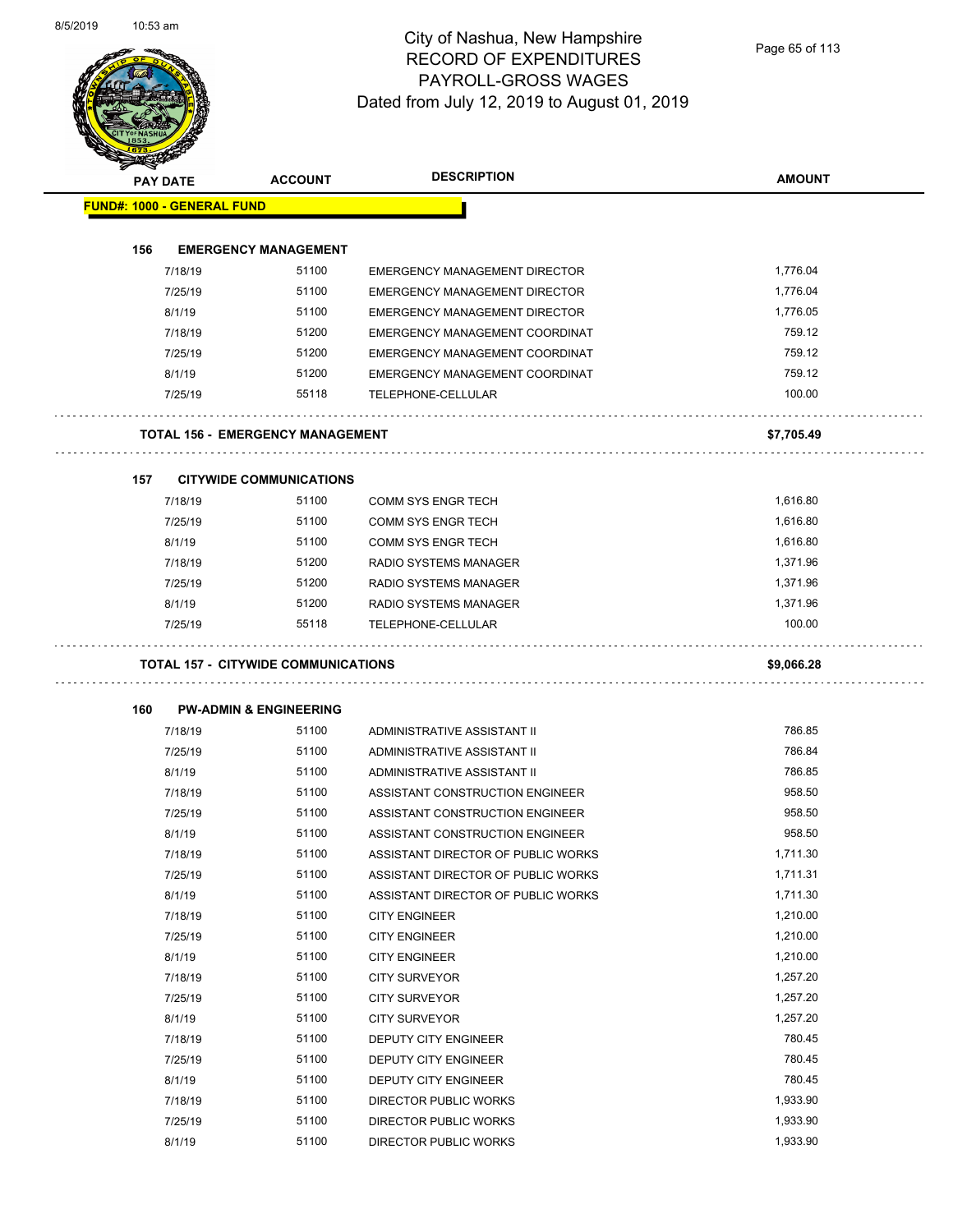# City of Nashua, New Hampshire
## RECORD OF EXPENDITURES
## PAYROLL-GROSS WAGES
## Dated from July 12, 2019 to August 01, 2019

| PAY DATE | ACCOUNT | DESCRIPTION | AMOUNT |
|---|---|---|---|
| **FUND#: 1000 - GENERAL FUND** | | | |
| **156 EMERGENCY MANAGEMENT** | | | |
| 7/18/19 | 51100 | EMERGENCY MANAGEMENT DIRECTOR | 1,776.04 |
| 7/25/19 | 51100 | EMERGENCY MANAGEMENT DIRECTOR | 1,776.04 |
| 8/1/19 | 51100 | EMERGENCY MANAGEMENT DIRECTOR | 1,776.05 |
| 7/18/19 | 51200 | EMERGENCY MANAGEMENT COORDINAT | 759.12 |
| 7/25/19 | 51200 | EMERGENCY MANAGEMENT COORDINAT | 759.12 |
| 8/1/19 | 51200 | EMERGENCY MANAGEMENT COORDINAT | 759.12 |
| 7/25/19 | 55118 | TELEPHONE-CELLULAR | 100.00 |
| **TOTAL 156 - EMERGENCY MANAGEMENT** | | | **$7,705.49** |
| **157 CITYWIDE COMMUNICATIONS** | | | |
| 7/18/19 | 51100 | COMM SYS ENGR TECH | 1,616.80 |
| 7/25/19 | 51100 | COMM SYS ENGR TECH | 1,616.80 |
| 8/1/19 | 51100 | COMM SYS ENGR TECH | 1,616.80 |
| 7/18/19 | 51200 | RADIO SYSTEMS MANAGER | 1,371.96 |
| 7/25/19 | 51200 | RADIO SYSTEMS MANAGER | 1,371.96 |
| 8/1/19 | 51200 | RADIO SYSTEMS MANAGER | 1,371.96 |
| 7/25/19 | 55118 | TELEPHONE-CELLULAR | 100.00 |
| **TOTAL 157 - CITYWIDE COMMUNICATIONS** | | | **$9,066.28** |
| **160 PW-ADMIN & ENGINEERING** | | | |
| 7/18/19 | 51100 | ADMINISTRATIVE ASSISTANT II | 786.85 |
| 7/25/19 | 51100 | ADMINISTRATIVE ASSISTANT II | 786.84 |
| 8/1/19 | 51100 | ADMINISTRATIVE ASSISTANT II | 786.85 |
| 7/18/19 | 51100 | ASSISTANT CONSTRUCTION ENGINEER | 958.50 |
| 7/25/19 | 51100 | ASSISTANT CONSTRUCTION ENGINEER | 958.50 |
| 8/1/19 | 51100 | ASSISTANT CONSTRUCTION ENGINEER | 958.50 |
| 7/18/19 | 51100 | ASSISTANT DIRECTOR OF PUBLIC WORKS | 1,711.30 |
| 7/25/19 | 51100 | ASSISTANT DIRECTOR OF PUBLIC WORKS | 1,711.31 |
| 8/1/19 | 51100 | ASSISTANT DIRECTOR OF PUBLIC WORKS | 1,711.30 |
| 7/18/19 | 51100 | CITY ENGINEER | 1,210.00 |
| 7/25/19 | 51100 | CITY ENGINEER | 1,210.00 |
| 8/1/19 | 51100 | CITY ENGINEER | 1,210.00 |
| 7/18/19 | 51100 | CITY SURVEYOR | 1,257.20 |
| 7/25/19 | 51100 | CITY SURVEYOR | 1,257.20 |
| 8/1/19 | 51100 | CITY SURVEYOR | 1,257.20 |
| 7/18/19 | 51100 | DEPUTY CITY ENGINEER | 780.45 |
| 7/25/19 | 51100 | DEPUTY CITY ENGINEER | 780.45 |
| 8/1/19 | 51100 | DEPUTY CITY ENGINEER | 780.45 |
| 7/18/19 | 51100 | DIRECTOR PUBLIC WORKS | 1,933.90 |
| 7/25/19 | 51100 | DIRECTOR PUBLIC WORKS | 1,933.90 |
| 8/1/19 | 51100 | DIRECTOR PUBLIC WORKS | 1,933.90 |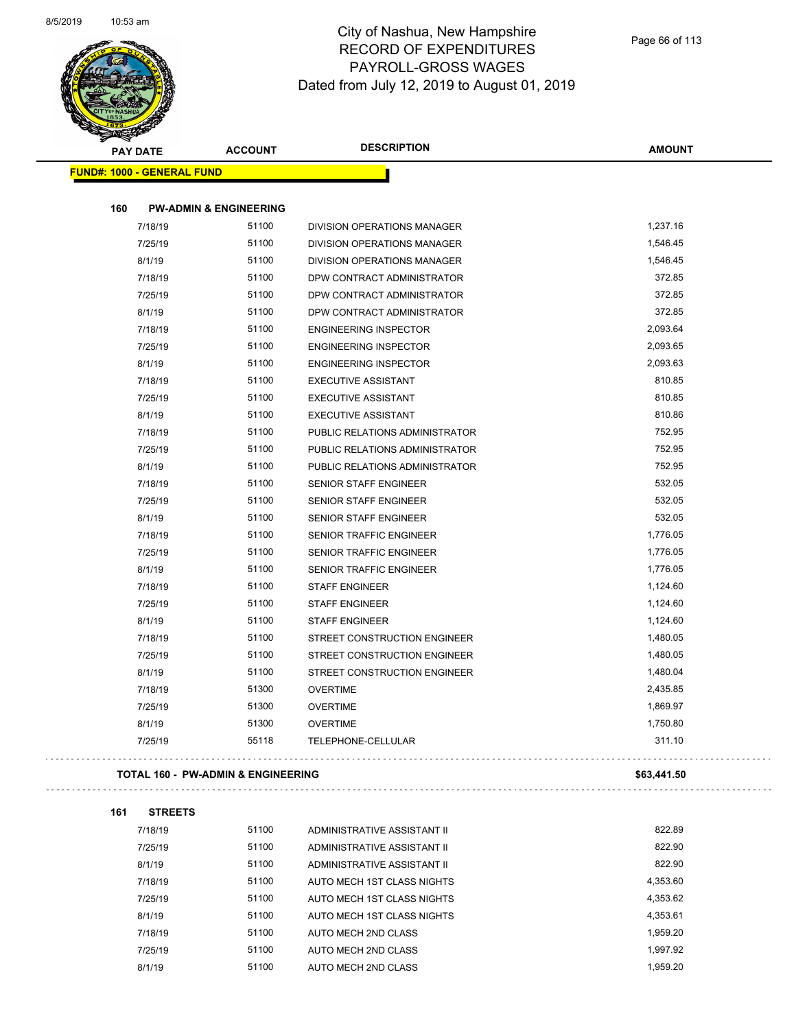# City of Nashua, New Hampshire
## RECORD OF EXPENDITURES
## PAYROLL-GROSS WAGES
### Dated from July 12, 2019 to August 01, 2019

**FUND#: 1000 - GENERAL FUND**

**160 PW-ADMIN & ENGINEERING**

| PAY DATE | ACCOUNT | DESCRIPTION | AMOUNT |
|---|---|---|---|
| 7/18/19 | 51100 | DIVISION OPERATIONS MANAGER | 1,237.16 |
| 7/25/19 | 51100 | DIVISION OPERATIONS MANAGER | 1,546.45 |
| 8/1/19 | 51100 | DIVISION OPERATIONS MANAGER | 1,546.45 |
| 7/18/19 | 51100 | DPW CONTRACT ADMINISTRATOR | 372.85 |
| 7/25/19 | 51100 | DPW CONTRACT ADMINISTRATOR | 372.85 |
| 8/1/19 | 51100 | DPW CONTRACT ADMINISTRATOR | 372.85 |
| 7/18/19 | 51100 | ENGINEERING INSPECTOR | 2,093.64 |
| 7/25/19 | 51100 | ENGINEERING INSPECTOR | 2,093.65 |
| 8/1/19 | 51100 | ENGINEERING INSPECTOR | 2,093.63 |
| 7/18/19 | 51100 | EXECUTIVE ASSISTANT | 810.85 |
| 7/25/19 | 51100 | EXECUTIVE ASSISTANT | 810.85 |
| 8/1/19 | 51100 | EXECUTIVE ASSISTANT | 810.86 |
| 7/18/19 | 51100 | PUBLIC RELATIONS ADMINISTRATOR | 752.95 |
| 7/25/19 | 51100 | PUBLIC RELATIONS ADMINISTRATOR | 752.95 |
| 8/1/19 | 51100 | PUBLIC RELATIONS ADMINISTRATOR | 752.95 |
| 7/18/19 | 51100 | SENIOR STAFF ENGINEER | 532.05 |
| 7/25/19 | 51100 | SENIOR STAFF ENGINEER | 532.05 |
| 8/1/19 | 51100 | SENIOR STAFF ENGINEER | 532.05 |
| 7/18/19 | 51100 | SENIOR TRAFFIC ENGINEER | 1,776.05 |
| 7/25/19 | 51100 | SENIOR TRAFFIC ENGINEER | 1,776.05 |
| 8/1/19 | 51100 | SENIOR TRAFFIC ENGINEER | 1,776.05 |
| 7/18/19 | 51100 | STAFF ENGINEER | 1,124.60 |
| 7/25/19 | 51100 | STAFF ENGINEER | 1,124.60 |
| 8/1/19 | 51100 | STAFF ENGINEER | 1,124.60 |
| 7/18/19 | 51100 | STREET CONSTRUCTION ENGINEER | 1,480.05 |
| 7/25/19 | 51100 | STREET CONSTRUCTION ENGINEER | 1,480.05 |
| 8/1/19 | 51100 | STREET CONSTRUCTION ENGINEER | 1,480.04 |
| 7/18/19 | 51300 | OVERTIME | 2,435.85 |
| 7/25/19 | 51300 | OVERTIME | 1,869.97 |
| 8/1/19 | 51300 | OVERTIME | 1,750.80 |
| 7/25/19 | 55118 | TELEPHONE-CELLULAR | 311.10 |

**TOTAL 160 - PW-ADMIN & ENGINEERING** **$63,441.50**

**161 STREETS**

| PAY DATE | ACCOUNT | DESCRIPTION | AMOUNT |
|---|---|---|---|
| 7/18/19 | 51100 | ADMINISTRATIVE ASSISTANT II | 822.89 |
| 7/25/19 | 51100 | ADMINISTRATIVE ASSISTANT II | 822.90 |
| 8/1/19 | 51100 | ADMINISTRATIVE ASSISTANT II | 822.90 |
| 7/18/19 | 51100 | AUTO MECH 1ST CLASS NIGHTS | 4,353.60 |
| 7/25/19 | 51100 | AUTO MECH 1ST CLASS NIGHTS | 4,353.62 |
| 8/1/19 | 51100 | AUTO MECH 1ST CLASS NIGHTS | 4,353.61 |
| 7/18/19 | 51100 | AUTO MECH 2ND CLASS | 1,959.20 |
| 7/25/19 | 51100 | AUTO MECH 2ND CLASS | 1,997.92 |
| 8/1/19 | 51100 | AUTO MECH 2ND CLASS | 1,959.20 |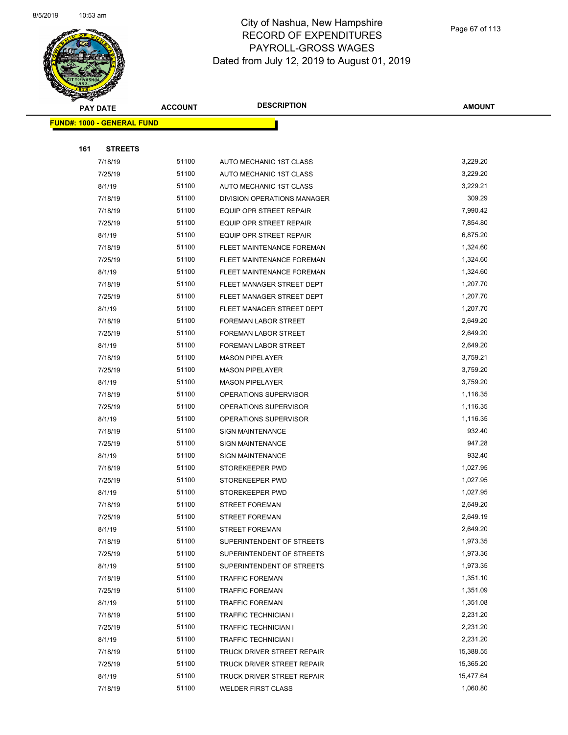# City of Nashua, New Hampshire
## RECORD OF EXPENDITURES
## PAYROLL-GROSS WAGES
## Dated from July 12, 2019 to August 01, 2019

| PAY DATE | ACCOUNT | DESCRIPTION | AMOUNT |
|---|---|---|---|
| **FUND#: 1000 - GENERAL FUND** | | | |
| **161 STREETS** | | | |
| 7/18/19 | 51100 | AUTO MECHANIC 1ST CLASS | 3,229.20 |
| 7/25/19 | 51100 | AUTO MECHANIC 1ST CLASS | 3,229.20 |
| 8/1/19 | 51100 | AUTO MECHANIC 1ST CLASS | 3,229.21 |
| 7/18/19 | 51100 | DIVISION OPERATIONS MANAGER | 309.29 |
| 7/18/19 | 51100 | EQUIP OPR STREET REPAIR | 7,990.42 |
| 7/25/19 | 51100 | EQUIP OPR STREET REPAIR | 7,854.80 |
| 8/1/19 | 51100 | EQUIP OPR STREET REPAIR | 6,875.20 |
| 7/18/19 | 51100 | FLEET MAINTENANCE FOREMAN | 1,324.60 |
| 7/25/19 | 51100 | FLEET MAINTENANCE FOREMAN | 1,324.60 |
| 8/1/19 | 51100 | FLEET MAINTENANCE FOREMAN | 1,324.60 |
| 7/18/19 | 51100 | FLEET MANAGER STREET DEPT | 1,207.70 |
| 7/25/19 | 51100 | FLEET MANAGER STREET DEPT | 1,207.70 |
| 8/1/19 | 51100 | FLEET MANAGER STREET DEPT | 1,207.70 |
| 7/18/19 | 51100 | FOREMAN LABOR STREET | 2,649.20 |
| 7/25/19 | 51100 | FOREMAN LABOR STREET | 2,649.20 |
| 8/1/19 | 51100 | FOREMAN LABOR STREET | 2,649.20 |
| 7/18/19 | 51100 | MASON PIPELAYER | 3,759.21 |
| 7/25/19 | 51100 | MASON PIPELAYER | 3,759.20 |
| 8/1/19 | 51100 | MASON PIPELAYER | 3,759.20 |
| 7/18/19 | 51100 | OPERATIONS SUPERVISOR | 1,116.35 |
| 7/25/19 | 51100 | OPERATIONS SUPERVISOR | 1,116.35 |
| 8/1/19 | 51100 | OPERATIONS SUPERVISOR | 1,116.35 |
| 7/18/19 | 51100 | SIGN MAINTENANCE | 932.40 |
| 7/25/19 | 51100 | SIGN MAINTENANCE | 947.28 |
| 8/1/19 | 51100 | SIGN MAINTENANCE | 932.40 |
| 7/18/19 | 51100 | STOREKEEPER PWD | 1,027.95 |
| 7/25/19 | 51100 | STOREKEEPER PWD | 1,027.95 |
| 8/1/19 | 51100 | STOREKEEPER PWD | 1,027.95 |
| 7/18/19 | 51100 | STREET FOREMAN | 2,649.20 |
| 7/25/19 | 51100 | STREET FOREMAN | 2,649.19 |
| 8/1/19 | 51100 | STREET FOREMAN | 2,649.20 |
| 7/18/19 | 51100 | SUPERINTENDENT OF STREETS | 1,973.35 |
| 7/25/19 | 51100 | SUPERINTENDENT OF STREETS | 1,973.36 |
| 8/1/19 | 51100 | SUPERINTENDENT OF STREETS | 1,973.35 |
| 7/18/19 | 51100 | TRAFFIC FOREMAN | 1,351.10 |
| 7/25/19 | 51100 | TRAFFIC FOREMAN | 1,351.09 |
| 8/1/19 | 51100 | TRAFFIC FOREMAN | 1,351.08 |
| 7/18/19 | 51100 | TRAFFIC TECHNICIAN I | 2,231.20 |
| 7/25/19 | 51100 | TRAFFIC TECHNICIAN I | 2,231.20 |
| 8/1/19 | 51100 | TRAFFIC TECHNICIAN I | 2,231.20 |
| 7/18/19 | 51100 | TRUCK DRIVER STREET REPAIR | 15,388.55 |
| 7/25/19 | 51100 | TRUCK DRIVER STREET REPAIR | 15,365.20 |
| 8/1/19 | 51100 | TRUCK DRIVER STREET REPAIR | 15,477.64 |
| 7/18/19 | 51100 | WELDER FIRST CLASS | 1,060.80 |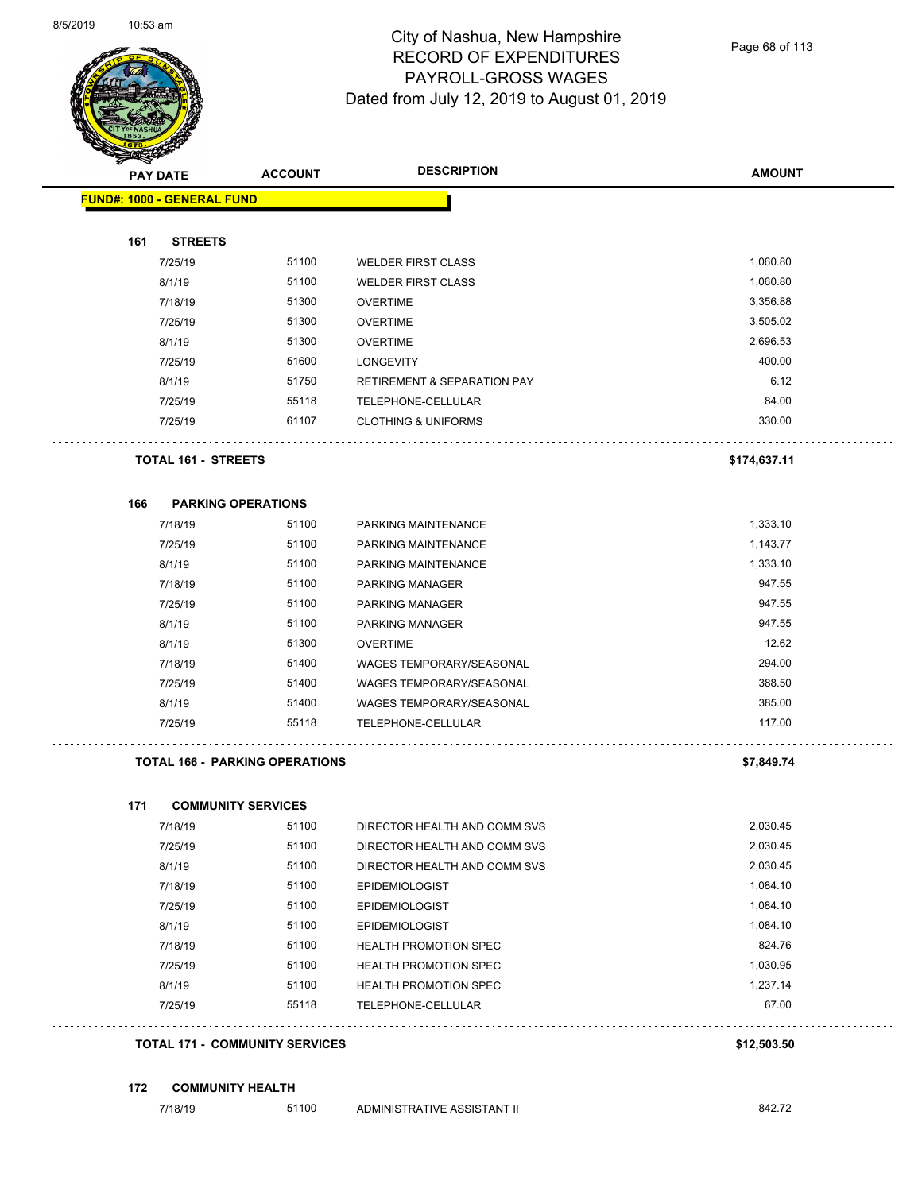City of Nashua, New Hampshire
RECORD OF EXPENDITURES
PAYROLL-GROSS WAGES
Dated from July 12, 2019 to August 01, 2019

| PAY DATE | ACCOUNT | DESCRIPTION | AMOUNT |
|---|---|---|---|
| **FUND#: 1000 - GENERAL FUND** | | | |
| **161 STREETS** | | | |
| 7/25/19 | 51100 | WELDER FIRST CLASS | 1,060.80 |
| 8/1/19 | 51100 | WELDER FIRST CLASS | 1,060.80 |
| 7/18/19 | 51300 | OVERTIME | 3,356.88 |
| 7/25/19 | 51300 | OVERTIME | 3,505.02 |
| 8/1/19 | 51300 | OVERTIME | 2,696.53 |
| 7/25/19 | 51600 | LONGEVITY | 400.00 |
| 8/1/19 | 51750 | RETIREMENT & SEPARATION PAY | 6.12 |
| 7/25/19 | 55118 | TELEPHONE-CELLULAR | 84.00 |
| 7/25/19 | 61107 | CLOTHING & UNIFORMS | 330.00 |
| **TOTAL 161 - STREETS** | | | **$174,637.11** |
| **166 PARKING OPERATIONS** | | | |
| 7/18/19 | 51100 | PARKING MAINTENANCE | 1,333.10 |
| 7/25/19 | 51100 | PARKING MAINTENANCE | 1,143.77 |
| 8/1/19 | 51100 | PARKING MAINTENANCE | 1,333.10 |
| 7/18/19 | 51100 | PARKING MANAGER | 947.55 |
| 7/25/19 | 51100 | PARKING MANAGER | 947.55 |
| 8/1/19 | 51100 | PARKING MANAGER | 947.55 |
| 8/1/19 | 51300 | OVERTIME | 12.62 |
| 7/18/19 | 51400 | WAGES TEMPORARY/SEASONAL | 294.00 |
| 7/25/19 | 51400 | WAGES TEMPORARY/SEASONAL | 388.50 |
| 8/1/19 | 51400 | WAGES TEMPORARY/SEASONAL | 385.00 |
| 7/25/19 | 55118 | TELEPHONE-CELLULAR | 117.00 |
| **TOTAL 166 - PARKING OPERATIONS** | | | **$7,849.74** |
| **171 COMMUNITY SERVICES** | | | |
| 7/18/19 | 51100 | DIRECTOR HEALTH AND COMM SVS | 2,030.45 |
| 7/25/19 | 51100 | DIRECTOR HEALTH AND COMM SVS | 2,030.45 |
| 8/1/19 | 51100 | DIRECTOR HEALTH AND COMM SVS | 2,030.45 |
| 7/18/19 | 51100 | EPIDEMIOLOGIST | 1,084.10 |
| 7/25/19 | 51100 | EPIDEMIOLOGIST | 1,084.10 |
| 8/1/19 | 51100 | EPIDEMIOLOGIST | 1,084.10 |
| 7/18/19 | 51100 | HEALTH PROMOTION SPEC | 824.76 |
| 7/25/19 | 51100 | HEALTH PROMOTION SPEC | 1,030.95 |
| 8/1/19 | 51100 | HEALTH PROMOTION SPEC | 1,237.14 |
| 7/25/19 | 55118 | TELEPHONE-CELLULAR | 67.00 |
| **TOTAL 171 - COMMUNITY SERVICES** | | | **$12,503.50** |
| **172 COMMUNITY HEALTH** | | | |
| 7/18/19 | 51100 | ADMINISTRATIVE ASSISTANT II | 842.72 |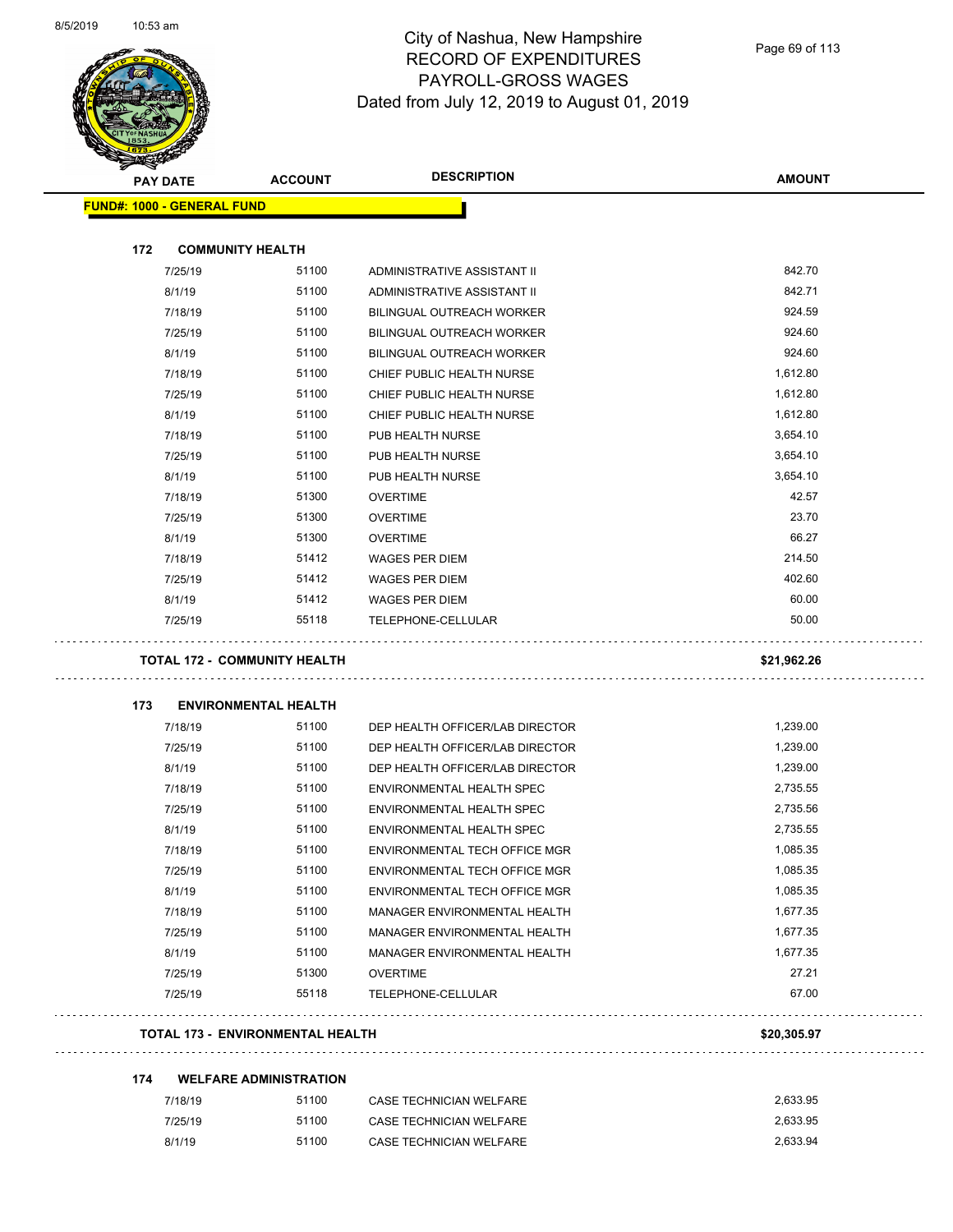# City of Nashua, New Hampshire
## RECORD OF EXPENDITURES
## PAYROLL-GROSS WAGES
## Dated from July 12, 2019 to August 01, 2019

| PAY DATE | ACCOUNT | DESCRIPTION | AMOUNT |
|---|---|---|---|
| **FUND#: 1000 - GENERAL FUND** | | | |
| **172 COMMUNITY HEALTH** | | | |
| 7/25/19 | 51100 | ADMINISTRATIVE ASSISTANT II | 842.70 |
| 8/1/19 | 51100 | ADMINISTRATIVE ASSISTANT II | 842.71 |
| 7/18/19 | 51100 | BILINGUAL OUTREACH WORKER | 924.59 |
| 7/25/19 | 51100 | BILINGUAL OUTREACH WORKER | 924.60 |
| 8/1/19 | 51100 | BILINGUAL OUTREACH WORKER | 924.60 |
| 7/18/19 | 51100 | CHIEF PUBLIC HEALTH NURSE | 1,612.80 |
| 7/25/19 | 51100 | CHIEF PUBLIC HEALTH NURSE | 1,612.80 |
| 8/1/19 | 51100 | CHIEF PUBLIC HEALTH NURSE | 1,612.80 |
| 7/18/19 | 51100 | PUB HEALTH NURSE | 3,654.10 |
| 7/25/19 | 51100 | PUB HEALTH NURSE | 3,654.10 |
| 8/1/19 | 51100 | PUB HEALTH NURSE | 3,654.10 |
| 7/18/19 | 51300 | OVERTIME | 42.57 |
| 7/25/19 | 51300 | OVERTIME | 23.70 |
| 8/1/19 | 51300 | OVERTIME | 66.27 |
| 7/18/19 | 51412 | WAGES PER DIEM | 214.50 |
| 7/25/19 | 51412 | WAGES PER DIEM | 402.60 |
| 8/1/19 | 51412 | WAGES PER DIEM | 60.00 |
| 7/25/19 | 55118 | TELEPHONE-CELLULAR | 50.00 |
| **TOTAL 172 - COMMUNITY HEALTH** | | | **$21,962.26** |
| **173 ENVIRONMENTAL HEALTH** | | | |
| 7/18/19 | 51100 | DEP HEALTH OFFICER/LAB DIRECTOR | 1,239.00 |
| 7/25/19 | 51100 | DEP HEALTH OFFICER/LAB DIRECTOR | 1,239.00 |
| 8/1/19 | 51100 | DEP HEALTH OFFICER/LAB DIRECTOR | 1,239.00 |
| 7/18/19 | 51100 | ENVIRONMENTAL HEALTH SPEC | 2,735.55 |
| 7/25/19 | 51100 | ENVIRONMENTAL HEALTH SPEC | 2,735.56 |
| 8/1/19 | 51100 | ENVIRONMENTAL HEALTH SPEC | 2,735.55 |
| 7/18/19 | 51100 | ENVIRONMENTAL TECH OFFICE MGR | 1,085.35 |
| 7/25/19 | 51100 | ENVIRONMENTAL TECH OFFICE MGR | 1,085.35 |
| 8/1/19 | 51100 | ENVIRONMENTAL TECH OFFICE MGR | 1,085.35 |
| 7/18/19 | 51100 | MANAGER ENVIRONMENTAL HEALTH | 1,677.35 |
| 7/25/19 | 51100 | MANAGER ENVIRONMENTAL HEALTH | 1,677.35 |
| 8/1/19 | 51100 | MANAGER ENVIRONMENTAL HEALTH | 1,677.35 |
| 7/25/19 | 51300 | OVERTIME | 27.21 |
| 7/25/19 | 55118 | TELEPHONE-CELLULAR | 67.00 |
| **TOTAL 173 - ENVIRONMENTAL HEALTH** | | | **$20,305.97** |
| **174 WELFARE ADMINISTRATION** | | | |
| 7/18/19 | 51100 | CASE TECHNICIAN WELFARE | 2,633.95 |
| 7/25/19 | 51100 | CASE TECHNICIAN WELFARE | 2,633.95 |
| 8/1/19 | 51100 | CASE TECHNICIAN WELFARE | 2,633.94 |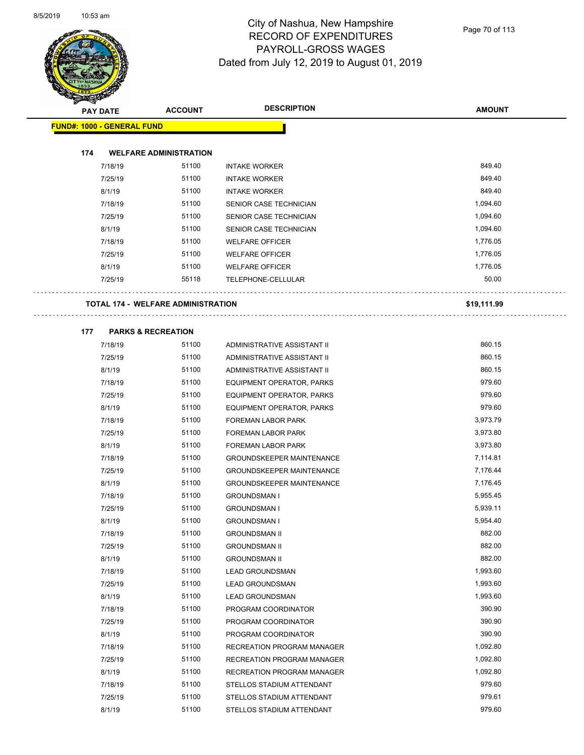# City of Nashua, New Hampshire
## RECORD OF EXPENDITURES
## PAYROLL-GROSS WAGES
## Dated from July 12, 2019 to August 01, 2019

| PAY DATE | ACCOUNT | DESCRIPTION | AMOUNT |
|---|---|---|---|
| **FUND#: 1000 - GENERAL FUND** | | | |
| **174 WELFARE ADMINISTRATION** | | | |
| 7/18/19 | 51100 | INTAKE WORKER | 849.40 |
| 7/25/19 | 51100 | INTAKE WORKER | 849.40 |
| 8/1/19 | 51100 | INTAKE WORKER | 849.40 |
| 7/18/19 | 51100 | SENIOR CASE TECHNICIAN | 1,094.60 |
| 7/25/19 | 51100 | SENIOR CASE TECHNICIAN | 1,094.60 |
| 8/1/19 | 51100 | SENIOR CASE TECHNICIAN | 1,094.60 |
| 7/18/19 | 51100 | WELFARE OFFICER | 1,776.05 |
| 7/25/19 | 51100 | WELFARE OFFICER | 1,776.05 |
| 8/1/19 | 51100 | WELFARE OFFICER | 1,776.05 |
| 7/25/19 | 55118 | TELEPHONE-CELLULAR | 50.00 |
| **TOTAL 174 - WELFARE ADMINISTRATION** | | | **$19,111.99** |
| **177 PARKS & RECREATION** | | | |
| 7/18/19 | 51100 | ADMINISTRATIVE ASSISTANT II | 860.15 |
| 7/25/19 | 51100 | ADMINISTRATIVE ASSISTANT II | 860.15 |
| 8/1/19 | 51100 | ADMINISTRATIVE ASSISTANT II | 860.15 |
| 7/18/19 | 51100 | EQUIPMENT OPERATOR, PARKS | 979.60 |
| 7/25/19 | 51100 | EQUIPMENT OPERATOR, PARKS | 979.60 |
| 8/1/19 | 51100 | EQUIPMENT OPERATOR, PARKS | 979.60 |
| 7/18/19 | 51100 | FOREMAN LABOR PARK | 3,973.79 |
| 7/25/19 | 51100 | FOREMAN LABOR PARK | 3,973.80 |
| 8/1/19 | 51100 | FOREMAN LABOR PARK | 3,973.80 |
| 7/18/19 | 51100 | GROUNDSKEEPER MAINTENANCE | 7,114.81 |
| 7/25/19 | 51100 | GROUNDSKEEPER MAINTENANCE | 7,176.44 |
| 8/1/19 | 51100 | GROUNDSKEEPER MAINTENANCE | 7,176.45 |
| 7/18/19 | 51100 | GROUNDSMAN I | 5,955.45 |
| 7/25/19 | 51100 | GROUNDSMAN I | 5,939.11 |
| 8/1/19 | 51100 | GROUNDSMAN I | 5,954.40 |
| 7/18/19 | 51100 | GROUNDSMAN II | 882.00 |
| 7/25/19 | 51100 | GROUNDSMAN II | 882.00 |
| 8/1/19 | 51100 | GROUNDSMAN II | 882.00 |
| 7/18/19 | 51100 | LEAD GROUNDSMAN | 1,993.60 |
| 7/25/19 | 51100 | LEAD GROUNDSMAN | 1,993.60 |
| 8/1/19 | 51100 | LEAD GROUNDSMAN | 1,993.60 |
| 7/18/19 | 51100 | PROGRAM COORDINATOR | 390.90 |
| 7/25/19 | 51100 | PROGRAM COORDINATOR | 390.90 |
| 8/1/19 | 51100 | PROGRAM COORDINATOR | 390.90 |
| 7/18/19 | 51100 | RECREATION PROGRAM MANAGER | 1,092.80 |
| 7/25/19 | 51100 | RECREATION PROGRAM MANAGER | 1,092.80 |
| 8/1/19 | 51100 | RECREATION PROGRAM MANAGER | 1,092.80 |
| 7/18/19 | 51100 | STELLOS STADIUM ATTENDANT | 979.60 |
| 7/25/19 | 51100 | STELLOS STADIUM ATTENDANT | 979.61 |
| 8/1/19 | 51100 | STELLOS STADIUM ATTENDANT | 979.60 |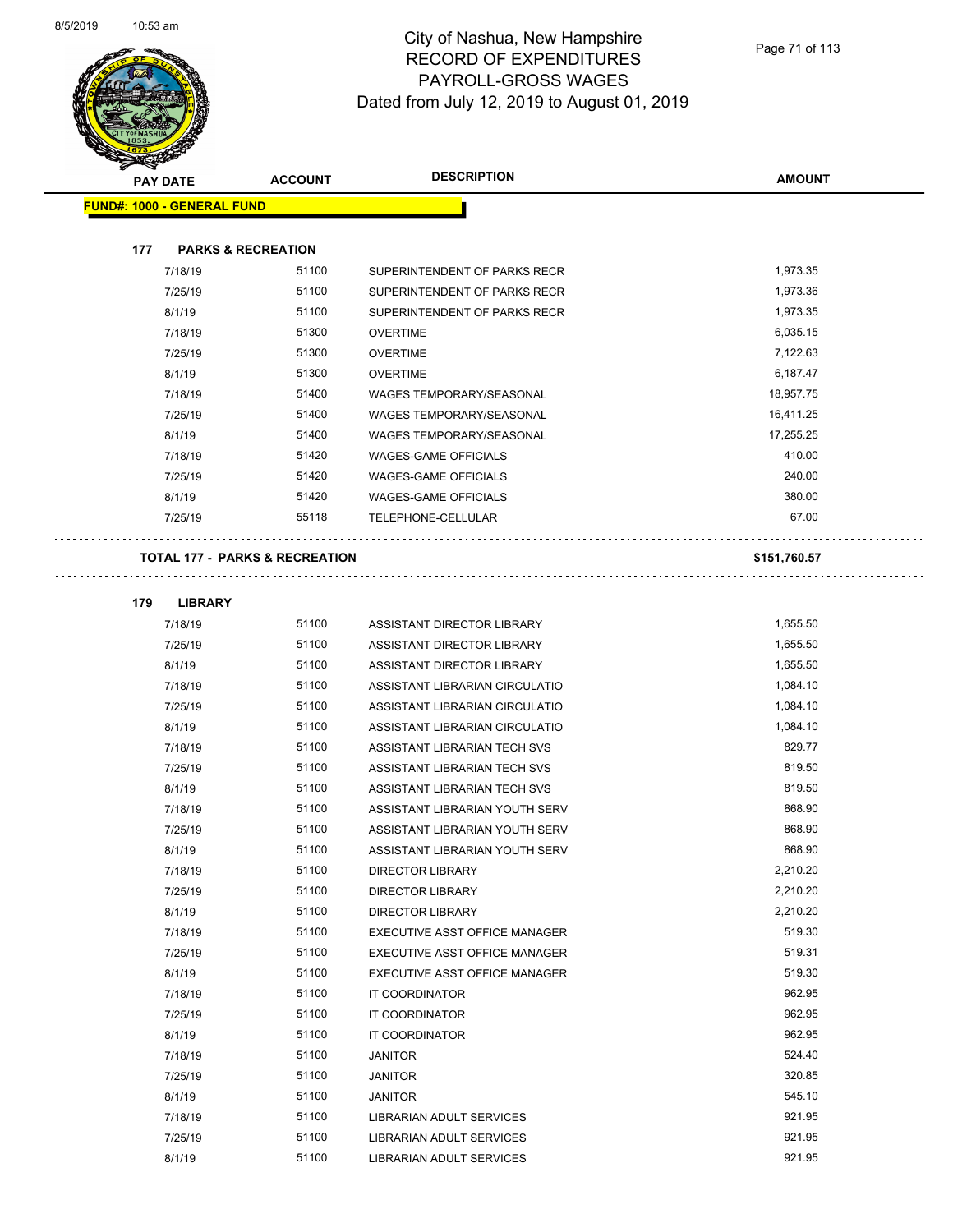# City of Nashua, New Hampshire
# RECORD OF EXPENDITURES
# PAYROLL-GROSS WAGES
# Dated from July 12, 2019 to August 01, 2019

| PAY DATE | ACCOUNT | DESCRIPTION | AMOUNT |
|---|---|---|---|
| **FUND#: 1000 - GENERAL FUND** | | | |
| **177 PARKS & RECREATION** | | | |
| 7/18/19 | 51100 | SUPERINTENDENT OF PARKS RECR | 1,973.35 |
| 7/25/19 | 51100 | SUPERINTENDENT OF PARKS RECR | 1,973.36 |
| 8/1/19 | 51100 | SUPERINTENDENT OF PARKS RECR | 1,973.35 |
| 7/18/19 | 51300 | OVERTIME | 6,035.15 |
| 7/25/19 | 51300 | OVERTIME | 7,122.63 |
| 8/1/19 | 51300 | OVERTIME | 6,187.47 |
| 7/18/19 | 51400 | WAGES TEMPORARY/SEASONAL | 18,957.75 |
| 7/25/19 | 51400 | WAGES TEMPORARY/SEASONAL | 16,411.25 |
| 8/1/19 | 51400 | WAGES TEMPORARY/SEASONAL | 17,255.25 |
| 7/18/19 | 51420 | WAGES-GAME OFFICIALS | 410.00 |
| 7/25/19 | 51420 | WAGES-GAME OFFICIALS | 240.00 |
| 8/1/19 | 51420 | WAGES-GAME OFFICIALS | 380.00 |
| 7/25/19 | 55118 | TELEPHONE-CELLULAR | 67.00 |
| **TOTAL 177 - PARKS & RECREATION** | | | **$151,760.57** |
| **179 LIBRARY** | | | |
| 7/18/19 | 51100 | ASSISTANT DIRECTOR LIBRARY | 1,655.50 |
| 7/25/19 | 51100 | ASSISTANT DIRECTOR LIBRARY | 1,655.50 |
| 8/1/19 | 51100 | ASSISTANT DIRECTOR LIBRARY | 1,655.50 |
| 7/18/19 | 51100 | ASSISTANT LIBRARIAN CIRCULATIO | 1,084.10 |
| 7/25/19 | 51100 | ASSISTANT LIBRARIAN CIRCULATIO | 1,084.10 |
| 8/1/19 | 51100 | ASSISTANT LIBRARIAN CIRCULATIO | 1,084.10 |
| 7/18/19 | 51100 | ASSISTANT LIBRARIAN TECH SVS | 829.77 |
| 7/25/19 | 51100 | ASSISTANT LIBRARIAN TECH SVS | 819.50 |
| 8/1/19 | 51100 | ASSISTANT LIBRARIAN TECH SVS | 819.50 |
| 7/18/19 | 51100 | ASSISTANT LIBRARIAN YOUTH SERV | 868.90 |
| 7/25/19 | 51100 | ASSISTANT LIBRARIAN YOUTH SERV | 868.90 |
| 8/1/19 | 51100 | ASSISTANT LIBRARIAN YOUTH SERV | 868.90 |
| 7/18/19 | 51100 | DIRECTOR LIBRARY | 2,210.20 |
| 7/25/19 | 51100 | DIRECTOR LIBRARY | 2,210.20 |
| 8/1/19 | 51100 | DIRECTOR LIBRARY | 2,210.20 |
| 7/18/19 | 51100 | EXECUTIVE ASST OFFICE MANAGER | 519.30 |
| 7/25/19 | 51100 | EXECUTIVE ASST OFFICE MANAGER | 519.31 |
| 8/1/19 | 51100 | EXECUTIVE ASST OFFICE MANAGER | 519.30 |
| 7/18/19 | 51100 | IT COORDINATOR | 962.95 |
| 7/25/19 | 51100 | IT COORDINATOR | 962.95 |
| 8/1/19 | 51100 | IT COORDINATOR | 962.95 |
| 7/18/19 | 51100 | JANITOR | 524.40 |
| 7/25/19 | 51100 | JANITOR | 320.85 |
| 8/1/19 | 51100 | JANITOR | 545.10 |
| 7/18/19 | 51100 | LIBRARIAN ADULT SERVICES | 921.95 |
| 7/25/19 | 51100 | LIBRARIAN ADULT SERVICES | 921.95 |
| 8/1/19 | 51100 | LIBRARIAN ADULT SERVICES | 921.95 |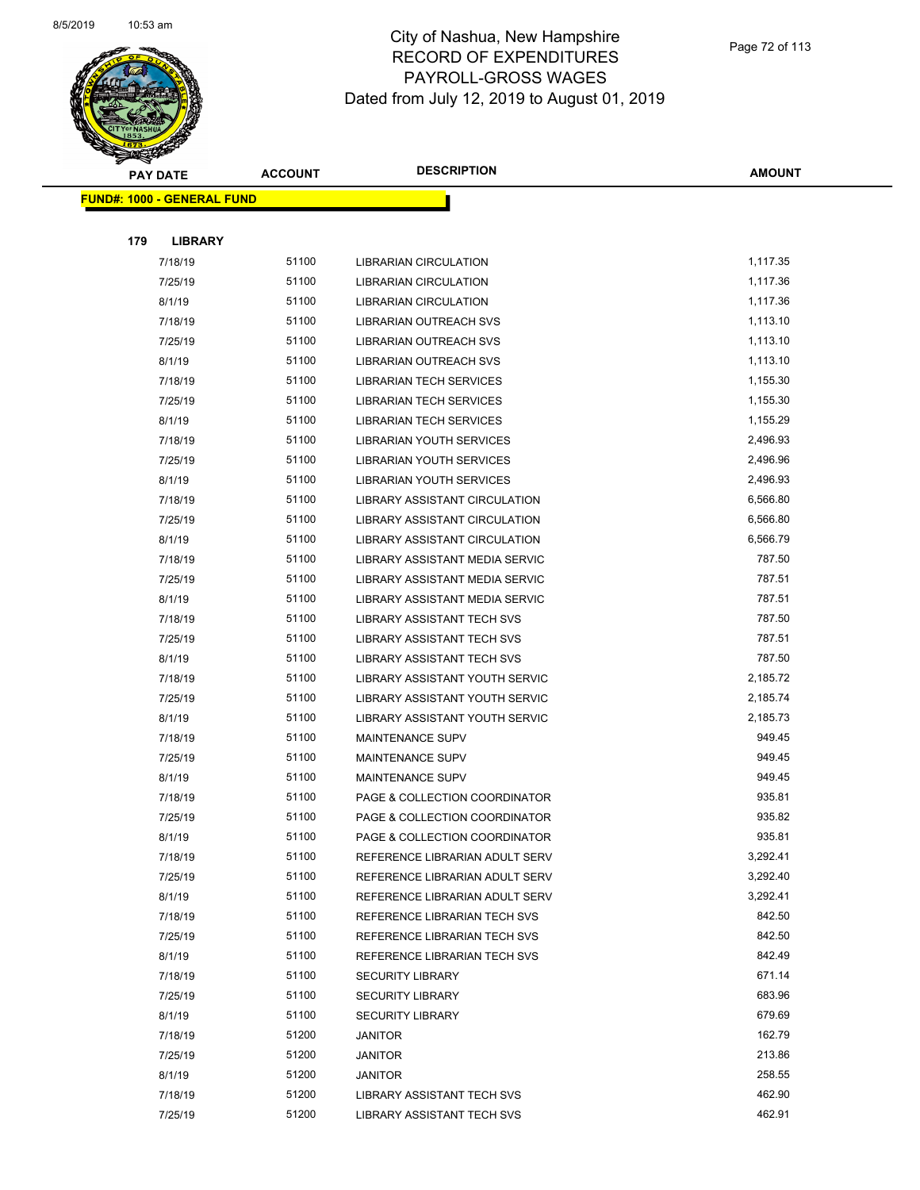# City of Nashua, New Hampshire
## RECORD OF EXPENDITURES
## PAYROLL-GROSS WAGES
## Dated from July 12, 2019 to August 01, 2019

**FUND#: 1000 - GENERAL FUND**

**179 LIBRARY**

| PAY DATE | ACCOUNT | DESCRIPTION | AMOUNT |
|---|---|---|---|
| 7/18/19 | 51100 | LIBRARIAN CIRCULATION | 1,117.35 |
| 7/25/19 | 51100 | LIBRARIAN CIRCULATION | 1,117.36 |
| 8/1/19 | 51100 | LIBRARIAN CIRCULATION | 1,117.36 |
| 7/18/19 | 51100 | LIBRARIAN OUTREACH SVS | 1,113.10 |
| 7/25/19 | 51100 | LIBRARIAN OUTREACH SVS | 1,113.10 |
| 8/1/19 | 51100 | LIBRARIAN OUTREACH SVS | 1,113.10 |
| 7/18/19 | 51100 | LIBRARIAN TECH SERVICES | 1,155.30 |
| 7/25/19 | 51100 | LIBRARIAN TECH SERVICES | 1,155.30 |
| 8/1/19 | 51100 | LIBRARIAN TECH SERVICES | 1,155.29 |
| 7/18/19 | 51100 | LIBRARIAN YOUTH SERVICES | 2,496.93 |
| 7/25/19 | 51100 | LIBRARIAN YOUTH SERVICES | 2,496.96 |
| 8/1/19 | 51100 | LIBRARIAN YOUTH SERVICES | 2,496.93 |
| 7/18/19 | 51100 | LIBRARY ASSISTANT CIRCULATION | 6,566.80 |
| 7/25/19 | 51100 | LIBRARY ASSISTANT CIRCULATION | 6,566.80 |
| 8/1/19 | 51100 | LIBRARY ASSISTANT CIRCULATION | 6,566.79 |
| 7/18/19 | 51100 | LIBRARY ASSISTANT MEDIA SERVIC | 787.50 |
| 7/25/19 | 51100 | LIBRARY ASSISTANT MEDIA SERVIC | 787.51 |
| 8/1/19 | 51100 | LIBRARY ASSISTANT MEDIA SERVIC | 787.51 |
| 7/18/19 | 51100 | LIBRARY ASSISTANT TECH SVS | 787.50 |
| 7/25/19 | 51100 | LIBRARY ASSISTANT TECH SVS | 787.51 |
| 8/1/19 | 51100 | LIBRARY ASSISTANT TECH SVS | 787.50 |
| 7/18/19 | 51100 | LIBRARY ASSISTANT YOUTH SERVIC | 2,185.72 |
| 7/25/19 | 51100 | LIBRARY ASSISTANT YOUTH SERVIC | 2,185.74 |
| 8/1/19 | 51100 | LIBRARY ASSISTANT YOUTH SERVIC | 2,185.73 |
| 7/18/19 | 51100 | MAINTENANCE SUPV | 949.45 |
| 7/25/19 | 51100 | MAINTENANCE SUPV | 949.45 |
| 8/1/19 | 51100 | MAINTENANCE SUPV | 949.45 |
| 7/18/19 | 51100 | PAGE & COLLECTION COORDINATOR | 935.81 |
| 7/25/19 | 51100 | PAGE & COLLECTION COORDINATOR | 935.82 |
| 8/1/19 | 51100 | PAGE & COLLECTION COORDINATOR | 935.81 |
| 7/18/19 | 51100 | REFERENCE LIBRARIAN ADULT SERV | 3,292.41 |
| 7/25/19 | 51100 | REFERENCE LIBRARIAN ADULT SERV | 3,292.40 |
| 8/1/19 | 51100 | REFERENCE LIBRARIAN ADULT SERV | 3,292.41 |
| 7/18/19 | 51100 | REFERENCE LIBRARIAN TECH SVS | 842.50 |
| 7/25/19 | 51100 | REFERENCE LIBRARIAN TECH SVS | 842.50 |
| 8/1/19 | 51100 | REFERENCE LIBRARIAN TECH SVS | 842.49 |
| 7/18/19 | 51100 | SECURITY LIBRARY | 671.14 |
| 7/25/19 | 51100 | SECURITY LIBRARY | 683.96 |
| 8/1/19 | 51100 | SECURITY LIBRARY | 679.69 |
| 7/18/19 | 51200 | JANITOR | 162.79 |
| 7/25/19 | 51200 | JANITOR | 213.86 |
| 8/1/19 | 51200 | JANITOR | 258.55 |
| 7/18/19 | 51200 | LIBRARY ASSISTANT TECH SVS | 462.90 |
| 7/25/19 | 51200 | LIBRARY ASSISTANT TECH SVS | 462.91 |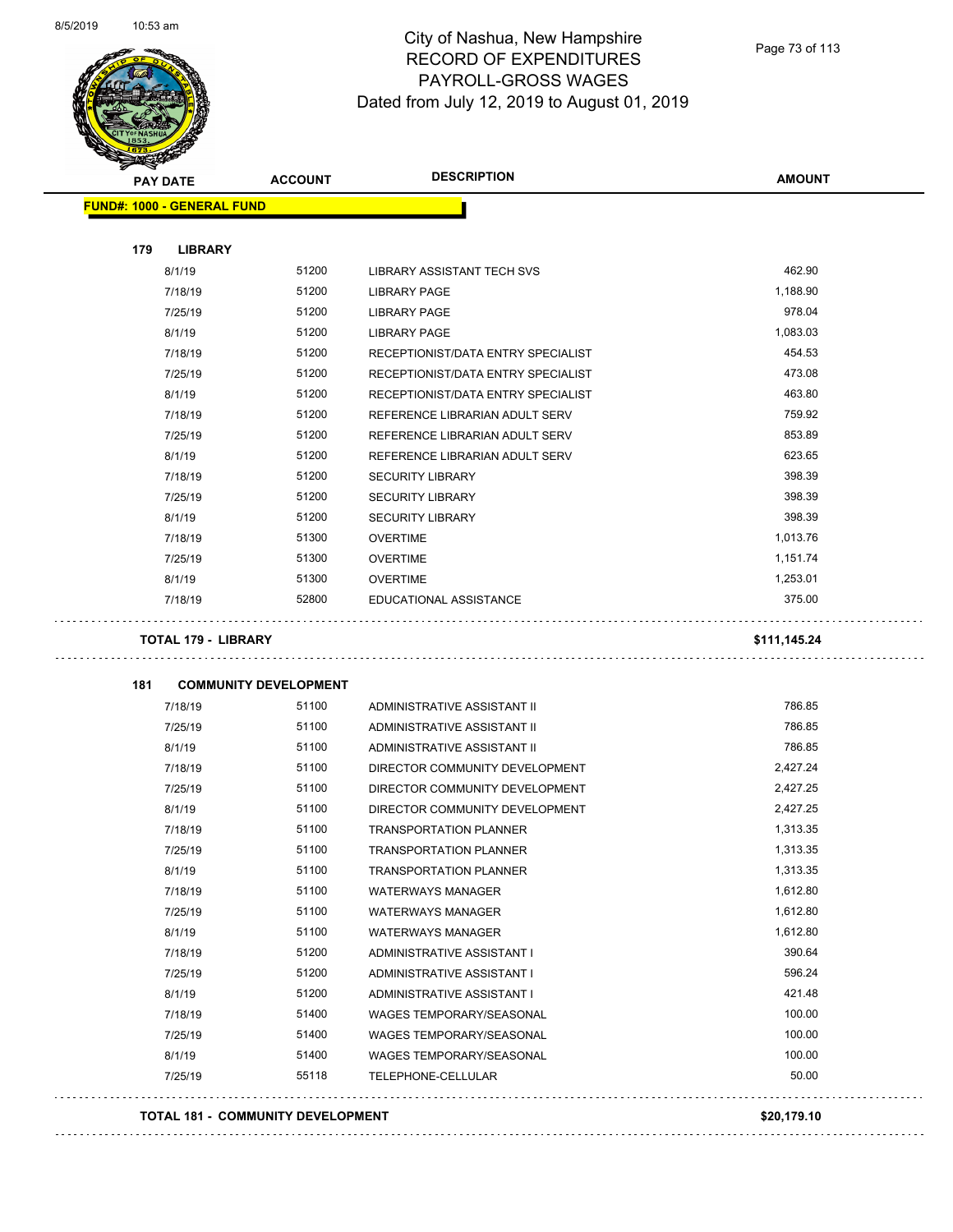# City of Nashua, New Hampshire
## RECORD OF EXPENDITURES
## PAYROLL-GROSS WAGES
## Dated from July 12, 2019 to August 01, 2019

| PAY DATE | ACCOUNT | DESCRIPTION | AMOUNT |
|---|---|---|---|
| **FUND#: 1000 - GENERAL FUND** | | | |
| **179 LIBRARY** | | | |
| 8/1/19 | 51200 | LIBRARY ASSISTANT TECH SVS | 462.90 |
| 7/18/19 | 51200 | LIBRARY PAGE | 1,188.90 |
| 7/25/19 | 51200 | LIBRARY PAGE | 978.04 |
| 8/1/19 | 51200 | LIBRARY PAGE | 1,083.03 |
| 7/18/19 | 51200 | RECEPTIONIST/DATA ENTRY SPECIALIST | 454.53 |
| 7/25/19 | 51200 | RECEPTIONIST/DATA ENTRY SPECIALIST | 473.08 |
| 8/1/19 | 51200 | RECEPTIONIST/DATA ENTRY SPECIALIST | 463.80 |
| 7/18/19 | 51200 | REFERENCE LIBRARIAN ADULT SERV | 759.92 |
| 7/25/19 | 51200 | REFERENCE LIBRARIAN ADULT SERV | 853.89 |
| 8/1/19 | 51200 | REFERENCE LIBRARIAN ADULT SERV | 623.65 |
| 7/18/19 | 51200 | SECURITY LIBRARY | 398.39 |
| 7/25/19 | 51200 | SECURITY LIBRARY | 398.39 |
| 8/1/19 | 51200 | SECURITY LIBRARY | 398.39 |
| 7/18/19 | 51300 | OVERTIME | 1,013.76 |
| 7/25/19 | 51300 | OVERTIME | 1,151.74 |
| 8/1/19 | 51300 | OVERTIME | 1,253.01 |
| 7/18/19 | 52800 | EDUCATIONAL ASSISTANCE | 375.00 |
| **TOTAL 179 - LIBRARY** | | | **$111,145.24** |
| **181 COMMUNITY DEVELOPMENT** | | | |
| 7/18/19 | 51100 | ADMINISTRATIVE ASSISTANT II | 786.85 |
| 7/25/19 | 51100 | ADMINISTRATIVE ASSISTANT II | 786.85 |
| 8/1/19 | 51100 | ADMINISTRATIVE ASSISTANT II | 786.85 |
| 7/18/19 | 51100 | DIRECTOR COMMUNITY DEVELOPMENT | 2,427.24 |
| 7/25/19 | 51100 | DIRECTOR COMMUNITY DEVELOPMENT | 2,427.25 |
| 8/1/19 | 51100 | DIRECTOR COMMUNITY DEVELOPMENT | 2,427.25 |
| 7/18/19 | 51100 | TRANSPORTATION PLANNER | 1,313.35 |
| 7/25/19 | 51100 | TRANSPORTATION PLANNER | 1,313.35 |
| 8/1/19 | 51100 | TRANSPORTATION PLANNER | 1,313.35 |
| 7/18/19 | 51100 | WATERWAYS MANAGER | 1,612.80 |
| 7/25/19 | 51100 | WATERWAYS MANAGER | 1,612.80 |
| 8/1/19 | 51100 | WATERWAYS MANAGER | 1,612.80 |
| 7/18/19 | 51200 | ADMINISTRATIVE ASSISTANT I | 390.64 |
| 7/25/19 | 51200 | ADMINISTRATIVE ASSISTANT I | 596.24 |
| 8/1/19 | 51200 | ADMINISTRATIVE ASSISTANT I | 421.48 |
| 7/18/19 | 51400 | WAGES TEMPORARY/SEASONAL | 100.00 |
| 7/25/19 | 51400 | WAGES TEMPORARY/SEASONAL | 100.00 |
| 8/1/19 | 51400 | WAGES TEMPORARY/SEASONAL | 100.00 |
| 7/25/19 | 55118 | TELEPHONE-CELLULAR | 50.00 |
| **TOTAL 181 - COMMUNITY DEVELOPMENT** | | | **$20,179.10** |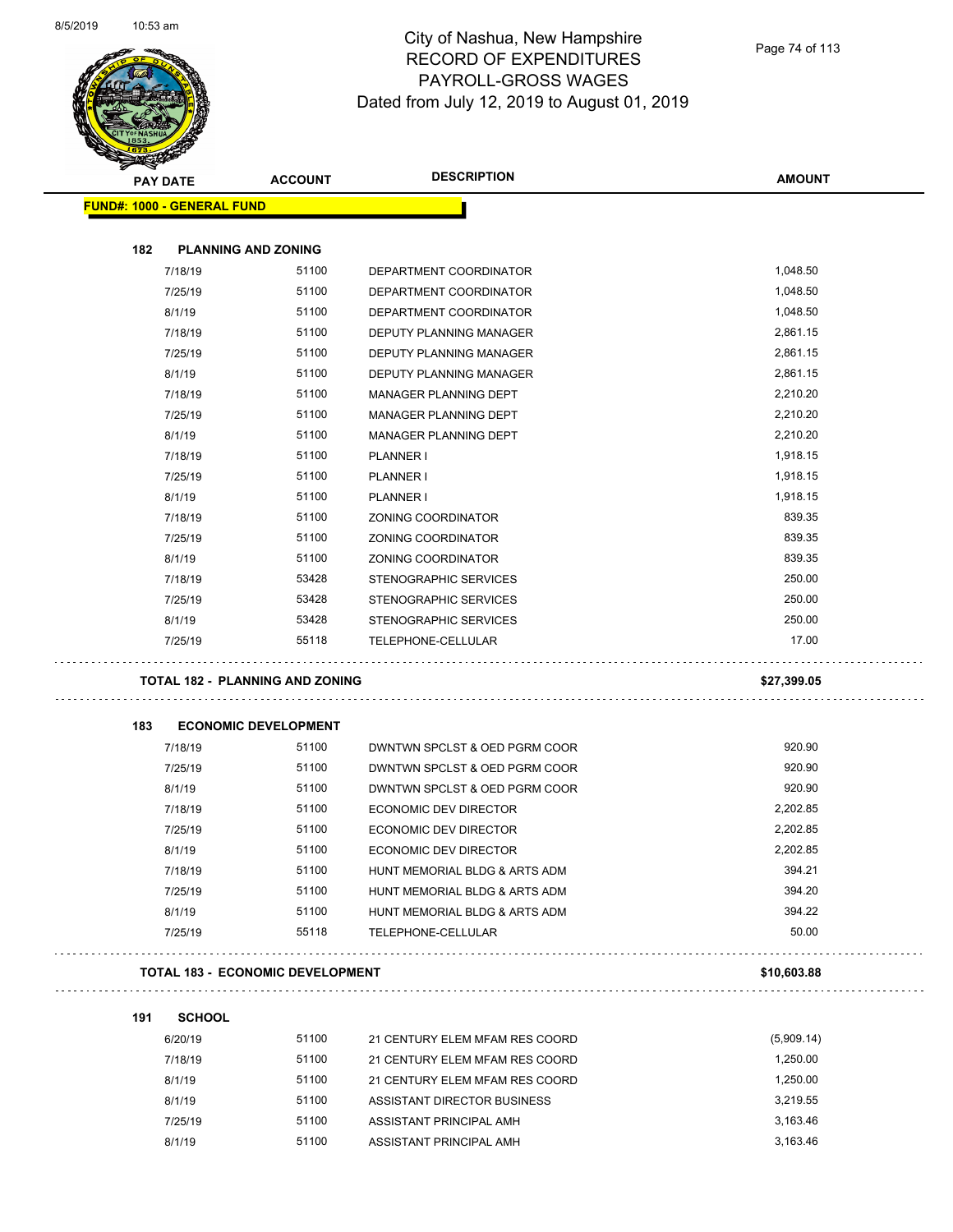# City of Nashua, New Hampshire
## RECORD OF EXPENDITURES
## PAYROLL-GROSS WAGES
## Dated from July 12, 2019 to August 01, 2019

| PAY DATE | ACCOUNT | DESCRIPTION | AMOUNT |
|---|---|---|---|
| **FUND#: 1000 - GENERAL FUND** | | | |
| **182 PLANNING AND ZONING** | | | |
| 7/18/19 | 51100 | DEPARTMENT COORDINATOR | 1,048.50 |
| 7/25/19 | 51100 | DEPARTMENT COORDINATOR | 1,048.50 |
| 8/1/19 | 51100 | DEPARTMENT COORDINATOR | 1,048.50 |
| 7/18/19 | 51100 | DEPUTY PLANNING MANAGER | 2,861.15 |
| 7/25/19 | 51100 | DEPUTY PLANNING MANAGER | 2,861.15 |
| 8/1/19 | 51100 | DEPUTY PLANNING MANAGER | 2,861.15 |
| 7/18/19 | 51100 | MANAGER PLANNING DEPT | 2,210.20 |
| 7/25/19 | 51100 | MANAGER PLANNING DEPT | 2,210.20 |
| 8/1/19 | 51100 | MANAGER PLANNING DEPT | 2,210.20 |
| 7/18/19 | 51100 | PLANNER I | 1,918.15 |
| 7/25/19 | 51100 | PLANNER I | 1,918.15 |
| 8/1/19 | 51100 | PLANNER I | 1,918.15 |
| 7/18/19 | 51100 | ZONING COORDINATOR | 839.35 |
| 7/25/19 | 51100 | ZONING COORDINATOR | 839.35 |
| 8/1/19 | 51100 | ZONING COORDINATOR | 839.35 |
| 7/18/19 | 53428 | STENOGRAPHIC SERVICES | 250.00 |
| 7/25/19 | 53428 | STENOGRAPHIC SERVICES | 250.00 |
| 8/1/19 | 53428 | STENOGRAPHIC SERVICES | 250.00 |
| 7/25/19 | 55118 | TELEPHONE-CELLULAR | 17.00 |
| **TOTAL 182 - PLANNING AND ZONING** | | | **$27,399.05** |
| **183 ECONOMIC DEVELOPMENT** | | | |
| 7/18/19 | 51100 | DWNTWN SPCLST & OED PGRM COOR | 920.90 |
| 7/25/19 | 51100 | DWNTWN SPCLST & OED PGRM COOR | 920.90 |
| 8/1/19 | 51100 | DWNTWN SPCLST & OED PGRM COOR | 920.90 |
| 7/18/19 | 51100 | ECONOMIC DEV DIRECTOR | 2,202.85 |
| 7/25/19 | 51100 | ECONOMIC DEV DIRECTOR | 2,202.85 |
| 8/1/19 | 51100 | ECONOMIC DEV DIRECTOR | 2,202.85 |
| 7/18/19 | 51100 | HUNT MEMORIAL BLDG & ARTS ADM | 394.21 |
| 7/25/19 | 51100 | HUNT MEMORIAL BLDG & ARTS ADM | 394.20 |
| 8/1/19 | 51100 | HUNT MEMORIAL BLDG & ARTS ADM | 394.22 |
| 7/25/19 | 55118 | TELEPHONE-CELLULAR | 50.00 |
| **TOTAL 183 - ECONOMIC DEVELOPMENT** | | | **$10,603.88** |
| **191 SCHOOL** | | | |
| 6/20/19 | 51100 | 21 CENTURY ELEM MFAM RES COORD | (5,909.14) |
| 7/18/19 | 51100 | 21 CENTURY ELEM MFAM RES COORD | 1,250.00 |
| 8/1/19 | 51100 | 21 CENTURY ELEM MFAM RES COORD | 1,250.00 |
| 8/1/19 | 51100 | ASSISTANT DIRECTOR BUSINESS | 3,219.55 |
| 7/25/19 | 51100 | ASSISTANT PRINCIPAL AMH | 3,163.46 |
| 8/1/19 | 51100 | ASSISTANT PRINCIPAL AMH | 3,163.46 |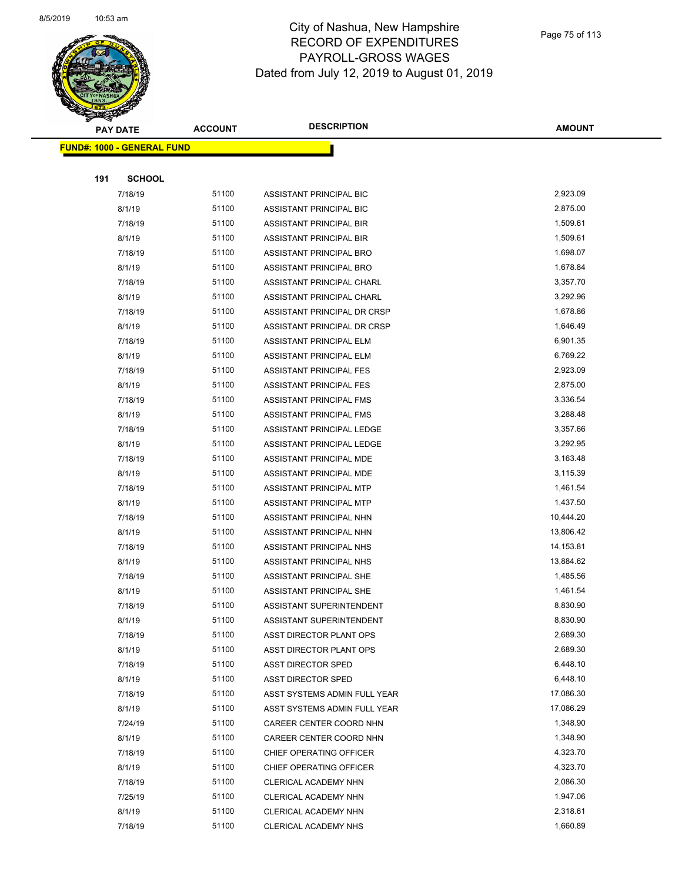City of Nashua, New Hampshire
RECORD OF EXPENDITURES
PAYROLL-GROSS WAGES
Dated from July 12, 2019 to August 01, 2019

**FUND#: 1000 - GENERAL FUND**

**191 SCHOOL**

| PAY DATE | ACCOUNT | DESCRIPTION | AMOUNT |
|---|---|---|---|
| 7/18/19 | 51100 | ASSISTANT PRINCIPAL BIC | 2,923.09 |
| 8/1/19 | 51100 | ASSISTANT PRINCIPAL BIC | 2,875.00 |
| 7/18/19 | 51100 | ASSISTANT PRINCIPAL BIR | 1,509.61 |
| 8/1/19 | 51100 | ASSISTANT PRINCIPAL BIR | 1,509.61 |
| 7/18/19 | 51100 | ASSISTANT PRINCIPAL BRO | 1,698.07 |
| 8/1/19 | 51100 | ASSISTANT PRINCIPAL BRO | 1,678.84 |
| 7/18/19 | 51100 | ASSISTANT PRINCIPAL CHARL | 3,357.70 |
| 8/1/19 | 51100 | ASSISTANT PRINCIPAL CHARL | 3,292.96 |
| 7/18/19 | 51100 | ASSISTANT PRINCIPAL DR CRSP | 1,678.86 |
| 8/1/19 | 51100 | ASSISTANT PRINCIPAL DR CRSP | 1,646.49 |
| 7/18/19 | 51100 | ASSISTANT PRINCIPAL ELM | 6,901.35 |
| 8/1/19 | 51100 | ASSISTANT PRINCIPAL ELM | 6,769.22 |
| 7/18/19 | 51100 | ASSISTANT PRINCIPAL FES | 2,923.09 |
| 8/1/19 | 51100 | ASSISTANT PRINCIPAL FES | 2,875.00 |
| 7/18/19 | 51100 | ASSISTANT PRINCIPAL FMS | 3,336.54 |
| 8/1/19 | 51100 | ASSISTANT PRINCIPAL FMS | 3,288.48 |
| 7/18/19 | 51100 | ASSISTANT PRINCIPAL LEDGE | 3,357.66 |
| 8/1/19 | 51100 | ASSISTANT PRINCIPAL LEDGE | 3,292.95 |
| 7/18/19 | 51100 | ASSISTANT PRINCIPAL MDE | 3,163.48 |
| 8/1/19 | 51100 | ASSISTANT PRINCIPAL MDE | 3,115.39 |
| 7/18/19 | 51100 | ASSISTANT PRINCIPAL MTP | 1,461.54 |
| 8/1/19 | 51100 | ASSISTANT PRINCIPAL MTP | 1,437.50 |
| 7/18/19 | 51100 | ASSISTANT PRINCIPAL NHN | 10,444.20 |
| 8/1/19 | 51100 | ASSISTANT PRINCIPAL NHN | 13,806.42 |
| 7/18/19 | 51100 | ASSISTANT PRINCIPAL NHS | 14,153.81 |
| 8/1/19 | 51100 | ASSISTANT PRINCIPAL NHS | 13,884.62 |
| 7/18/19 | 51100 | ASSISTANT PRINCIPAL SHE | 1,485.56 |
| 8/1/19 | 51100 | ASSISTANT PRINCIPAL SHE | 1,461.54 |
| 7/18/19 | 51100 | ASSISTANT SUPERINTENDENT | 8,830.90 |
| 8/1/19 | 51100 | ASSISTANT SUPERINTENDENT | 8,830.90 |
| 7/18/19 | 51100 | ASST DIRECTOR PLANT OPS | 2,689.30 |
| 8/1/19 | 51100 | ASST DIRECTOR PLANT OPS | 2,689.30 |
| 7/18/19 | 51100 | ASST DIRECTOR SPED | 6,448.10 |
| 8/1/19 | 51100 | ASST DIRECTOR SPED | 6,448.10 |
| 7/18/19 | 51100 | ASST SYSTEMS ADMIN FULL YEAR | 17,086.30 |
| 8/1/19 | 51100 | ASST SYSTEMS ADMIN FULL YEAR | 17,086.29 |
| 7/24/19 | 51100 | CAREER CENTER COORD NHN | 1,348.90 |
| 8/1/19 | 51100 | CAREER CENTER COORD NHN | 1,348.90 |
| 7/18/19 | 51100 | CHIEF OPERATING OFFICER | 4,323.70 |
| 8/1/19 | 51100 | CHIEF OPERATING OFFICER | 4,323.70 |
| 7/18/19 | 51100 | CLERICAL ACADEMY NHN | 2,086.30 |
| 7/25/19 | 51100 | CLERICAL ACADEMY NHN | 1,947.06 |
| 8/1/19 | 51100 | CLERICAL ACADEMY NHN | 2,318.61 |
| 7/18/19 | 51100 | CLERICAL ACADEMY NHS | 1,660.89 |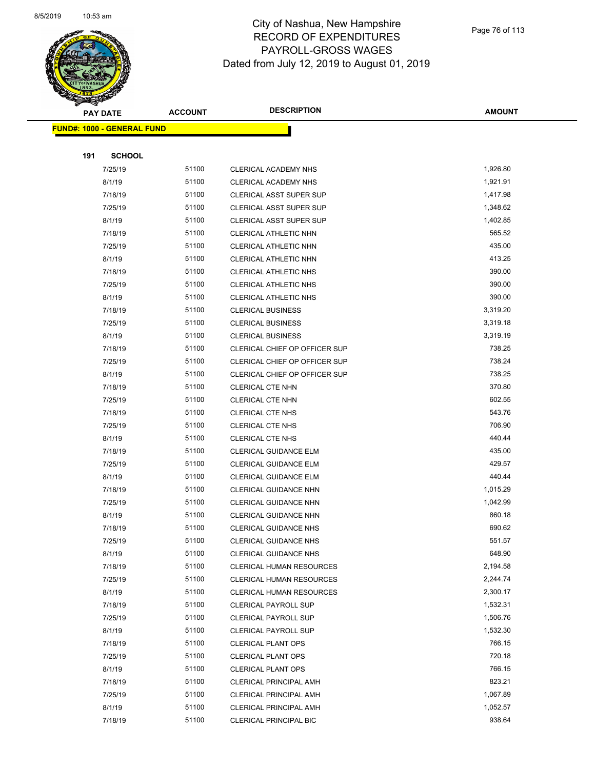# City of Nashua, New Hampshire
## RECORD OF EXPENDITURES
## PAYROLL-GROSS WAGES
## Dated from July 12, 2019 to August 01, 2019

| PAY DATE | ACCOUNT | DESCRIPTION | AMOUNT |
|---|---|---|---|

**FUND#: 1000 - GENERAL FUND**

**191 SCHOOL**

| PAY DATE | ACCOUNT | DESCRIPTION | AMOUNT |
|---|---|---|---|
| 7/25/19 | 51100 | CLERICAL ACADEMY NHS | 1,926.80 |
| 8/1/19 | 51100 | CLERICAL ACADEMY NHS | 1,921.91 |
| 7/18/19 | 51100 | CLERICAL ASST SUPER SUP | 1,417.98 |
| 7/25/19 | 51100 | CLERICAL ASST SUPER SUP | 1,348.62 |
| 8/1/19 | 51100 | CLERICAL ASST SUPER SUP | 1,402.85 |
| 7/18/19 | 51100 | CLERICAL ATHLETIC NHN | 565.52 |
| 7/25/19 | 51100 | CLERICAL ATHLETIC NHN | 435.00 |
| 8/1/19 | 51100 | CLERICAL ATHLETIC NHN | 413.25 |
| 7/18/19 | 51100 | CLERICAL ATHLETIC NHS | 390.00 |
| 7/25/19 | 51100 | CLERICAL ATHLETIC NHS | 390.00 |
| 8/1/19 | 51100 | CLERICAL ATHLETIC NHS | 390.00 |
| 7/18/19 | 51100 | CLERICAL BUSINESS | 3,319.20 |
| 7/25/19 | 51100 | CLERICAL BUSINESS | 3,319.18 |
| 8/1/19 | 51100 | CLERICAL BUSINESS | 3,319.19 |
| 7/18/19 | 51100 | CLERICAL CHIEF OP OFFICER SUP | 738.25 |
| 7/25/19 | 51100 | CLERICAL CHIEF OP OFFICER SUP | 738.24 |
| 8/1/19 | 51100 | CLERICAL CHIEF OP OFFICER SUP | 738.25 |
| 7/18/19 | 51100 | CLERICAL CTE NHN | 370.80 |
| 7/25/19 | 51100 | CLERICAL CTE NHN | 602.55 |
| 7/18/19 | 51100 | CLERICAL CTE NHS | 543.76 |
| 7/25/19 | 51100 | CLERICAL CTE NHS | 706.90 |
| 8/1/19 | 51100 | CLERICAL CTE NHS | 440.44 |
| 7/18/19 | 51100 | CLERICAL GUIDANCE ELM | 435.00 |
| 7/25/19 | 51100 | CLERICAL GUIDANCE ELM | 429.57 |
| 8/1/19 | 51100 | CLERICAL GUIDANCE ELM | 440.44 |
| 7/18/19 | 51100 | CLERICAL GUIDANCE NHN | 1,015.29 |
| 7/25/19 | 51100 | CLERICAL GUIDANCE NHN | 1,042.99 |
| 8/1/19 | 51100 | CLERICAL GUIDANCE NHN | 860.18 |
| 7/18/19 | 51100 | CLERICAL GUIDANCE NHS | 690.62 |
| 7/25/19 | 51100 | CLERICAL GUIDANCE NHS | 551.57 |
| 8/1/19 | 51100 | CLERICAL GUIDANCE NHS | 648.90 |
| 7/18/19 | 51100 | CLERICAL HUMAN RESOURCES | 2,194.58 |
| 7/25/19 | 51100 | CLERICAL HUMAN RESOURCES | 2,244.74 |
| 8/1/19 | 51100 | CLERICAL HUMAN RESOURCES | 2,300.17 |
| 7/18/19 | 51100 | CLERICAL PAYROLL SUP | 1,532.31 |
| 7/25/19 | 51100 | CLERICAL PAYROLL SUP | 1,506.76 |
| 8/1/19 | 51100 | CLERICAL PAYROLL SUP | 1,532.30 |
| 7/18/19 | 51100 | CLERICAL PLANT OPS | 766.15 |
| 7/25/19 | 51100 | CLERICAL PLANT OPS | 720.18 |
| 8/1/19 | 51100 | CLERICAL PLANT OPS | 766.15 |
| 7/18/19 | 51100 | CLERICAL PRINCIPAL AMH | 823.21 |
| 7/25/19 | 51100 | CLERICAL PRINCIPAL AMH | 1,067.89 |
| 8/1/19 | 51100 | CLERICAL PRINCIPAL AMH | 1,052.57 |
| 7/18/19 | 51100 | CLERICAL PRINCIPAL BIC | 938.64 |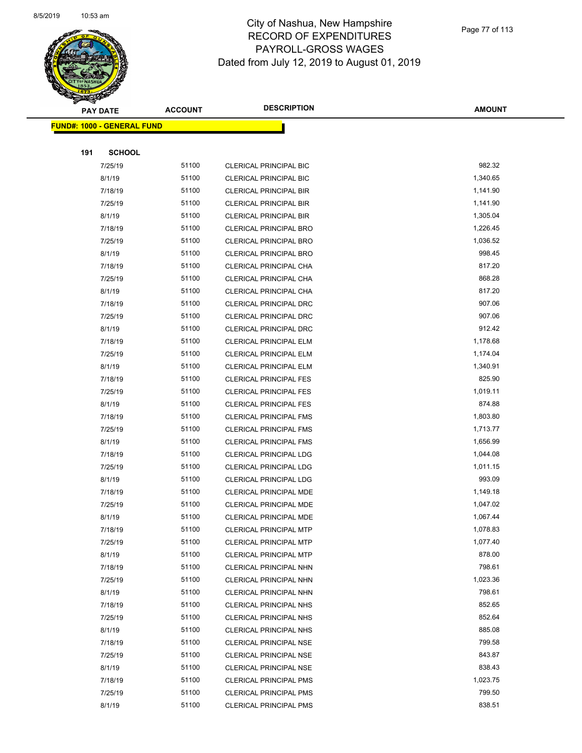# City of Nashua, New Hampshire
## RECORD OF EXPENDITURES
## PAYROLL-GROSS WAGES
## Dated from July 12, 2019 to August 01, 2019

| PAY DATE | ACCOUNT | DESCRIPTION | AMOUNT |
|---|---|---|---|
| **FUND#: 1000 - GENERAL FUND** | | | |
| **191 SCHOOL** | | | |
| 7/25/19 | 51100 | CLERICAL PRINCIPAL BIC | 982.32 |
| 8/1/19 | 51100 | CLERICAL PRINCIPAL BIC | 1,340.65 |
| 7/18/19 | 51100 | CLERICAL PRINCIPAL BIR | 1,141.90 |
| 7/25/19 | 51100 | CLERICAL PRINCIPAL BIR | 1,141.90 |
| 8/1/19 | 51100 | CLERICAL PRINCIPAL BIR | 1,305.04 |
| 7/18/19 | 51100 | CLERICAL PRINCIPAL BRO | 1,226.45 |
| 7/25/19 | 51100 | CLERICAL PRINCIPAL BRO | 1,036.52 |
| 8/1/19 | 51100 | CLERICAL PRINCIPAL BRO | 998.45 |
| 7/18/19 | 51100 | CLERICAL PRINCIPAL CHA | 817.20 |
| 7/25/19 | 51100 | CLERICAL PRINCIPAL CHA | 868.28 |
| 8/1/19 | 51100 | CLERICAL PRINCIPAL CHA | 817.20 |
| 7/18/19 | 51100 | CLERICAL PRINCIPAL DRC | 907.06 |
| 7/25/19 | 51100 | CLERICAL PRINCIPAL DRC | 907.06 |
| 8/1/19 | 51100 | CLERICAL PRINCIPAL DRC | 912.42 |
| 7/18/19 | 51100 | CLERICAL PRINCIPAL ELM | 1,178.68 |
| 7/25/19 | 51100 | CLERICAL PRINCIPAL ELM | 1,174.04 |
| 8/1/19 | 51100 | CLERICAL PRINCIPAL ELM | 1,340.91 |
| 7/18/19 | 51100 | CLERICAL PRINCIPAL FES | 825.90 |
| 7/25/19 | 51100 | CLERICAL PRINCIPAL FES | 1,019.11 |
| 8/1/19 | 51100 | CLERICAL PRINCIPAL FES | 874.88 |
| 7/18/19 | 51100 | CLERICAL PRINCIPAL FMS | 1,803.80 |
| 7/25/19 | 51100 | CLERICAL PRINCIPAL FMS | 1,713.77 |
| 8/1/19 | 51100 | CLERICAL PRINCIPAL FMS | 1,656.99 |
| 7/18/19 | 51100 | CLERICAL PRINCIPAL LDG | 1,044.08 |
| 7/25/19 | 51100 | CLERICAL PRINCIPAL LDG | 1,011.15 |
| 8/1/19 | 51100 | CLERICAL PRINCIPAL LDG | 993.09 |
| 7/18/19 | 51100 | CLERICAL PRINCIPAL MDE | 1,149.18 |
| 7/25/19 | 51100 | CLERICAL PRINCIPAL MDE | 1,047.02 |
| 8/1/19 | 51100 | CLERICAL PRINCIPAL MDE | 1,067.44 |
| 7/18/19 | 51100 | CLERICAL PRINCIPAL MTP | 1,078.83 |
| 7/25/19 | 51100 | CLERICAL PRINCIPAL MTP | 1,077.40 |
| 8/1/19 | 51100 | CLERICAL PRINCIPAL MTP | 878.00 |
| 7/18/19 | 51100 | CLERICAL PRINCIPAL NHN | 798.61 |
| 7/25/19 | 51100 | CLERICAL PRINCIPAL NHN | 1,023.36 |
| 8/1/19 | 51100 | CLERICAL PRINCIPAL NHN | 798.61 |
| 7/18/19 | 51100 | CLERICAL PRINCIPAL NHS | 852.65 |
| 7/25/19 | 51100 | CLERICAL PRINCIPAL NHS | 852.64 |
| 8/1/19 | 51100 | CLERICAL PRINCIPAL NHS | 885.08 |
| 7/18/19 | 51100 | CLERICAL PRINCIPAL NSE | 799.58 |
| 7/25/19 | 51100 | CLERICAL PRINCIPAL NSE | 843.87 |
| 8/1/19 | 51100 | CLERICAL PRINCIPAL NSE | 838.43 |
| 7/18/19 | 51100 | CLERICAL PRINCIPAL PMS | 1,023.75 |
| 7/25/19 | 51100 | CLERICAL PRINCIPAL PMS | 799.50 |
| 8/1/19 | 51100 | CLERICAL PRINCIPAL PMS | 838.51 |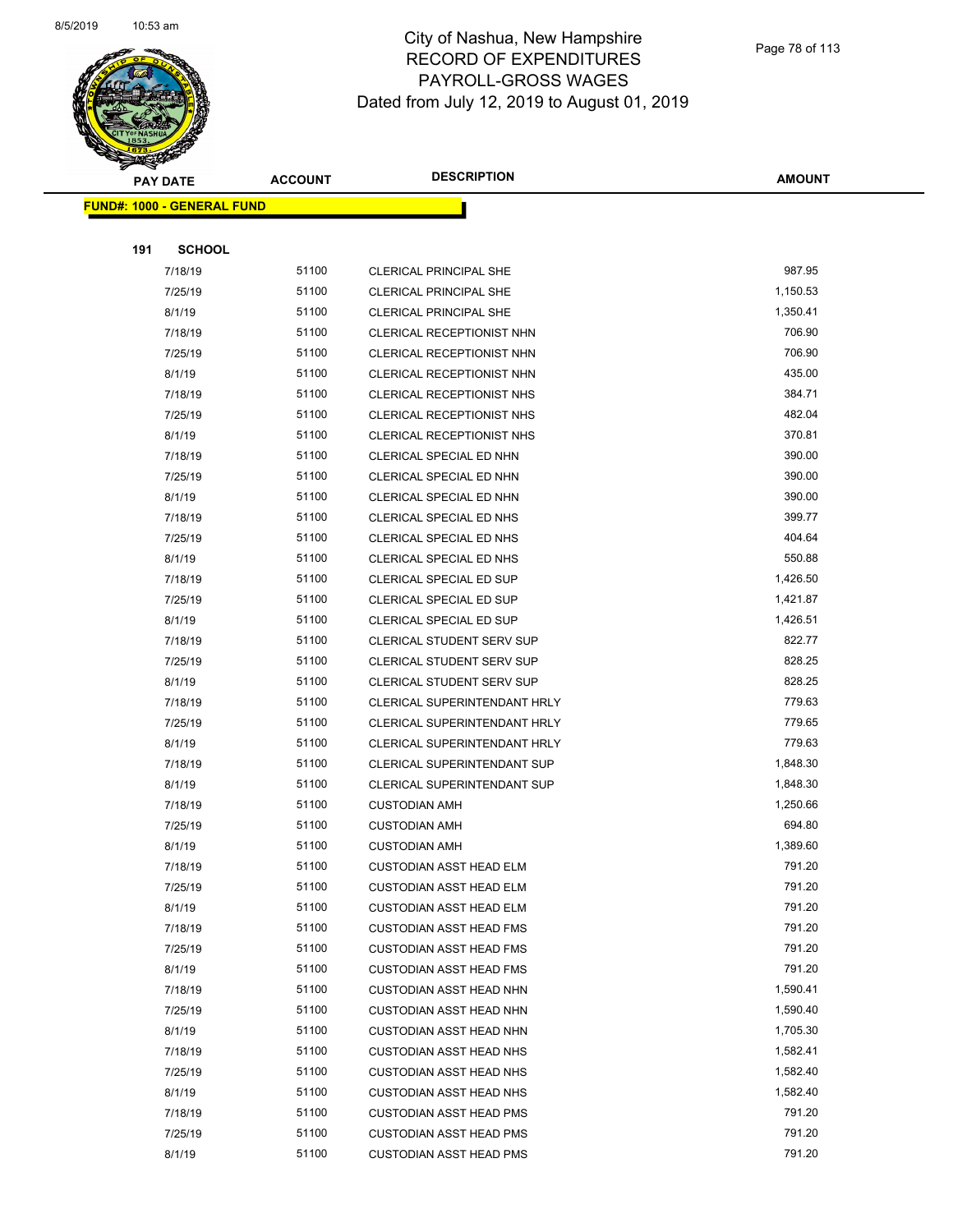# City of Nashua, New Hampshire
## RECORD OF EXPENDITURES
## PAYROLL-GROSS WAGES
## Dated from July 12, 2019 to August 01, 2019

| PAY DATE | ACCOUNT | DESCRIPTION | AMOUNT |
|---|---|---|---|

**FUND#: 1000 - GENERAL FUND**

**191 SCHOOL**

| PAY DATE | ACCOUNT | DESCRIPTION | AMOUNT |
|---|---|---|---|
| 7/18/19 | 51100 | CLERICAL PRINCIPAL SHE | 987.95 |
| 7/25/19 | 51100 | CLERICAL PRINCIPAL SHE | 1,150.53 |
| 8/1/19 | 51100 | CLERICAL PRINCIPAL SHE | 1,350.41 |
| 7/18/19 | 51100 | CLERICAL RECEPTIONIST NHN | 706.90 |
| 7/25/19 | 51100 | CLERICAL RECEPTIONIST NHN | 706.90 |
| 8/1/19 | 51100 | CLERICAL RECEPTIONIST NHN | 435.00 |
| 7/18/19 | 51100 | CLERICAL RECEPTIONIST NHS | 384.71 |
| 7/25/19 | 51100 | CLERICAL RECEPTIONIST NHS | 482.04 |
| 8/1/19 | 51100 | CLERICAL RECEPTIONIST NHS | 370.81 |
| 7/18/19 | 51100 | CLERICAL SPECIAL ED NHN | 390.00 |
| 7/25/19 | 51100 | CLERICAL SPECIAL ED NHN | 390.00 |
| 8/1/19 | 51100 | CLERICAL SPECIAL ED NHN | 390.00 |
| 7/18/19 | 51100 | CLERICAL SPECIAL ED NHS | 399.77 |
| 7/25/19 | 51100 | CLERICAL SPECIAL ED NHS | 404.64 |
| 8/1/19 | 51100 | CLERICAL SPECIAL ED NHS | 550.88 |
| 7/18/19 | 51100 | CLERICAL SPECIAL ED SUP | 1,426.50 |
| 7/25/19 | 51100 | CLERICAL SPECIAL ED SUP | 1,421.87 |
| 8/1/19 | 51100 | CLERICAL SPECIAL ED SUP | 1,426.51 |
| 7/18/19 | 51100 | CLERICAL STUDENT SERV SUP | 822.77 |
| 7/25/19 | 51100 | CLERICAL STUDENT SERV SUP | 828.25 |
| 8/1/19 | 51100 | CLERICAL STUDENT SERV SUP | 828.25 |
| 7/18/19 | 51100 | CLERICAL SUPERINTENDANT HRLY | 779.63 |
| 7/25/19 | 51100 | CLERICAL SUPERINTENDANT HRLY | 779.65 |
| 8/1/19 | 51100 | CLERICAL SUPERINTENDANT HRLY | 779.63 |
| 7/18/19 | 51100 | CLERICAL SUPERINTENDANT SUP | 1,848.30 |
| 8/1/19 | 51100 | CLERICAL SUPERINTENDANT SUP | 1,848.30 |
| 7/18/19 | 51100 | CUSTODIAN AMH | 1,250.66 |
| 7/25/19 | 51100 | CUSTODIAN AMH | 694.80 |
| 8/1/19 | 51100 | CUSTODIAN AMH | 1,389.60 |
| 7/18/19 | 51100 | CUSTODIAN ASST HEAD ELM | 791.20 |
| 7/25/19 | 51100 | CUSTODIAN ASST HEAD ELM | 791.20 |
| 8/1/19 | 51100 | CUSTODIAN ASST HEAD ELM | 791.20 |
| 7/18/19 | 51100 | CUSTODIAN ASST HEAD FMS | 791.20 |
| 7/25/19 | 51100 | CUSTODIAN ASST HEAD FMS | 791.20 |
| 8/1/19 | 51100 | CUSTODIAN ASST HEAD FMS | 791.20 |
| 7/18/19 | 51100 | CUSTODIAN ASST HEAD NHN | 1,590.41 |
| 7/25/19 | 51100 | CUSTODIAN ASST HEAD NHN | 1,590.40 |
| 8/1/19 | 51100 | CUSTODIAN ASST HEAD NHN | 1,705.30 |
| 7/18/19 | 51100 | CUSTODIAN ASST HEAD NHS | 1,582.41 |
| 7/25/19 | 51100 | CUSTODIAN ASST HEAD NHS | 1,582.40 |
| 8/1/19 | 51100 | CUSTODIAN ASST HEAD NHS | 1,582.40 |
| 7/18/19 | 51100 | CUSTODIAN ASST HEAD PMS | 791.20 |
| 7/25/19 | 51100 | CUSTODIAN ASST HEAD PMS | 791.20 |
| 8/1/19 | 51100 | CUSTODIAN ASST HEAD PMS | 791.20 |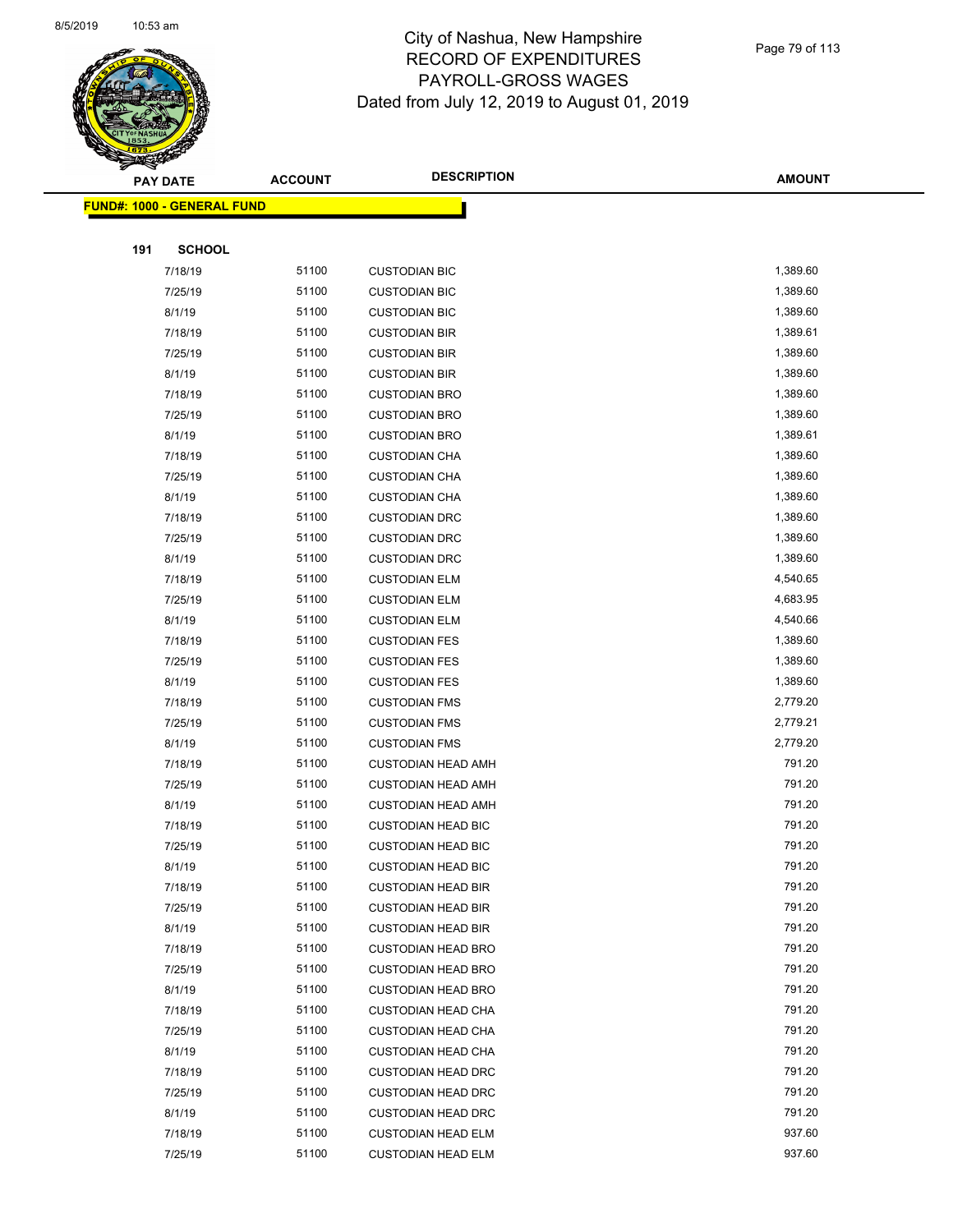# City of Nashua, New Hampshire
## RECORD OF EXPENDITURES
## PAYROLL-GROSS WAGES
## Dated from July 12, 2019 to August 01, 2019

| PAY DATE | ACCOUNT | DESCRIPTION | AMOUNT |
|---|---|---|---|

**FUND#: 1000 - GENERAL FUND**

**191 SCHOOL**

| PAY DATE | ACCOUNT | DESCRIPTION | AMOUNT |
|---|---|---|---|
| 7/18/19 | 51100 | CUSTODIAN BIC | 1,389.60 |
| 7/25/19 | 51100 | CUSTODIAN BIC | 1,389.60 |
| 8/1/19 | 51100 | CUSTODIAN BIC | 1,389.60 |
| 7/18/19 | 51100 | CUSTODIAN BIR | 1,389.61 |
| 7/25/19 | 51100 | CUSTODIAN BIR | 1,389.60 |
| 8/1/19 | 51100 | CUSTODIAN BIR | 1,389.60 |
| 7/18/19 | 51100 | CUSTODIAN BRO | 1,389.60 |
| 7/25/19 | 51100 | CUSTODIAN BRO | 1,389.60 |
| 8/1/19 | 51100 | CUSTODIAN BRO | 1,389.61 |
| 7/18/19 | 51100 | CUSTODIAN CHA | 1,389.60 |
| 7/25/19 | 51100 | CUSTODIAN CHA | 1,389.60 |
| 8/1/19 | 51100 | CUSTODIAN CHA | 1,389.60 |
| 7/18/19 | 51100 | CUSTODIAN DRC | 1,389.60 |
| 7/25/19 | 51100 | CUSTODIAN DRC | 1,389.60 |
| 8/1/19 | 51100 | CUSTODIAN DRC | 1,389.60 |
| 7/18/19 | 51100 | CUSTODIAN ELM | 4,540.65 |
| 7/25/19 | 51100 | CUSTODIAN ELM | 4,683.95 |
| 8/1/19 | 51100 | CUSTODIAN ELM | 4,540.66 |
| 7/18/19 | 51100 | CUSTODIAN FES | 1,389.60 |
| 7/25/19 | 51100 | CUSTODIAN FES | 1,389.60 |
| 8/1/19 | 51100 | CUSTODIAN FES | 1,389.60 |
| 7/18/19 | 51100 | CUSTODIAN FMS | 2,779.20 |
| 7/25/19 | 51100 | CUSTODIAN FMS | 2,779.21 |
| 8/1/19 | 51100 | CUSTODIAN FMS | 2,779.20 |
| 7/18/19 | 51100 | CUSTODIAN HEAD AMH | 791.20 |
| 7/25/19 | 51100 | CUSTODIAN HEAD AMH | 791.20 |
| 8/1/19 | 51100 | CUSTODIAN HEAD AMH | 791.20 |
| 7/18/19 | 51100 | CUSTODIAN HEAD BIC | 791.20 |
| 7/25/19 | 51100 | CUSTODIAN HEAD BIC | 791.20 |
| 8/1/19 | 51100 | CUSTODIAN HEAD BIC | 791.20 |
| 7/18/19 | 51100 | CUSTODIAN HEAD BIR | 791.20 |
| 7/25/19 | 51100 | CUSTODIAN HEAD BIR | 791.20 |
| 8/1/19 | 51100 | CUSTODIAN HEAD BIR | 791.20 |
| 7/18/19 | 51100 | CUSTODIAN HEAD BRO | 791.20 |
| 7/25/19 | 51100 | CUSTODIAN HEAD BRO | 791.20 |
| 8/1/19 | 51100 | CUSTODIAN HEAD BRO | 791.20 |
| 7/18/19 | 51100 | CUSTODIAN HEAD CHA | 791.20 |
| 7/25/19 | 51100 | CUSTODIAN HEAD CHA | 791.20 |
| 8/1/19 | 51100 | CUSTODIAN HEAD CHA | 791.20 |
| 7/18/19 | 51100 | CUSTODIAN HEAD DRC | 791.20 |
| 7/25/19 | 51100 | CUSTODIAN HEAD DRC | 791.20 |
| 8/1/19 | 51100 | CUSTODIAN HEAD DRC | 791.20 |
| 7/18/19 | 51100 | CUSTODIAN HEAD ELM | 937.60 |
| 7/25/19 | 51100 | CUSTODIAN HEAD ELM | 937.60 |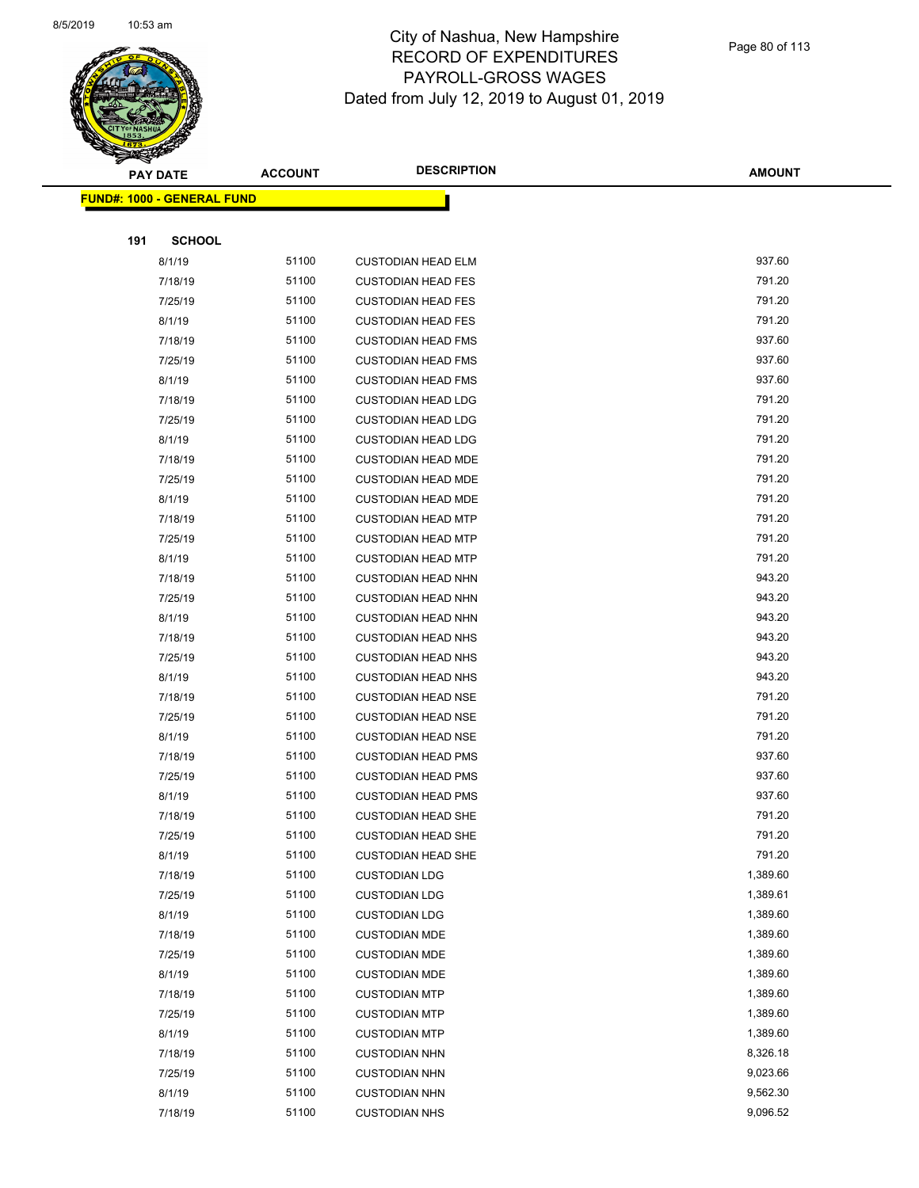# City of Nashua, New Hampshire
## RECORD OF EXPENDITURES
## PAYROLL-GROSS WAGES
## Dated from July 12, 2019 to August 01, 2019

**FUND#: 1000 - GENERAL FUND**

**191 SCHOOL**

| PAY DATE | ACCOUNT | DESCRIPTION | AMOUNT |
|---|---|---|---|
| 8/1/19 | 51100 | CUSTODIAN HEAD ELM | 937.60 |
| 7/18/19 | 51100 | CUSTODIAN HEAD FES | 791.20 |
| 7/25/19 | 51100 | CUSTODIAN HEAD FES | 791.20 |
| 8/1/19 | 51100 | CUSTODIAN HEAD FES | 791.20 |
| 7/18/19 | 51100 | CUSTODIAN HEAD FMS | 937.60 |
| 7/25/19 | 51100 | CUSTODIAN HEAD FMS | 937.60 |
| 8/1/19 | 51100 | CUSTODIAN HEAD FMS | 937.60 |
| 7/18/19 | 51100 | CUSTODIAN HEAD LDG | 791.20 |
| 7/25/19 | 51100 | CUSTODIAN HEAD LDG | 791.20 |
| 8/1/19 | 51100 | CUSTODIAN HEAD LDG | 791.20 |
| 7/18/19 | 51100 | CUSTODIAN HEAD MDE | 791.20 |
| 7/25/19 | 51100 | CUSTODIAN HEAD MDE | 791.20 |
| 8/1/19 | 51100 | CUSTODIAN HEAD MDE | 791.20 |
| 7/18/19 | 51100 | CUSTODIAN HEAD MTP | 791.20 |
| 7/25/19 | 51100 | CUSTODIAN HEAD MTP | 791.20 |
| 8/1/19 | 51100 | CUSTODIAN HEAD MTP | 791.20 |
| 7/18/19 | 51100 | CUSTODIAN HEAD NHN | 943.20 |
| 7/25/19 | 51100 | CUSTODIAN HEAD NHN | 943.20 |
| 8/1/19 | 51100 | CUSTODIAN HEAD NHN | 943.20 |
| 7/18/19 | 51100 | CUSTODIAN HEAD NHS | 943.20 |
| 7/25/19 | 51100 | CUSTODIAN HEAD NHS | 943.20 |
| 8/1/19 | 51100 | CUSTODIAN HEAD NHS | 943.20 |
| 7/18/19 | 51100 | CUSTODIAN HEAD NSE | 791.20 |
| 7/25/19 | 51100 | CUSTODIAN HEAD NSE | 791.20 |
| 8/1/19 | 51100 | CUSTODIAN HEAD NSE | 791.20 |
| 7/18/19 | 51100 | CUSTODIAN HEAD PMS | 937.60 |
| 7/25/19 | 51100 | CUSTODIAN HEAD PMS | 937.60 |
| 8/1/19 | 51100 | CUSTODIAN HEAD PMS | 937.60 |
| 7/18/19 | 51100 | CUSTODIAN HEAD SHE | 791.20 |
| 7/25/19 | 51100 | CUSTODIAN HEAD SHE | 791.20 |
| 8/1/19 | 51100 | CUSTODIAN HEAD SHE | 791.20 |
| 7/18/19 | 51100 | CUSTODIAN LDG | 1,389.60 |
| 7/25/19 | 51100 | CUSTODIAN LDG | 1,389.61 |
| 8/1/19 | 51100 | CUSTODIAN LDG | 1,389.60 |
| 7/18/19 | 51100 | CUSTODIAN MDE | 1,389.60 |
| 7/25/19 | 51100 | CUSTODIAN MDE | 1,389.60 |
| 8/1/19 | 51100 | CUSTODIAN MDE | 1,389.60 |
| 7/18/19 | 51100 | CUSTODIAN MTP | 1,389.60 |
| 7/25/19 | 51100 | CUSTODIAN MTP | 1,389.60 |
| 8/1/19 | 51100 | CUSTODIAN MTP | 1,389.60 |
| 7/18/19 | 51100 | CUSTODIAN NHN | 8,326.18 |
| 7/25/19 | 51100 | CUSTODIAN NHN | 9,023.66 |
| 8/1/19 | 51100 | CUSTODIAN NHN | 9,562.30 |
| 7/18/19 | 51100 | CUSTODIAN NHS | 9,096.52 |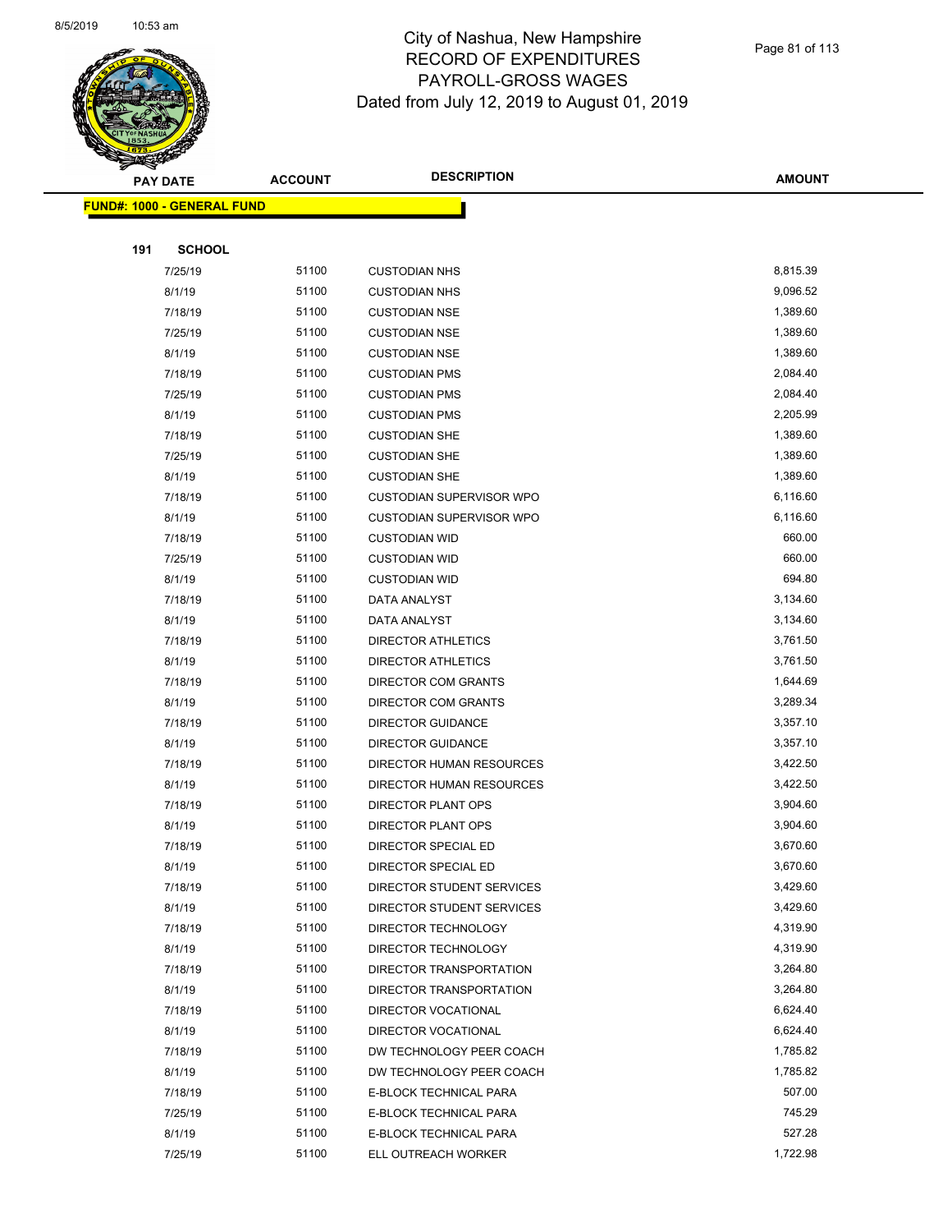City of Nashua, New Hampshire
RECORD OF EXPENDITURES
PAYROLL-GROSS WAGES
Dated from July 12, 2019 to August 01, 2019

| PAY DATE | ACCOUNT | DESCRIPTION | AMOUNT |
|---|---|---|---|

**FUND#: 1000 - GENERAL FUND**

**191 SCHOOL**

| PAY DATE | ACCOUNT | DESCRIPTION | AMOUNT |
|---|---|---|---|
| 7/25/19 | 51100 | CUSTODIAN NHS | 8,815.39 |
| 8/1/19 | 51100 | CUSTODIAN NHS | 9,096.52 |
| 7/18/19 | 51100 | CUSTODIAN NSE | 1,389.60 |
| 7/25/19 | 51100 | CUSTODIAN NSE | 1,389.60 |
| 8/1/19 | 51100 | CUSTODIAN NSE | 1,389.60 |
| 7/18/19 | 51100 | CUSTODIAN PMS | 2,084.40 |
| 7/25/19 | 51100 | CUSTODIAN PMS | 2,084.40 |
| 8/1/19 | 51100 | CUSTODIAN PMS | 2,205.99 |
| 7/18/19 | 51100 | CUSTODIAN SHE | 1,389.60 |
| 7/25/19 | 51100 | CUSTODIAN SHE | 1,389.60 |
| 8/1/19 | 51100 | CUSTODIAN SHE | 1,389.60 |
| 7/18/19 | 51100 | CUSTODIAN SUPERVISOR WPO | 6,116.60 |
| 8/1/19 | 51100 | CUSTODIAN SUPERVISOR WPO | 6,116.60 |
| 7/18/19 | 51100 | CUSTODIAN WID | 660.00 |
| 7/25/19 | 51100 | CUSTODIAN WID | 660.00 |
| 8/1/19 | 51100 | CUSTODIAN WID | 694.80 |
| 7/18/19 | 51100 | DATA ANALYST | 3,134.60 |
| 8/1/19 | 51100 | DATA ANALYST | 3,134.60 |
| 7/18/19 | 51100 | DIRECTOR ATHLETICS | 3,761.50 |
| 8/1/19 | 51100 | DIRECTOR ATHLETICS | 3,761.50 |
| 7/18/19 | 51100 | DIRECTOR COM GRANTS | 1,644.69 |
| 8/1/19 | 51100 | DIRECTOR COM GRANTS | 3,289.34 |
| 7/18/19 | 51100 | DIRECTOR GUIDANCE | 3,357.10 |
| 8/1/19 | 51100 | DIRECTOR GUIDANCE | 3,357.10 |
| 7/18/19 | 51100 | DIRECTOR HUMAN RESOURCES | 3,422.50 |
| 8/1/19 | 51100 | DIRECTOR HUMAN RESOURCES | 3,422.50 |
| 7/18/19 | 51100 | DIRECTOR PLANT OPS | 3,904.60 |
| 8/1/19 | 51100 | DIRECTOR PLANT OPS | 3,904.60 |
| 7/18/19 | 51100 | DIRECTOR SPECIAL ED | 3,670.60 |
| 8/1/19 | 51100 | DIRECTOR SPECIAL ED | 3,670.60 |
| 7/18/19 | 51100 | DIRECTOR STUDENT SERVICES | 3,429.60 |
| 8/1/19 | 51100 | DIRECTOR STUDENT SERVICES | 3,429.60 |
| 7/18/19 | 51100 | DIRECTOR TECHNOLOGY | 4,319.90 |
| 8/1/19 | 51100 | DIRECTOR TECHNOLOGY | 4,319.90 |
| 7/18/19 | 51100 | DIRECTOR TRANSPORTATION | 3,264.80 |
| 8/1/19 | 51100 | DIRECTOR TRANSPORTATION | 3,264.80 |
| 7/18/19 | 51100 | DIRECTOR VOCATIONAL | 6,624.40 |
| 8/1/19 | 51100 | DIRECTOR VOCATIONAL | 6,624.40 |
| 7/18/19 | 51100 | DW TECHNOLOGY PEER COACH | 1,785.82 |
| 8/1/19 | 51100 | DW TECHNOLOGY PEER COACH | 1,785.82 |
| 7/18/19 | 51100 | E-BLOCK TECHNICAL PARA | 507.00 |
| 7/25/19 | 51100 | E-BLOCK TECHNICAL PARA | 745.29 |
| 8/1/19 | 51100 | E-BLOCK TECHNICAL PARA | 527.28 |
| 7/25/19 | 51100 | ELL OUTREACH WORKER | 1,722.98 |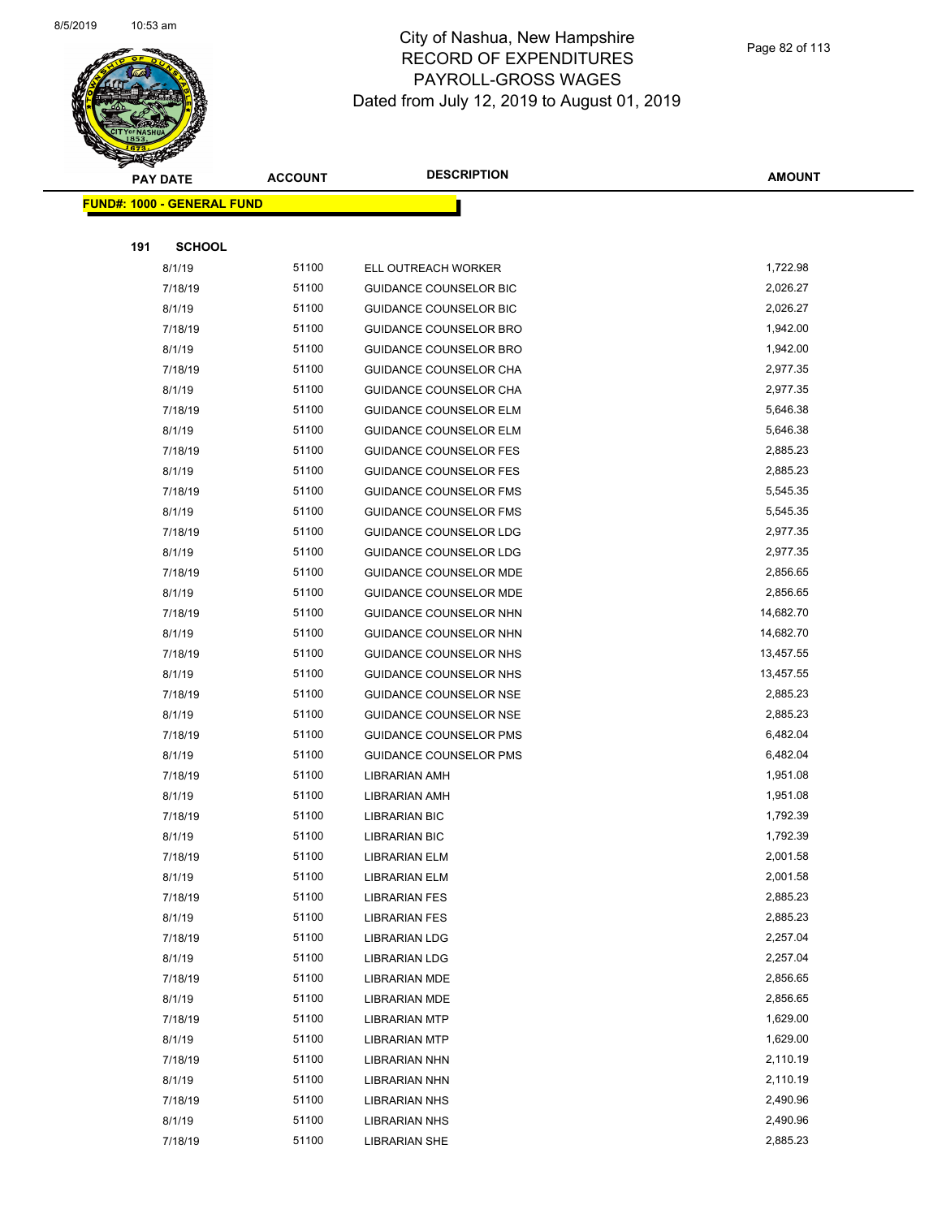# City of Nashua, New Hampshire
## RECORD OF EXPENDITURES
## PAYROLL-GROSS WAGES
## Dated from July 12, 2019 to August 01, 2019

**FUND#: 1000 - GENERAL FUND**

**191 SCHOOL**

| PAY DATE | ACCOUNT | DESCRIPTION | AMOUNT |
|---|---|---|---|
| 8/1/19 | 51100 | ELL OUTREACH WORKER | 1,722.98 |
| 7/18/19 | 51100 | GUIDANCE COUNSELOR BIC | 2,026.27 |
| 8/1/19 | 51100 | GUIDANCE COUNSELOR BIC | 2,026.27 |
| 7/18/19 | 51100 | GUIDANCE COUNSELOR BRO | 1,942.00 |
| 8/1/19 | 51100 | GUIDANCE COUNSELOR BRO | 1,942.00 |
| 7/18/19 | 51100 | GUIDANCE COUNSELOR CHA | 2,977.35 |
| 8/1/19 | 51100 | GUIDANCE COUNSELOR CHA | 2,977.35 |
| 7/18/19 | 51100 | GUIDANCE COUNSELOR ELM | 5,646.38 |
| 8/1/19 | 51100 | GUIDANCE COUNSELOR ELM | 5,646.38 |
| 7/18/19 | 51100 | GUIDANCE COUNSELOR FES | 2,885.23 |
| 8/1/19 | 51100 | GUIDANCE COUNSELOR FES | 2,885.23 |
| 7/18/19 | 51100 | GUIDANCE COUNSELOR FMS | 5,545.35 |
| 8/1/19 | 51100 | GUIDANCE COUNSELOR FMS | 5,545.35 |
| 7/18/19 | 51100 | GUIDANCE COUNSELOR LDG | 2,977.35 |
| 8/1/19 | 51100 | GUIDANCE COUNSELOR LDG | 2,977.35 |
| 7/18/19 | 51100 | GUIDANCE COUNSELOR MDE | 2,856.65 |
| 8/1/19 | 51100 | GUIDANCE COUNSELOR MDE | 2,856.65 |
| 7/18/19 | 51100 | GUIDANCE COUNSELOR NHN | 14,682.70 |
| 8/1/19 | 51100 | GUIDANCE COUNSELOR NHN | 14,682.70 |
| 7/18/19 | 51100 | GUIDANCE COUNSELOR NHS | 13,457.55 |
| 8/1/19 | 51100 | GUIDANCE COUNSELOR NHS | 13,457.55 |
| 7/18/19 | 51100 | GUIDANCE COUNSELOR NSE | 2,885.23 |
| 8/1/19 | 51100 | GUIDANCE COUNSELOR NSE | 2,885.23 |
| 7/18/19 | 51100 | GUIDANCE COUNSELOR PMS | 6,482.04 |
| 8/1/19 | 51100 | GUIDANCE COUNSELOR PMS | 6,482.04 |
| 7/18/19 | 51100 | LIBRARIAN AMH | 1,951.08 |
| 8/1/19 | 51100 | LIBRARIAN AMH | 1,951.08 |
| 7/18/19 | 51100 | LIBRARIAN BIC | 1,792.39 |
| 8/1/19 | 51100 | LIBRARIAN BIC | 1,792.39 |
| 7/18/19 | 51100 | LIBRARIAN ELM | 2,001.58 |
| 8/1/19 | 51100 | LIBRARIAN ELM | 2,001.58 |
| 7/18/19 | 51100 | LIBRARIAN FES | 2,885.23 |
| 8/1/19 | 51100 | LIBRARIAN FES | 2,885.23 |
| 7/18/19 | 51100 | LIBRARIAN LDG | 2,257.04 |
| 8/1/19 | 51100 | LIBRARIAN LDG | 2,257.04 |
| 7/18/19 | 51100 | LIBRARIAN MDE | 2,856.65 |
| 8/1/19 | 51100 | LIBRARIAN MDE | 2,856.65 |
| 7/18/19 | 51100 | LIBRARIAN MTP | 1,629.00 |
| 8/1/19 | 51100 | LIBRARIAN MTP | 1,629.00 |
| 7/18/19 | 51100 | LIBRARIAN NHN | 2,110.19 |
| 8/1/19 | 51100 | LIBRARIAN NHN | 2,110.19 |
| 7/18/19 | 51100 | LIBRARIAN NHS | 2,490.96 |
| 8/1/19 | 51100 | LIBRARIAN NHS | 2,490.96 |
| 7/18/19 | 51100 | LIBRARIAN SHE | 2,885.23 |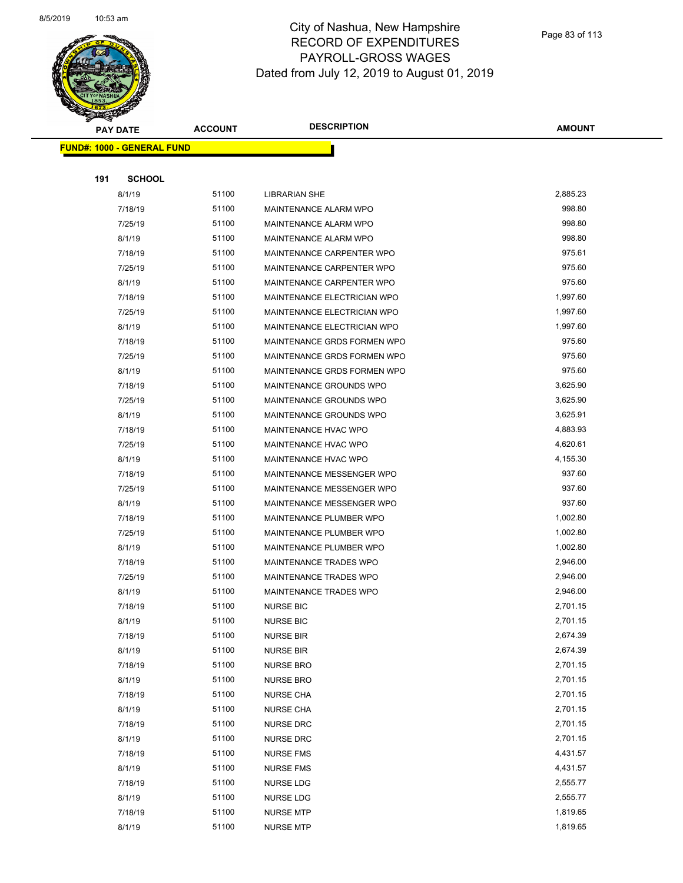# City of Nashua, New Hampshire
## RECORD OF EXPENDITURES
## PAYROLL-GROSS WAGES
## Dated from July 12, 2019 to August 01, 2019

| PAY DATE | ACCOUNT | DESCRIPTION | AMOUNT |
|---|---|---|---|
| **FUND#: 1000 - GENERAL FUND** | | | |
| **191 SCHOOL** | | | |
| 8/1/19 | 51100 | LIBRARIAN SHE | 2,885.23 |
| 7/18/19 | 51100 | MAINTENANCE ALARM WPO | 998.80 |
| 7/25/19 | 51100 | MAINTENANCE ALARM WPO | 998.80 |
| 8/1/19 | 51100 | MAINTENANCE ALARM WPO | 998.80 |
| 7/18/19 | 51100 | MAINTENANCE CARPENTER WPO | 975.61 |
| 7/25/19 | 51100 | MAINTENANCE CARPENTER WPO | 975.60 |
| 8/1/19 | 51100 | MAINTENANCE CARPENTER WPO | 975.60 |
| 7/18/19 | 51100 | MAINTENANCE ELECTRICIAN WPO | 1,997.60 |
| 7/25/19 | 51100 | MAINTENANCE ELECTRICIAN WPO | 1,997.60 |
| 8/1/19 | 51100 | MAINTENANCE ELECTRICIAN WPO | 1,997.60 |
| 7/18/19 | 51100 | MAINTENANCE GRDS FORMEN WPO | 975.60 |
| 7/25/19 | 51100 | MAINTENANCE GRDS FORMEN WPO | 975.60 |
| 8/1/19 | 51100 | MAINTENANCE GRDS FORMEN WPO | 975.60 |
| 7/18/19 | 51100 | MAINTENANCE GROUNDS WPO | 3,625.90 |
| 7/25/19 | 51100 | MAINTENANCE GROUNDS WPO | 3,625.90 |
| 8/1/19 | 51100 | MAINTENANCE GROUNDS WPO | 3,625.91 |
| 7/18/19 | 51100 | MAINTENANCE HVAC WPO | 4,883.93 |
| 7/25/19 | 51100 | MAINTENANCE HVAC WPO | 4,620.61 |
| 8/1/19 | 51100 | MAINTENANCE HVAC WPO | 4,155.30 |
| 7/18/19 | 51100 | MAINTENANCE MESSENGER WPO | 937.60 |
| 7/25/19 | 51100 | MAINTENANCE MESSENGER WPO | 937.60 |
| 8/1/19 | 51100 | MAINTENANCE MESSENGER WPO | 937.60 |
| 7/18/19 | 51100 | MAINTENANCE PLUMBER WPO | 1,002.80 |
| 7/25/19 | 51100 | MAINTENANCE PLUMBER WPO | 1,002.80 |
| 8/1/19 | 51100 | MAINTENANCE PLUMBER WPO | 1,002.80 |
| 7/18/19 | 51100 | MAINTENANCE TRADES WPO | 2,946.00 |
| 7/25/19 | 51100 | MAINTENANCE TRADES WPO | 2,946.00 |
| 8/1/19 | 51100 | MAINTENANCE TRADES WPO | 2,946.00 |
| 7/18/19 | 51100 | NURSE BIC | 2,701.15 |
| 8/1/19 | 51100 | NURSE BIC | 2,701.15 |
| 7/18/19 | 51100 | NURSE BIR | 2,674.39 |
| 8/1/19 | 51100 | NURSE BIR | 2,674.39 |
| 7/18/19 | 51100 | NURSE BRO | 2,701.15 |
| 8/1/19 | 51100 | NURSE BRO | 2,701.15 |
| 7/18/19 | 51100 | NURSE CHA | 2,701.15 |
| 8/1/19 | 51100 | NURSE CHA | 2,701.15 |
| 7/18/19 | 51100 | NURSE DRC | 2,701.15 |
| 8/1/19 | 51100 | NURSE DRC | 2,701.15 |
| 7/18/19 | 51100 | NURSE FMS | 4,431.57 |
| 8/1/19 | 51100 | NURSE FMS | 4,431.57 |
| 7/18/19 | 51100 | NURSE LDG | 2,555.77 |
| 8/1/19 | 51100 | NURSE LDG | 2,555.77 |
| 7/18/19 | 51100 | NURSE MTP | 1,819.65 |
| 8/1/19 | 51100 | NURSE MTP | 1,819.65 |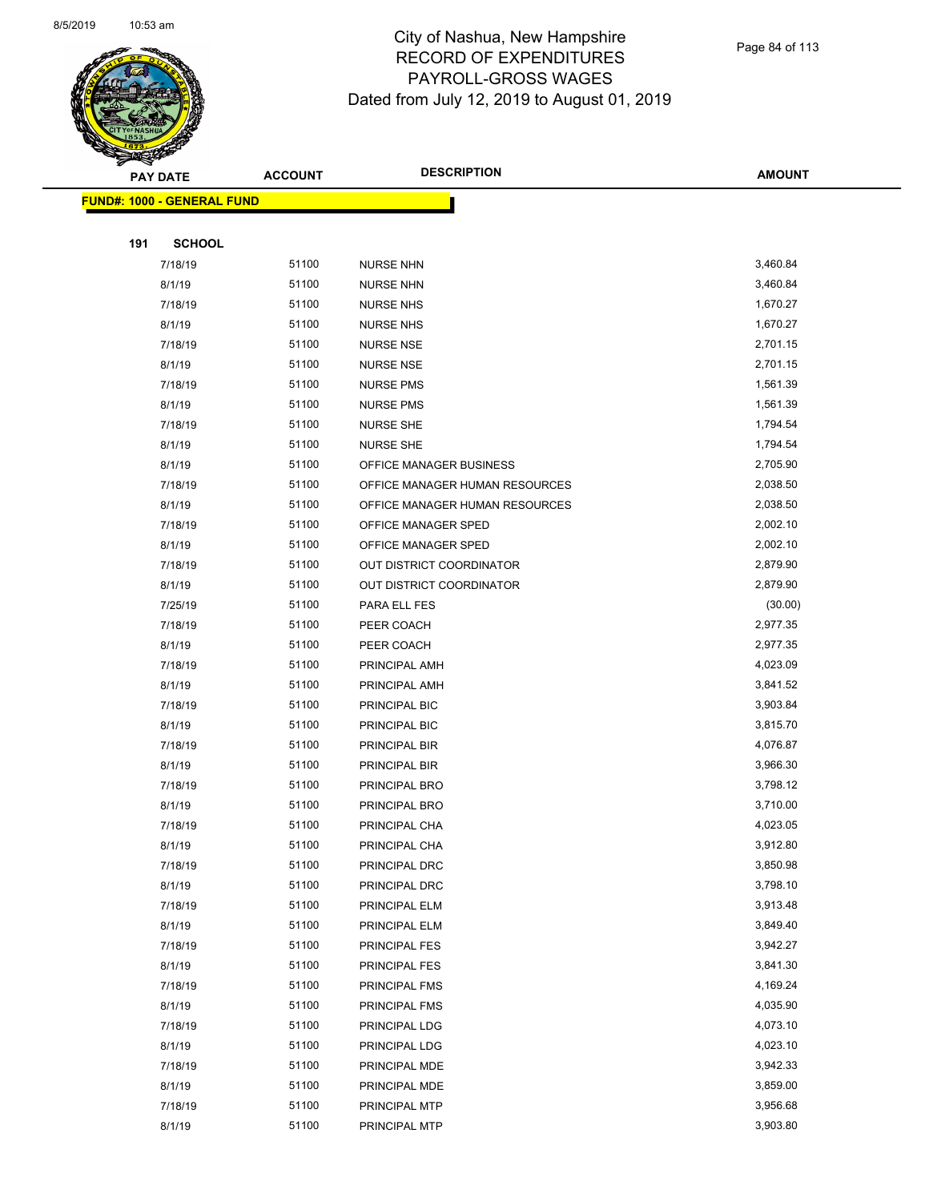# City of Nashua, New Hampshire
## RECORD OF EXPENDITURES
## PAYROLL-GROSS WAGES
## Dated from July 12, 2019 to August 01, 2019

| PAY DATE | ACCOUNT | DESCRIPTION | AMOUNT |
|---|---|---|---|

**FUND#: 1000 - GENERAL FUND**

**191 SCHOOL**

| PAY DATE | ACCOUNT | DESCRIPTION | AMOUNT |
|---|---|---|---|
| 7/18/19 | 51100 | NURSE NHN | 3,460.84 |
| 8/1/19 | 51100 | NURSE NHN | 3,460.84 |
| 7/18/19 | 51100 | NURSE NHS | 1,670.27 |
| 8/1/19 | 51100 | NURSE NHS | 1,670.27 |
| 7/18/19 | 51100 | NURSE NSE | 2,701.15 |
| 8/1/19 | 51100 | NURSE NSE | 2,701.15 |
| 7/18/19 | 51100 | NURSE PMS | 1,561.39 |
| 8/1/19 | 51100 | NURSE PMS | 1,561.39 |
| 7/18/19 | 51100 | NURSE SHE | 1,794.54 |
| 8/1/19 | 51100 | NURSE SHE | 1,794.54 |
| 8/1/19 | 51100 | OFFICE MANAGER BUSINESS | 2,705.90 |
| 7/18/19 | 51100 | OFFICE MANAGER HUMAN RESOURCES | 2,038.50 |
| 8/1/19 | 51100 | OFFICE MANAGER HUMAN RESOURCES | 2,038.50 |
| 7/18/19 | 51100 | OFFICE MANAGER SPED | 2,002.10 |
| 8/1/19 | 51100 | OFFICE MANAGER SPED | 2,002.10 |
| 7/18/19 | 51100 | OUT DISTRICT COORDINATOR | 2,879.90 |
| 8/1/19 | 51100 | OUT DISTRICT COORDINATOR | 2,879.90 |
| 7/25/19 | 51100 | PARA ELL FES | (30.00) |
| 7/18/19 | 51100 | PEER COACH | 2,977.35 |
| 8/1/19 | 51100 | PEER COACH | 2,977.35 |
| 7/18/19 | 51100 | PRINCIPAL AMH | 4,023.09 |
| 8/1/19 | 51100 | PRINCIPAL AMH | 3,841.52 |
| 7/18/19 | 51100 | PRINCIPAL BIC | 3,903.84 |
| 8/1/19 | 51100 | PRINCIPAL BIC | 3,815.70 |
| 7/18/19 | 51100 | PRINCIPAL BIR | 4,076.87 |
| 8/1/19 | 51100 | PRINCIPAL BIR | 3,966.30 |
| 7/18/19 | 51100 | PRINCIPAL BRO | 3,798.12 |
| 8/1/19 | 51100 | PRINCIPAL BRO | 3,710.00 |
| 7/18/19 | 51100 | PRINCIPAL CHA | 4,023.05 |
| 8/1/19 | 51100 | PRINCIPAL CHA | 3,912.80 |
| 7/18/19 | 51100 | PRINCIPAL DRC | 3,850.98 |
| 8/1/19 | 51100 | PRINCIPAL DRC | 3,798.10 |
| 7/18/19 | 51100 | PRINCIPAL ELM | 3,913.48 |
| 8/1/19 | 51100 | PRINCIPAL ELM | 3,849.40 |
| 7/18/19 | 51100 | PRINCIPAL FES | 3,942.27 |
| 8/1/19 | 51100 | PRINCIPAL FES | 3,841.30 |
| 7/18/19 | 51100 | PRINCIPAL FMS | 4,169.24 |
| 8/1/19 | 51100 | PRINCIPAL FMS | 4,035.90 |
| 7/18/19 | 51100 | PRINCIPAL LDG | 4,073.10 |
| 8/1/19 | 51100 | PRINCIPAL LDG | 4,023.10 |
| 7/18/19 | 51100 | PRINCIPAL MDE | 3,942.33 |
| 8/1/19 | 51100 | PRINCIPAL MDE | 3,859.00 |
| 7/18/19 | 51100 | PRINCIPAL MTP | 3,956.68 |
| 8/1/19 | 51100 | PRINCIPAL MTP | 3,903.80 |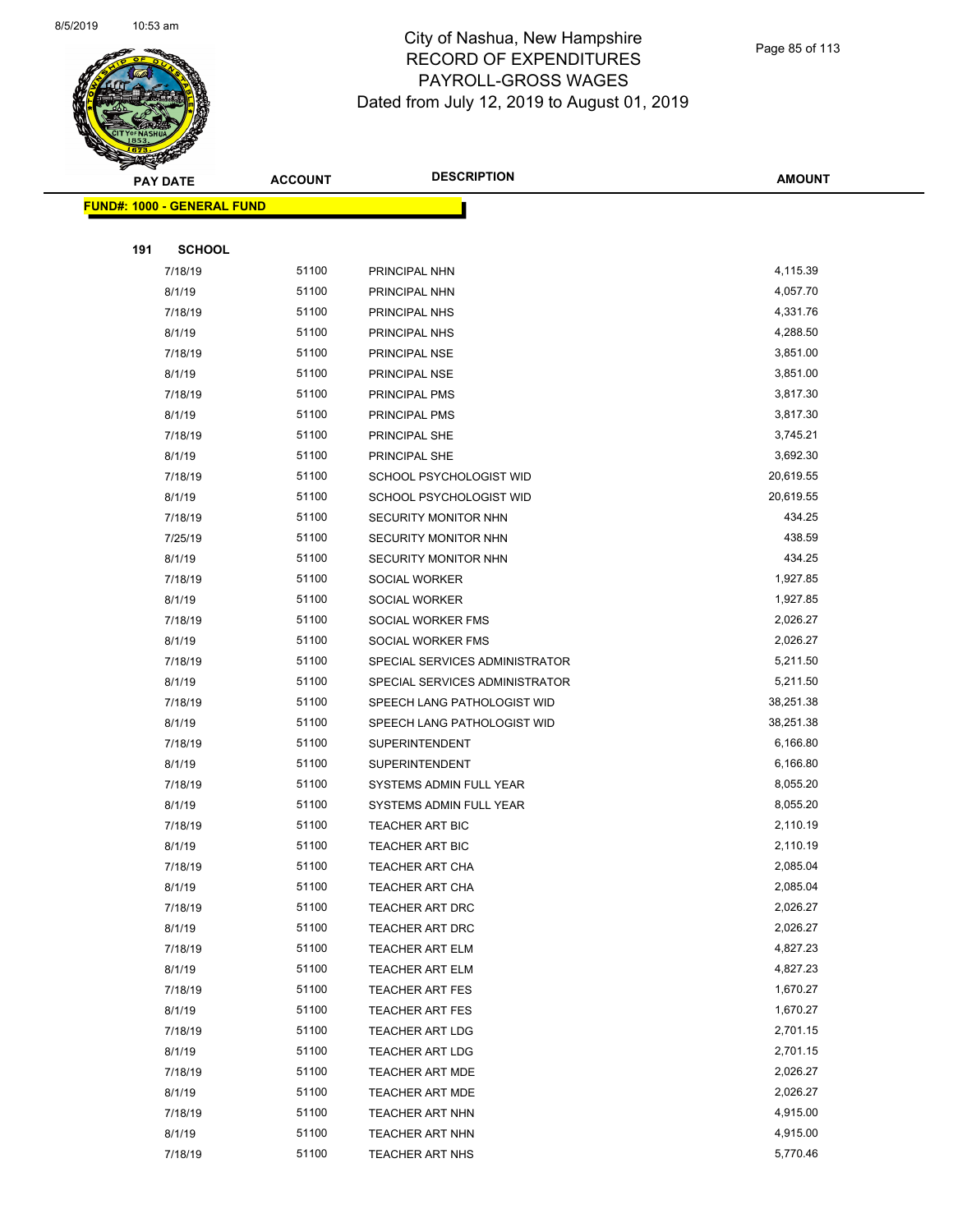# City of Nashua, New Hampshire
## RECORD OF EXPENDITURES
## PAYROLL-GROSS WAGES
## Dated from July 12, 2019 to August 01, 2019

| PAY DATE | ACCOUNT | DESCRIPTION | AMOUNT |
|---|---|---|---|
| **FUND#: 1000 - GENERAL FUND** | | | |
| **191 SCHOOL** | | | |
| 7/18/19 | 51100 | PRINCIPAL NHN | 4,115.39 |
| 8/1/19 | 51100 | PRINCIPAL NHN | 4,057.70 |
| 7/18/19 | 51100 | PRINCIPAL NHS | 4,331.76 |
| 8/1/19 | 51100 | PRINCIPAL NHS | 4,288.50 |
| 7/18/19 | 51100 | PRINCIPAL NSE | 3,851.00 |
| 8/1/19 | 51100 | PRINCIPAL NSE | 3,851.00 |
| 7/18/19 | 51100 | PRINCIPAL PMS | 3,817.30 |
| 8/1/19 | 51100 | PRINCIPAL PMS | 3,817.30 |
| 7/18/19 | 51100 | PRINCIPAL SHE | 3,745.21 |
| 8/1/19 | 51100 | PRINCIPAL SHE | 3,692.30 |
| 7/18/19 | 51100 | SCHOOL PSYCHOLOGIST WID | 20,619.55 |
| 8/1/19 | 51100 | SCHOOL PSYCHOLOGIST WID | 20,619.55 |
| 7/18/19 | 51100 | SECURITY MONITOR NHN | 434.25 |
| 7/25/19 | 51100 | SECURITY MONITOR NHN | 438.59 |
| 8/1/19 | 51100 | SECURITY MONITOR NHN | 434.25 |
| 7/18/19 | 51100 | SOCIAL WORKER | 1,927.85 |
| 8/1/19 | 51100 | SOCIAL WORKER | 1,927.85 |
| 7/18/19 | 51100 | SOCIAL WORKER FMS | 2,026.27 |
| 8/1/19 | 51100 | SOCIAL WORKER FMS | 2,026.27 |
| 7/18/19 | 51100 | SPECIAL SERVICES ADMINISTRATOR | 5,211.50 |
| 8/1/19 | 51100 | SPECIAL SERVICES ADMINISTRATOR | 5,211.50 |
| 7/18/19 | 51100 | SPEECH LANG PATHOLOGIST WID | 38,251.38 |
| 8/1/19 | 51100 | SPEECH LANG PATHOLOGIST WID | 38,251.38 |
| 7/18/19 | 51100 | SUPERINTENDENT | 6,166.80 |
| 8/1/19 | 51100 | SUPERINTENDENT | 6,166.80 |
| 7/18/19 | 51100 | SYSTEMS ADMIN FULL YEAR | 8,055.20 |
| 8/1/19 | 51100 | SYSTEMS ADMIN FULL YEAR | 8,055.20 |
| 7/18/19 | 51100 | TEACHER ART BIC | 2,110.19 |
| 8/1/19 | 51100 | TEACHER ART BIC | 2,110.19 |
| 7/18/19 | 51100 | TEACHER ART CHA | 2,085.04 |
| 8/1/19 | 51100 | TEACHER ART CHA | 2,085.04 |
| 7/18/19 | 51100 | TEACHER ART DRC | 2,026.27 |
| 8/1/19 | 51100 | TEACHER ART DRC | 2,026.27 |
| 7/18/19 | 51100 | TEACHER ART ELM | 4,827.23 |
| 8/1/19 | 51100 | TEACHER ART ELM | 4,827.23 |
| 7/18/19 | 51100 | TEACHER ART FES | 1,670.27 |
| 8/1/19 | 51100 | TEACHER ART FES | 1,670.27 |
| 7/18/19 | 51100 | TEACHER ART LDG | 2,701.15 |
| 8/1/19 | 51100 | TEACHER ART LDG | 2,701.15 |
| 7/18/19 | 51100 | TEACHER ART MDE | 2,026.27 |
| 8/1/19 | 51100 | TEACHER ART MDE | 2,026.27 |
| 7/18/19 | 51100 | TEACHER ART NHN | 4,915.00 |
| 8/1/19 | 51100 | TEACHER ART NHN | 4,915.00 |
| 7/18/19 | 51100 | TEACHER ART NHS | 5,770.46 |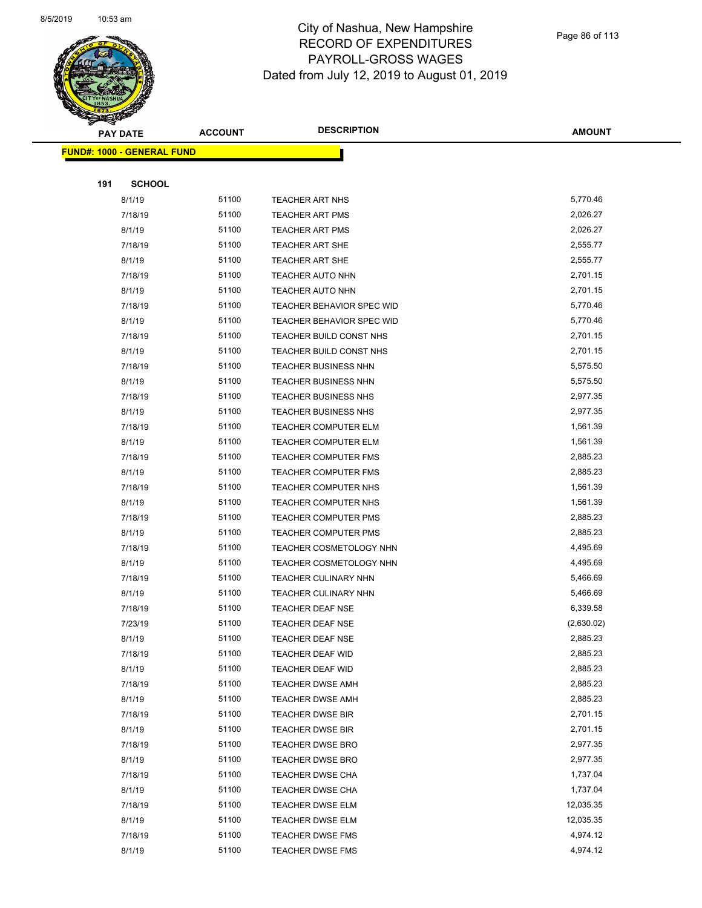City of Nashua, New Hampshire
RECORD OF EXPENDITURES
PAYROLL-GROSS WAGES
Dated from July 12, 2019 to August 01, 2019

| PAY DATE | ACCOUNT | DESCRIPTION | AMOUNT |
|---|---|---|---|
| **FUND#: 1000 - GENERAL FUND** | | | |
| **191 SCHOOL** | | | |
| 8/1/19 | 51100 | TEACHER ART NHS | 5,770.46 |
| 7/18/19 | 51100 | TEACHER ART PMS | 2,026.27 |
| 8/1/19 | 51100 | TEACHER ART PMS | 2,026.27 |
| 7/18/19 | 51100 | TEACHER ART SHE | 2,555.77 |
| 8/1/19 | 51100 | TEACHER ART SHE | 2,555.77 |
| 7/18/19 | 51100 | TEACHER AUTO NHN | 2,701.15 |
| 8/1/19 | 51100 | TEACHER AUTO NHN | 2,701.15 |
| 7/18/19 | 51100 | TEACHER BEHAVIOR SPEC WID | 5,770.46 |
| 8/1/19 | 51100 | TEACHER BEHAVIOR SPEC WID | 5,770.46 |
| 7/18/19 | 51100 | TEACHER BUILD CONST NHS | 2,701.15 |
| 8/1/19 | 51100 | TEACHER BUILD CONST NHS | 2,701.15 |
| 7/18/19 | 51100 | TEACHER BUSINESS NHN | 5,575.50 |
| 8/1/19 | 51100 | TEACHER BUSINESS NHN | 5,575.50 |
| 7/18/19 | 51100 | TEACHER BUSINESS NHS | 2,977.35 |
| 8/1/19 | 51100 | TEACHER BUSINESS NHS | 2,977.35 |
| 7/18/19 | 51100 | TEACHER COMPUTER ELM | 1,561.39 |
| 8/1/19 | 51100 | TEACHER COMPUTER ELM | 1,561.39 |
| 7/18/19 | 51100 | TEACHER COMPUTER FMS | 2,885.23 |
| 8/1/19 | 51100 | TEACHER COMPUTER FMS | 2,885.23 |
| 7/18/19 | 51100 | TEACHER COMPUTER NHS | 1,561.39 |
| 8/1/19 | 51100 | TEACHER COMPUTER NHS | 1,561.39 |
| 7/18/19 | 51100 | TEACHER COMPUTER PMS | 2,885.23 |
| 8/1/19 | 51100 | TEACHER COMPUTER PMS | 2,885.23 |
| 7/18/19 | 51100 | TEACHER COSMETOLOGY NHN | 4,495.69 |
| 8/1/19 | 51100 | TEACHER COSMETOLOGY NHN | 4,495.69 |
| 7/18/19 | 51100 | TEACHER CULINARY NHN | 5,466.69 |
| 8/1/19 | 51100 | TEACHER CULINARY NHN | 5,466.69 |
| 7/18/19 | 51100 | TEACHER DEAF NSE | 6,339.58 |
| 7/23/19 | 51100 | TEACHER DEAF NSE | (2,630.02) |
| 8/1/19 | 51100 | TEACHER DEAF NSE | 2,885.23 |
| 7/18/19 | 51100 | TEACHER DEAF WID | 2,885.23 |
| 8/1/19 | 51100 | TEACHER DEAF WID | 2,885.23 |
| 7/18/19 | 51100 | TEACHER DWSE AMH | 2,885.23 |
| 8/1/19 | 51100 | TEACHER DWSE AMH | 2,885.23 |
| 7/18/19 | 51100 | TEACHER DWSE BIR | 2,701.15 |
| 8/1/19 | 51100 | TEACHER DWSE BIR | 2,701.15 |
| 7/18/19 | 51100 | TEACHER DWSE BRO | 2,977.35 |
| 8/1/19 | 51100 | TEACHER DWSE BRO | 2,977.35 |
| 7/18/19 | 51100 | TEACHER DWSE CHA | 1,737.04 |
| 8/1/19 | 51100 | TEACHER DWSE CHA | 1,737.04 |
| 7/18/19 | 51100 | TEACHER DWSE ELM | 12,035.35 |
| 8/1/19 | 51100 | TEACHER DWSE ELM | 12,035.35 |
| 7/18/19 | 51100 | TEACHER DWSE FMS | 4,974.12 |
| 8/1/19 | 51100 | TEACHER DWSE FMS | 4,974.12 |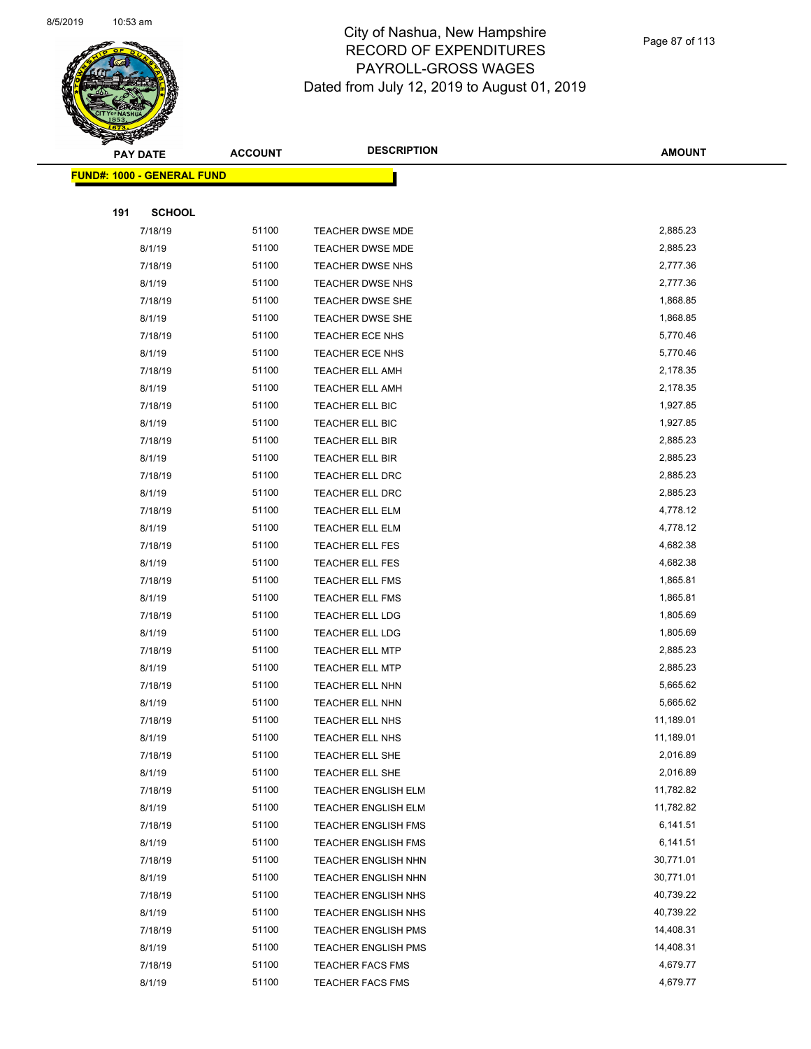# City of Nashua, New Hampshire
## RECORD OF EXPENDITURES
## PAYROLL-GROSS WAGES
### Dated from July 12, 2019 to August 01, 2019

**FUND#: 1000 - GENERAL FUND**

**191 SCHOOL**

| PAY DATE | ACCOUNT | DESCRIPTION | AMOUNT |
|---|---|---|---|
| 7/18/19 | 51100 | TEACHER DWSE MDE | 2,885.23 |
| 8/1/19 | 51100 | TEACHER DWSE MDE | 2,885.23 |
| 7/18/19 | 51100 | TEACHER DWSE NHS | 2,777.36 |
| 8/1/19 | 51100 | TEACHER DWSE NHS | 2,777.36 |
| 7/18/19 | 51100 | TEACHER DWSE SHE | 1,868.85 |
| 8/1/19 | 51100 | TEACHER DWSE SHE | 1,868.85 |
| 7/18/19 | 51100 | TEACHER ECE NHS | 5,770.46 |
| 8/1/19 | 51100 | TEACHER ECE NHS | 5,770.46 |
| 7/18/19 | 51100 | TEACHER ELL AMH | 2,178.35 |
| 8/1/19 | 51100 | TEACHER ELL AMH | 2,178.35 |
| 7/18/19 | 51100 | TEACHER ELL BIC | 1,927.85 |
| 8/1/19 | 51100 | TEACHER ELL BIC | 1,927.85 |
| 7/18/19 | 51100 | TEACHER ELL BIR | 2,885.23 |
| 8/1/19 | 51100 | TEACHER ELL BIR | 2,885.23 |
| 7/18/19 | 51100 | TEACHER ELL DRC | 2,885.23 |
| 8/1/19 | 51100 | TEACHER ELL DRC | 2,885.23 |
| 7/18/19 | 51100 | TEACHER ELL ELM | 4,778.12 |
| 8/1/19 | 51100 | TEACHER ELL ELM | 4,778.12 |
| 7/18/19 | 51100 | TEACHER ELL FES | 4,682.38 |
| 8/1/19 | 51100 | TEACHER ELL FES | 4,682.38 |
| 7/18/19 | 51100 | TEACHER ELL FMS | 1,865.81 |
| 8/1/19 | 51100 | TEACHER ELL FMS | 1,865.81 |
| 7/18/19 | 51100 | TEACHER ELL LDG | 1,805.69 |
| 8/1/19 | 51100 | TEACHER ELL LDG | 1,805.69 |
| 7/18/19 | 51100 | TEACHER ELL MTP | 2,885.23 |
| 8/1/19 | 51100 | TEACHER ELL MTP | 2,885.23 |
| 7/18/19 | 51100 | TEACHER ELL NHN | 5,665.62 |
| 8/1/19 | 51100 | TEACHER ELL NHN | 5,665.62 |
| 7/18/19 | 51100 | TEACHER ELL NHS | 11,189.01 |
| 8/1/19 | 51100 | TEACHER ELL NHS | 11,189.01 |
| 7/18/19 | 51100 | TEACHER ELL SHE | 2,016.89 |
| 8/1/19 | 51100 | TEACHER ELL SHE | 2,016.89 |
| 7/18/19 | 51100 | TEACHER ENGLISH ELM | 11,782.82 |
| 8/1/19 | 51100 | TEACHER ENGLISH ELM | 11,782.82 |
| 7/18/19 | 51100 | TEACHER ENGLISH FMS | 6,141.51 |
| 8/1/19 | 51100 | TEACHER ENGLISH FMS | 6,141.51 |
| 7/18/19 | 51100 | TEACHER ENGLISH NHN | 30,771.01 |
| 8/1/19 | 51100 | TEACHER ENGLISH NHN | 30,771.01 |
| 7/18/19 | 51100 | TEACHER ENGLISH NHS | 40,739.22 |
| 8/1/19 | 51100 | TEACHER ENGLISH NHS | 40,739.22 |
| 7/18/19 | 51100 | TEACHER ENGLISH PMS | 14,408.31 |
| 8/1/19 | 51100 | TEACHER ENGLISH PMS | 14,408.31 |
| 7/18/19 | 51100 | TEACHER FACS FMS | 4,679.77 |
| 8/1/19 | 51100 | TEACHER FACS FMS | 4,679.77 |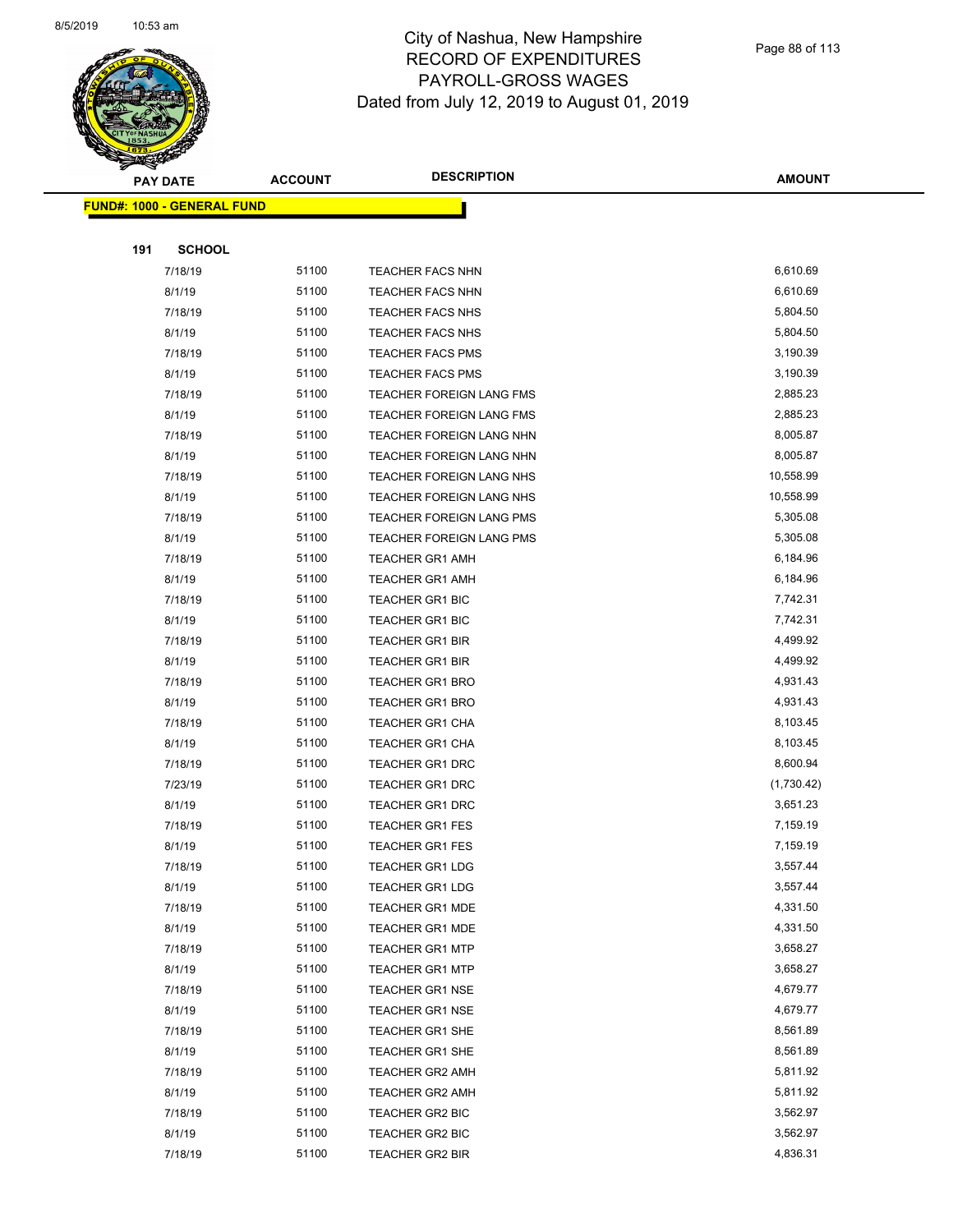# City of Nashua, New Hampshire
## RECORD OF EXPENDITURES
## PAYROLL-GROSS WAGES
## Dated from July 12, 2019 to August 01, 2019

| PAY DATE | ACCOUNT | DESCRIPTION | AMOUNT |
|---|---|---|---|
| **FUND#: 1000 - GENERAL FUND** | | | |
| **191 SCHOOL** | | | |
| 7/18/19 | 51100 | TEACHER FACS NHN | 6,610.69 |
| 8/1/19 | 51100 | TEACHER FACS NHN | 6,610.69 |
| 7/18/19 | 51100 | TEACHER FACS NHS | 5,804.50 |
| 8/1/19 | 51100 | TEACHER FACS NHS | 5,804.50 |
| 7/18/19 | 51100 | TEACHER FACS PMS | 3,190.39 |
| 8/1/19 | 51100 | TEACHER FACS PMS | 3,190.39 |
| 7/18/19 | 51100 | TEACHER FOREIGN LANG FMS | 2,885.23 |
| 8/1/19 | 51100 | TEACHER FOREIGN LANG FMS | 2,885.23 |
| 7/18/19 | 51100 | TEACHER FOREIGN LANG NHN | 8,005.87 |
| 8/1/19 | 51100 | TEACHER FOREIGN LANG NHN | 8,005.87 |
| 7/18/19 | 51100 | TEACHER FOREIGN LANG NHS | 10,558.99 |
| 8/1/19 | 51100 | TEACHER FOREIGN LANG NHS | 10,558.99 |
| 7/18/19 | 51100 | TEACHER FOREIGN LANG PMS | 5,305.08 |
| 8/1/19 | 51100 | TEACHER FOREIGN LANG PMS | 5,305.08 |
| 7/18/19 | 51100 | TEACHER GR1 AMH | 6,184.96 |
| 8/1/19 | 51100 | TEACHER GR1 AMH | 6,184.96 |
| 7/18/19 | 51100 | TEACHER GR1 BIC | 7,742.31 |
| 8/1/19 | 51100 | TEACHER GR1 BIC | 7,742.31 |
| 7/18/19 | 51100 | TEACHER GR1 BIR | 4,499.92 |
| 8/1/19 | 51100 | TEACHER GR1 BIR | 4,499.92 |
| 7/18/19 | 51100 | TEACHER GR1 BRO | 4,931.43 |
| 8/1/19 | 51100 | TEACHER GR1 BRO | 4,931.43 |
| 7/18/19 | 51100 | TEACHER GR1 CHA | 8,103.45 |
| 8/1/19 | 51100 | TEACHER GR1 CHA | 8,103.45 |
| 7/18/19 | 51100 | TEACHER GR1 DRC | 8,600.94 |
| 7/23/19 | 51100 | TEACHER GR1 DRC | (1,730.42) |
| 8/1/19 | 51100 | TEACHER GR1 DRC | 3,651.23 |
| 7/18/19 | 51100 | TEACHER GR1 FES | 7,159.19 |
| 8/1/19 | 51100 | TEACHER GR1 FES | 7,159.19 |
| 7/18/19 | 51100 | TEACHER GR1 LDG | 3,557.44 |
| 8/1/19 | 51100 | TEACHER GR1 LDG | 3,557.44 |
| 7/18/19 | 51100 | TEACHER GR1 MDE | 4,331.50 |
| 8/1/19 | 51100 | TEACHER GR1 MDE | 4,331.50 |
| 7/18/19 | 51100 | TEACHER GR1 MTP | 3,658.27 |
| 8/1/19 | 51100 | TEACHER GR1 MTP | 3,658.27 |
| 7/18/19 | 51100 | TEACHER GR1 NSE | 4,679.77 |
| 8/1/19 | 51100 | TEACHER GR1 NSE | 4,679.77 |
| 7/18/19 | 51100 | TEACHER GR1 SHE | 8,561.89 |
| 8/1/19 | 51100 | TEACHER GR1 SHE | 8,561.89 |
| 7/18/19 | 51100 | TEACHER GR2 AMH | 5,811.92 |
| 8/1/19 | 51100 | TEACHER GR2 AMH | 5,811.92 |
| 7/18/19 | 51100 | TEACHER GR2 BIC | 3,562.97 |
| 8/1/19 | 51100 | TEACHER GR2 BIC | 3,562.97 |
| 7/18/19 | 51100 | TEACHER GR2 BIR | 4,836.31 |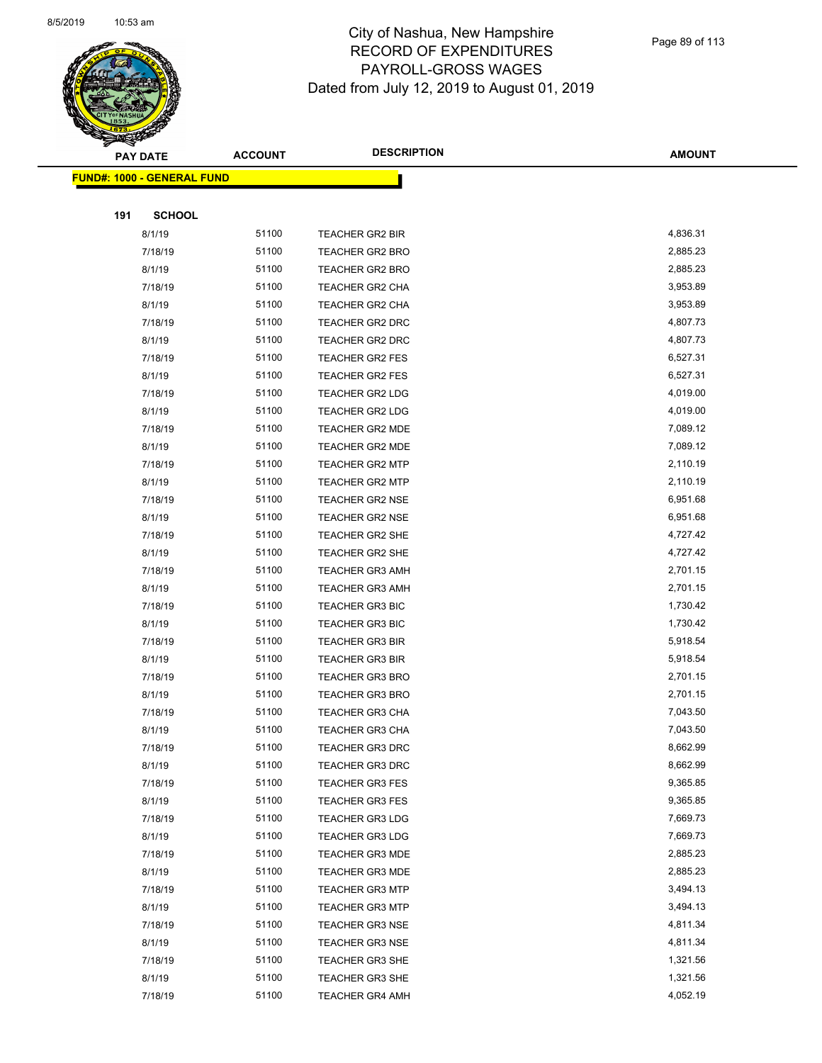# City of Nashua, New Hampshire
## RECORD OF EXPENDITURES
## PAYROLL-GROSS WAGES
## Dated from July 12, 2019 to August 01, 2019

**FUND#: 1000 - GENERAL FUND**

**191 SCHOOL**

| PAY DATE | ACCOUNT | DESCRIPTION | AMOUNT |
|---|---|---|---|
| 8/1/19 | 51100 | TEACHER GR2 BIR | 4,836.31 |
| 7/18/19 | 51100 | TEACHER GR2 BRO | 2,885.23 |
| 8/1/19 | 51100 | TEACHER GR2 BRO | 2,885.23 |
| 7/18/19 | 51100 | TEACHER GR2 CHA | 3,953.89 |
| 8/1/19 | 51100 | TEACHER GR2 CHA | 3,953.89 |
| 7/18/19 | 51100 | TEACHER GR2 DRC | 4,807.73 |
| 8/1/19 | 51100 | TEACHER GR2 DRC | 4,807.73 |
| 7/18/19 | 51100 | TEACHER GR2 FES | 6,527.31 |
| 8/1/19 | 51100 | TEACHER GR2 FES | 6,527.31 |
| 7/18/19 | 51100 | TEACHER GR2 LDG | 4,019.00 |
| 8/1/19 | 51100 | TEACHER GR2 LDG | 4,019.00 |
| 7/18/19 | 51100 | TEACHER GR2 MDE | 7,089.12 |
| 8/1/19 | 51100 | TEACHER GR2 MDE | 7,089.12 |
| 7/18/19 | 51100 | TEACHER GR2 MTP | 2,110.19 |
| 8/1/19 | 51100 | TEACHER GR2 MTP | 2,110.19 |
| 7/18/19 | 51100 | TEACHER GR2 NSE | 6,951.68 |
| 8/1/19 | 51100 | TEACHER GR2 NSE | 6,951.68 |
| 7/18/19 | 51100 | TEACHER GR2 SHE | 4,727.42 |
| 8/1/19 | 51100 | TEACHER GR2 SHE | 4,727.42 |
| 7/18/19 | 51100 | TEACHER GR3 AMH | 2,701.15 |
| 8/1/19 | 51100 | TEACHER GR3 AMH | 2,701.15 |
| 7/18/19 | 51100 | TEACHER GR3 BIC | 1,730.42 |
| 8/1/19 | 51100 | TEACHER GR3 BIC | 1,730.42 |
| 7/18/19 | 51100 | TEACHER GR3 BIR | 5,918.54 |
| 8/1/19 | 51100 | TEACHER GR3 BIR | 5,918.54 |
| 7/18/19 | 51100 | TEACHER GR3 BRO | 2,701.15 |
| 8/1/19 | 51100 | TEACHER GR3 BRO | 2,701.15 |
| 7/18/19 | 51100 | TEACHER GR3 CHA | 7,043.50 |
| 8/1/19 | 51100 | TEACHER GR3 CHA | 7,043.50 |
| 7/18/19 | 51100 | TEACHER GR3 DRC | 8,662.99 |
| 8/1/19 | 51100 | TEACHER GR3 DRC | 8,662.99 |
| 7/18/19 | 51100 | TEACHER GR3 FES | 9,365.85 |
| 8/1/19 | 51100 | TEACHER GR3 FES | 9,365.85 |
| 7/18/19 | 51100 | TEACHER GR3 LDG | 7,669.73 |
| 8/1/19 | 51100 | TEACHER GR3 LDG | 7,669.73 |
| 7/18/19 | 51100 | TEACHER GR3 MDE | 2,885.23 |
| 8/1/19 | 51100 | TEACHER GR3 MDE | 2,885.23 |
| 7/18/19 | 51100 | TEACHER GR3 MTP | 3,494.13 |
| 8/1/19 | 51100 | TEACHER GR3 MTP | 3,494.13 |
| 7/18/19 | 51100 | TEACHER GR3 NSE | 4,811.34 |
| 8/1/19 | 51100 | TEACHER GR3 NSE | 4,811.34 |
| 7/18/19 | 51100 | TEACHER GR3 SHE | 1,321.56 |
| 8/1/19 | 51100 | TEACHER GR3 SHE | 1,321.56 |
| 7/18/19 | 51100 | TEACHER GR4 AMH | 4,052.19 |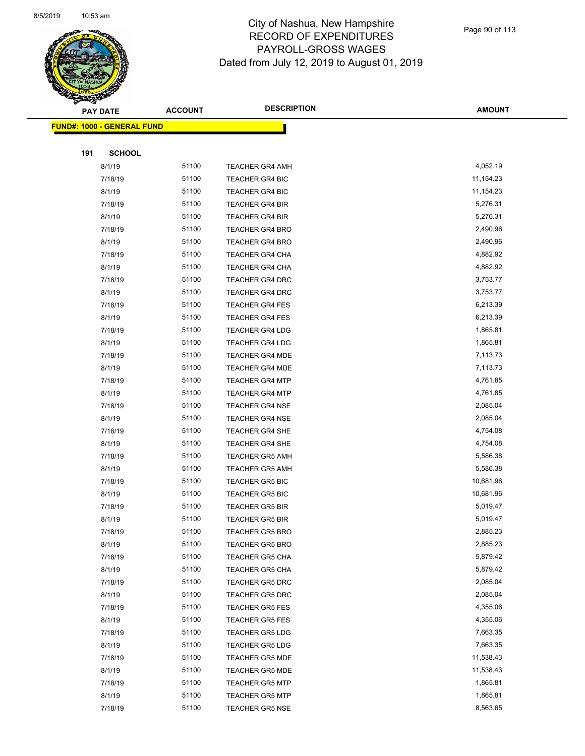# City of Nashua, New Hampshire
## RECORD OF EXPENDITURES
## PAYROLL-GROSS WAGES
### Dated from July 12, 2019 to August 01, 2019

| PAY DATE | ACCOUNT | DESCRIPTION | AMOUNT |
|---|---|---|---|

**FUND#: 1000 - GENERAL FUND**

**191 SCHOOL**

| PAY DATE | ACCOUNT | DESCRIPTION | AMOUNT |
|---|---|---|---|
| 8/1/19 | 51100 | TEACHER GR4 AMH | 4,052.19 |
| 7/18/19 | 51100 | TEACHER GR4 BIC | 11,154.23 |
| 8/1/19 | 51100 | TEACHER GR4 BIC | 11,154.23 |
| 7/18/19 | 51100 | TEACHER GR4 BIR | 5,276.31 |
| 8/1/19 | 51100 | TEACHER GR4 BIR | 5,276.31 |
| 7/18/19 | 51100 | TEACHER GR4 BRO | 2,490.96 |
| 8/1/19 | 51100 | TEACHER GR4 BRO | 2,490.96 |
| 7/18/19 | 51100 | TEACHER GR4 CHA | 4,882.92 |
| 8/1/19 | 51100 | TEACHER GR4 CHA | 4,882.92 |
| 7/18/19 | 51100 | TEACHER GR4 DRC | 3,753.77 |
| 8/1/19 | 51100 | TEACHER GR4 DRC | 3,753.77 |
| 7/18/19 | 51100 | TEACHER GR4 FES | 6,213.39 |
| 8/1/19 | 51100 | TEACHER GR4 FES | 6,213.39 |
| 7/18/19 | 51100 | TEACHER GR4 LDG | 1,865.81 |
| 8/1/19 | 51100 | TEACHER GR4 LDG | 1,865.81 |
| 7/18/19 | 51100 | TEACHER GR4 MDE | 7,113.73 |
| 8/1/19 | 51100 | TEACHER GR4 MDE | 7,113.73 |
| 7/18/19 | 51100 | TEACHER GR4 MTP | 4,761.85 |
| 8/1/19 | 51100 | TEACHER GR4 MTP | 4,761.85 |
| 7/18/19 | 51100 | TEACHER GR4 NSE | 2,085.04 |
| 8/1/19 | 51100 | TEACHER GR4 NSE | 2,085.04 |
| 7/18/19 | 51100 | TEACHER GR4 SHE | 4,754.08 |
| 8/1/19 | 51100 | TEACHER GR4 SHE | 4,754.08 |
| 7/18/19 | 51100 | TEACHER GR5 AMH | 5,586.38 |
| 8/1/19 | 51100 | TEACHER GR5 AMH | 5,586.38 |
| 7/18/19 | 51100 | TEACHER GR5 BIC | 10,681.96 |
| 8/1/19 | 51100 | TEACHER GR5 BIC | 10,681.96 |
| 7/18/19 | 51100 | TEACHER GR5 BIR | 5,019.47 |
| 8/1/19 | 51100 | TEACHER GR5 BIR | 5,019.47 |
| 7/18/19 | 51100 | TEACHER GR5 BRO | 2,885.23 |
| 8/1/19 | 51100 | TEACHER GR5 BRO | 2,885.23 |
| 7/18/19 | 51100 | TEACHER GR5 CHA | 5,879.42 |
| 8/1/19 | 51100 | TEACHER GR5 CHA | 5,879.42 |
| 7/18/19 | 51100 | TEACHER GR5 DRC | 2,085.04 |
| 8/1/19 | 51100 | TEACHER GR5 DRC | 2,085.04 |
| 7/18/19 | 51100 | TEACHER GR5 FES | 4,355.06 |
| 8/1/19 | 51100 | TEACHER GR5 FES | 4,355.06 |
| 7/18/19 | 51100 | TEACHER GR5 LDG | 7,663.35 |
| 8/1/19 | 51100 | TEACHER GR5 LDG | 7,663.35 |
| 7/18/19 | 51100 | TEACHER GR5 MDE | 11,538.43 |
| 8/1/19 | 51100 | TEACHER GR5 MDE | 11,538.43 |
| 7/18/19 | 51100 | TEACHER GR5 MTP | 1,865.81 |
| 8/1/19 | 51100 | TEACHER GR5 MTP | 1,865.81 |
| 7/18/19 | 51100 | TEACHER GR5 NSE | 8,563.65 |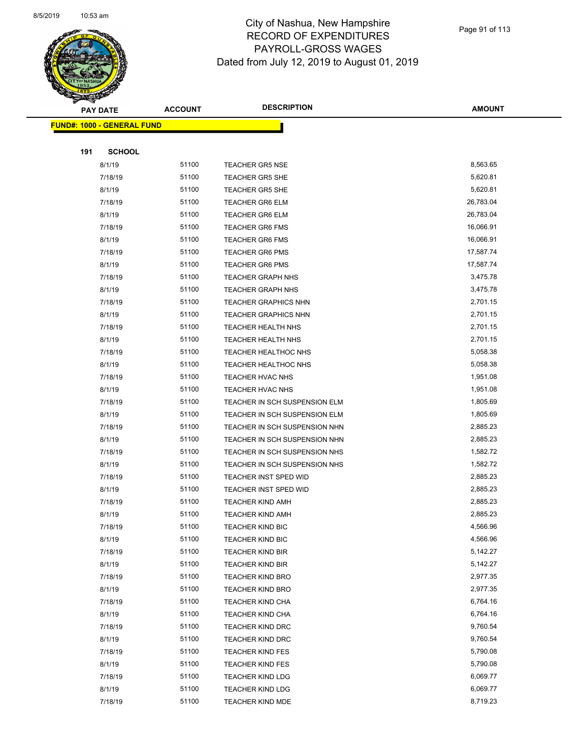# City of Nashua, New Hampshire
## RECORD OF EXPENDITURES
## PAYROLL-GROSS WAGES
## Dated from July 12, 2019 to August 01, 2019

| PAY DATE | ACCOUNT | DESCRIPTION | AMOUNT |
|---|---|---|---|

**FUND#: 1000 - GENERAL FUND**

**191 SCHOOL**

| PAY DATE | ACCOUNT | DESCRIPTION | AMOUNT |
|---|---|---|---|
| 8/1/19 | 51100 | TEACHER GR5 NSE | 8,563.65 |
| 7/18/19 | 51100 | TEACHER GR5 SHE | 5,620.81 |
| 8/1/19 | 51100 | TEACHER GR5 SHE | 5,620.81 |
| 7/18/19 | 51100 | TEACHER GR6 ELM | 26,783.04 |
| 8/1/19 | 51100 | TEACHER GR6 ELM | 26,783.04 |
| 7/18/19 | 51100 | TEACHER GR6 FMS | 16,066.91 |
| 8/1/19 | 51100 | TEACHER GR6 FMS | 16,066.91 |
| 7/18/19 | 51100 | TEACHER GR6 PMS | 17,587.74 |
| 8/1/19 | 51100 | TEACHER GR6 PMS | 17,587.74 |
| 7/18/19 | 51100 | TEACHER GRAPH NHS | 3,475.78 |
| 8/1/19 | 51100 | TEACHER GRAPH NHS | 3,475.78 |
| 7/18/19 | 51100 | TEACHER GRAPHICS NHN | 2,701.15 |
| 8/1/19 | 51100 | TEACHER GRAPHICS NHN | 2,701.15 |
| 7/18/19 | 51100 | TEACHER HEALTH NHS | 2,701.15 |
| 8/1/19 | 51100 | TEACHER HEALTH NHS | 2,701.15 |
| 7/18/19 | 51100 | TEACHER HEALTHOC NHS | 5,058.38 |
| 8/1/19 | 51100 | TEACHER HEALTHOC NHS | 5,058.38 |
| 7/18/19 | 51100 | TEACHER HVAC NHS | 1,951.08 |
| 8/1/19 | 51100 | TEACHER HVAC NHS | 1,951.08 |
| 7/18/19 | 51100 | TEACHER IN SCH SUSPENSION ELM | 1,805.69 |
| 8/1/19 | 51100 | TEACHER IN SCH SUSPENSION ELM | 1,805.69 |
| 7/18/19 | 51100 | TEACHER IN SCH SUSPENSION NHN | 2,885.23 |
| 8/1/19 | 51100 | TEACHER IN SCH SUSPENSION NHN | 2,885.23 |
| 7/18/19 | 51100 | TEACHER IN SCH SUSPENSION NHS | 1,582.72 |
| 8/1/19 | 51100 | TEACHER IN SCH SUSPENSION NHS | 1,582.72 |
| 7/18/19 | 51100 | TEACHER INST SPED WID | 2,885.23 |
| 8/1/19 | 51100 | TEACHER INST SPED WID | 2,885.23 |
| 7/18/19 | 51100 | TEACHER KIND AMH | 2,885.23 |
| 8/1/19 | 51100 | TEACHER KIND AMH | 2,885.23 |
| 7/18/19 | 51100 | TEACHER KIND BIC | 4,566.96 |
| 8/1/19 | 51100 | TEACHER KIND BIC | 4,566.96 |
| 7/18/19 | 51100 | TEACHER KIND BIR | 5,142.27 |
| 8/1/19 | 51100 | TEACHER KIND BIR | 5,142.27 |
| 7/18/19 | 51100 | TEACHER KIND BRO | 2,977.35 |
| 8/1/19 | 51100 | TEACHER KIND BRO | 2,977.35 |
| 7/18/19 | 51100 | TEACHER KIND CHA | 6,764.16 |
| 8/1/19 | 51100 | TEACHER KIND CHA | 6,764.16 |
| 7/18/19 | 51100 | TEACHER KIND DRC | 9,760.54 |
| 8/1/19 | 51100 | TEACHER KIND DRC | 9,760.54 |
| 7/18/19 | 51100 | TEACHER KIND FES | 5,790.08 |
| 8/1/19 | 51100 | TEACHER KIND FES | 5,790.08 |
| 7/18/19 | 51100 | TEACHER KIND LDG | 6,069.77 |
| 8/1/19 | 51100 | TEACHER KIND LDG | 6,069.77 |
| 7/18/19 | 51100 | TEACHER KIND MDE | 8,719.23 |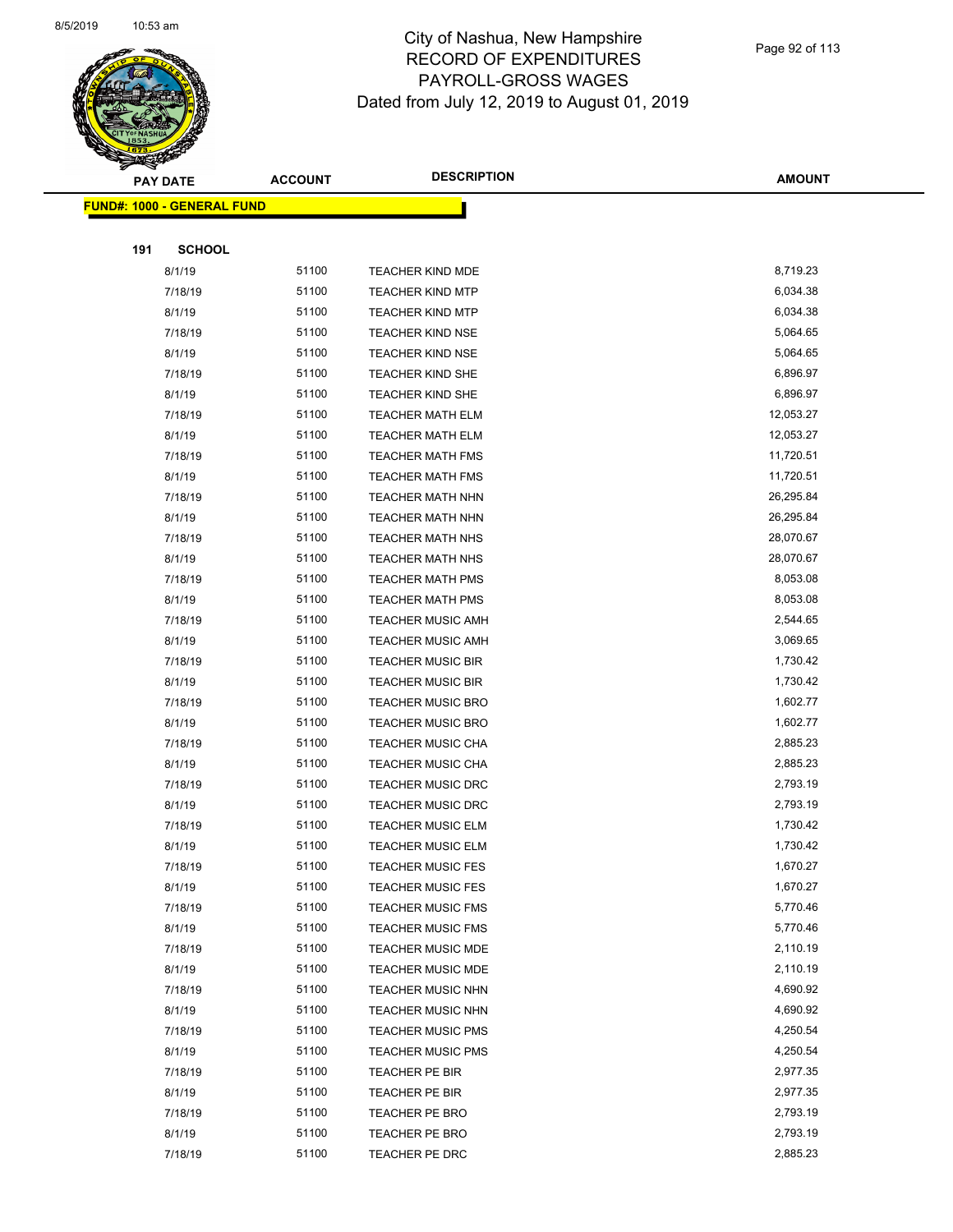City of Nashua, New Hampshire
RECORD OF EXPENDITURES
PAYROLL-GROSS WAGES
Dated from July 12, 2019 to August 01, 2019

| PAY DATE | ACCOUNT | DESCRIPTION | AMOUNT |
|---|---|---|---|
| **FUND#: 1000 - GENERAL FUND** | | | |
| **191 SCHOOL** | | | |
| 8/1/19 | 51100 | TEACHER KIND MDE | 8,719.23 |
| 7/18/19 | 51100 | TEACHER KIND MTP | 6,034.38 |
| 8/1/19 | 51100 | TEACHER KIND MTP | 6,034.38 |
| 7/18/19 | 51100 | TEACHER KIND NSE | 5,064.65 |
| 8/1/19 | 51100 | TEACHER KIND NSE | 5,064.65 |
| 7/18/19 | 51100 | TEACHER KIND SHE | 6,896.97 |
| 8/1/19 | 51100 | TEACHER KIND SHE | 6,896.97 |
| 7/18/19 | 51100 | TEACHER MATH ELM | 12,053.27 |
| 8/1/19 | 51100 | TEACHER MATH ELM | 12,053.27 |
| 7/18/19 | 51100 | TEACHER MATH FMS | 11,720.51 |
| 8/1/19 | 51100 | TEACHER MATH FMS | 11,720.51 |
| 7/18/19 | 51100 | TEACHER MATH NHN | 26,295.84 |
| 8/1/19 | 51100 | TEACHER MATH NHN | 26,295.84 |
| 7/18/19 | 51100 | TEACHER MATH NHS | 28,070.67 |
| 8/1/19 | 51100 | TEACHER MATH NHS | 28,070.67 |
| 7/18/19 | 51100 | TEACHER MATH PMS | 8,053.08 |
| 8/1/19 | 51100 | TEACHER MATH PMS | 8,053.08 |
| 7/18/19 | 51100 | TEACHER MUSIC AMH | 2,544.65 |
| 8/1/19 | 51100 | TEACHER MUSIC AMH | 3,069.65 |
| 7/18/19 | 51100 | TEACHER MUSIC BIR | 1,730.42 |
| 8/1/19 | 51100 | TEACHER MUSIC BIR | 1,730.42 |
| 7/18/19 | 51100 | TEACHER MUSIC BRO | 1,602.77 |
| 8/1/19 | 51100 | TEACHER MUSIC BRO | 1,602.77 |
| 7/18/19 | 51100 | TEACHER MUSIC CHA | 2,885.23 |
| 8/1/19 | 51100 | TEACHER MUSIC CHA | 2,885.23 |
| 7/18/19 | 51100 | TEACHER MUSIC DRC | 2,793.19 |
| 8/1/19 | 51100 | TEACHER MUSIC DRC | 2,793.19 |
| 7/18/19 | 51100 | TEACHER MUSIC ELM | 1,730.42 |
| 8/1/19 | 51100 | TEACHER MUSIC ELM | 1,730.42 |
| 7/18/19 | 51100 | TEACHER MUSIC FES | 1,670.27 |
| 8/1/19 | 51100 | TEACHER MUSIC FES | 1,670.27 |
| 7/18/19 | 51100 | TEACHER MUSIC FMS | 5,770.46 |
| 8/1/19 | 51100 | TEACHER MUSIC FMS | 5,770.46 |
| 7/18/19 | 51100 | TEACHER MUSIC MDE | 2,110.19 |
| 8/1/19 | 51100 | TEACHER MUSIC MDE | 2,110.19 |
| 7/18/19 | 51100 | TEACHER MUSIC NHN | 4,690.92 |
| 8/1/19 | 51100 | TEACHER MUSIC NHN | 4,690.92 |
| 7/18/19 | 51100 | TEACHER MUSIC PMS | 4,250.54 |
| 8/1/19 | 51100 | TEACHER MUSIC PMS | 4,250.54 |
| 7/18/19 | 51100 | TEACHER PE BIR | 2,977.35 |
| 8/1/19 | 51100 | TEACHER PE BIR | 2,977.35 |
| 7/18/19 | 51100 | TEACHER PE BRO | 2,793.19 |
| 8/1/19 | 51100 | TEACHER PE BRO | 2,793.19 |
| 7/18/19 | 51100 | TEACHER PE DRC | 2,885.23 |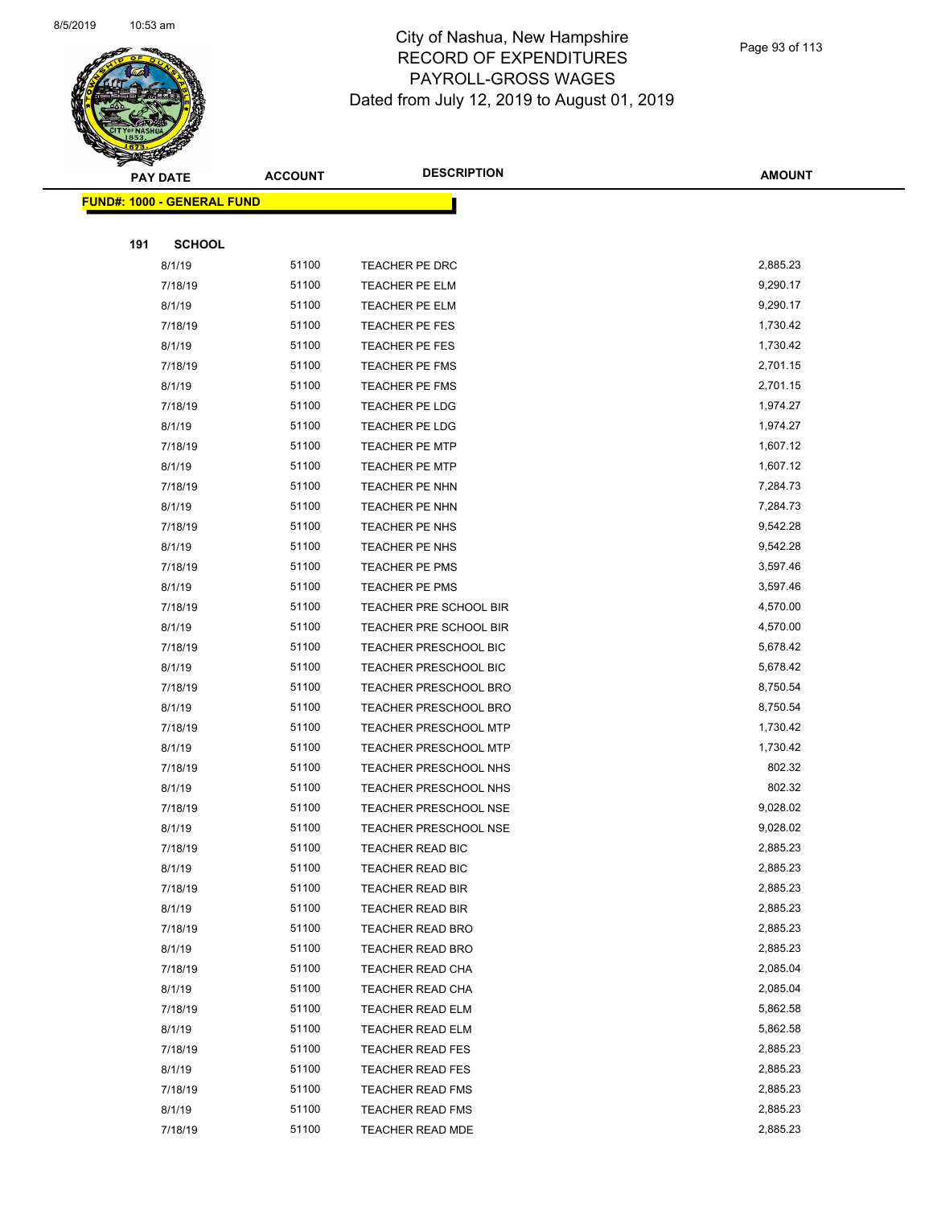City of Nashua, New Hampshire
RECORD OF EXPENDITURES
PAYROLL-GROSS WAGES
Dated from July 12, 2019 to August 01, 2019

| PAY DATE | ACCOUNT | DESCRIPTION | AMOUNT |
|---|---|---|---|
| **FUND#: 1000 - GENERAL FUND** | | | |
| **191 SCHOOL** | | | |
| 8/1/19 | 51100 | TEACHER PE DRC | 2,885.23 |
| 7/18/19 | 51100 | TEACHER PE ELM | 9,290.17 |
| 8/1/19 | 51100 | TEACHER PE ELM | 9,290.17 |
| 7/18/19 | 51100 | TEACHER PE FES | 1,730.42 |
| 8/1/19 | 51100 | TEACHER PE FES | 1,730.42 |
| 7/18/19 | 51100 | TEACHER PE FMS | 2,701.15 |
| 8/1/19 | 51100 | TEACHER PE FMS | 2,701.15 |
| 7/18/19 | 51100 | TEACHER PE LDG | 1,974.27 |
| 8/1/19 | 51100 | TEACHER PE LDG | 1,974.27 |
| 7/18/19 | 51100 | TEACHER PE MTP | 1,607.12 |
| 8/1/19 | 51100 | TEACHER PE MTP | 1,607.12 |
| 7/18/19 | 51100 | TEACHER PE NHN | 7,284.73 |
| 8/1/19 | 51100 | TEACHER PE NHN | 7,284.73 |
| 7/18/19 | 51100 | TEACHER PE NHS | 9,542.28 |
| 8/1/19 | 51100 | TEACHER PE NHS | 9,542.28 |
| 7/18/19 | 51100 | TEACHER PE PMS | 3,597.46 |
| 8/1/19 | 51100 | TEACHER PE PMS | 3,597.46 |
| 7/18/19 | 51100 | TEACHER PRE SCHOOL BIR | 4,570.00 |
| 8/1/19 | 51100 | TEACHER PRE SCHOOL BIR | 4,570.00 |
| 7/18/19 | 51100 | TEACHER PRESCHOOL BIC | 5,678.42 |
| 8/1/19 | 51100 | TEACHER PRESCHOOL BIC | 5,678.42 |
| 7/18/19 | 51100 | TEACHER PRESCHOOL BRO | 8,750.54 |
| 8/1/19 | 51100 | TEACHER PRESCHOOL BRO | 8,750.54 |
| 7/18/19 | 51100 | TEACHER PRESCHOOL MTP | 1,730.42 |
| 8/1/19 | 51100 | TEACHER PRESCHOOL MTP | 1,730.42 |
| 7/18/19 | 51100 | TEACHER PRESCHOOL NHS | 802.32 |
| 8/1/19 | 51100 | TEACHER PRESCHOOL NHS | 802.32 |
| 7/18/19 | 51100 | TEACHER PRESCHOOL NSE | 9,028.02 |
| 8/1/19 | 51100 | TEACHER PRESCHOOL NSE | 9,028.02 |
| 7/18/19 | 51100 | TEACHER READ BIC | 2,885.23 |
| 8/1/19 | 51100 | TEACHER READ BIC | 2,885.23 |
| 7/18/19 | 51100 | TEACHER READ BIR | 2,885.23 |
| 8/1/19 | 51100 | TEACHER READ BIR | 2,885.23 |
| 7/18/19 | 51100 | TEACHER READ BRO | 2,885.23 |
| 8/1/19 | 51100 | TEACHER READ BRO | 2,885.23 |
| 7/18/19 | 51100 | TEACHER READ CHA | 2,085.04 |
| 8/1/19 | 51100 | TEACHER READ CHA | 2,085.04 |
| 7/18/19 | 51100 | TEACHER READ ELM | 5,862.58 |
| 8/1/19 | 51100 | TEACHER READ ELM | 5,862.58 |
| 7/18/19 | 51100 | TEACHER READ FES | 2,885.23 |
| 8/1/19 | 51100 | TEACHER READ FES | 2,885.23 |
| 7/18/19 | 51100 | TEACHER READ FMS | 2,885.23 |
| 8/1/19 | 51100 | TEACHER READ FMS | 2,885.23 |
| 7/18/19 | 51100 | TEACHER READ MDE | 2,885.23 |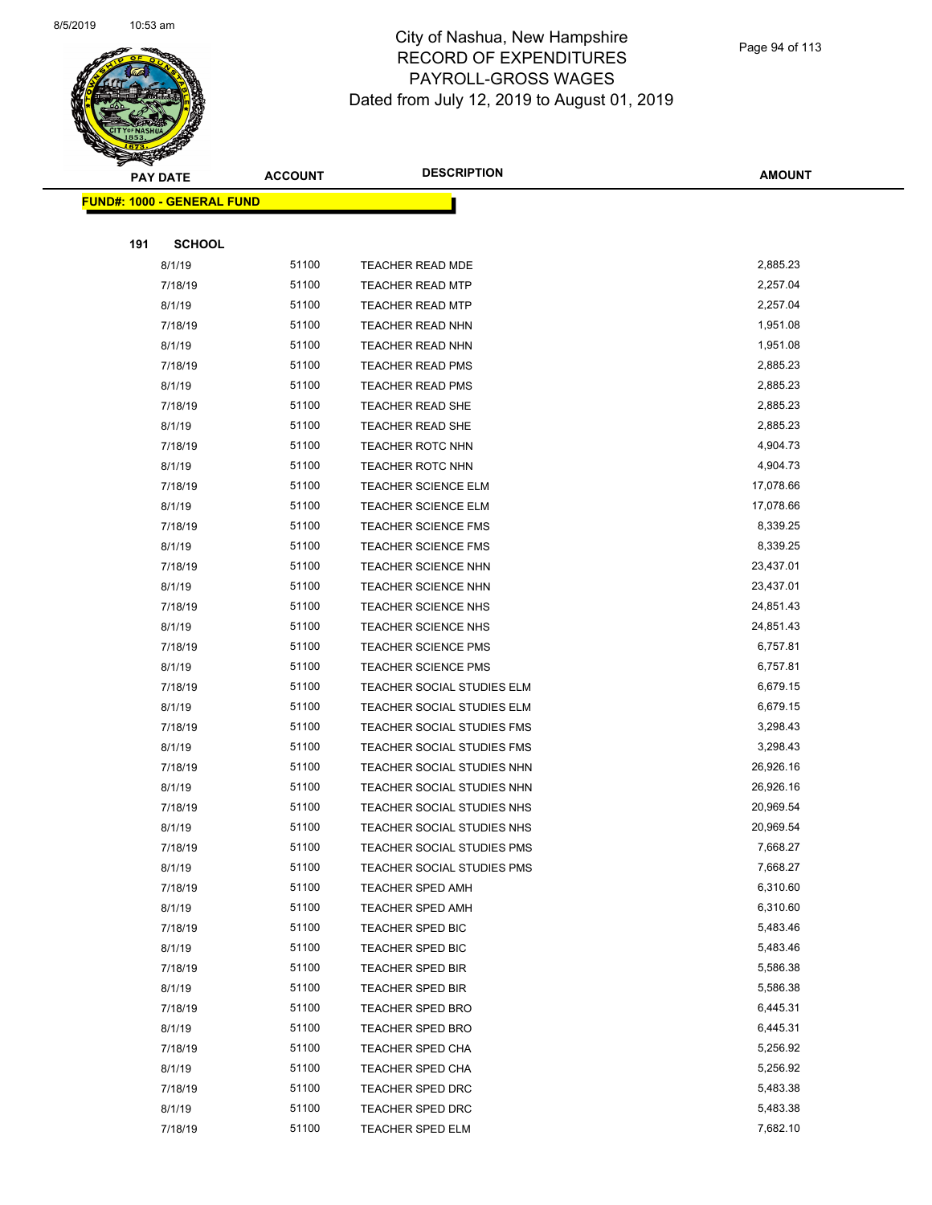# City of Nashua, New Hampshire
## RECORD OF EXPENDITURES
## PAYROLL-GROSS WAGES
## Dated from July 12, 2019 to August 01, 2019

| PAY DATE | ACCOUNT | DESCRIPTION | AMOUNT |
|---|---|---|---|
| **FUND#: 1000 - GENERAL FUND** | | | |
| **191 SCHOOL** | | | |
| 8/1/19 | 51100 | TEACHER READ MDE | 2,885.23 |
| 7/18/19 | 51100 | TEACHER READ MTP | 2,257.04 |
| 8/1/19 | 51100 | TEACHER READ MTP | 2,257.04 |
| 7/18/19 | 51100 | TEACHER READ NHN | 1,951.08 |
| 8/1/19 | 51100 | TEACHER READ NHN | 1,951.08 |
| 7/18/19 | 51100 | TEACHER READ PMS | 2,885.23 |
| 8/1/19 | 51100 | TEACHER READ PMS | 2,885.23 |
| 7/18/19 | 51100 | TEACHER READ SHE | 2,885.23 |
| 8/1/19 | 51100 | TEACHER READ SHE | 2,885.23 |
| 7/18/19 | 51100 | TEACHER ROTC NHN | 4,904.73 |
| 8/1/19 | 51100 | TEACHER ROTC NHN | 4,904.73 |
| 7/18/19 | 51100 | TEACHER SCIENCE ELM | 17,078.66 |
| 8/1/19 | 51100 | TEACHER SCIENCE ELM | 17,078.66 |
| 7/18/19 | 51100 | TEACHER SCIENCE FMS | 8,339.25 |
| 8/1/19 | 51100 | TEACHER SCIENCE FMS | 8,339.25 |
| 7/18/19 | 51100 | TEACHER SCIENCE NHN | 23,437.01 |
| 8/1/19 | 51100 | TEACHER SCIENCE NHN | 23,437.01 |
| 7/18/19 | 51100 | TEACHER SCIENCE NHS | 24,851.43 |
| 8/1/19 | 51100 | TEACHER SCIENCE NHS | 24,851.43 |
| 7/18/19 | 51100 | TEACHER SCIENCE PMS | 6,757.81 |
| 8/1/19 | 51100 | TEACHER SCIENCE PMS | 6,757.81 |
| 7/18/19 | 51100 | TEACHER SOCIAL STUDIES ELM | 6,679.15 |
| 8/1/19 | 51100 | TEACHER SOCIAL STUDIES ELM | 6,679.15 |
| 7/18/19 | 51100 | TEACHER SOCIAL STUDIES FMS | 3,298.43 |
| 8/1/19 | 51100 | TEACHER SOCIAL STUDIES FMS | 3,298.43 |
| 7/18/19 | 51100 | TEACHER SOCIAL STUDIES NHN | 26,926.16 |
| 8/1/19 | 51100 | TEACHER SOCIAL STUDIES NHN | 26,926.16 |
| 7/18/19 | 51100 | TEACHER SOCIAL STUDIES NHS | 20,969.54 |
| 8/1/19 | 51100 | TEACHER SOCIAL STUDIES NHS | 20,969.54 |
| 7/18/19 | 51100 | TEACHER SOCIAL STUDIES PMS | 7,668.27 |
| 8/1/19 | 51100 | TEACHER SOCIAL STUDIES PMS | 7,668.27 |
| 7/18/19 | 51100 | TEACHER SPED AMH | 6,310.60 |
| 8/1/19 | 51100 | TEACHER SPED AMH | 6,310.60 |
| 7/18/19 | 51100 | TEACHER SPED BIC | 5,483.46 |
| 8/1/19 | 51100 | TEACHER SPED BIC | 5,483.46 |
| 7/18/19 | 51100 | TEACHER SPED BIR | 5,586.38 |
| 8/1/19 | 51100 | TEACHER SPED BIR | 5,586.38 |
| 7/18/19 | 51100 | TEACHER SPED BRO | 6,445.31 |
| 8/1/19 | 51100 | TEACHER SPED BRO | 6,445.31 |
| 7/18/19 | 51100 | TEACHER SPED CHA | 5,256.92 |
| 8/1/19 | 51100 | TEACHER SPED CHA | 5,256.92 |
| 7/18/19 | 51100 | TEACHER SPED DRC | 5,483.38 |
| 8/1/19 | 51100 | TEACHER SPED DRC | 5,483.38 |
| 7/18/19 | 51100 | TEACHER SPED ELM | 7,682.10 |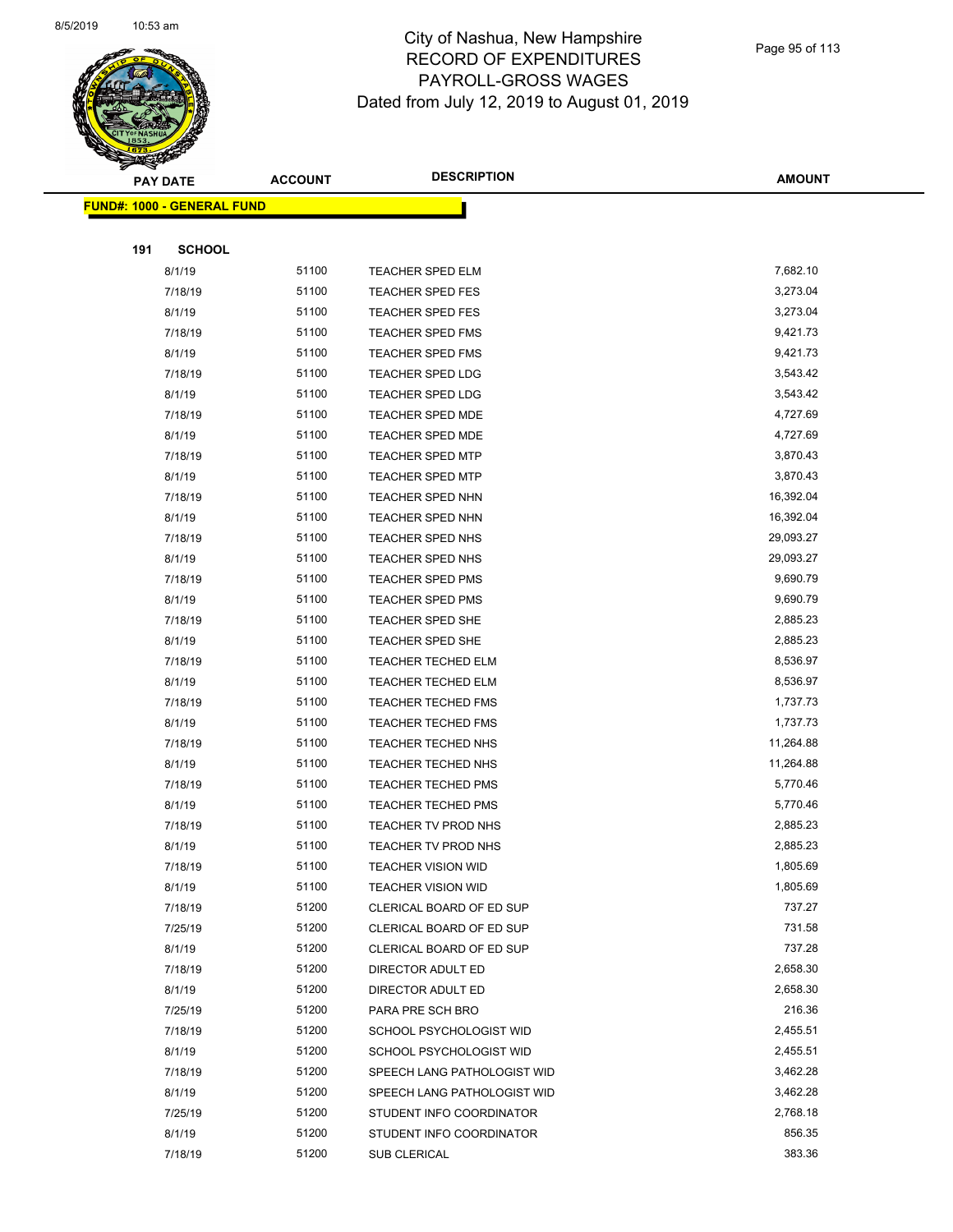# City of Nashua, New Hampshire
## RECORD OF EXPENDITURES
## PAYROLL-GROSS WAGES
## Dated from July 12, 2019 to August 01, 2019

**FUND#: 1000 - GENERAL FUND**

**191 SCHOOL**

| PAY DATE | ACCOUNT | DESCRIPTION | AMOUNT |
|---|---|---|---|
| 8/1/19 | 51100 | TEACHER SPED ELM | 7,682.10 |
| 7/18/19 | 51100 | TEACHER SPED FES | 3,273.04 |
| 8/1/19 | 51100 | TEACHER SPED FES | 3,273.04 |
| 7/18/19 | 51100 | TEACHER SPED FMS | 9,421.73 |
| 8/1/19 | 51100 | TEACHER SPED FMS | 9,421.73 |
| 7/18/19 | 51100 | TEACHER SPED LDG | 3,543.42 |
| 8/1/19 | 51100 | TEACHER SPED LDG | 3,543.42 |
| 7/18/19 | 51100 | TEACHER SPED MDE | 4,727.69 |
| 8/1/19 | 51100 | TEACHER SPED MDE | 4,727.69 |
| 7/18/19 | 51100 | TEACHER SPED MTP | 3,870.43 |
| 8/1/19 | 51100 | TEACHER SPED MTP | 3,870.43 |
| 7/18/19 | 51100 | TEACHER SPED NHN | 16,392.04 |
| 8/1/19 | 51100 | TEACHER SPED NHN | 16,392.04 |
| 7/18/19 | 51100 | TEACHER SPED NHS | 29,093.27 |
| 8/1/19 | 51100 | TEACHER SPED NHS | 29,093.27 |
| 7/18/19 | 51100 | TEACHER SPED PMS | 9,690.79 |
| 8/1/19 | 51100 | TEACHER SPED PMS | 9,690.79 |
| 7/18/19 | 51100 | TEACHER SPED SHE | 2,885.23 |
| 8/1/19 | 51100 | TEACHER SPED SHE | 2,885.23 |
| 7/18/19 | 51100 | TEACHER TECHED ELM | 8,536.97 |
| 8/1/19 | 51100 | TEACHER TECHED ELM | 8,536.97 |
| 7/18/19 | 51100 | TEACHER TECHED FMS | 1,737.73 |
| 8/1/19 | 51100 | TEACHER TECHED FMS | 1,737.73 |
| 7/18/19 | 51100 | TEACHER TECHED NHS | 11,264.88 |
| 8/1/19 | 51100 | TEACHER TECHED NHS | 11,264.88 |
| 7/18/19 | 51100 | TEACHER TECHED PMS | 5,770.46 |
| 8/1/19 | 51100 | TEACHER TECHED PMS | 5,770.46 |
| 7/18/19 | 51100 | TEACHER TV PROD NHS | 2,885.23 |
| 8/1/19 | 51100 | TEACHER TV PROD NHS | 2,885.23 |
| 7/18/19 | 51100 | TEACHER VISION WID | 1,805.69 |
| 8/1/19 | 51100 | TEACHER VISION WID | 1,805.69 |
| 7/18/19 | 51200 | CLERICAL BOARD OF ED SUP | 737.27 |
| 7/25/19 | 51200 | CLERICAL BOARD OF ED SUP | 731.58 |
| 8/1/19 | 51200 | CLERICAL BOARD OF ED SUP | 737.28 |
| 7/18/19 | 51200 | DIRECTOR ADULT ED | 2,658.30 |
| 8/1/19 | 51200 | DIRECTOR ADULT ED | 2,658.30 |
| 7/25/19 | 51200 | PARA PRE SCH BRO | 216.36 |
| 7/18/19 | 51200 | SCHOOL PSYCHOLOGIST WID | 2,455.51 |
| 8/1/19 | 51200 | SCHOOL PSYCHOLOGIST WID | 2,455.51 |
| 7/18/19 | 51200 | SPEECH LANG PATHOLOGIST WID | 3,462.28 |
| 8/1/19 | 51200 | SPEECH LANG PATHOLOGIST WID | 3,462.28 |
| 7/25/19 | 51200 | STUDENT INFO COORDINATOR | 2,768.18 |
| 8/1/19 | 51200 | STUDENT INFO COORDINATOR | 856.35 |
| 7/18/19 | 51200 | SUB CLERICAL | 383.36 |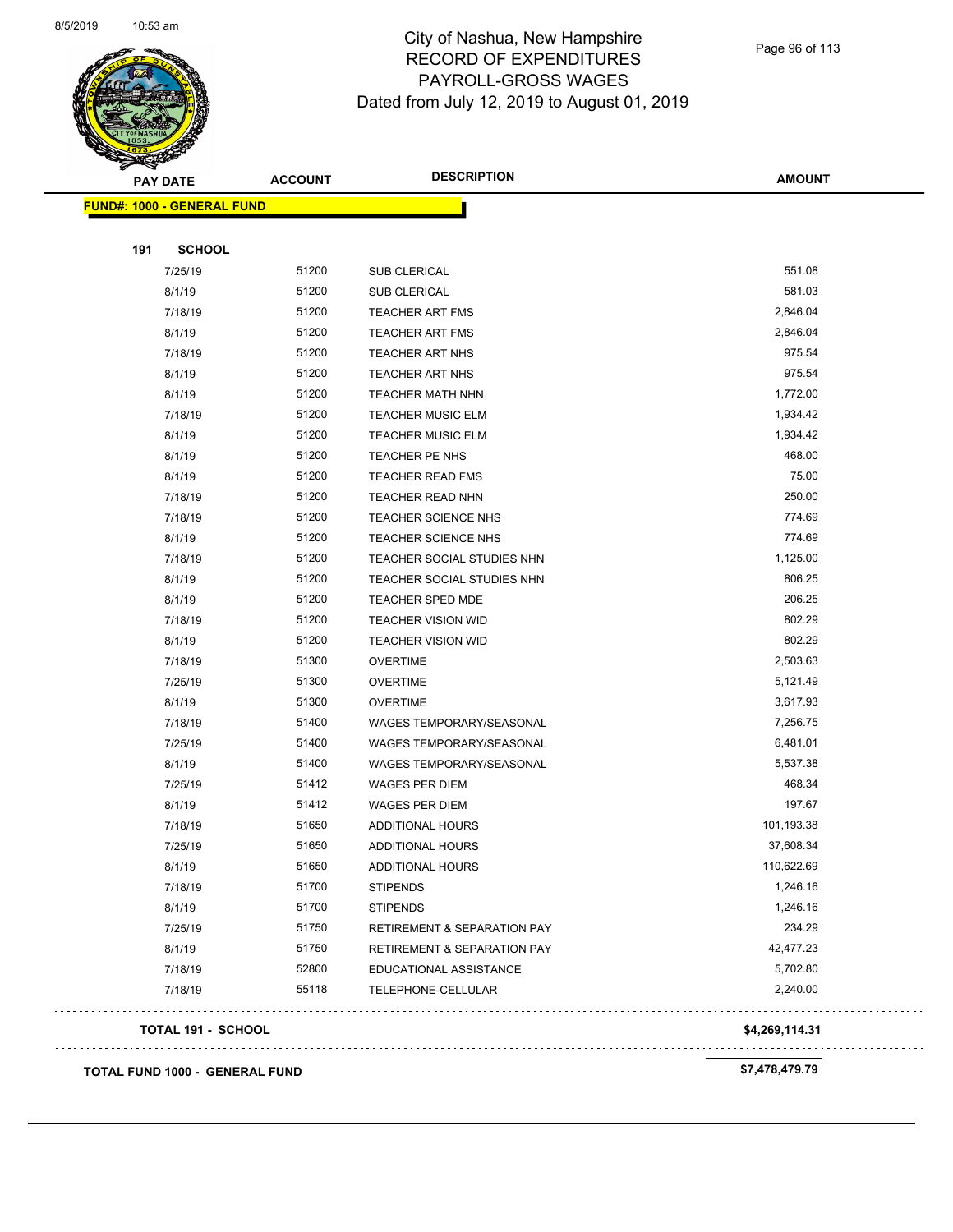# City of Nashua, New Hampshire
## RECORD OF EXPENDITURES
## PAYROLL-GROSS WAGES
## Dated from July 12, 2019 to August 01, 2019

| PAY DATE | ACCOUNT | DESCRIPTION | AMOUNT |
|---|---|---|---|
| **FUND#: 1000 - GENERAL FUND** | | | |
| **191 SCHOOL** | | | |
| 7/25/19 | 51200 | SUB CLERICAL | 551.08 |
| 8/1/19 | 51200 | SUB CLERICAL | 581.03 |
| 7/18/19 | 51200 | TEACHER ART FMS | 2,846.04 |
| 8/1/19 | 51200 | TEACHER ART FMS | 2,846.04 |
| 7/18/19 | 51200 | TEACHER ART NHS | 975.54 |
| 8/1/19 | 51200 | TEACHER ART NHS | 975.54 |
| 8/1/19 | 51200 | TEACHER MATH NHN | 1,772.00 |
| 7/18/19 | 51200 | TEACHER MUSIC ELM | 1,934.42 |
| 8/1/19 | 51200 | TEACHER MUSIC ELM | 1,934.42 |
| 8/1/19 | 51200 | TEACHER PE NHS | 468.00 |
| 8/1/19 | 51200 | TEACHER READ FMS | 75.00 |
| 7/18/19 | 51200 | TEACHER READ NHN | 250.00 |
| 7/18/19 | 51200 | TEACHER SCIENCE NHS | 774.69 |
| 8/1/19 | 51200 | TEACHER SCIENCE NHS | 774.69 |
| 7/18/19 | 51200 | TEACHER SOCIAL STUDIES NHN | 1,125.00 |
| 8/1/19 | 51200 | TEACHER SOCIAL STUDIES NHN | 806.25 |
| 8/1/19 | 51200 | TEACHER SPED MDE | 206.25 |
| 7/18/19 | 51200 | TEACHER VISION WID | 802.29 |
| 8/1/19 | 51200 | TEACHER VISION WID | 802.29 |
| 7/18/19 | 51300 | OVERTIME | 2,503.63 |
| 7/25/19 | 51300 | OVERTIME | 5,121.49 |
| 8/1/19 | 51300 | OVERTIME | 3,617.93 |
| 7/18/19 | 51400 | WAGES TEMPORARY/SEASONAL | 7,256.75 |
| 7/25/19 | 51400 | WAGES TEMPORARY/SEASONAL | 6,481.01 |
| 8/1/19 | 51400 | WAGES TEMPORARY/SEASONAL | 5,537.38 |
| 7/25/19 | 51412 | WAGES PER DIEM | 468.34 |
| 8/1/19 | 51412 | WAGES PER DIEM | 197.67 |
| 7/18/19 | 51650 | ADDITIONAL HOURS | 101,193.38 |
| 7/25/19 | 51650 | ADDITIONAL HOURS | 37,608.34 |
| 8/1/19 | 51650 | ADDITIONAL HOURS | 110,622.69 |
| 7/18/19 | 51700 | STIPENDS | 1,246.16 |
| 8/1/19 | 51700 | STIPENDS | 1,246.16 |
| 7/25/19 | 51750 | RETIREMENT & SEPARATION PAY | 234.29 |
| 8/1/19 | 51750 | RETIREMENT & SEPARATION PAY | 42,477.23 |
| 7/18/19 | 52800 | EDUCATIONAL ASSISTANCE | 5,702.80 |
| 7/18/19 | 55118 | TELEPHONE-CELLULAR | 2,240.00 |
| **TOTAL 191 - SCHOOL** | | | **$4,269,114.31** |
| **TOTAL FUND 1000 - GENERAL FUND** | | | **$7,478,479.79** |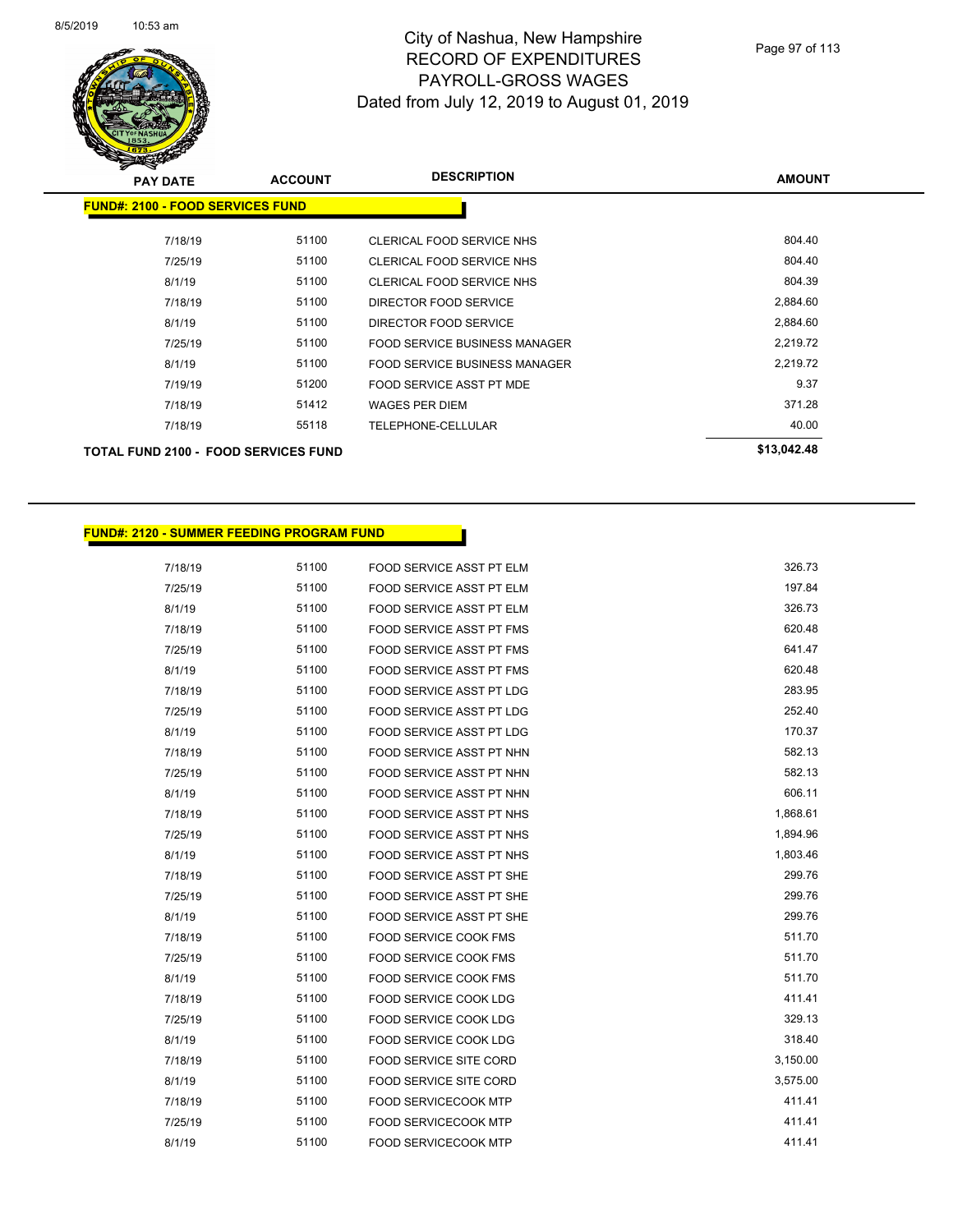# City of Nashua, New Hampshire
## RECORD OF EXPENDITURES
## PAYROLL-GROSS WAGES
## Dated from July 12, 2019 to August 01, 2019

| PAY DATE | ACCOUNT | DESCRIPTION | AMOUNT |
|---|---|---|---|
| **FUND#: 2100 - FOOD SERVICES FUND** | | | |
| 7/18/19 | 51100 | CLERICAL FOOD SERVICE NHS | 804.40 |
| 7/25/19 | 51100 | CLERICAL FOOD SERVICE NHS | 804.40 |
| 8/1/19 | 51100 | CLERICAL FOOD SERVICE NHS | 804.39 |
| 7/18/19 | 51100 | DIRECTOR FOOD SERVICE | 2,884.60 |
| 8/1/19 | 51100 | DIRECTOR FOOD SERVICE | 2,884.60 |
| 7/25/19 | 51100 | FOOD SERVICE BUSINESS MANAGER | 2,219.72 |
| 8/1/19 | 51100 | FOOD SERVICE BUSINESS MANAGER | 2,219.72 |
| 7/19/19 | 51200 | FOOD SERVICE ASST PT MDE | 9.37 |
| 7/18/19 | 51412 | WAGES PER DIEM | 371.28 |
| 7/18/19 | 55118 | TELEPHONE-CELLULAR | 40.00 |
| **TOTAL FUND 2100 - FOOD SERVICES FUND** | | | **$13,042.48** |

| PAY DATE | ACCOUNT | DESCRIPTION | AMOUNT |
|---|---|---|---|
| **FUND#: 2120 - SUMMER FEEDING PROGRAM FUND** | | | |
| 7/18/19 | 51100 | FOOD SERVICE ASST PT ELM | 326.73 |
| 7/25/19 | 51100 | FOOD SERVICE ASST PT ELM | 197.84 |
| 8/1/19 | 51100 | FOOD SERVICE ASST PT ELM | 326.73 |
| 7/18/19 | 51100 | FOOD SERVICE ASST PT FMS | 620.48 |
| 7/25/19 | 51100 | FOOD SERVICE ASST PT FMS | 641.47 |
| 8/1/19 | 51100 | FOOD SERVICE ASST PT FMS | 620.48 |
| 7/18/19 | 51100 | FOOD SERVICE ASST PT LDG | 283.95 |
| 7/25/19 | 51100 | FOOD SERVICE ASST PT LDG | 252.40 |
| 8/1/19 | 51100 | FOOD SERVICE ASST PT LDG | 170.37 |
| 7/18/19 | 51100 | FOOD SERVICE ASST PT NHN | 582.13 |
| 7/25/19 | 51100 | FOOD SERVICE ASST PT NHN | 582.13 |
| 8/1/19 | 51100 | FOOD SERVICE ASST PT NHN | 606.11 |
| 7/18/19 | 51100 | FOOD SERVICE ASST PT NHS | 1,868.61 |
| 7/25/19 | 51100 | FOOD SERVICE ASST PT NHS | 1,894.96 |
| 8/1/19 | 51100 | FOOD SERVICE ASST PT NHS | 1,803.46 |
| 7/18/19 | 51100 | FOOD SERVICE ASST PT SHE | 299.76 |
| 7/25/19 | 51100 | FOOD SERVICE ASST PT SHE | 299.76 |
| 8/1/19 | 51100 | FOOD SERVICE ASST PT SHE | 299.76 |
| 7/18/19 | 51100 | FOOD SERVICE COOK FMS | 511.70 |
| 7/25/19 | 51100 | FOOD SERVICE COOK FMS | 511.70 |
| 8/1/19 | 51100 | FOOD SERVICE COOK FMS | 511.70 |
| 7/18/19 | 51100 | FOOD SERVICE COOK LDG | 411.41 |
| 7/25/19 | 51100 | FOOD SERVICE COOK LDG | 329.13 |
| 8/1/19 | 51100 | FOOD SERVICE COOK LDG | 318.40 |
| 7/18/19 | 51100 | FOOD SERVICE SITE CORD | 3,150.00 |
| 8/1/19 | 51100 | FOOD SERVICE SITE CORD | 3,575.00 |
| 7/18/19 | 51100 | FOOD SERVICECOOK MTP | 411.41 |
| 7/25/19 | 51100 | FOOD SERVICECOOK MTP | 411.41 |
| 8/1/19 | 51100 | FOOD SERVICECOOK MTP | 411.41 |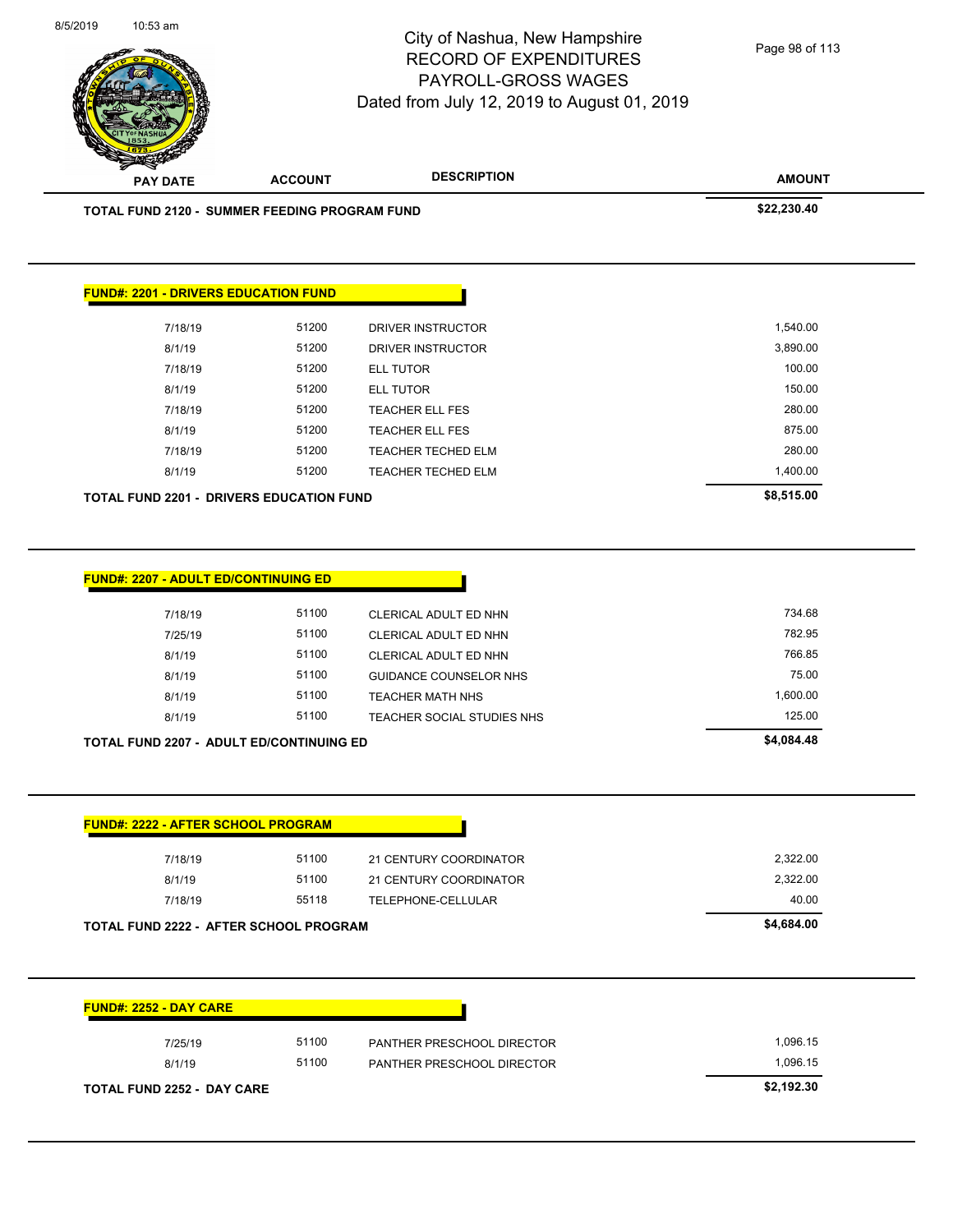| PAY DATE | ACCOUNT | DESCRIPTION | AMOUNT |
|---|---|---|---|
| **TOTAL FUND 2120 - SUMMER FEEDING PROGRAM FUND** | | | **$22,230.40** |

**FUND#: 2201 - DRIVERS EDUCATION FUND**

| PAY DATE | ACCOUNT | DESCRIPTION | AMOUNT |
|---|---|---|---|
| 7/18/19 | 51200 | DRIVER INSTRUCTOR | 1,540.00 |
| 8/1/19 | 51200 | DRIVER INSTRUCTOR | 3,890.00 |
| 7/18/19 | 51200 | ELL TUTOR | 100.00 |
| 8/1/19 | 51200 | ELL TUTOR | 150.00 |
| 7/18/19 | 51200 | TEACHER ELL FES | 280.00 |
| 8/1/19 | 51200 | TEACHER ELL FES | 875.00 |
| 7/18/19 | 51200 | TEACHER TECHED ELM | 280.00 |
| 8/1/19 | 51200 | TEACHER TECHED ELM | 1,400.00 |
| **TOTAL FUND 2201 - DRIVERS EDUCATION FUND** | | | **$8,515.00** |

**FUND#: 2207 - ADULT ED/CONTINUING ED**

| PAY DATE | ACCOUNT | DESCRIPTION | AMOUNT |
|---|---|---|---|
| 7/18/19 | 51100 | CLERICAL ADULT ED NHN | 734.68 |
| 7/25/19 | 51100 | CLERICAL ADULT ED NHN | 782.95 |
| 8/1/19 | 51100 | CLERICAL ADULT ED NHN | 766.85 |
| 8/1/19 | 51100 | GUIDANCE COUNSELOR NHS | 75.00 |
| 8/1/19 | 51100 | TEACHER MATH NHS | 1,600.00 |
| 8/1/19 | 51100 | TEACHER SOCIAL STUDIES NHS | 125.00 |
| **TOTAL FUND 2207 - ADULT ED/CONTINUING ED** | | | **$4,084.48** |

**FUND#: 2222 - AFTER SCHOOL PROGRAM**

| PAY DATE | ACCOUNT | DESCRIPTION | AMOUNT |
|---|---|---|---|
| 7/18/19 | 51100 | 21 CENTURY COORDINATOR | 2,322.00 |
| 8/1/19 | 51100 | 21 CENTURY COORDINATOR | 2,322.00 |
| 7/18/19 | 55118 | TELEPHONE-CELLULAR | 40.00 |
| **TOTAL FUND 2222 - AFTER SCHOOL PROGRAM** | | | **$4,684.00** |

**FUND#: 2252 - DAY CARE**

| PAY DATE | ACCOUNT | DESCRIPTION | AMOUNT |
|---|---|---|---|
| 7/25/19 | 51100 | PANTHER PRESCHOOL DIRECTOR | 1,096.15 |
| 8/1/19 | 51100 | PANTHER PRESCHOOL DIRECTOR | 1,096.15 |
| **TOTAL FUND 2252 - DAY CARE** | | | **$2,192.30** |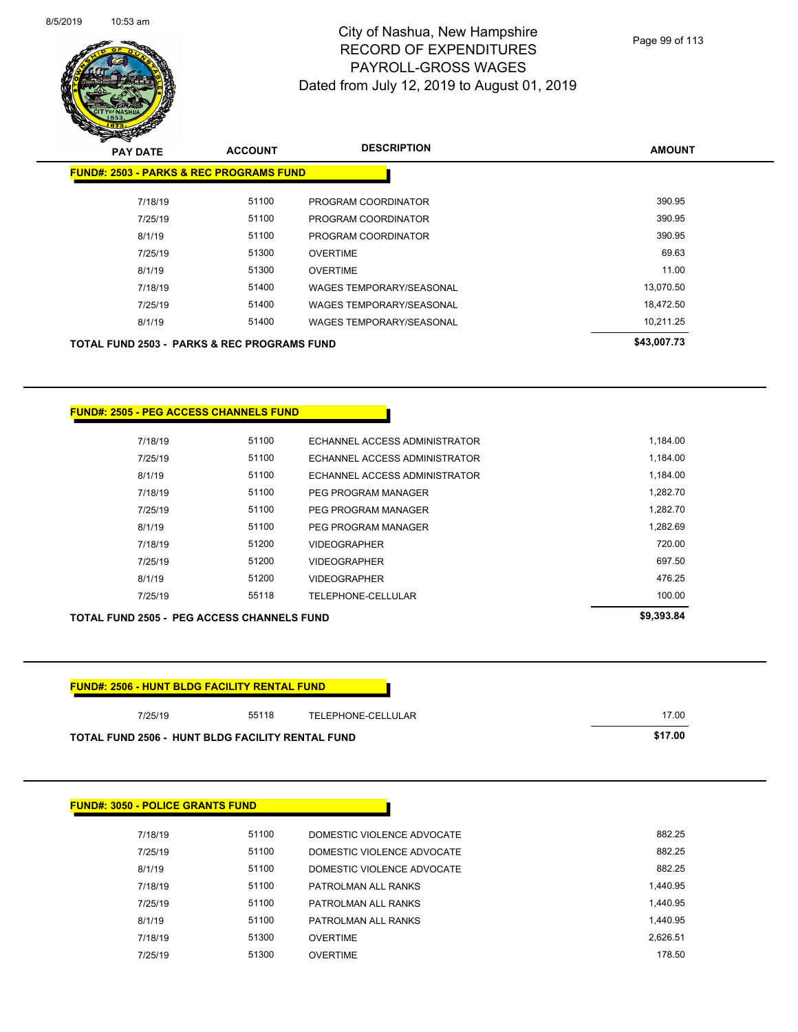# City of Nashua, New Hampshire
## RECORD OF EXPENDITURES
## PAYROLL-GROSS WAGES
## Dated from July 12, 2019 to August 01, 2019

| PAY DATE | ACCOUNT | DESCRIPTION | AMOUNT |
|---|---|---|---|
| **FUND#: 2503 - PARKS & REC PROGRAMS FUND** | | | |
| 7/18/19 | 51100 | PROGRAM COORDINATOR | 390.95 |
| 7/25/19 | 51100 | PROGRAM COORDINATOR | 390.95 |
| 8/1/19 | 51100 | PROGRAM COORDINATOR | 390.95 |
| 7/25/19 | 51300 | OVERTIME | 69.63 |
| 8/1/19 | 51300 | OVERTIME | 11.00 |
| 7/18/19 | 51400 | WAGES TEMPORARY/SEASONAL | 13,070.50 |
| 7/25/19 | 51400 | WAGES TEMPORARY/SEASONAL | 18,472.50 |
| 8/1/19 | 51400 | WAGES TEMPORARY/SEASONAL | 10,211.25 |
| **TOTAL FUND 2503 - PARKS & REC PROGRAMS FUND** | | | **$43,007.73** |

| PAY DATE | ACCOUNT | DESCRIPTION | AMOUNT |
|---|---|---|---|
| **FUND#: 2505 - PEG ACCESS CHANNELS FUND** | | | |
| 7/18/19 | 51100 | ECHANNEL ACCESS ADMINISTRATOR | 1,184.00 |
| 7/25/19 | 51100 | ECHANNEL ACCESS ADMINISTRATOR | 1,184.00 |
| 8/1/19 | 51100 | ECHANNEL ACCESS ADMINISTRATOR | 1,184.00 |
| 7/18/19 | 51100 | PEG PROGRAM MANAGER | 1,282.70 |
| 7/25/19 | 51100 | PEG PROGRAM MANAGER | 1,282.70 |
| 8/1/19 | 51100 | PEG PROGRAM MANAGER | 1,282.69 |
| 7/18/19 | 51200 | VIDEOGRAPHER | 720.00 |
| 7/25/19 | 51200 | VIDEOGRAPHER | 697.50 |
| 8/1/19 | 51200 | VIDEOGRAPHER | 476.25 |
| 7/25/19 | 55118 | TELEPHONE-CELLULAR | 100.00 |
| **TOTAL FUND 2505 - PEG ACCESS CHANNELS FUND** | | | **$9,393.84** |

| PAY DATE | ACCOUNT | DESCRIPTION | AMOUNT |
|---|---|---|---|
| **FUND#: 2506 - HUNT BLDG FACILITY RENTAL FUND** | | | |
| 7/25/19 | 55118 | TELEPHONE-CELLULAR | 17.00 |
| **TOTAL FUND 2506 - HUNT BLDG FACILITY RENTAL FUND** | | | **$17.00** |

| PAY DATE | ACCOUNT | DESCRIPTION | AMOUNT |
|---|---|---|---|
| **FUND#: 3050 - POLICE GRANTS FUND** | | | |
| 7/18/19 | 51100 | DOMESTIC VIOLENCE ADVOCATE | 882.25 |
| 7/25/19 | 51100 | DOMESTIC VIOLENCE ADVOCATE | 882.25 |
| 8/1/19 | 51100 | DOMESTIC VIOLENCE ADVOCATE | 882.25 |
| 7/18/19 | 51100 | PATROLMAN ALL RANKS | 1,440.95 |
| 7/25/19 | 51100 | PATROLMAN ALL RANKS | 1,440.95 |
| 8/1/19 | 51100 | PATROLMAN ALL RANKS | 1,440.95 |
| 7/18/19 | 51300 | OVERTIME | 2,626.51 |
| 7/25/19 | 51300 | OVERTIME | 178.50 |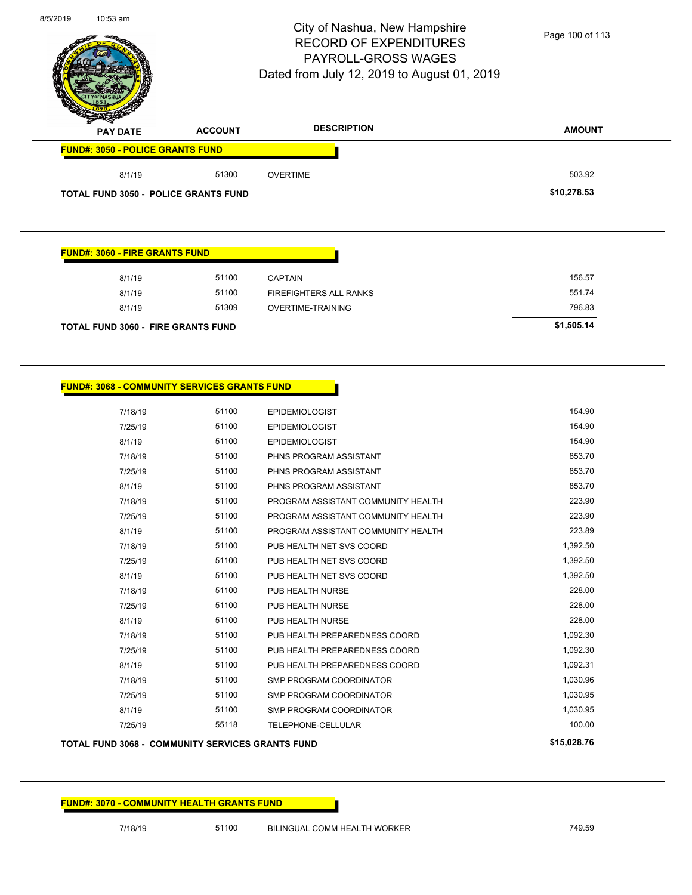# City of Nashua, New Hampshire
## RECORD OF EXPENDITURES
## PAYROLL-GROSS WAGES
## Dated from July 12, 2019 to August 01, 2019

**FUND#: 3050 - POLICE GRANTS FUND**

| PAY DATE | ACCOUNT | DESCRIPTION | AMOUNT |
|---|---|---|---|
| 8/1/19 | 51300 | OVERTIME | 503.92 |
| **TOTAL FUND 3050 - POLICE GRANTS FUND** | | | **$10,278.53** |

**FUND#: 3060 - FIRE GRANTS FUND**

| PAY DATE | ACCOUNT | DESCRIPTION | AMOUNT |
|---|---|---|---|
| 8/1/19 | 51100 | CAPTAIN | 156.57 |
| 8/1/19 | 51100 | FIREFIGHTERS ALL RANKS | 551.74 |
| 8/1/19 | 51309 | OVERTIME-TRAINING | 796.83 |
| **TOTAL FUND 3060 - FIRE GRANTS FUND** | | | **$1,505.14** |

**FUND#: 3068 - COMMUNITY SERVICES GRANTS FUND**

| PAY DATE | ACCOUNT | DESCRIPTION | AMOUNT |
|---|---|---|---|
| 7/18/19 | 51100 | EPIDEMIOLOGIST | 154.90 |
| 7/25/19 | 51100 | EPIDEMIOLOGIST | 154.90 |
| 8/1/19 | 51100 | EPIDEMIOLOGIST | 154.90 |
| 7/18/19 | 51100 | PHNS PROGRAM ASSISTANT | 853.70 |
| 7/25/19 | 51100 | PHNS PROGRAM ASSISTANT | 853.70 |
| 8/1/19 | 51100 | PHNS PROGRAM ASSISTANT | 853.70 |
| 7/18/19 | 51100 | PROGRAM ASSISTANT COMMUNITY HEALTH | 223.90 |
| 7/25/19 | 51100 | PROGRAM ASSISTANT COMMUNITY HEALTH | 223.90 |
| 8/1/19 | 51100 | PROGRAM ASSISTANT COMMUNITY HEALTH | 223.89 |
| 7/18/19 | 51100 | PUB HEALTH NET SVS COORD | 1,392.50 |
| 7/25/19 | 51100 | PUB HEALTH NET SVS COORD | 1,392.50 |
| 8/1/19 | 51100 | PUB HEALTH NET SVS COORD | 1,392.50 |
| 7/18/19 | 51100 | PUB HEALTH NURSE | 228.00 |
| 7/25/19 | 51100 | PUB HEALTH NURSE | 228.00 |
| 8/1/19 | 51100 | PUB HEALTH NURSE | 228.00 |
| 7/18/19 | 51100 | PUB HEALTH PREPAREDNESS COORD | 1,092.30 |
| 7/25/19 | 51100 | PUB HEALTH PREPAREDNESS COORD | 1,092.30 |
| 8/1/19 | 51100 | PUB HEALTH PREPAREDNESS COORD | 1,092.31 |
| 7/18/19 | 51100 | SMP PROGRAM COORDINATOR | 1,030.96 |
| 7/25/19 | 51100 | SMP PROGRAM COORDINATOR | 1,030.95 |
| 8/1/19 | 51100 | SMP PROGRAM COORDINATOR | 1,030.95 |
| 7/25/19 | 55118 | TELEPHONE-CELLULAR | 100.00 |
| **TOTAL FUND 3068 - COMMUNITY SERVICES GRANTS FUND** | | | **$15,028.76** |

**FUND#: 3070 - COMMUNITY HEALTH GRANTS FUND**

| PAY DATE | ACCOUNT | DESCRIPTION | AMOUNT |
|---|---|---|---|
| 7/18/19 | 51100 | BILINGUAL COMM HEALTH WORKER | 749.59 |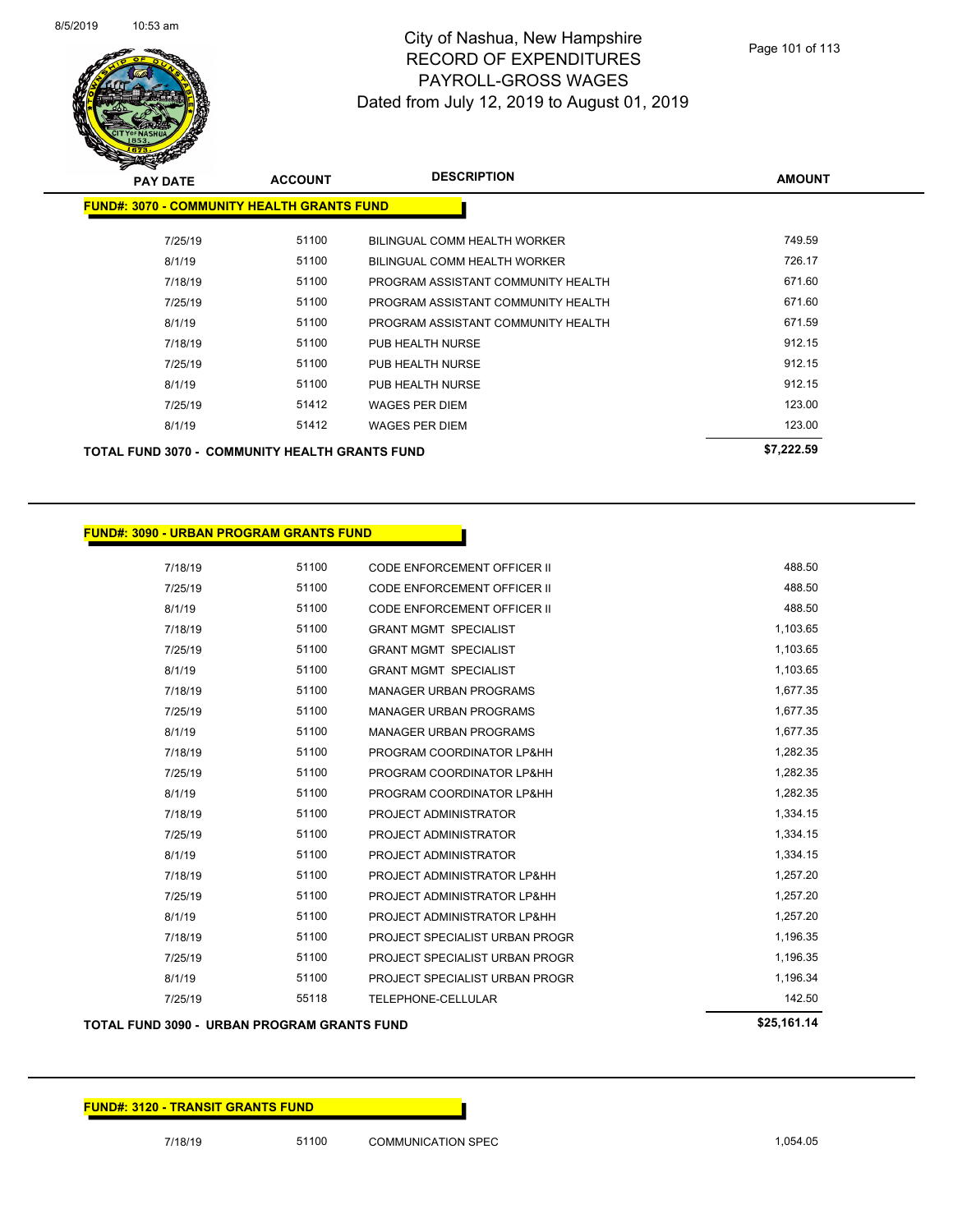# City of Nashua, New Hampshire
## RECORD OF EXPENDITURES
## PAYROLL-GROSS WAGES
## Dated from July 12, 2019 to August 01, 2019

| PAY DATE | ACCOUNT | DESCRIPTION | AMOUNT |
|---|---|---|---|
| **FUND#: 3070 - COMMUNITY HEALTH GRANTS FUND** | | | |
| 7/25/19 | 51100 | BILINGUAL COMM HEALTH WORKER | 749.59 |
| 8/1/19 | 51100 | BILINGUAL COMM HEALTH WORKER | 726.17 |
| 7/18/19 | 51100 | PROGRAM ASSISTANT COMMUNITY HEALTH | 671.60 |
| 7/25/19 | 51100 | PROGRAM ASSISTANT COMMUNITY HEALTH | 671.60 |
| 8/1/19 | 51100 | PROGRAM ASSISTANT COMMUNITY HEALTH | 671.59 |
| 7/18/19 | 51100 | PUB HEALTH NURSE | 912.15 |
| 7/25/19 | 51100 | PUB HEALTH NURSE | 912.15 |
| 8/1/19 | 51100 | PUB HEALTH NURSE | 912.15 |
| 7/25/19 | 51412 | WAGES PER DIEM | 123.00 |
| 8/1/19 | 51412 | WAGES PER DIEM | 123.00 |
| **TOTAL FUND 3070 - COMMUNITY HEALTH GRANTS FUND** | | | **$7,222.59** |

| PAY DATE | ACCOUNT | DESCRIPTION | AMOUNT |
|---|---|---|---|
| **FUND#: 3090 - URBAN PROGRAM GRANTS FUND** | | | |
| 7/18/19 | 51100 | CODE ENFORCEMENT OFFICER II | 488.50 |
| 7/25/19 | 51100 | CODE ENFORCEMENT OFFICER II | 488.50 |
| 8/1/19 | 51100 | CODE ENFORCEMENT OFFICER II | 488.50 |
| 7/18/19 | 51100 | GRANT MGMT SPECIALIST | 1,103.65 |
| 7/25/19 | 51100 | GRANT MGMT SPECIALIST | 1,103.65 |
| 8/1/19 | 51100 | GRANT MGMT SPECIALIST | 1,103.65 |
| 7/18/19 | 51100 | MANAGER URBAN PROGRAMS | 1,677.35 |
| 7/25/19 | 51100 | MANAGER URBAN PROGRAMS | 1,677.35 |
| 8/1/19 | 51100 | MANAGER URBAN PROGRAMS | 1,677.35 |
| 7/18/19 | 51100 | PROGRAM COORDINATOR LP&HH | 1,282.35 |
| 7/25/19 | 51100 | PROGRAM COORDINATOR LP&HH | 1,282.35 |
| 8/1/19 | 51100 | PROGRAM COORDINATOR LP&HH | 1,282.35 |
| 7/18/19 | 51100 | PROJECT ADMINISTRATOR | 1,334.15 |
| 7/25/19 | 51100 | PROJECT ADMINISTRATOR | 1,334.15 |
| 8/1/19 | 51100 | PROJECT ADMINISTRATOR | 1,334.15 |
| 7/18/19 | 51100 | PROJECT ADMINISTRATOR LP&HH | 1,257.20 |
| 7/25/19 | 51100 | PROJECT ADMINISTRATOR LP&HH | 1,257.20 |
| 8/1/19 | 51100 | PROJECT ADMINISTRATOR LP&HH | 1,257.20 |
| 7/18/19 | 51100 | PROJECT SPECIALIST URBAN PROGR | 1,196.35 |
| 7/25/19 | 51100 | PROJECT SPECIALIST URBAN PROGR | 1,196.35 |
| 8/1/19 | 51100 | PROJECT SPECIALIST URBAN PROGR | 1,196.34 |
| 7/25/19 | 55118 | TELEPHONE-CELLULAR | 142.50 |
| **TOTAL FUND 3090 - URBAN PROGRAM GRANTS FUND** | | | **$25,161.14** |

| PAY DATE | ACCOUNT | DESCRIPTION | AMOUNT |
|---|---|---|---|
| **FUND#: 3120 - TRANSIT GRANTS FUND** | | | |
| 7/18/19 | 51100 | COMMUNICATION SPEC | 1,054.05 |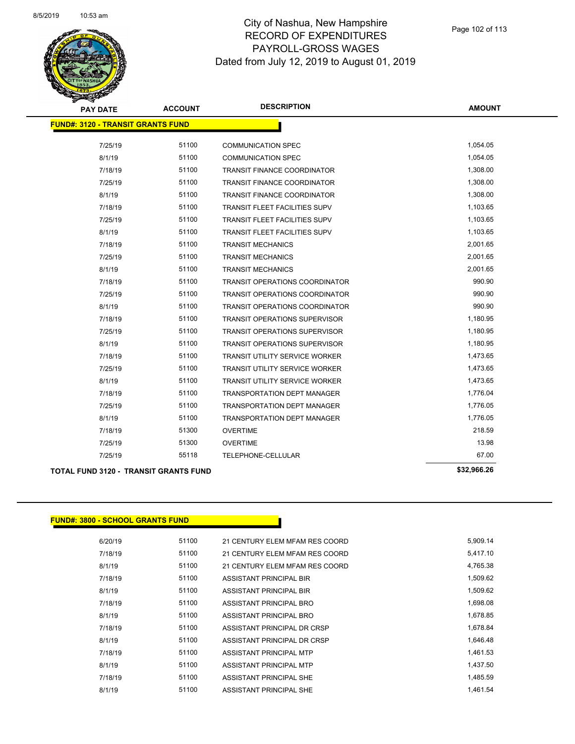# City of Nashua, New Hampshire
## RECORD OF EXPENDITURES
## PAYROLL-GROSS WAGES
## Dated from July 12, 2019 to August 01, 2019

| PAY DATE | ACCOUNT | DESCRIPTION | AMOUNT |
|---|---|---|---|
| **FUND#: 3120 - TRANSIT GRANTS FUND** | | | |
| 7/25/19 | 51100 | COMMUNICATION SPEC | 1,054.05 |
| 8/1/19 | 51100 | COMMUNICATION SPEC | 1,054.05 |
| 7/18/19 | 51100 | TRANSIT FINANCE COORDINATOR | 1,308.00 |
| 7/25/19 | 51100 | TRANSIT FINANCE COORDINATOR | 1,308.00 |
| 8/1/19 | 51100 | TRANSIT FINANCE COORDINATOR | 1,308.00 |
| 7/18/19 | 51100 | TRANSIT FLEET FACILITIES SUPV | 1,103.65 |
| 7/25/19 | 51100 | TRANSIT FLEET FACILITIES SUPV | 1,103.65 |
| 8/1/19 | 51100 | TRANSIT FLEET FACILITIES SUPV | 1,103.65 |
| 7/18/19 | 51100 | TRANSIT MECHANICS | 2,001.65 |
| 7/25/19 | 51100 | TRANSIT MECHANICS | 2,001.65 |
| 8/1/19 | 51100 | TRANSIT MECHANICS | 2,001.65 |
| 7/18/19 | 51100 | TRANSIT OPERATIONS COORDINATOR | 990.90 |
| 7/25/19 | 51100 | TRANSIT OPERATIONS COORDINATOR | 990.90 |
| 8/1/19 | 51100 | TRANSIT OPERATIONS COORDINATOR | 990.90 |
| 7/18/19 | 51100 | TRANSIT OPERATIONS SUPERVISOR | 1,180.95 |
| 7/25/19 | 51100 | TRANSIT OPERATIONS SUPERVISOR | 1,180.95 |
| 8/1/19 | 51100 | TRANSIT OPERATIONS SUPERVISOR | 1,180.95 |
| 7/18/19 | 51100 | TRANSIT UTILITY SERVICE WORKER | 1,473.65 |
| 7/25/19 | 51100 | TRANSIT UTILITY SERVICE WORKER | 1,473.65 |
| 8/1/19 | 51100 | TRANSIT UTILITY SERVICE WORKER | 1,473.65 |
| 7/18/19 | 51100 | TRANSPORTATION DEPT MANAGER | 1,776.04 |
| 7/25/19 | 51100 | TRANSPORTATION DEPT MANAGER | 1,776.05 |
| 8/1/19 | 51100 | TRANSPORTATION DEPT MANAGER | 1,776.05 |
| 7/18/19 | 51300 | OVERTIME | 218.59 |
| 7/25/19 | 51300 | OVERTIME | 13.98 |
| 7/25/19 | 55118 | TELEPHONE-CELLULAR | 67.00 |
| **TOTAL FUND 3120 - TRANSIT GRANTS FUND** | | | **$32,966.26** |

| PAY DATE | ACCOUNT | DESCRIPTION | AMOUNT |
|---|---|---|---|
| **FUND#: 3800 - SCHOOL GRANTS FUND** | | | |
| 6/20/19 | 51100 | 21 CENTURY ELEM MFAM RES COORD | 5,909.14 |
| 7/18/19 | 51100 | 21 CENTURY ELEM MFAM RES COORD | 5,417.10 |
| 8/1/19 | 51100 | 21 CENTURY ELEM MFAM RES COORD | 4,765.38 |
| 7/18/19 | 51100 | ASSISTANT PRINCIPAL BIR | 1,509.62 |
| 8/1/19 | 51100 | ASSISTANT PRINCIPAL BIR | 1,509.62 |
| 7/18/19 | 51100 | ASSISTANT PRINCIPAL BRO | 1,698.08 |
| 8/1/19 | 51100 | ASSISTANT PRINCIPAL BRO | 1,678.85 |
| 7/18/19 | 51100 | ASSISTANT PRINCIPAL DR CRSP | 1,678.84 |
| 8/1/19 | 51100 | ASSISTANT PRINCIPAL DR CRSP | 1,646.48 |
| 7/18/19 | 51100 | ASSISTANT PRINCIPAL MTP | 1,461.53 |
| 8/1/19 | 51100 | ASSISTANT PRINCIPAL MTP | 1,437.50 |
| 7/18/19 | 51100 | ASSISTANT PRINCIPAL SHE | 1,485.59 |
| 8/1/19 | 51100 | ASSISTANT PRINCIPAL SHE | 1,461.54 |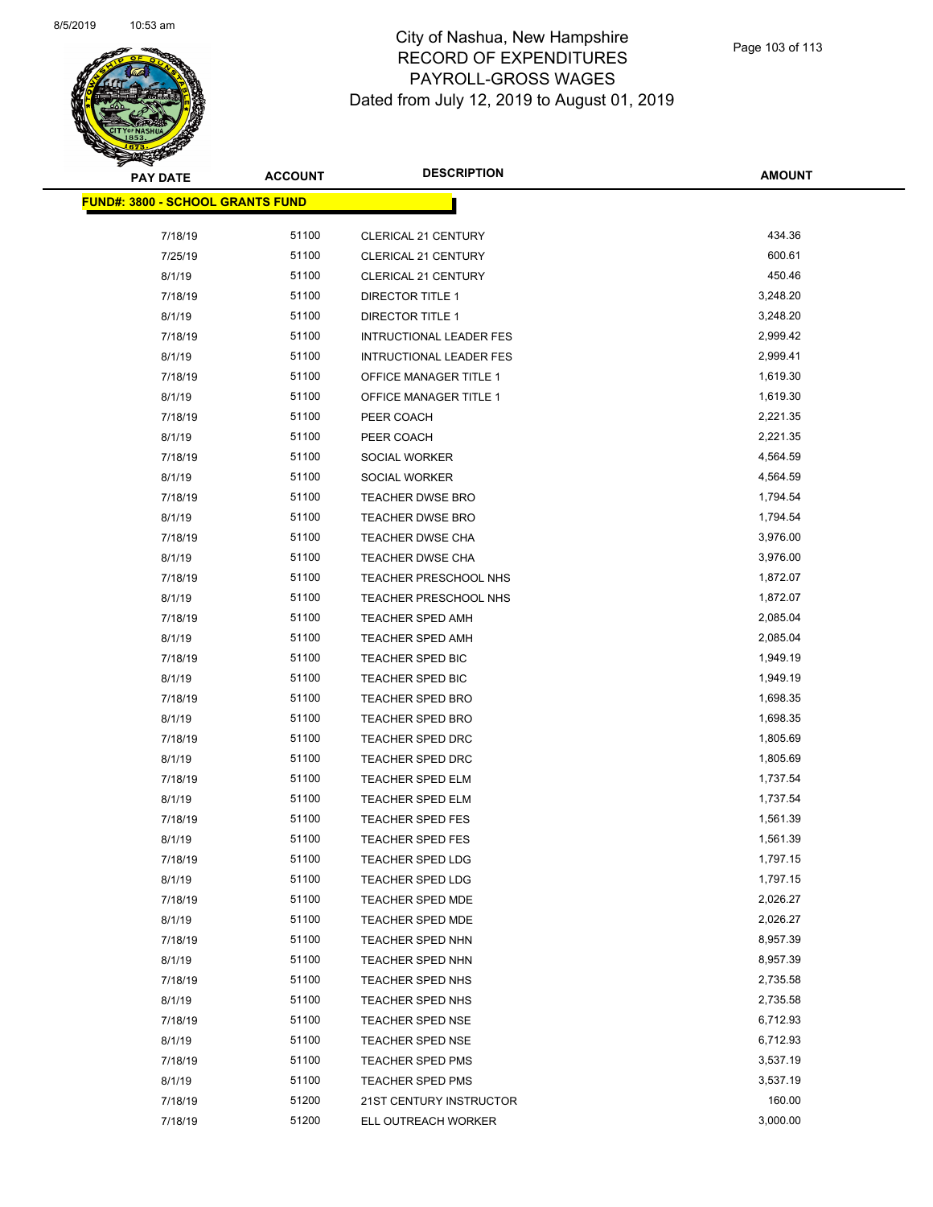# City of Nashua, New Hampshire
## RECORD OF EXPENDITURES
## PAYROLL-GROSS WAGES
## Dated from July 12, 2019 to August 01, 2019

| PAY DATE | ACCOUNT | DESCRIPTION | AMOUNT |
|---|---|---|---|
| **FUND#: 3800 - SCHOOL GRANTS FUND** | | | |
| 7/18/19 | 51100 | CLERICAL 21 CENTURY | 434.36 |
| 7/25/19 | 51100 | CLERICAL 21 CENTURY | 600.61 |
| 8/1/19 | 51100 | CLERICAL 21 CENTURY | 450.46 |
| 7/18/19 | 51100 | DIRECTOR TITLE 1 | 3,248.20 |
| 8/1/19 | 51100 | DIRECTOR TITLE 1 | 3,248.20 |
| 7/18/19 | 51100 | INTRUCTIONAL LEADER FES | 2,999.42 |
| 8/1/19 | 51100 | INTRUCTIONAL LEADER FES | 2,999.41 |
| 7/18/19 | 51100 | OFFICE MANAGER TITLE 1 | 1,619.30 |
| 8/1/19 | 51100 | OFFICE MANAGER TITLE 1 | 1,619.30 |
| 7/18/19 | 51100 | PEER COACH | 2,221.35 |
| 8/1/19 | 51100 | PEER COACH | 2,221.35 |
| 7/18/19 | 51100 | SOCIAL WORKER | 4,564.59 |
| 8/1/19 | 51100 | SOCIAL WORKER | 4,564.59 |
| 7/18/19 | 51100 | TEACHER DWSE BRO | 1,794.54 |
| 8/1/19 | 51100 | TEACHER DWSE BRO | 1,794.54 |
| 7/18/19 | 51100 | TEACHER DWSE CHA | 3,976.00 |
| 8/1/19 | 51100 | TEACHER DWSE CHA | 3,976.00 |
| 7/18/19 | 51100 | TEACHER PRESCHOOL NHS | 1,872.07 |
| 8/1/19 | 51100 | TEACHER PRESCHOOL NHS | 1,872.07 |
| 7/18/19 | 51100 | TEACHER SPED AMH | 2,085.04 |
| 8/1/19 | 51100 | TEACHER SPED AMH | 2,085.04 |
| 7/18/19 | 51100 | TEACHER SPED BIC | 1,949.19 |
| 8/1/19 | 51100 | TEACHER SPED BIC | 1,949.19 |
| 7/18/19 | 51100 | TEACHER SPED BRO | 1,698.35 |
| 8/1/19 | 51100 | TEACHER SPED BRO | 1,698.35 |
| 7/18/19 | 51100 | TEACHER SPED DRC | 1,805.69 |
| 8/1/19 | 51100 | TEACHER SPED DRC | 1,805.69 |
| 7/18/19 | 51100 | TEACHER SPED ELM | 1,737.54 |
| 8/1/19 | 51100 | TEACHER SPED ELM | 1,737.54 |
| 7/18/19 | 51100 | TEACHER SPED FES | 1,561.39 |
| 8/1/19 | 51100 | TEACHER SPED FES | 1,561.39 |
| 7/18/19 | 51100 | TEACHER SPED LDG | 1,797.15 |
| 8/1/19 | 51100 | TEACHER SPED LDG | 1,797.15 |
| 7/18/19 | 51100 | TEACHER SPED MDE | 2,026.27 |
| 8/1/19 | 51100 | TEACHER SPED MDE | 2,026.27 |
| 7/18/19 | 51100 | TEACHER SPED NHN | 8,957.39 |
| 8/1/19 | 51100 | TEACHER SPED NHN | 8,957.39 |
| 7/18/19 | 51100 | TEACHER SPED NHS | 2,735.58 |
| 8/1/19 | 51100 | TEACHER SPED NHS | 2,735.58 |
| 7/18/19 | 51100 | TEACHER SPED NSE | 6,712.93 |
| 8/1/19 | 51100 | TEACHER SPED NSE | 6,712.93 |
| 7/18/19 | 51100 | TEACHER SPED PMS | 3,537.19 |
| 8/1/19 | 51100 | TEACHER SPED PMS | 3,537.19 |
| 7/18/19 | 51200 | 21ST CENTURY INSTRUCTOR | 160.00 |
| 7/18/19 | 51200 | ELL OUTREACH WORKER | 3,000.00 |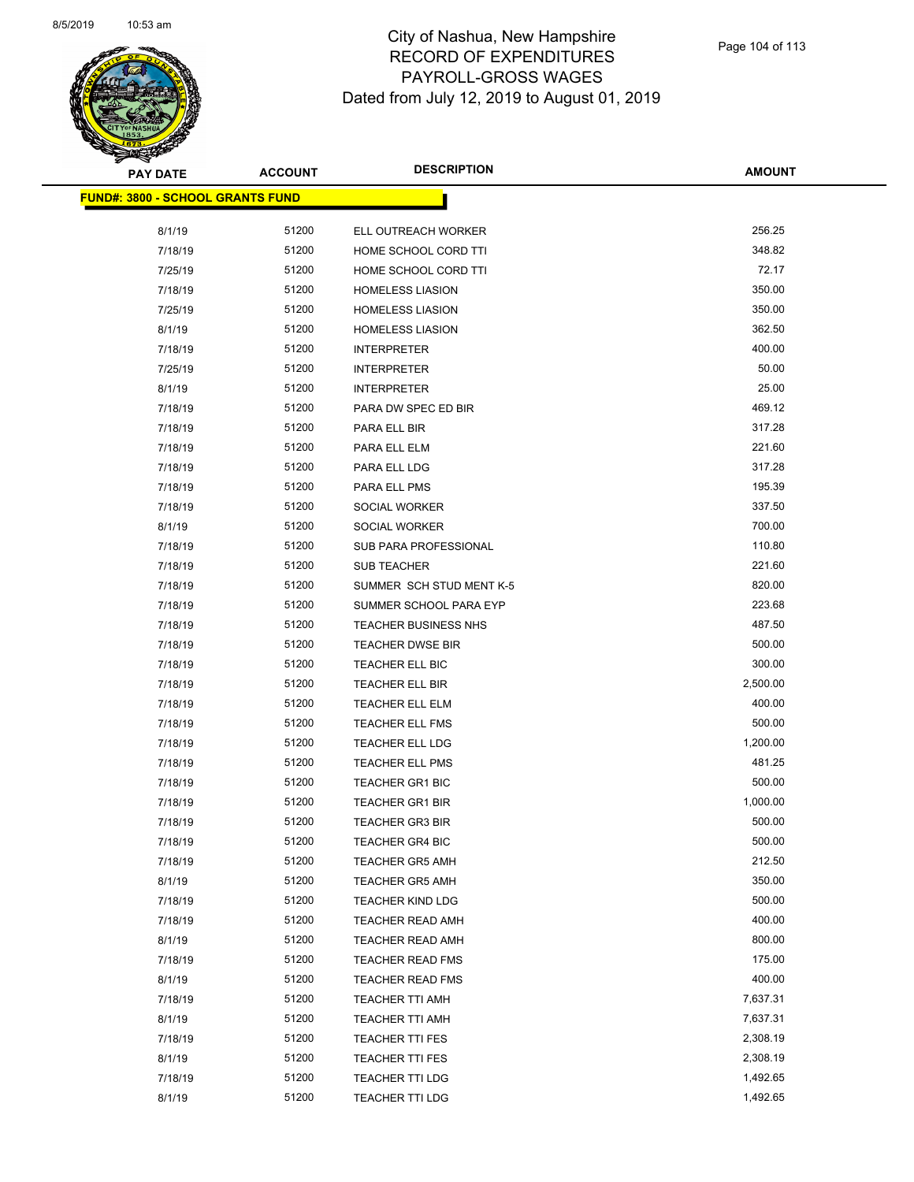# City of Nashua, New Hampshire
## RECORD OF EXPENDITURES
## PAYROLL-GROSS WAGES
### Dated from July 12, 2019 to August 01, 2019

| PAY DATE | ACCOUNT | DESCRIPTION | AMOUNT |
|---|---|---|---|
| **FUND#: 3800 - SCHOOL GRANTS FUND** | | | |
| 8/1/19 | 51200 | ELL OUTREACH WORKER | 256.25 |
| 7/18/19 | 51200 | HOME SCHOOL CORD TTI | 348.82 |
| 7/25/19 | 51200 | HOME SCHOOL CORD TTI | 72.17 |
| 7/18/19 | 51200 | HOMELESS LIASION | 350.00 |
| 7/25/19 | 51200 | HOMELESS LIASION | 350.00 |
| 8/1/19 | 51200 | HOMELESS LIASION | 362.50 |
| 7/18/19 | 51200 | INTERPRETER | 400.00 |
| 7/25/19 | 51200 | INTERPRETER | 50.00 |
| 8/1/19 | 51200 | INTERPRETER | 25.00 |
| 7/18/19 | 51200 | PARA DW SPEC ED BIR | 469.12 |
| 7/18/19 | 51200 | PARA ELL BIR | 317.28 |
| 7/18/19 | 51200 | PARA ELL ELM | 221.60 |
| 7/18/19 | 51200 | PARA ELL LDG | 317.28 |
| 7/18/19 | 51200 | PARA ELL PMS | 195.39 |
| 7/18/19 | 51200 | SOCIAL WORKER | 337.50 |
| 8/1/19 | 51200 | SOCIAL WORKER | 700.00 |
| 7/18/19 | 51200 | SUB PARA PROFESSIONAL | 110.80 |
| 7/18/19 | 51200 | SUB TEACHER | 221.60 |
| 7/18/19 | 51200 | SUMMER SCH STUD MENT K-5 | 820.00 |
| 7/18/19 | 51200 | SUMMER SCHOOL PARA EYP | 223.68 |
| 7/18/19 | 51200 | TEACHER BUSINESS NHS | 487.50 |
| 7/18/19 | 51200 | TEACHER DWSE BIR | 500.00 |
| 7/18/19 | 51200 | TEACHER ELL BIC | 300.00 |
| 7/18/19 | 51200 | TEACHER ELL BIR | 2,500.00 |
| 7/18/19 | 51200 | TEACHER ELL ELM | 400.00 |
| 7/18/19 | 51200 | TEACHER ELL FMS | 500.00 |
| 7/18/19 | 51200 | TEACHER ELL LDG | 1,200.00 |
| 7/18/19 | 51200 | TEACHER ELL PMS | 481.25 |
| 7/18/19 | 51200 | TEACHER GR1 BIC | 500.00 |
| 7/18/19 | 51200 | TEACHER GR1 BIR | 1,000.00 |
| 7/18/19 | 51200 | TEACHER GR3 BIR | 500.00 |
| 7/18/19 | 51200 | TEACHER GR4 BIC | 500.00 |
| 7/18/19 | 51200 | TEACHER GR5 AMH | 212.50 |
| 8/1/19 | 51200 | TEACHER GR5 AMH | 350.00 |
| 7/18/19 | 51200 | TEACHER KIND LDG | 500.00 |
| 7/18/19 | 51200 | TEACHER READ AMH | 400.00 |
| 8/1/19 | 51200 | TEACHER READ AMH | 800.00 |
| 7/18/19 | 51200 | TEACHER READ FMS | 175.00 |
| 8/1/19 | 51200 | TEACHER READ FMS | 400.00 |
| 7/18/19 | 51200 | TEACHER TTI AMH | 7,637.31 |
| 8/1/19 | 51200 | TEACHER TTI AMH | 7,637.31 |
| 7/18/19 | 51200 | TEACHER TTI FES | 2,308.19 |
| 8/1/19 | 51200 | TEACHER TTI FES | 2,308.19 |
| 7/18/19 | 51200 | TEACHER TTI LDG | 1,492.65 |
| 8/1/19 | 51200 | TEACHER TTI LDG | 1,492.65 |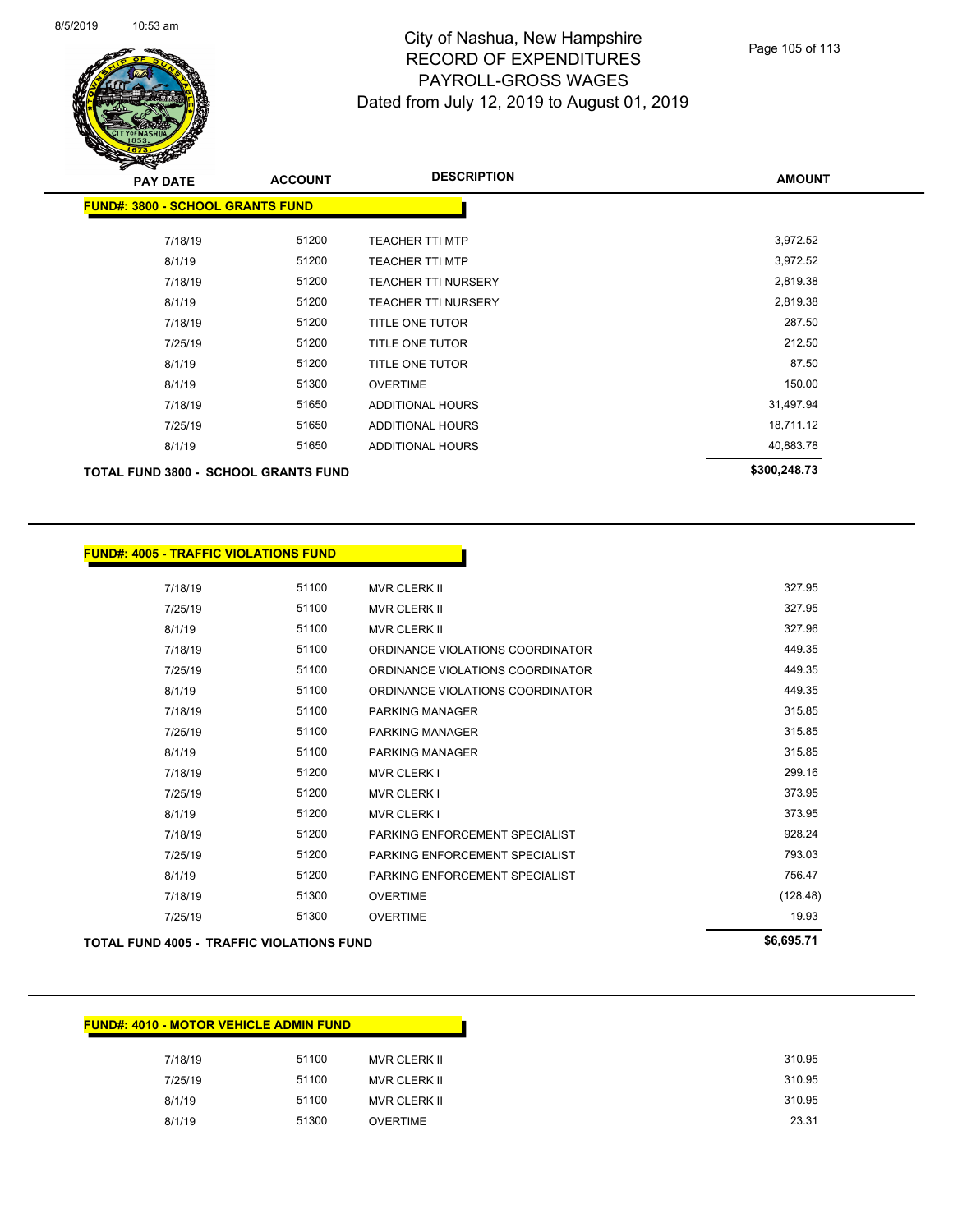City of Nashua, New Hampshire
RECORD OF EXPENDITURES
PAYROLL-GROSS WAGES
Dated from July 12, 2019 to August 01, 2019

| PAY DATE | ACCOUNT | DESCRIPTION | AMOUNT |
|---|---|---|---|
| **FUND#: 3800 - SCHOOL GRANTS FUND** | | | |
| 7/18/19 | 51200 | TEACHER TTI MTP | 3,972.52 |
| 8/1/19 | 51200 | TEACHER TTI MTP | 3,972.52 |
| 7/18/19 | 51200 | TEACHER TTI NURSERY | 2,819.38 |
| 8/1/19 | 51200 | TEACHER TTI NURSERY | 2,819.38 |
| 7/18/19 | 51200 | TITLE ONE TUTOR | 287.50 |
| 7/25/19 | 51200 | TITLE ONE TUTOR | 212.50 |
| 8/1/19 | 51200 | TITLE ONE TUTOR | 87.50 |
| 8/1/19 | 51300 | OVERTIME | 150.00 |
| 7/18/19 | 51650 | ADDITIONAL HOURS | 31,497.94 |
| 7/25/19 | 51650 | ADDITIONAL HOURS | 18,711.12 |
| 8/1/19 | 51650 | ADDITIONAL HOURS | 40,883.78 |
| **TOTAL FUND 3800 - SCHOOL GRANTS FUND** | | | **$300,248.73** |

| PAY DATE | ACCOUNT | DESCRIPTION | AMOUNT |
|---|---|---|---|
| **FUND#: 4005 - TRAFFIC VIOLATIONS FUND** | | | |
| 7/18/19 | 51100 | MVR CLERK II | 327.95 |
| 7/25/19 | 51100 | MVR CLERK II | 327.95 |
| 8/1/19 | 51100 | MVR CLERK II | 327.96 |
| 7/18/19 | 51100 | ORDINANCE VIOLATIONS COORDINATOR | 449.35 |
| 7/25/19 | 51100 | ORDINANCE VIOLATIONS COORDINATOR | 449.35 |
| 8/1/19 | 51100 | ORDINANCE VIOLATIONS COORDINATOR | 449.35 |
| 7/18/19 | 51100 | PARKING MANAGER | 315.85 |
| 7/25/19 | 51100 | PARKING MANAGER | 315.85 |
| 8/1/19 | 51100 | PARKING MANAGER | 315.85 |
| 7/18/19 | 51200 | MVR CLERK I | 299.16 |
| 7/25/19 | 51200 | MVR CLERK I | 373.95 |
| 8/1/19 | 51200 | MVR CLERK I | 373.95 |
| 7/18/19 | 51200 | PARKING ENFORCEMENT SPECIALIST | 928.24 |
| 7/25/19 | 51200 | PARKING ENFORCEMENT SPECIALIST | 793.03 |
| 8/1/19 | 51200 | PARKING ENFORCEMENT SPECIALIST | 756.47 |
| 7/18/19 | 51300 | OVERTIME | (128.48) |
| 7/25/19 | 51300 | OVERTIME | 19.93 |
| **TOTAL FUND 4005 - TRAFFIC VIOLATIONS FUND** | | | **$6,695.71** |

| PAY DATE | ACCOUNT | DESCRIPTION | AMOUNT |
|---|---|---|---|
| **FUND#: 4010 - MOTOR VEHICLE ADMIN FUND** | | | |
| 7/18/19 | 51100 | MVR CLERK II | 310.95 |
| 7/25/19 | 51100 | MVR CLERK II | 310.95 |
| 8/1/19 | 51100 | MVR CLERK II | 310.95 |
| 8/1/19 | 51300 | OVERTIME | 23.31 |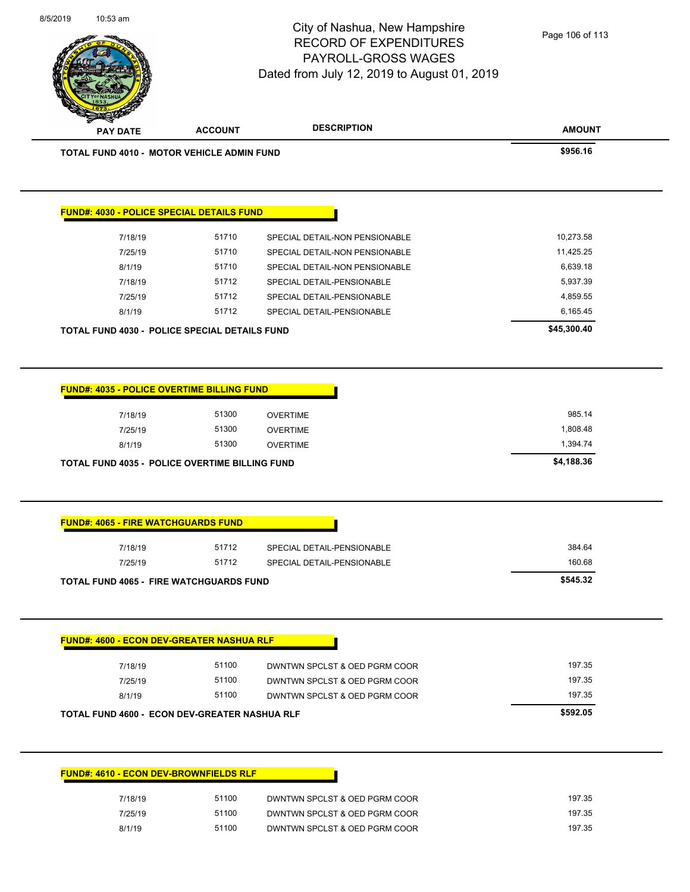| PAY DATE | ACCOUNT | DESCRIPTION | AMOUNT |
|---|---|---|---|
| **TOTAL FUND 4010 - MOTOR VEHICLE ADMIN FUND** | | | **$956.16** |

**FUND#: 4030 - POLICE SPECIAL DETAILS FUND**

| PAY DATE | ACCOUNT | DESCRIPTION | AMOUNT |
|---|---|---|---|
| 7/18/19 | 51710 | SPECIAL DETAIL-NON PENSIONABLE | 10,273.58 |
| 7/25/19 | 51710 | SPECIAL DETAIL-NON PENSIONABLE | 11,425.25 |
| 8/1/19 | 51710 | SPECIAL DETAIL-NON PENSIONABLE | 6,639.18 |
| 7/18/19 | 51712 | SPECIAL DETAIL-PENSIONABLE | 5,937.39 |
| 7/25/19 | 51712 | SPECIAL DETAIL-PENSIONABLE | 4,859.55 |
| 8/1/19 | 51712 | SPECIAL DETAIL-PENSIONABLE | 6,165.45 |
| **TOTAL FUND 4030 - POLICE SPECIAL DETAILS FUND** | | | **$45,300.40** |

**FUND#: 4035 - POLICE OVERTIME BILLING FUND**

| PAY DATE | ACCOUNT | DESCRIPTION | AMOUNT |
|---|---|---|---|
| 7/18/19 | 51300 | OVERTIME | 985.14 |
| 7/25/19 | 51300 | OVERTIME | 1,808.48 |
| 8/1/19 | 51300 | OVERTIME | 1,394.74 |
| **TOTAL FUND 4035 - POLICE OVERTIME BILLING FUND** | | | **$4,188.36** |

**FUND#: 4065 - FIRE WATCHGUARDS FUND**

| PAY DATE | ACCOUNT | DESCRIPTION | AMOUNT |
|---|---|---|---|
| 7/18/19 | 51712 | SPECIAL DETAIL-PENSIONABLE | 384.64 |
| 7/25/19 | 51712 | SPECIAL DETAIL-PENSIONABLE | 160.68 |
| **TOTAL FUND 4065 - FIRE WATCHGUARDS FUND** | | | **$545.32** |

**FUND#: 4600 - ECON DEV-GREATER NASHUA RLF**

| PAY DATE | ACCOUNT | DESCRIPTION | AMOUNT |
|---|---|---|---|
| 7/18/19 | 51100 | DWNTWN SPCLST & OED PGRM COOR | 197.35 |
| 7/25/19 | 51100 | DWNTWN SPCLST & OED PGRM COOR | 197.35 |
| 8/1/19 | 51100 | DWNTWN SPCLST & OED PGRM COOR | 197.35 |
| **TOTAL FUND 4600 - ECON DEV-GREATER NASHUA RLF** | | | **$592.05** |

**FUND#: 4610 - ECON DEV-BROWNFIELDS RLF**

| PAY DATE | ACCOUNT | DESCRIPTION | AMOUNT |
|---|---|---|---|
| 7/18/19 | 51100 | DWNTWN SPCLST & OED PGRM COOR | 197.35 |
| 7/25/19 | 51100 | DWNTWN SPCLST & OED PGRM COOR | 197.35 |
| 8/1/19 | 51100 | DWNTWN SPCLST & OED PGRM COOR | 197.35 |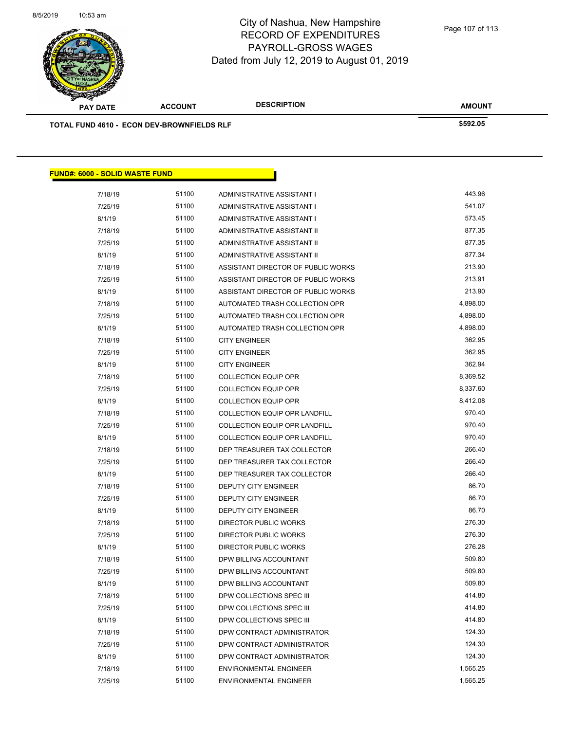City of Nashua, New Hampshire
RECORD OF EXPENDITURES
PAYROLL-GROSS WAGES
Dated from July 12, 2019 to August 01, 2019

| PAY DATE | ACCOUNT | DESCRIPTION | AMOUNT |
|---|---|---|---|
| **TOTAL FUND 4610 - ECON DEV-BROWNFIELDS RLF** | | | **$592.05** |

**FUND#: 6000 - SOLID WASTE FUND**

| PAY DATE | ACCOUNT | DESCRIPTION | AMOUNT |
|---|---|---|---|
| 7/18/19 | 51100 | ADMINISTRATIVE ASSISTANT I | 443.96 |
| 7/25/19 | 51100 | ADMINISTRATIVE ASSISTANT I | 541.07 |
| 8/1/19 | 51100 | ADMINISTRATIVE ASSISTANT I | 573.45 |
| 7/18/19 | 51100 | ADMINISTRATIVE ASSISTANT II | 877.35 |
| 7/25/19 | 51100 | ADMINISTRATIVE ASSISTANT II | 877.35 |
| 8/1/19 | 51100 | ADMINISTRATIVE ASSISTANT II | 877.34 |
| 7/18/19 | 51100 | ASSISTANT DIRECTOR OF PUBLIC WORKS | 213.90 |
| 7/25/19 | 51100 | ASSISTANT DIRECTOR OF PUBLIC WORKS | 213.91 |
| 8/1/19 | 51100 | ASSISTANT DIRECTOR OF PUBLIC WORKS | 213.90 |
| 7/18/19 | 51100 | AUTOMATED TRASH COLLECTION OPR | 4,898.00 |
| 7/25/19 | 51100 | AUTOMATED TRASH COLLECTION OPR | 4,898.00 |
| 8/1/19 | 51100 | AUTOMATED TRASH COLLECTION OPR | 4,898.00 |
| 7/18/19 | 51100 | CITY ENGINEER | 362.95 |
| 7/25/19 | 51100 | CITY ENGINEER | 362.95 |
| 8/1/19 | 51100 | CITY ENGINEER | 362.94 |
| 7/18/19 | 51100 | COLLECTION EQUIP OPR | 8,369.52 |
| 7/25/19 | 51100 | COLLECTION EQUIP OPR | 8,337.60 |
| 8/1/19 | 51100 | COLLECTION EQUIP OPR | 8,412.08 |
| 7/18/19 | 51100 | COLLECTION EQUIP OPR LANDFILL | 970.40 |
| 7/25/19 | 51100 | COLLECTION EQUIP OPR LANDFILL | 970.40 |
| 8/1/19 | 51100 | COLLECTION EQUIP OPR LANDFILL | 970.40 |
| 7/18/19 | 51100 | DEP TREASURER TAX COLLECTOR | 266.40 |
| 7/25/19 | 51100 | DEP TREASURER TAX COLLECTOR | 266.40 |
| 8/1/19 | 51100 | DEP TREASURER TAX COLLECTOR | 266.40 |
| 7/18/19 | 51100 | DEPUTY CITY ENGINEER | 86.70 |
| 7/25/19 | 51100 | DEPUTY CITY ENGINEER | 86.70 |
| 8/1/19 | 51100 | DEPUTY CITY ENGINEER | 86.70 |
| 7/18/19 | 51100 | DIRECTOR PUBLIC WORKS | 276.30 |
| 7/25/19 | 51100 | DIRECTOR PUBLIC WORKS | 276.30 |
| 8/1/19 | 51100 | DIRECTOR PUBLIC WORKS | 276.28 |
| 7/18/19 | 51100 | DPW BILLING ACCOUNTANT | 509.80 |
| 7/25/19 | 51100 | DPW BILLING ACCOUNTANT | 509.80 |
| 8/1/19 | 51100 | DPW BILLING ACCOUNTANT | 509.80 |
| 7/18/19 | 51100 | DPW COLLECTIONS SPEC III | 414.80 |
| 7/25/19 | 51100 | DPW COLLECTIONS SPEC III | 414.80 |
| 8/1/19 | 51100 | DPW COLLECTIONS SPEC III | 414.80 |
| 7/18/19 | 51100 | DPW CONTRACT ADMINISTRATOR | 124.30 |
| 7/25/19 | 51100 | DPW CONTRACT ADMINISTRATOR | 124.30 |
| 8/1/19 | 51100 | DPW CONTRACT ADMINISTRATOR | 124.30 |
| 7/18/19 | 51100 | ENVIRONMENTAL ENGINEER | 1,565.25 |
| 7/25/19 | 51100 | ENVIRONMENTAL ENGINEER | 1,565.25 |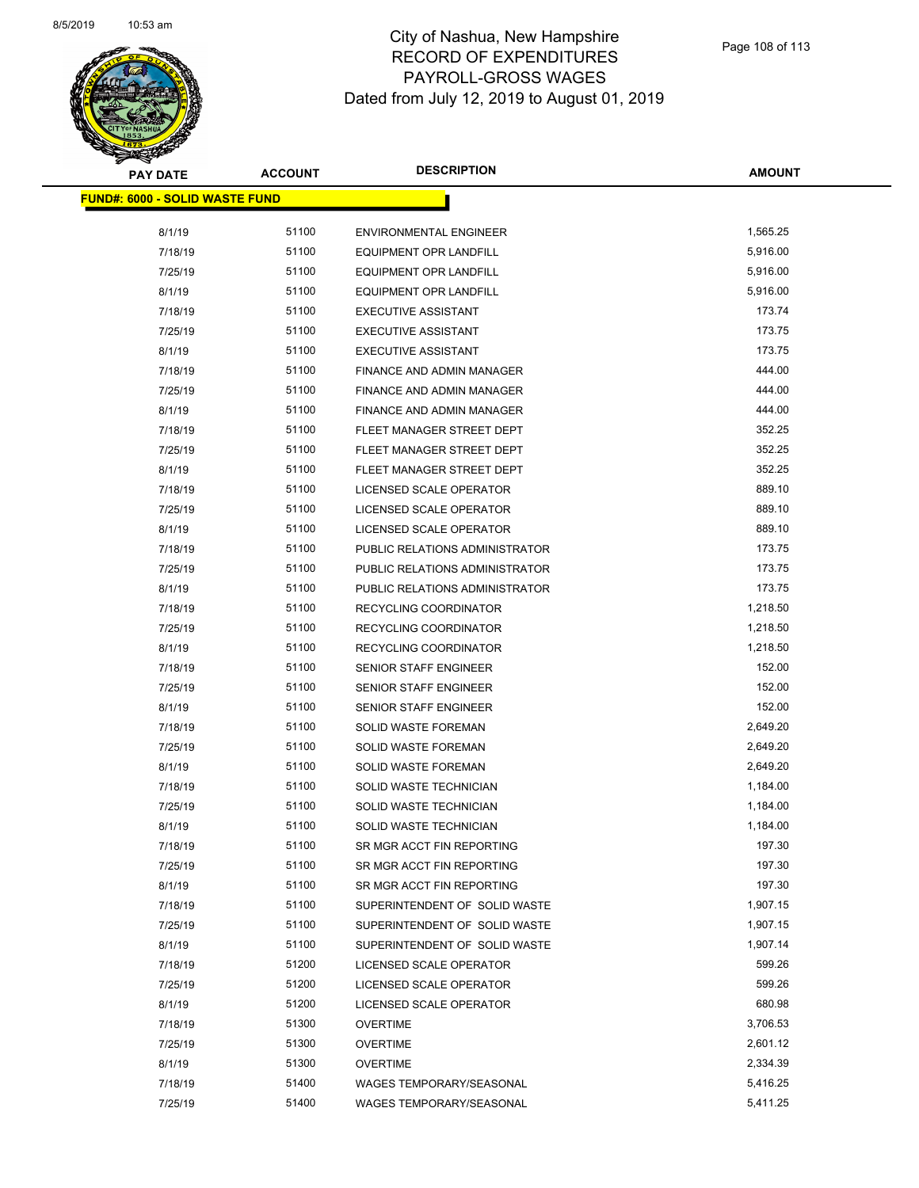# City of Nashua, New Hampshire
## RECORD OF EXPENDITURES
## PAYROLL-GROSS WAGES
## Dated from July 12, 2019 to August 01, 2019

**FUND#: 6000 - SOLID WASTE FUND**

| PAY DATE | ACCOUNT | DESCRIPTION | AMOUNT |
|---|---|---|---|
| 8/1/19 | 51100 | ENVIRONMENTAL ENGINEER | 1,565.25 |
| 7/18/19 | 51100 | EQUIPMENT OPR LANDFILL | 5,916.00 |
| 7/25/19 | 51100 | EQUIPMENT OPR LANDFILL | 5,916.00 |
| 8/1/19 | 51100 | EQUIPMENT OPR LANDFILL | 5,916.00 |
| 7/18/19 | 51100 | EXECUTIVE ASSISTANT | 173.74 |
| 7/25/19 | 51100 | EXECUTIVE ASSISTANT | 173.75 |
| 8/1/19 | 51100 | EXECUTIVE ASSISTANT | 173.75 |
| 7/18/19 | 51100 | FINANCE AND ADMIN MANAGER | 444.00 |
| 7/25/19 | 51100 | FINANCE AND ADMIN MANAGER | 444.00 |
| 8/1/19 | 51100 | FINANCE AND ADMIN MANAGER | 444.00 |
| 7/18/19 | 51100 | FLEET MANAGER STREET DEPT | 352.25 |
| 7/25/19 | 51100 | FLEET MANAGER STREET DEPT | 352.25 |
| 8/1/19 | 51100 | FLEET MANAGER STREET DEPT | 352.25 |
| 7/18/19 | 51100 | LICENSED SCALE OPERATOR | 889.10 |
| 7/25/19 | 51100 | LICENSED SCALE OPERATOR | 889.10 |
| 8/1/19 | 51100 | LICENSED SCALE OPERATOR | 889.10 |
| 7/18/19 | 51100 | PUBLIC RELATIONS ADMINISTRATOR | 173.75 |
| 7/25/19 | 51100 | PUBLIC RELATIONS ADMINISTRATOR | 173.75 |
| 8/1/19 | 51100 | PUBLIC RELATIONS ADMINISTRATOR | 173.75 |
| 7/18/19 | 51100 | RECYCLING COORDINATOR | 1,218.50 |
| 7/25/19 | 51100 | RECYCLING COORDINATOR | 1,218.50 |
| 8/1/19 | 51100 | RECYCLING COORDINATOR | 1,218.50 |
| 7/18/19 | 51100 | SENIOR STAFF ENGINEER | 152.00 |
| 7/25/19 | 51100 | SENIOR STAFF ENGINEER | 152.00 |
| 8/1/19 | 51100 | SENIOR STAFF ENGINEER | 152.00 |
| 7/18/19 | 51100 | SOLID WASTE FOREMAN | 2,649.20 |
| 7/25/19 | 51100 | SOLID WASTE FOREMAN | 2,649.20 |
| 8/1/19 | 51100 | SOLID WASTE FOREMAN | 2,649.20 |
| 7/18/19 | 51100 | SOLID WASTE TECHNICIAN | 1,184.00 |
| 7/25/19 | 51100 | SOLID WASTE TECHNICIAN | 1,184.00 |
| 8/1/19 | 51100 | SOLID WASTE TECHNICIAN | 1,184.00 |
| 7/18/19 | 51100 | SR MGR ACCT FIN REPORTING | 197.30 |
| 7/25/19 | 51100 | SR MGR ACCT FIN REPORTING | 197.30 |
| 8/1/19 | 51100 | SR MGR ACCT FIN REPORTING | 197.30 |
| 7/18/19 | 51100 | SUPERINTENDENT OF SOLID WASTE | 1,907.15 |
| 7/25/19 | 51100 | SUPERINTENDENT OF SOLID WASTE | 1,907.15 |
| 8/1/19 | 51100 | SUPERINTENDENT OF SOLID WASTE | 1,907.14 |
| 7/18/19 | 51200 | LICENSED SCALE OPERATOR | 599.26 |
| 7/25/19 | 51200 | LICENSED SCALE OPERATOR | 599.26 |
| 8/1/19 | 51200 | LICENSED SCALE OPERATOR | 680.98 |
| 7/18/19 | 51300 | OVERTIME | 3,706.53 |
| 7/25/19 | 51300 | OVERTIME | 2,601.12 |
| 8/1/19 | 51300 | OVERTIME | 2,334.39 |
| 7/18/19 | 51400 | WAGES TEMPORARY/SEASONAL | 5,416.25 |
| 7/25/19 | 51400 | WAGES TEMPORARY/SEASONAL | 5,411.25 |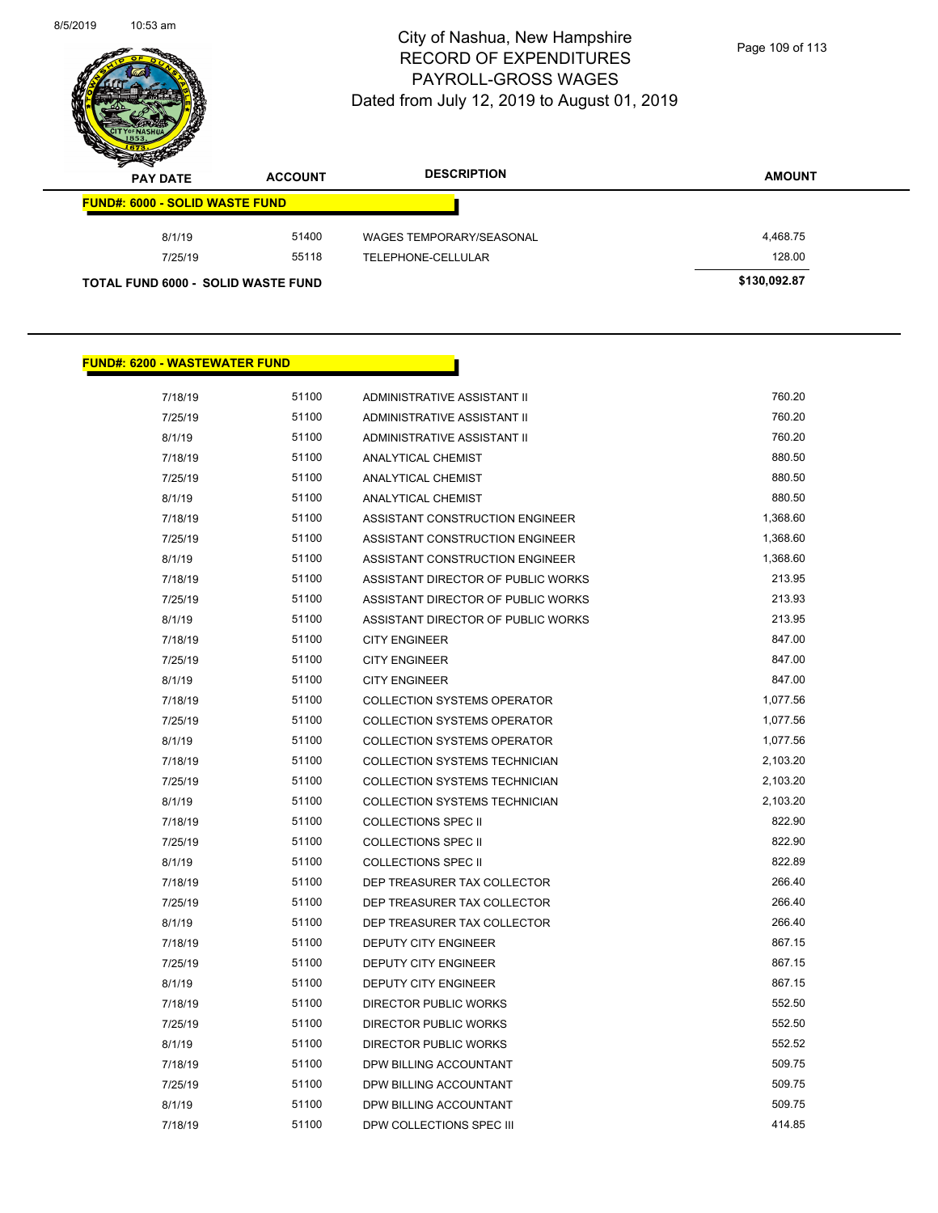| PAY DATE | ACCOUNT | DESCRIPTION | AMOUNT |
|---|---|---|---|
| **FUND#: 6000 - SOLID WASTE FUND** | | | |
| 8/1/19 | 51400 | WAGES TEMPORARY/SEASONAL | 4,468.75 |
| 7/25/19 | 55118 | TELEPHONE-CELLULAR | 128.00 |
| **TOTAL FUND 6000 - SOLID WASTE FUND** | | | **$130,092.87** |

**FUND#: 6200 - WASTEWATER FUND**

| PAY DATE | ACCOUNT | DESCRIPTION | AMOUNT |
|---|---|---|---|
| 7/18/19 | 51100 | ADMINISTRATIVE ASSISTANT II | 760.20 |
| 7/25/19 | 51100 | ADMINISTRATIVE ASSISTANT II | 760.20 |
| 8/1/19 | 51100 | ADMINISTRATIVE ASSISTANT II | 760.20 |
| 7/18/19 | 51100 | ANALYTICAL CHEMIST | 880.50 |
| 7/25/19 | 51100 | ANALYTICAL CHEMIST | 880.50 |
| 8/1/19 | 51100 | ANALYTICAL CHEMIST | 880.50 |
| 7/18/19 | 51100 | ASSISTANT CONSTRUCTION ENGINEER | 1,368.60 |
| 7/25/19 | 51100 | ASSISTANT CONSTRUCTION ENGINEER | 1,368.60 |
| 8/1/19 | 51100 | ASSISTANT CONSTRUCTION ENGINEER | 1,368.60 |
| 7/18/19 | 51100 | ASSISTANT DIRECTOR OF PUBLIC WORKS | 213.95 |
| 7/25/19 | 51100 | ASSISTANT DIRECTOR OF PUBLIC WORKS | 213.93 |
| 8/1/19 | 51100 | ASSISTANT DIRECTOR OF PUBLIC WORKS | 213.95 |
| 7/18/19 | 51100 | CITY ENGINEER | 847.00 |
| 7/25/19 | 51100 | CITY ENGINEER | 847.00 |
| 8/1/19 | 51100 | CITY ENGINEER | 847.00 |
| 7/18/19 | 51100 | COLLECTION SYSTEMS OPERATOR | 1,077.56 |
| 7/25/19 | 51100 | COLLECTION SYSTEMS OPERATOR | 1,077.56 |
| 8/1/19 | 51100 | COLLECTION SYSTEMS OPERATOR | 1,077.56 |
| 7/18/19 | 51100 | COLLECTION SYSTEMS TECHNICIAN | 2,103.20 |
| 7/25/19 | 51100 | COLLECTION SYSTEMS TECHNICIAN | 2,103.20 |
| 8/1/19 | 51100 | COLLECTION SYSTEMS TECHNICIAN | 2,103.20 |
| 7/18/19 | 51100 | COLLECTIONS SPEC II | 822.90 |
| 7/25/19 | 51100 | COLLECTIONS SPEC II | 822.90 |
| 8/1/19 | 51100 | COLLECTIONS SPEC II | 822.89 |
| 7/18/19 | 51100 | DEP TREASURER TAX COLLECTOR | 266.40 |
| 7/25/19 | 51100 | DEP TREASURER TAX COLLECTOR | 266.40 |
| 8/1/19 | 51100 | DEP TREASURER TAX COLLECTOR | 266.40 |
| 7/18/19 | 51100 | DEPUTY CITY ENGINEER | 867.15 |
| 7/25/19 | 51100 | DEPUTY CITY ENGINEER | 867.15 |
| 8/1/19 | 51100 | DEPUTY CITY ENGINEER | 867.15 |
| 7/18/19 | 51100 | DIRECTOR PUBLIC WORKS | 552.50 |
| 7/25/19 | 51100 | DIRECTOR PUBLIC WORKS | 552.50 |
| 8/1/19 | 51100 | DIRECTOR PUBLIC WORKS | 552.52 |
| 7/18/19 | 51100 | DPW BILLING ACCOUNTANT | 509.75 |
| 7/25/19 | 51100 | DPW BILLING ACCOUNTANT | 509.75 |
| 8/1/19 | 51100 | DPW BILLING ACCOUNTANT | 509.75 |
| 7/18/19 | 51100 | DPW COLLECTIONS SPEC III | 414.85 |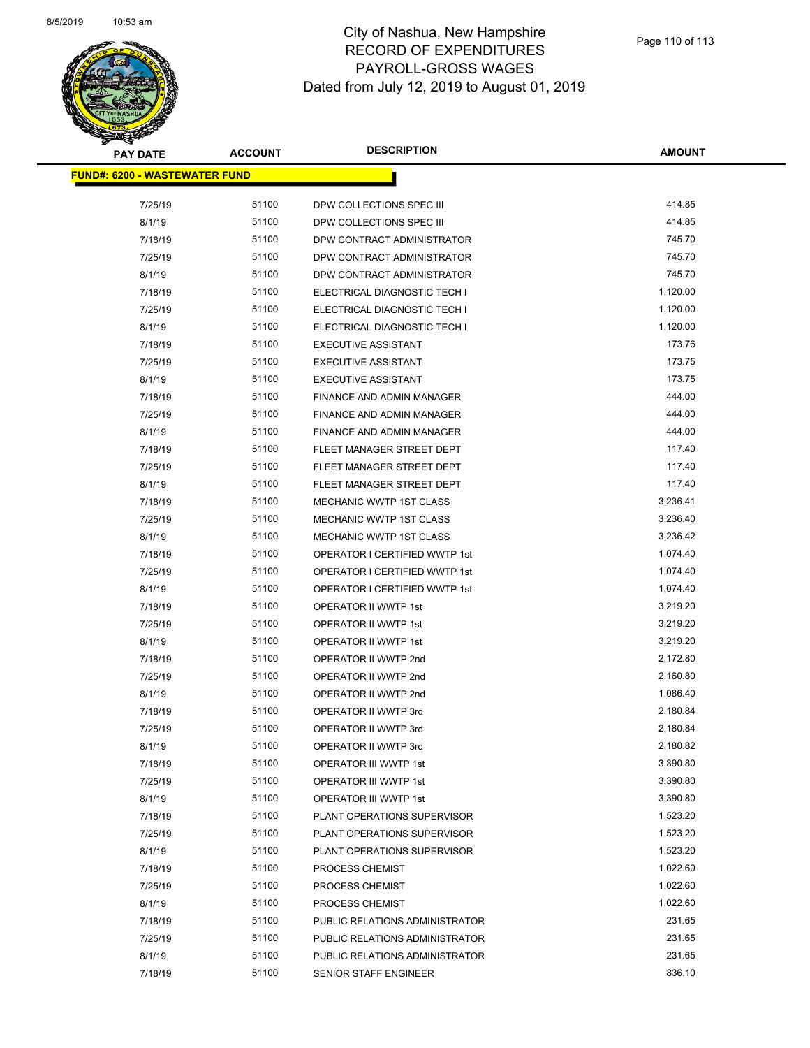City of Nashua, New Hampshire
RECORD OF EXPENDITURES
PAYROLL-GROSS WAGES
Dated from July 12, 2019 to August 01, 2019

**FUND#: 6200 - WASTEWATER FUND**

| PAY DATE | ACCOUNT | DESCRIPTION | AMOUNT |
|---|---|---|---|
| 7/25/19 | 51100 | DPW COLLECTIONS SPEC III | 414.85 |
| 8/1/19 | 51100 | DPW COLLECTIONS SPEC III | 414.85 |
| 7/18/19 | 51100 | DPW CONTRACT ADMINISTRATOR | 745.70 |
| 7/25/19 | 51100 | DPW CONTRACT ADMINISTRATOR | 745.70 |
| 8/1/19 | 51100 | DPW CONTRACT ADMINISTRATOR | 745.70 |
| 7/18/19 | 51100 | ELECTRICAL DIAGNOSTIC TECH I | 1,120.00 |
| 7/25/19 | 51100 | ELECTRICAL DIAGNOSTIC TECH I | 1,120.00 |
| 8/1/19 | 51100 | ELECTRICAL DIAGNOSTIC TECH I | 1,120.00 |
| 7/18/19 | 51100 | EXECUTIVE ASSISTANT | 173.76 |
| 7/25/19 | 51100 | EXECUTIVE ASSISTANT | 173.75 |
| 8/1/19 | 51100 | EXECUTIVE ASSISTANT | 173.75 |
| 7/18/19 | 51100 | FINANCE AND ADMIN MANAGER | 444.00 |
| 7/25/19 | 51100 | FINANCE AND ADMIN MANAGER | 444.00 |
| 8/1/19 | 51100 | FINANCE AND ADMIN MANAGER | 444.00 |
| 7/18/19 | 51100 | FLEET MANAGER STREET DEPT | 117.40 |
| 7/25/19 | 51100 | FLEET MANAGER STREET DEPT | 117.40 |
| 8/1/19 | 51100 | FLEET MANAGER STREET DEPT | 117.40 |
| 7/18/19 | 51100 | MECHANIC WWTP 1ST CLASS | 3,236.41 |
| 7/25/19 | 51100 | MECHANIC WWTP 1ST CLASS | 3,236.40 |
| 8/1/19 | 51100 | MECHANIC WWTP 1ST CLASS | 3,236.42 |
| 7/18/19 | 51100 | OPERATOR I CERTIFIED WWTP 1st | 1,074.40 |
| 7/25/19 | 51100 | OPERATOR I CERTIFIED WWTP 1st | 1,074.40 |
| 8/1/19 | 51100 | OPERATOR I CERTIFIED WWTP 1st | 1,074.40 |
| 7/18/19 | 51100 | OPERATOR II WWTP 1st | 3,219.20 |
| 7/25/19 | 51100 | OPERATOR II WWTP 1st | 3,219.20 |
| 8/1/19 | 51100 | OPERATOR II WWTP 1st | 3,219.20 |
| 7/18/19 | 51100 | OPERATOR II WWTP 2nd | 2,172.80 |
| 7/25/19 | 51100 | OPERATOR II WWTP 2nd | 2,160.80 |
| 8/1/19 | 51100 | OPERATOR II WWTP 2nd | 1,086.40 |
| 7/18/19 | 51100 | OPERATOR II WWTP 3rd | 2,180.84 |
| 7/25/19 | 51100 | OPERATOR II WWTP 3rd | 2,180.84 |
| 8/1/19 | 51100 | OPERATOR II WWTP 3rd | 2,180.82 |
| 7/18/19 | 51100 | OPERATOR III WWTP 1st | 3,390.80 |
| 7/25/19 | 51100 | OPERATOR III WWTP 1st | 3,390.80 |
| 8/1/19 | 51100 | OPERATOR III WWTP 1st | 3,390.80 |
| 7/18/19 | 51100 | PLANT OPERATIONS SUPERVISOR | 1,523.20 |
| 7/25/19 | 51100 | PLANT OPERATIONS SUPERVISOR | 1,523.20 |
| 8/1/19 | 51100 | PLANT OPERATIONS SUPERVISOR | 1,523.20 |
| 7/18/19 | 51100 | PROCESS CHEMIST | 1,022.60 |
| 7/25/19 | 51100 | PROCESS CHEMIST | 1,022.60 |
| 8/1/19 | 51100 | PROCESS CHEMIST | 1,022.60 |
| 7/18/19 | 51100 | PUBLIC RELATIONS ADMINISTRATOR | 231.65 |
| 7/25/19 | 51100 | PUBLIC RELATIONS ADMINISTRATOR | 231.65 |
| 8/1/19 | 51100 | PUBLIC RELATIONS ADMINISTRATOR | 231.65 |
| 7/18/19 | 51100 | SENIOR STAFF ENGINEER | 836.10 |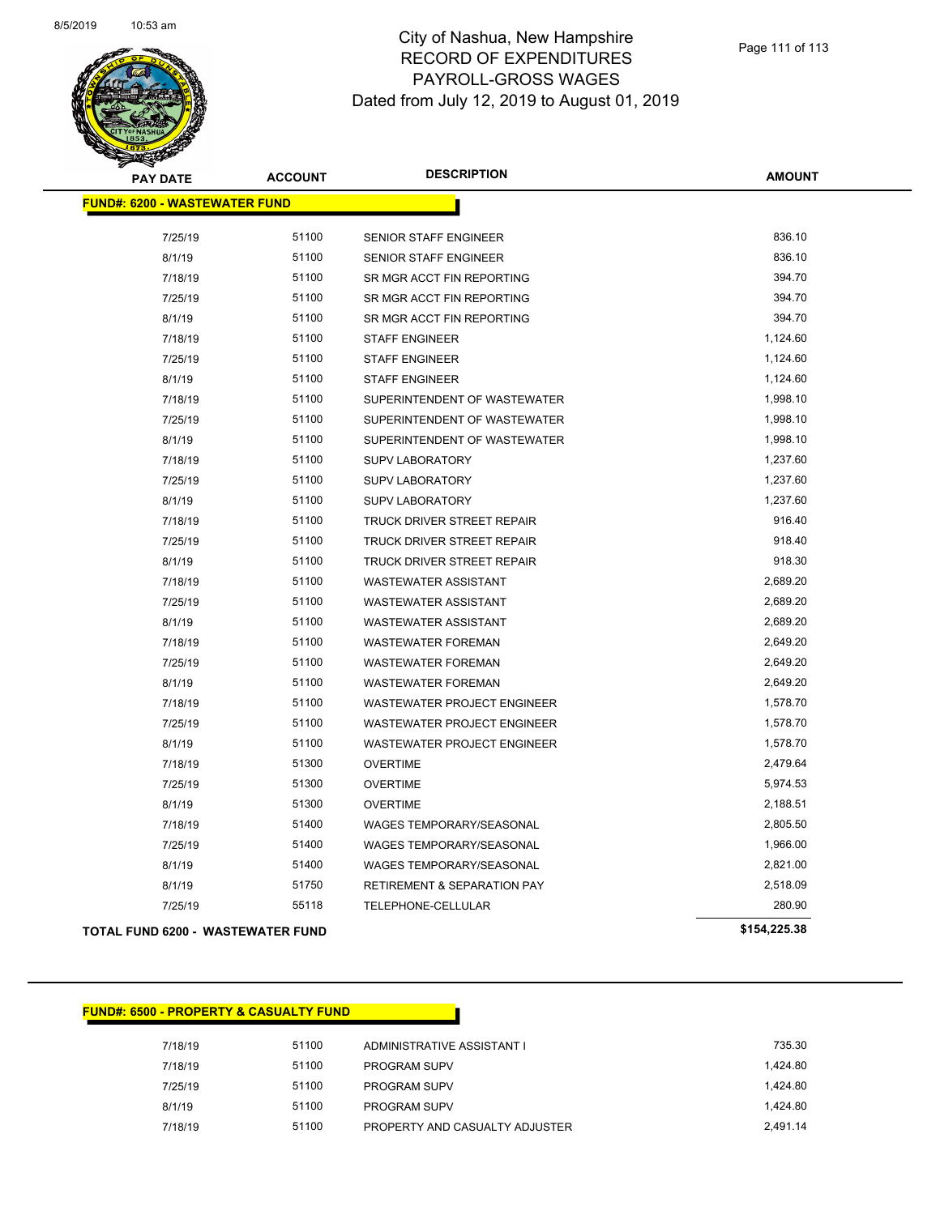# City of Nashua, New Hampshire
## RECORD OF EXPENDITURES
## PAYROLL-GROSS WAGES
## Dated from July 12, 2019 to August 01, 2019

| PAY DATE | ACCOUNT | DESCRIPTION | AMOUNT |
|---|---|---|---|
| **FUND#: 6200 - WASTEWATER FUND** | | | |
| 7/25/19 | 51100 | SENIOR STAFF ENGINEER | 836.10 |
| 8/1/19 | 51100 | SENIOR STAFF ENGINEER | 836.10 |
| 7/18/19 | 51100 | SR MGR ACCT FIN REPORTING | 394.70 |
| 7/25/19 | 51100 | SR MGR ACCT FIN REPORTING | 394.70 |
| 8/1/19 | 51100 | SR MGR ACCT FIN REPORTING | 394.70 |
| 7/18/19 | 51100 | STAFF ENGINEER | 1,124.60 |
| 7/25/19 | 51100 | STAFF ENGINEER | 1,124.60 |
| 8/1/19 | 51100 | STAFF ENGINEER | 1,124.60 |
| 7/18/19 | 51100 | SUPERINTENDENT OF WASTEWATER | 1,998.10 |
| 7/25/19 | 51100 | SUPERINTENDENT OF WASTEWATER | 1,998.10 |
| 8/1/19 | 51100 | SUPERINTENDENT OF WASTEWATER | 1,998.10 |
| 7/18/19 | 51100 | SUPV LABORATORY | 1,237.60 |
| 7/25/19 | 51100 | SUPV LABORATORY | 1,237.60 |
| 8/1/19 | 51100 | SUPV LABORATORY | 1,237.60 |
| 7/18/19 | 51100 | TRUCK DRIVER STREET REPAIR | 916.40 |
| 7/25/19 | 51100 | TRUCK DRIVER STREET REPAIR | 918.40 |
| 8/1/19 | 51100 | TRUCK DRIVER STREET REPAIR | 918.30 |
| 7/18/19 | 51100 | WASTEWATER ASSISTANT | 2,689.20 |
| 7/25/19 | 51100 | WASTEWATER ASSISTANT | 2,689.20 |
| 8/1/19 | 51100 | WASTEWATER ASSISTANT | 2,689.20 |
| 7/18/19 | 51100 | WASTEWATER FOREMAN | 2,649.20 |
| 7/25/19 | 51100 | WASTEWATER FOREMAN | 2,649.20 |
| 8/1/19 | 51100 | WASTEWATER FOREMAN | 2,649.20 |
| 7/18/19 | 51100 | WASTEWATER PROJECT ENGINEER | 1,578.70 |
| 7/25/19 | 51100 | WASTEWATER PROJECT ENGINEER | 1,578.70 |
| 8/1/19 | 51100 | WASTEWATER PROJECT ENGINEER | 1,578.70 |
| 7/18/19 | 51300 | OVERTIME | 2,479.64 |
| 7/25/19 | 51300 | OVERTIME | 5,974.53 |
| 8/1/19 | 51300 | OVERTIME | 2,188.51 |
| 7/18/19 | 51400 | WAGES TEMPORARY/SEASONAL | 2,805.50 |
| 7/25/19 | 51400 | WAGES TEMPORARY/SEASONAL | 1,966.00 |
| 8/1/19 | 51400 | WAGES TEMPORARY/SEASONAL | 2,821.00 |
| 8/1/19 | 51750 | RETIREMENT & SEPARATION PAY | 2,518.09 |
| 7/25/19 | 55118 | TELEPHONE-CELLULAR | 280.90 |
| **TOTAL FUND 6200 - WASTEWATER FUND** | | | **$154,225.38** |

| PAY DATE | ACCOUNT | DESCRIPTION | AMOUNT |
|---|---|---|---|
| **FUND#: 6500 - PROPERTY & CASUALTY FUND** | | | |
| 7/18/19 | 51100 | ADMINISTRATIVE ASSISTANT I | 735.30 |
| 7/18/19 | 51100 | PROGRAM SUPV | 1,424.80 |
| 7/25/19 | 51100 | PROGRAM SUPV | 1,424.80 |
| 8/1/19 | 51100 | PROGRAM SUPV | 1,424.80 |
| 7/18/19 | 51100 | PROPERTY AND CASUALTY ADJUSTER | 2,491.14 |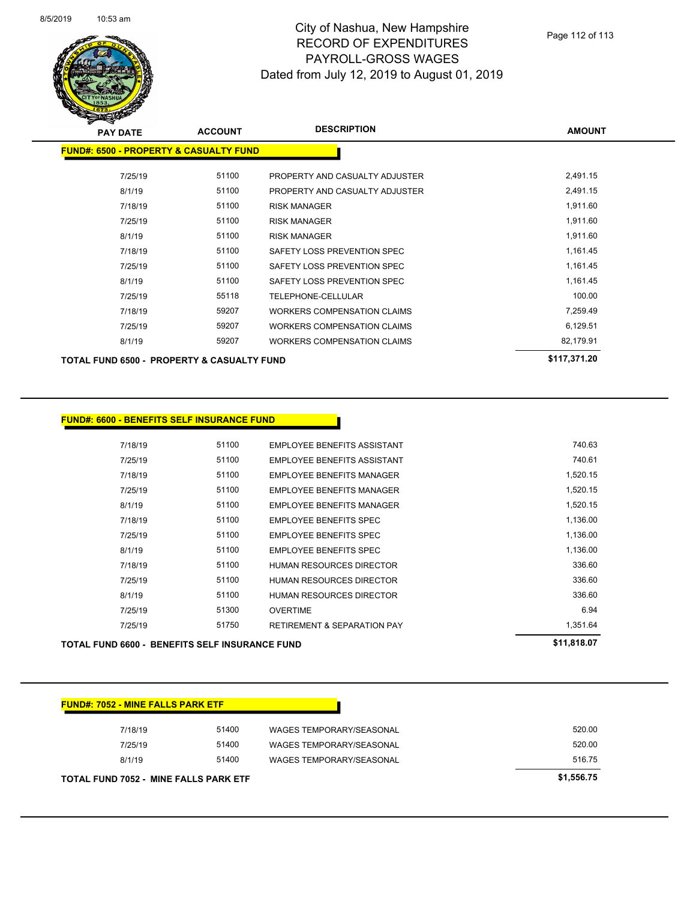# City of Nashua, New Hampshire
## RECORD OF EXPENDITURES
## PAYROLL-GROSS WAGES
### Dated from July 12, 2019 to August 01, 2019

| PAY DATE | ACCOUNT | DESCRIPTION | AMOUNT |
|---|---|---|---|
| **FUND#: 6500 - PROPERTY & CASUALTY FUND** | | | |
| 7/25/19 | 51100 | PROPERTY AND CASUALTY ADJUSTER | 2,491.15 |
| 8/1/19 | 51100 | PROPERTY AND CASUALTY ADJUSTER | 2,491.15 |
| 7/18/19 | 51100 | RISK MANAGER | 1,911.60 |
| 7/25/19 | 51100 | RISK MANAGER | 1,911.60 |
| 8/1/19 | 51100 | RISK MANAGER | 1,911.60 |
| 7/18/19 | 51100 | SAFETY LOSS PREVENTION SPEC | 1,161.45 |
| 7/25/19 | 51100 | SAFETY LOSS PREVENTION SPEC | 1,161.45 |
| 8/1/19 | 51100 | SAFETY LOSS PREVENTION SPEC | 1,161.45 |
| 7/25/19 | 55118 | TELEPHONE-CELLULAR | 100.00 |
| 7/18/19 | 59207 | WORKERS COMPENSATION CLAIMS | 7,259.49 |
| 7/25/19 | 59207 | WORKERS COMPENSATION CLAIMS | 6,129.51 |
| 8/1/19 | 59207 | WORKERS COMPENSATION CLAIMS | 82,179.91 |
| **TOTAL FUND 6500 - PROPERTY & CASUALTY FUND** | | | **$117,371.20** |

| PAY DATE | ACCOUNT | DESCRIPTION | AMOUNT |
|---|---|---|---|
| **FUND#: 6600 - BENEFITS SELF INSURANCE FUND** | | | |
| 7/18/19 | 51100 | EMPLOYEE BENEFITS ASSISTANT | 740.63 |
| 7/25/19 | 51100 | EMPLOYEE BENEFITS ASSISTANT | 740.61 |
| 7/18/19 | 51100 | EMPLOYEE BENEFITS MANAGER | 1,520.15 |
| 7/25/19 | 51100 | EMPLOYEE BENEFITS MANAGER | 1,520.15 |
| 8/1/19 | 51100 | EMPLOYEE BENEFITS MANAGER | 1,520.15 |
| 7/18/19 | 51100 | EMPLOYEE BENEFITS SPEC | 1,136.00 |
| 7/25/19 | 51100 | EMPLOYEE BENEFITS SPEC | 1,136.00 |
| 8/1/19 | 51100 | EMPLOYEE BENEFITS SPEC | 1,136.00 |
| 7/18/19 | 51100 | HUMAN RESOURCES DIRECTOR | 336.60 |
| 7/25/19 | 51100 | HUMAN RESOURCES DIRECTOR | 336.60 |
| 8/1/19 | 51100 | HUMAN RESOURCES DIRECTOR | 336.60 |
| 7/25/19 | 51300 | OVERTIME | 6.94 |
| 7/25/19 | 51750 | RETIREMENT & SEPARATION PAY | 1,351.64 |
| **TOTAL FUND 6600 - BENEFITS SELF INSURANCE FUND** | | | **$11,818.07** |

| PAY DATE | ACCOUNT | DESCRIPTION | AMOUNT |
|---|---|---|---|
| **FUND#: 7052 - MINE FALLS PARK ETF** | | | |
| 7/18/19 | 51400 | WAGES TEMPORARY/SEASONAL | 520.00 |
| 7/25/19 | 51400 | WAGES TEMPORARY/SEASONAL | 520.00 |
| 8/1/19 | 51400 | WAGES TEMPORARY/SEASONAL | 516.75 |
| **TOTAL FUND 7052 - MINE FALLS PARK ETF** | | | **$1,556.75** |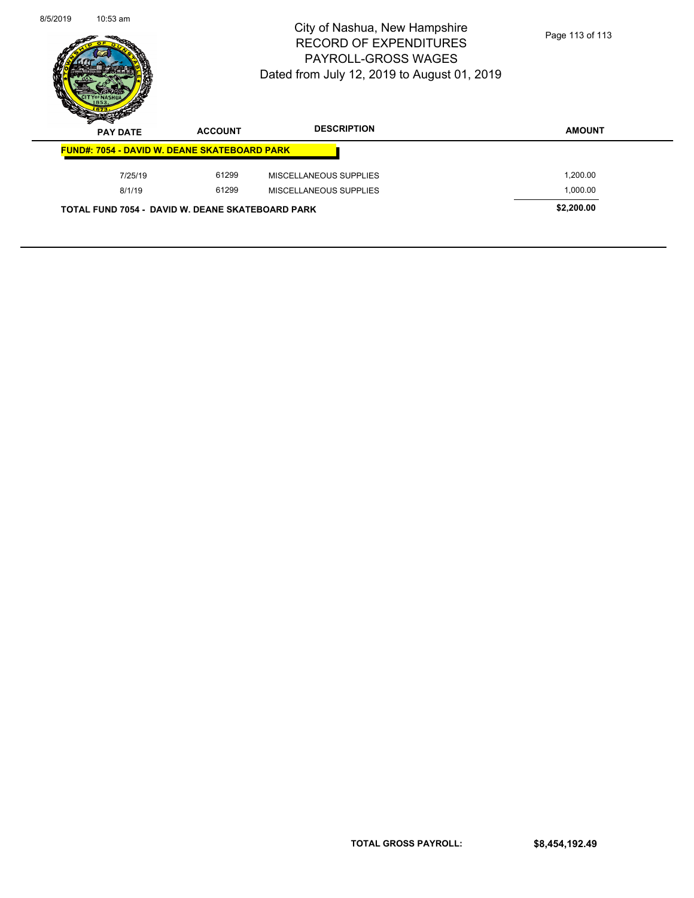City of Nashua, New Hampshire
RECORD OF EXPENDITURES
PAYROLL-GROSS WAGES
Dated from July 12, 2019 to August 01, 2019

| PAY DATE | ACCOUNT | DESCRIPTION | AMOUNT |
|---|---|---|---|
| **FUND#: 7054 - DAVID W. DEANE SKATEBOARD PARK** | | | |
| 7/25/19 | 61299 | MISCELLANEOUS SUPPLIES | 1,200.00 |
| 8/1/19 | 61299 | MISCELLANEOUS SUPPLIES | 1,000.00 |
| **TOTAL FUND 7054 - DAVID W. DEANE SKATEBOARD PARK** | | | **$2,200.00** |

**TOTAL GROSS PAYROLL: $8,454,192.49**